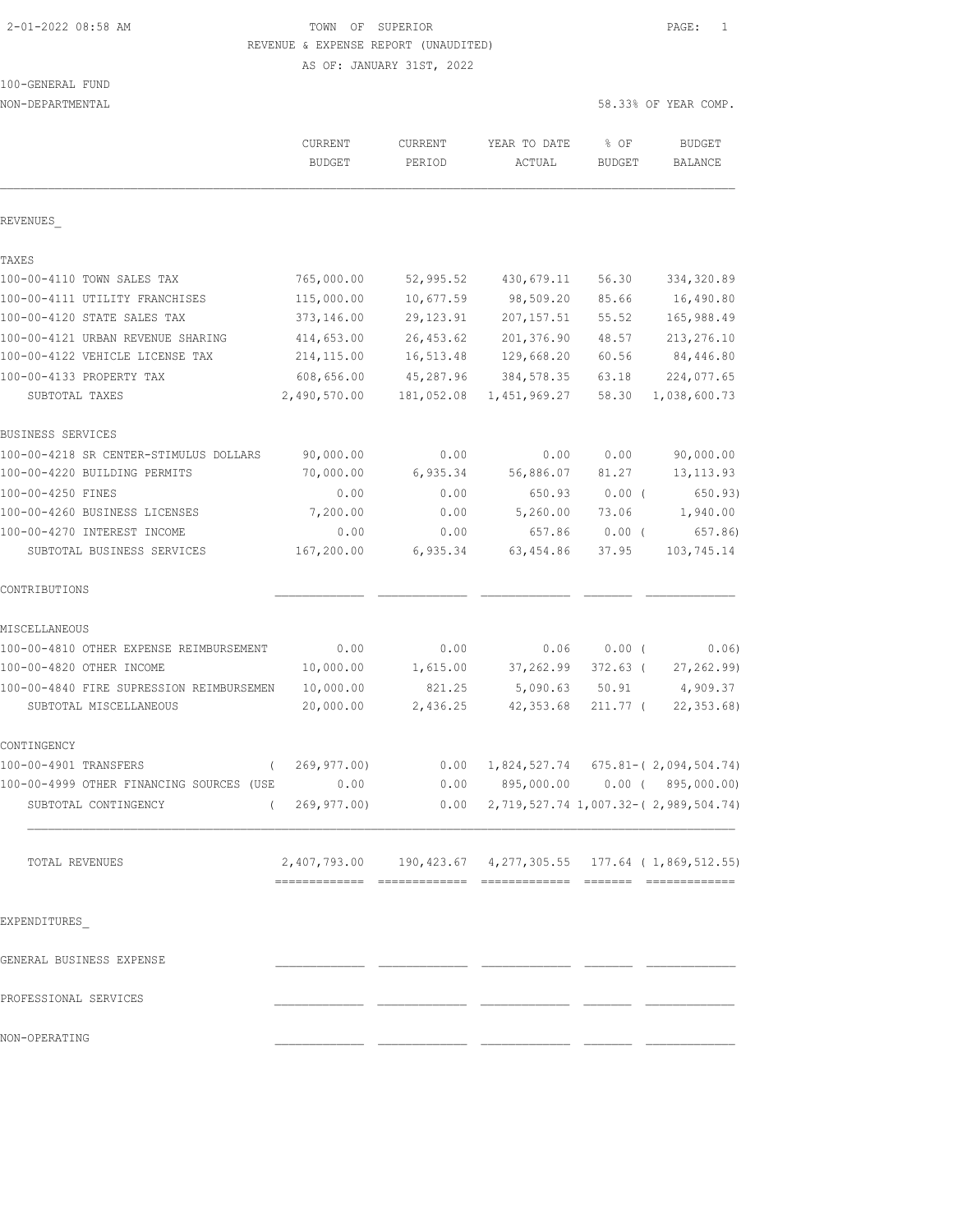TOWN OF SUPERIOR

REVENUE & EXPENSE REPORT (UNAUDITED)

AS OF: JANUARY 31ST, 2022

100-GENERAL FUND

NON-DEPARTMENTAL

58.33% OF YEAR COMP.

| | CURRENT BUDGET | CURRENT PERIOD | YEAR TO DATE ACTUAL | % OF BUDGET | BUDGET BALANCE |
|---|---|---|---|---|---|
| **REVENUES** | | | | | |
| **TAXES** | | | | | |
| 100-00-4110 TOWN SALES TAX | 765,000.00 | 52,995.52 | 430,679.11 | 56.30 | 334,320.89 |
| 100-00-4111 UTILITY FRANCHISES | 115,000.00 | 10,677.59 | 98,509.20 | 85.66 | 16,490.80 |
| 100-00-4120 STATE SALES TAX | 373,146.00 | 29,123.91 | 207,157.51 | 55.52 | 165,988.49 |
| 100-00-4121 URBAN REVENUE SHARING | 414,653.00 | 26,453.62 | 201,376.90 | 48.57 | 213,276.10 |
| 100-00-4122 VEHICLE LICENSE TAX | 214,115.00 | 16,513.48 | 129,668.20 | 60.56 | 84,446.80 |
| 100-00-4133 PROPERTY TAX | 608,656.00 | 45,287.96 | 384,578.35 | 63.18 | 224,077.65 |
| SUBTOTAL TAXES | 2,490,570.00 | 181,052.08 | 1,451,969.27 | 58.30 | 1,038,600.73 |
| **BUSINESS SERVICES** | | | | | |
| 100-00-4218 SR CENTER-STIMULUS DOLLARS | 90,000.00 | 0.00 | 0.00 | 0.00 | 90,000.00 |
| 100-00-4220 BUILDING PERMITS | 70,000.00 | 6,935.34 | 56,886.07 | 81.27 | 13,113.93 |
| 100-00-4250 FINES | 0.00 | 0.00 | 650.93 | 0.00 | ( 650.93) |
| 100-00-4260 BUSINESS LICENSES | 7,200.00 | 0.00 | 5,260.00 | 73.06 | 1,940.00 |
| 100-00-4270 INTEREST INCOME | 0.00 | 0.00 | 657.86 | 0.00 | ( 657.86) |
| SUBTOTAL BUSINESS SERVICES | 167,200.00 | 6,935.34 | 63,454.86 | 37.95 | 103,745.14 |
| **CONTRIBUTIONS** | | | | | |
| **MISCELLANEOUS** | | | | | |
| 100-00-4810 OTHER EXPENSE REIMBURSEMENT | 0.00 | 0.00 | 0.06 | 0.00 | ( 0.06) |
| 100-00-4820 OTHER INCOME | 10,000.00 | 1,615.00 | 37,262.99 | 372.63 | ( 27,262.99) |
| 100-00-4840 FIRE SUPRESSION REIMBURSEMEN | 10,000.00 | 821.25 | 5,090.63 | 50.91 | 4,909.37 |
| SUBTOTAL MISCELLANEOUS | 20,000.00 | 2,436.25 | 42,353.68 | 211.77 | ( 22,353.68) |
| **CONTINGENCY** | | | | | |
| 100-00-4901 TRANSFERS | ( 269,977.00) | 0.00 | 1,824,527.74 | 675.81- | ( 2,094,504.74) |
| 100-00-4999 OTHER FINANCING SOURCES (USE | 0.00 | 0.00 | 895,000.00 | 0.00 | ( 895,000.00) |
| SUBTOTAL CONTINGENCY | ( 269,977.00) | 0.00 | 2,719,527.74 | 1,007.32- | ( 2,989,504.74) |
| TOTAL REVENUES | 2,407,793.00 | 190,423.67 | 4,277,305.55 | 177.64 | ( 1,869,512.55) |
| **EXPENDITURES** | | | | | |
| GENERAL BUSINESS EXPENSE | | | | | |
| PROFESSIONAL SERVICES | | | | | |
| NON-OPERATING | | | | | |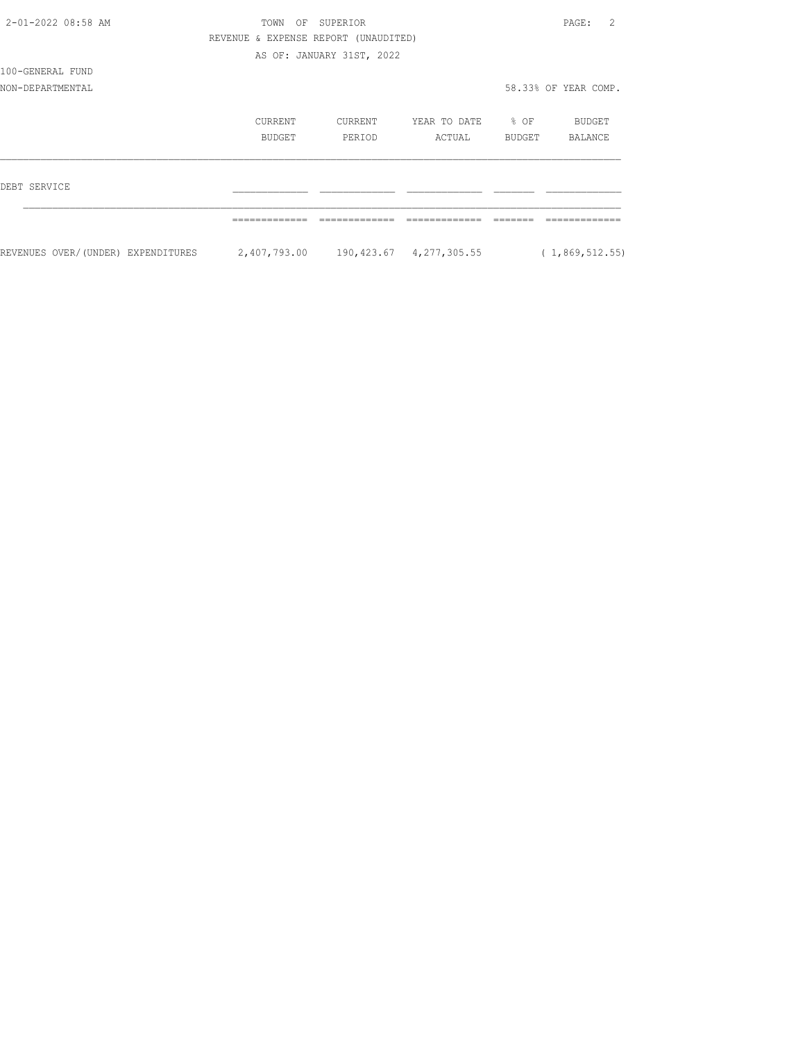TOWN OF SUPERIOR

REVENUE & EXPENSE REPORT (UNAUDITED)

AS OF: JANUARY 31ST, 2022

100-GENERAL FUND

NON-DEPARTMENTAL

58.33% OF YEAR COMP.

| | CURRENT BUDGET | CURRENT PERIOD | YEAR TO DATE ACTUAL | % OF BUDGET | BUDGET BALANCE |
|---|---|---|---|---|---|
| DEBT SERVICE | | | | | |
| REVENUES OVER/(UNDER) EXPENDITURES | 2,407,793.00 | 190,423.67 | 4,277,305.55 | | ( 1,869,512.55) |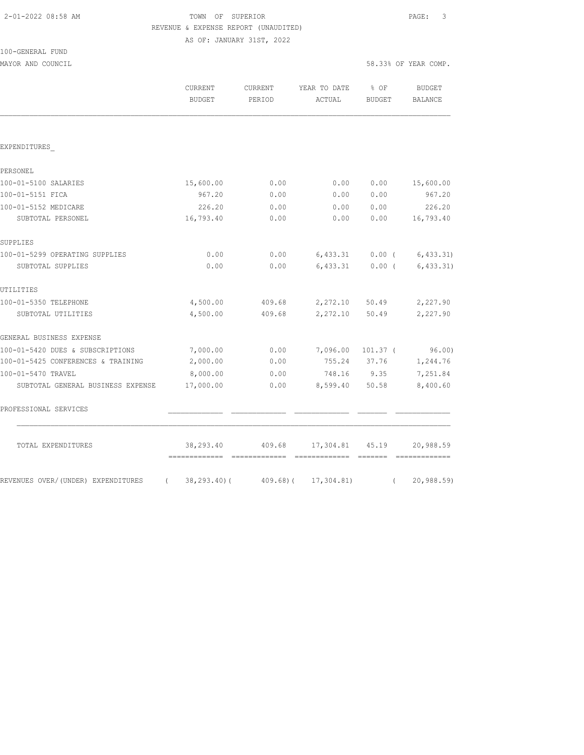TOWN OF SUPERIOR
REVENUE & EXPENSE REPORT (UNAUDITED)
AS OF: JANUARY 31ST, 2022

100-GENERAL FUND
MAYOR AND COUNCIL

58.33% OF YEAR COMP.

| | CURRENT BUDGET | CURRENT PERIOD | YEAR TO DATE ACTUAL | % OF BUDGET | BUDGET BALANCE |
|---|---|---|---|---|---|
| **EXPENDITURES** | | | | | |
| **PERSONEL** | | | | | |
| 100-01-5100 SALARIES | 15,600.00 | 0.00 | 0.00 | 0.00 | 15,600.00 |
| 100-01-5151 FICA | 967.20 | 0.00 | 0.00 | 0.00 | 967.20 |
| 100-01-5152 MEDICARE | 226.20 | 0.00 | 0.00 | 0.00 | 226.20 |
| SUBTOTAL PERSONEL | 16,793.40 | 0.00 | 0.00 | 0.00 | 16,793.40 |
| **SUPPLIES** | | | | | |
| 100-01-5299 OPERATING SUPPLIES | 0.00 | 0.00 | 6,433.31 | 0.00 | ( 6,433.31) |
| SUBTOTAL SUPPLIES | 0.00 | 0.00 | 6,433.31 | 0.00 | ( 6,433.31) |
| **UTILITIES** | | | | | |
| 100-01-5350 TELEPHONE | 4,500.00 | 409.68 | 2,272.10 | 50.49 | 2,227.90 |
| SUBTOTAL UTILITIES | 4,500.00 | 409.68 | 2,272.10 | 50.49 | 2,227.90 |
| **GENERAL BUSINESS EXPENSE** | | | | | |
| 100-01-5420 DUES & SUBSCRIPTIONS | 7,000.00 | 0.00 | 7,096.00 | 101.37 | ( 96.00) |
| 100-01-5425 CONFERENCES & TRAINING | 2,000.00 | 0.00 | 755.24 | 37.76 | 1,244.76 |
| 100-01-5470 TRAVEL | 8,000.00 | 0.00 | 748.16 | 9.35 | 7,251.84 |
| SUBTOTAL GENERAL BUSINESS EXPENSE | 17,000.00 | 0.00 | 8,599.40 | 50.58 | 8,400.60 |
| **PROFESSIONAL SERVICES** | | | | | |
| TOTAL EXPENDITURES | 38,293.40 | 409.68 | 17,304.81 | 45.19 | 20,988.59 |
| REVENUES OVER/(UNDER) EXPENDITURES | ( 38,293.40) | ( 409.68) | ( 17,304.81) | | ( 20,988.59) |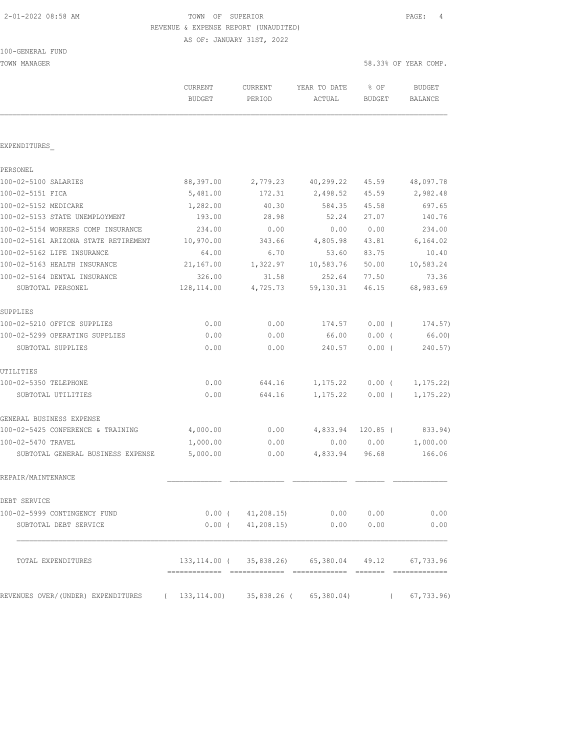2-01-2022 08:58 AM

# TOWN OF SUPERIOR

REVENUE & EXPENSE REPORT (UNAUDITED)

AS OF: JANUARY 31ST, 2022

100-GENERAL FUND

TOWN MANAGER — 58.33% OF YEAR COMP.

| | CURRENT BUDGET | CURRENT PERIOD | YEAR TO DATE ACTUAL | % OF BUDGET | BUDGET BALANCE |
|---|---|---|---|---|---|
| **EXPENDITURES_** | | | | | |
| **PERSONEL** | | | | | |
| 100-02-5100 SALARIES | 88,397.00 | 2,779.23 | 40,299.22 | 45.59 | 48,097.78 |
| 100-02-5151 FICA | 5,481.00 | 172.31 | 2,498.52 | 45.59 | 2,982.48 |
| 100-02-5152 MEDICARE | 1,282.00 | 40.30 | 584.35 | 45.58 | 697.65 |
| 100-02-5153 STATE UNEMPLOYMENT | 193.00 | 28.98 | 52.24 | 27.07 | 140.76 |
| 100-02-5154 WORKERS COMP INSURANCE | 234.00 | 0.00 | 0.00 | 0.00 | 234.00 |
| 100-02-5161 ARIZONA STATE RETIREMENT | 10,970.00 | 343.66 | 4,805.98 | 43.81 | 6,164.02 |
| 100-02-5162 LIFE INSURANCE | 64.00 | 6.70 | 53.60 | 83.75 | 10.40 |
| 100-02-5163 HEALTH INSURANCE | 21,167.00 | 1,322.97 | 10,583.76 | 50.00 | 10,583.24 |
| 100-02-5164 DENTAL INSURANCE | 326.00 | 31.58 | 252.64 | 77.50 | 73.36 |
| SUBTOTAL PERSONEL | 128,114.00 | 4,725.73 | 59,130.31 | 46.15 | 68,983.69 |
| **SUPPLIES** | | | | | |
| 100-02-5210 OFFICE SUPPLIES | 0.00 | 0.00 | 174.57 | 0.00 | ( 174.57) |
| 100-02-5299 OPERATING SUPPLIES | 0.00 | 0.00 | 66.00 | 0.00 | ( 66.00) |
| SUBTOTAL SUPPLIES | 0.00 | 0.00 | 240.57 | 0.00 | ( 240.57) |
| **UTILITIES** | | | | | |
| 100-02-5350 TELEPHONE | 0.00 | 644.16 | 1,175.22 | 0.00 | ( 1,175.22) |
| SUBTOTAL UTILITIES | 0.00 | 644.16 | 1,175.22 | 0.00 | ( 1,175.22) |
| **GENERAL BUSINESS EXPENSE** | | | | | |
| 100-02-5425 CONFERENCE & TRAINING | 4,000.00 | 0.00 | 4,833.94 | 120.85 | ( 833.94) |
| 100-02-5470 TRAVEL | 1,000.00 | 0.00 | 0.00 | 0.00 | 1,000.00 |
| SUBTOTAL GENERAL BUSINESS EXPENSE | 5,000.00 | 0.00 | 4,833.94 | 96.68 | 166.06 |
| **REPAIR/MAINTENANCE** | | | | | |
| **DEBT SERVICE** | | | | | |
| 100-02-5999 CONTINGENCY FUND | 0.00 | ( 41,208.15) | 0.00 | 0.00 | 0.00 |
| SUBTOTAL DEBT SERVICE | 0.00 | ( 41,208.15) | 0.00 | 0.00 | 0.00 |
| TOTAL EXPENDITURES | 133,114.00 | ( 35,838.26) | 65,380.04 | 49.12 | 67,733.96 |
| REVENUES OVER/(UNDER) EXPENDITURES | ( 133,114.00) | 35,838.26 | ( 65,380.04) | | ( 67,733.96) |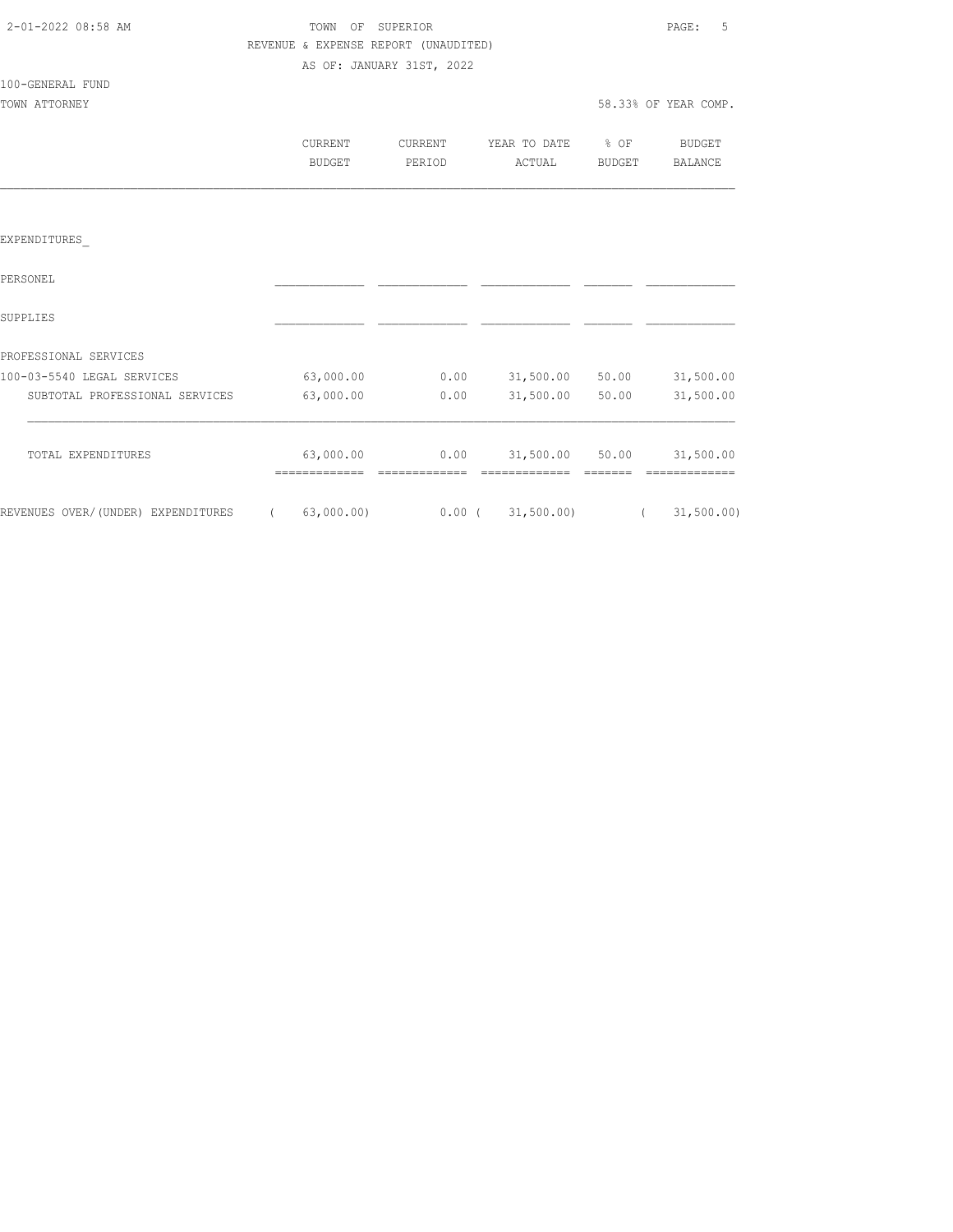TOWN OF SUPERIOR

REVENUE & EXPENSE REPORT (UNAUDITED)

AS OF: JANUARY 31ST, 2022

100-GENERAL FUND

TOWN ATTORNEY

58.33% OF YEAR COMP.

| | CURRENT BUDGET | CURRENT PERIOD | YEAR TO DATE ACTUAL | % OF BUDGET | BUDGET BALANCE |
|---|---|---|---|---|---|
| EXPENDITURES_ | | | | | |
| PERSONEL | | | | | |
| SUPPLIES | | | | | |
| PROFESSIONAL SERVICES | | | | | |
| 100-03-5540 LEGAL SERVICES | 63,000.00 | 0.00 | 31,500.00 | 50.00 | 31,500.00 |
| SUBTOTAL PROFESSIONAL SERVICES | 63,000.00 | 0.00 | 31,500.00 | 50.00 | 31,500.00 |
| TOTAL EXPENDITURES | 63,000.00 | 0.00 | 31,500.00 | 50.00 | 31,500.00 |
| REVENUES OVER/(UNDER) EXPENDITURES | ( 63,000.00) | 0.00 | ( 31,500.00) | | ( 31,500.00) |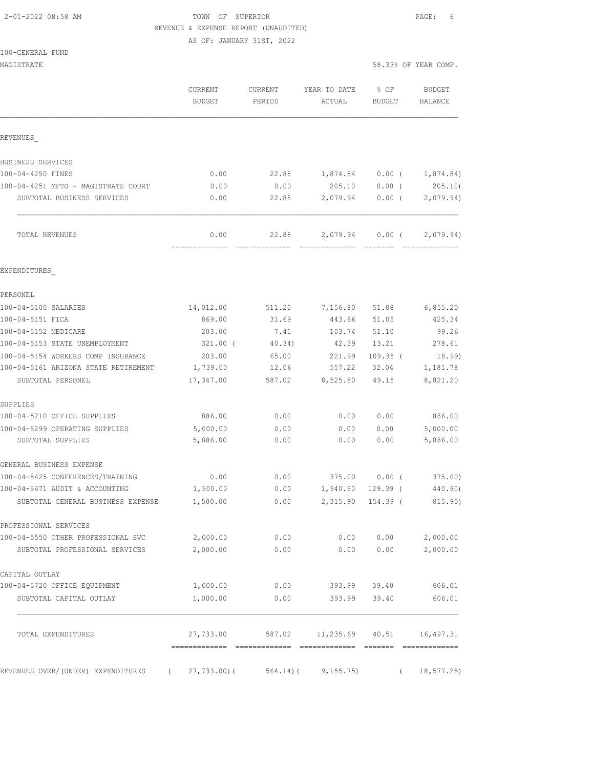2-01-2022 08:58 AM

# TOWN OF SUPERIOR

REVENUE & EXPENSE REPORT (UNAUDITED)

AS OF: JANUARY 31ST, 2022

100-GENERAL FUND

MAGISTRATE — 58.33% OF YEAR COMP.

| | CURRENT BUDGET | CURRENT PERIOD | YEAR TO DATE ACTUAL | % OF BUDGET | BUDGET BALANCE |
|---|---|---|---|---|---|
| **REVENUES** | | | | | |
| BUSINESS SERVICES | | | | | |
| 100-04-4250 FINES | 0.00 | 22.88 | 1,874.84 | 0.00 | ( 1,874.84) |
| 100-04-4251 MFTG - MAGISTRATE COURT | 0.00 | 0.00 | 205.10 | 0.00 | ( 205.10) |
| SUBTOTAL BUSINESS SERVICES | 0.00 | 22.88 | 2,079.94 | 0.00 | ( 2,079.94) |
| TOTAL REVENUES | 0.00 | 22.88 | 2,079.94 | 0.00 | ( 2,079.94) |
| **EXPENDITURES** | | | | | |
| PERSONEL | | | | | |
| 100-04-5100 SALARIES | 14,012.00 | 511.20 | 7,156.80 | 51.08 | 6,855.20 |
| 100-04-5151 FICA | 869.00 | 31.69 | 443.66 | 51.05 | 425.34 |
| 100-04-5152 MEDICARE | 203.00 | 7.41 | 103.74 | 51.10 | 99.26 |
| 100-04-5153 STATE UNEMPLOYMENT | 321.00 | ( 40.34) | 42.39 | 13.21 | 278.61 |
| 100-04-5154 WORKERS COMP INSURANCE | 203.00 | 65.00 | 221.99 | 109.35 | ( 18.99) |
| 100-04-5161 ARIZONA STATE RETIREMENT | 1,739.00 | 12.06 | 557.22 | 32.04 | 1,181.78 |
| SUBTOTAL PERSONEL | 17,347.00 | 587.02 | 8,525.80 | 49.15 | 8,821.20 |
| SUPPLIES | | | | | |
| 100-04-5210 OFFICE SUPPLIES | 886.00 | 0.00 | 0.00 | 0.00 | 886.00 |
| 100-04-5299 OPERATING SUPPLIES | 5,000.00 | 0.00 | 0.00 | 0.00 | 5,000.00 |
| SUBTOTAL SUPPLIES | 5,886.00 | 0.00 | 0.00 | 0.00 | 5,886.00 |
| GENERAL BUSINESS EXPENSE | | | | | |
| 100-04-5425 CONFERENCES/TRAINING | 0.00 | 0.00 | 375.00 | 0.00 | ( 375.00) |
| 100-04-5471 AUDIT & ACCOUNTING | 1,500.00 | 0.00 | 1,940.90 | 129.39 | ( 440.90) |
| SUBTOTAL GENERAL BUSINESS EXPENSE | 1,500.00 | 0.00 | 2,315.90 | 154.39 | ( 815.90) |
| PROFESSIONAL SERVICES | | | | | |
| 100-04-5550 OTHER PROFESSIONAL SVC | 2,000.00 | 0.00 | 0.00 | 0.00 | 2,000.00 |
| SUBTOTAL PROFESSIONAL SERVICES | 2,000.00 | 0.00 | 0.00 | 0.00 | 2,000.00 |
| CAPITAL OUTLAY | | | | | |
| 100-04-5720 OFFICE EQUIPMENT | 1,000.00 | 0.00 | 393.99 | 39.40 | 606.01 |
| SUBTOTAL CAPITAL OUTLAY | 1,000.00 | 0.00 | 393.99 | 39.40 | 606.01 |
| TOTAL EXPENDITURES | 27,733.00 | 587.02 | 11,235.69 | 40.51 | 16,497.31 |
| REVENUES OVER/(UNDER) EXPENDITURES | ( 27,733.00) | ( 564.14) | ( 9,155.75) | | ( 18,577.25) |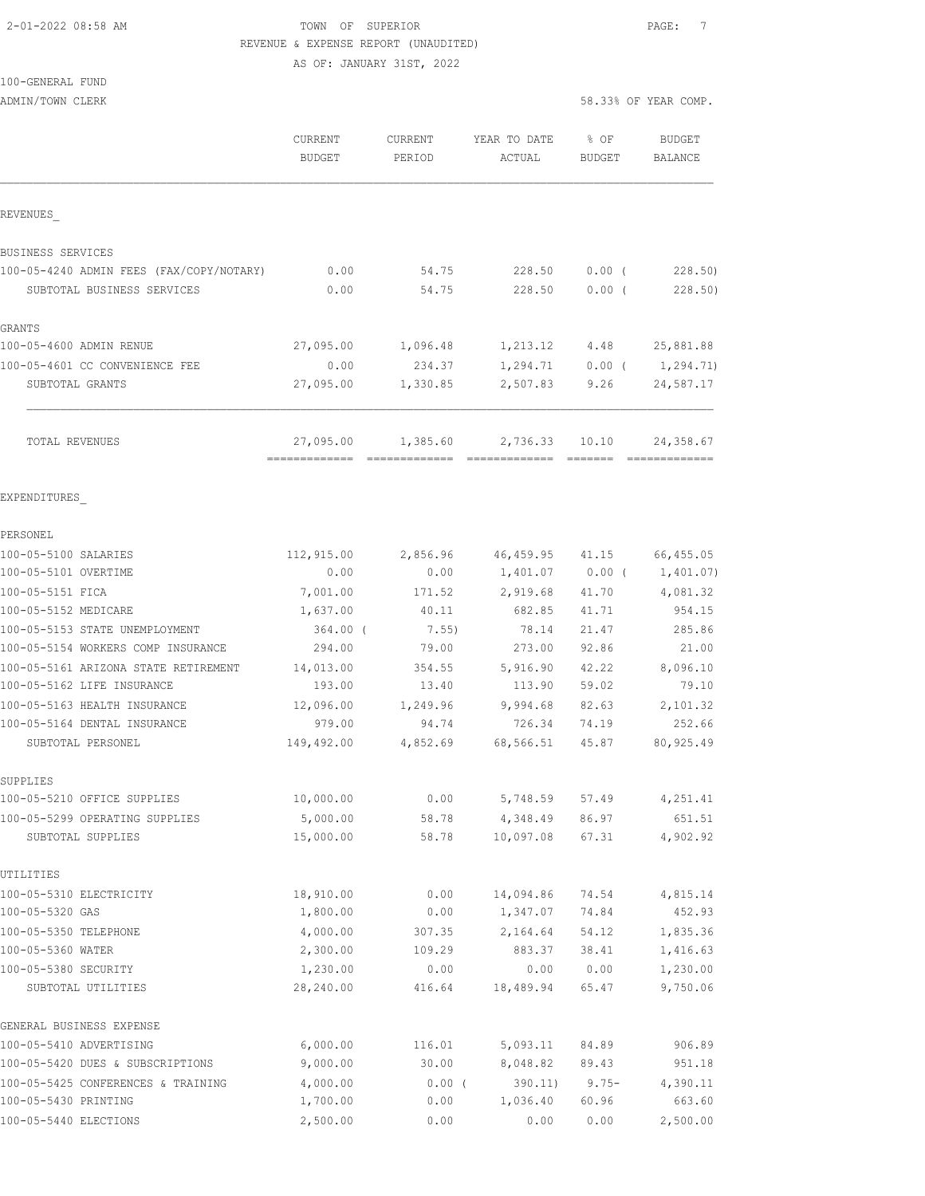2-01-2022 08:58 AM

TOWN OF SUPERIOR
REVENUE & EXPENSE REPORT (UNAUDITED)
AS OF: JANUARY 31ST, 2022

100-GENERAL FUND
ADMIN/TOWN CLERK

58.33% OF YEAR COMP.

| | CURRENT BUDGET | CURRENT PERIOD | YEAR TO DATE ACTUAL | % OF BUDGET | BUDGET BALANCE |
|---|---|---|---|---|---|
| **REVENUES** | | | | | |
| BUSINESS SERVICES | | | | | |
| 100-05-4240 ADMIN FEES (FAX/COPY/NOTARY) | 0.00 | 54.75 | 228.50 | 0.00 ( | 228.50) |
| SUBTOTAL BUSINESS SERVICES | 0.00 | 54.75 | 228.50 | 0.00 ( | 228.50) |
| GRANTS | | | | | |
| 100-05-4600 ADMIN RENUE | 27,095.00 | 1,096.48 | 1,213.12 | 4.48 | 25,881.88 |
| 100-05-4601 CC CONVENIENCE FEE | 0.00 | 234.37 | 1,294.71 | 0.00 ( | 1,294.71) |
| SUBTOTAL GRANTS | 27,095.00 | 1,330.85 | 2,507.83 | 9.26 | 24,587.17 |
| TOTAL REVENUES | 27,095.00 | 1,385.60 | 2,736.33 | 10.10 | 24,358.67 |
| **EXPENDITURES** | | | | | |
| PERSONEL | | | | | |
| 100-05-5100 SALARIES | 112,915.00 | 2,856.96 | 46,459.95 | 41.15 | 66,455.05 |
| 100-05-5101 OVERTIME | 0.00 | 0.00 | 1,401.07 | 0.00 ( | 1,401.07) |
| 100-05-5151 FICA | 7,001.00 | 171.52 | 2,919.68 | 41.70 | 4,081.32 |
| 100-05-5152 MEDICARE | 1,637.00 | 40.11 | 682.85 | 41.71 | 954.15 |
| 100-05-5153 STATE UNEMPLOYMENT | 364.00 ( | 7.55) | 78.14 | 21.47 | 285.86 |
| 100-05-5154 WORKERS COMP INSURANCE | 294.00 | 79.00 | 273.00 | 92.86 | 21.00 |
| 100-05-5161 ARIZONA STATE RETIREMENT | 14,013.00 | 354.55 | 5,916.90 | 42.22 | 8,096.10 |
| 100-05-5162 LIFE INSURANCE | 193.00 | 13.40 | 113.90 | 59.02 | 79.10 |
| 100-05-5163 HEALTH INSURANCE | 12,096.00 | 1,249.96 | 9,994.68 | 82.63 | 2,101.32 |
| 100-05-5164 DENTAL INSURANCE | 979.00 | 94.74 | 726.34 | 74.19 | 252.66 |
| SUBTOTAL PERSONEL | 149,492.00 | 4,852.69 | 68,566.51 | 45.87 | 80,925.49 |
| SUPPLIES | | | | | |
| 100-05-5210 OFFICE SUPPLIES | 10,000.00 | 0.00 | 5,748.59 | 57.49 | 4,251.41 |
| 100-05-5299 OPERATING SUPPLIES | 5,000.00 | 58.78 | 4,348.49 | 86.97 | 651.51 |
| SUBTOTAL SUPPLIES | 15,000.00 | 58.78 | 10,097.08 | 67.31 | 4,902.92 |
| UTILITIES | | | | | |
| 100-05-5310 ELECTRICITY | 18,910.00 | 0.00 | 14,094.86 | 74.54 | 4,815.14 |
| 100-05-5320 GAS | 1,800.00 | 0.00 | 1,347.07 | 74.84 | 452.93 |
| 100-05-5350 TELEPHONE | 4,000.00 | 307.35 | 2,164.64 | 54.12 | 1,835.36 |
| 100-05-5360 WATER | 2,300.00 | 109.29 | 883.37 | 38.41 | 1,416.63 |
| 100-05-5380 SECURITY | 1,230.00 | 0.00 | 0.00 | 0.00 | 1,230.00 |
| SUBTOTAL UTILITIES | 28,240.00 | 416.64 | 18,489.94 | 65.47 | 9,750.06 |
| GENERAL BUSINESS EXPENSE | | | | | |
| 100-05-5410 ADVERTISING | 6,000.00 | 116.01 | 5,093.11 | 84.89 | 906.89 |
| 100-05-5420 DUES & SUBSCRIPTIONS | 9,000.00 | 30.00 | 8,048.82 | 89.43 | 951.18 |
| 100-05-5425 CONFERENCES & TRAINING | 4,000.00 | 0.00 ( | 390.11) | 9.75- | 4,390.11 |
| 100-05-5430 PRINTING | 1,700.00 | 0.00 | 1,036.40 | 60.96 | 663.60 |
| 100-05-5440 ELECTIONS | 2,500.00 | 0.00 | 0.00 | 0.00 | 2,500.00 |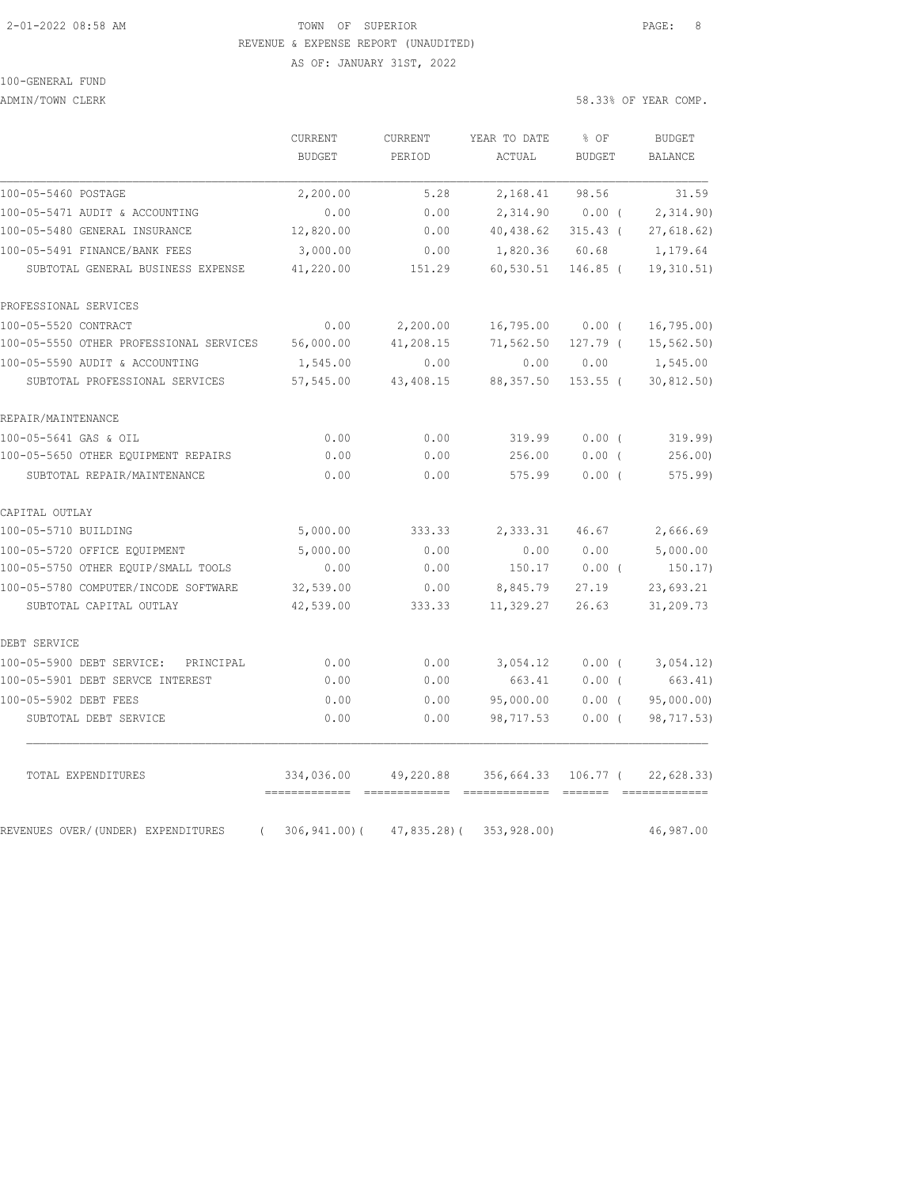TOWN OF SUPERIOR

REVENUE & EXPENSE REPORT (UNAUDITED)

AS OF: JANUARY 31ST, 2022

100-GENERAL FUND

ADMIN/TOWN CLERK

58.33% OF YEAR COMP.

| | CURRENT BUDGET | CURRENT PERIOD | YEAR TO DATE ACTUAL | % OF BUDGET | BUDGET BALANCE |
|---|---|---|---|---|---|
| 100-05-5460 POSTAGE | 2,200.00 | 5.28 | 2,168.41 | 98.56 | 31.59 |
| 100-05-5471 AUDIT & ACCOUNTING | 0.00 | 0.00 | 2,314.90 | 0.00 ( | 2,314.90) |
| 100-05-5480 GENERAL INSURANCE | 12,820.00 | 0.00 | 40,438.62 | 315.43 ( | 27,618.62) |
| 100-05-5491 FINANCE/BANK FEES | 3,000.00 | 0.00 | 1,820.36 | 60.68 | 1,179.64 |
| SUBTOTAL GENERAL BUSINESS EXPENSE | 41,220.00 | 151.29 | 60,530.51 | 146.85 ( | 19,310.51) |
| PROFESSIONAL SERVICES | | | | | |
| 100-05-5520 CONTRACT | 0.00 | 2,200.00 | 16,795.00 | 0.00 ( | 16,795.00) |
| 100-05-5550 OTHER PROFESSIONAL SERVICES | 56,000.00 | 41,208.15 | 71,562.50 | 127.79 ( | 15,562.50) |
| 100-05-5590 AUDIT & ACCOUNTING | 1,545.00 | 0.00 | 0.00 | 0.00 | 1,545.00 |
| SUBTOTAL PROFESSIONAL SERVICES | 57,545.00 | 43,408.15 | 88,357.50 | 153.55 ( | 30,812.50) |
| REPAIR/MAINTENANCE | | | | | |
| 100-05-5641 GAS & OIL | 0.00 | 0.00 | 319.99 | 0.00 ( | 319.99) |
| 100-05-5650 OTHER EQUIPMENT REPAIRS | 0.00 | 0.00 | 256.00 | 0.00 ( | 256.00) |
| SUBTOTAL REPAIR/MAINTENANCE | 0.00 | 0.00 | 575.99 | 0.00 ( | 575.99) |
| CAPITAL OUTLAY | | | | | |
| 100-05-5710 BUILDING | 5,000.00 | 333.33 | 2,333.31 | 46.67 | 2,666.69 |
| 100-05-5720 OFFICE EQUIPMENT | 5,000.00 | 0.00 | 0.00 | 0.00 | 5,000.00 |
| 100-05-5750 OTHER EQUIP/SMALL TOOLS | 0.00 | 0.00 | 150.17 | 0.00 ( | 150.17) |
| 100-05-5780 COMPUTER/INCODE SOFTWARE | 32,539.00 | 0.00 | 8,845.79 | 27.19 | 23,693.21 |
| SUBTOTAL CAPITAL OUTLAY | 42,539.00 | 333.33 | 11,329.27 | 26.63 | 31,209.73 |
| DEBT SERVICE | | | | | |
| 100-05-5900 DEBT SERVICE: PRINCIPAL | 0.00 | 0.00 | 3,054.12 | 0.00 ( | 3,054.12) |
| 100-05-5901 DEBT SERVCE INTEREST | 0.00 | 0.00 | 663.41 | 0.00 ( | 663.41) |
| 100-05-5902 DEBT FEES | 0.00 | 0.00 | 95,000.00 | 0.00 ( | 95,000.00) |
| SUBTOTAL DEBT SERVICE | 0.00 | 0.00 | 98,717.53 | 0.00 ( | 98,717.53) |
| TOTAL EXPENDITURES | 334,036.00 | 49,220.88 | 356,664.33 | 106.77 ( | 22,628.33) |
| REVENUES OVER/(UNDER) EXPENDITURES | ( 306,941.00)( | 47,835.28)( | 353,928.00) | | 46,987.00 |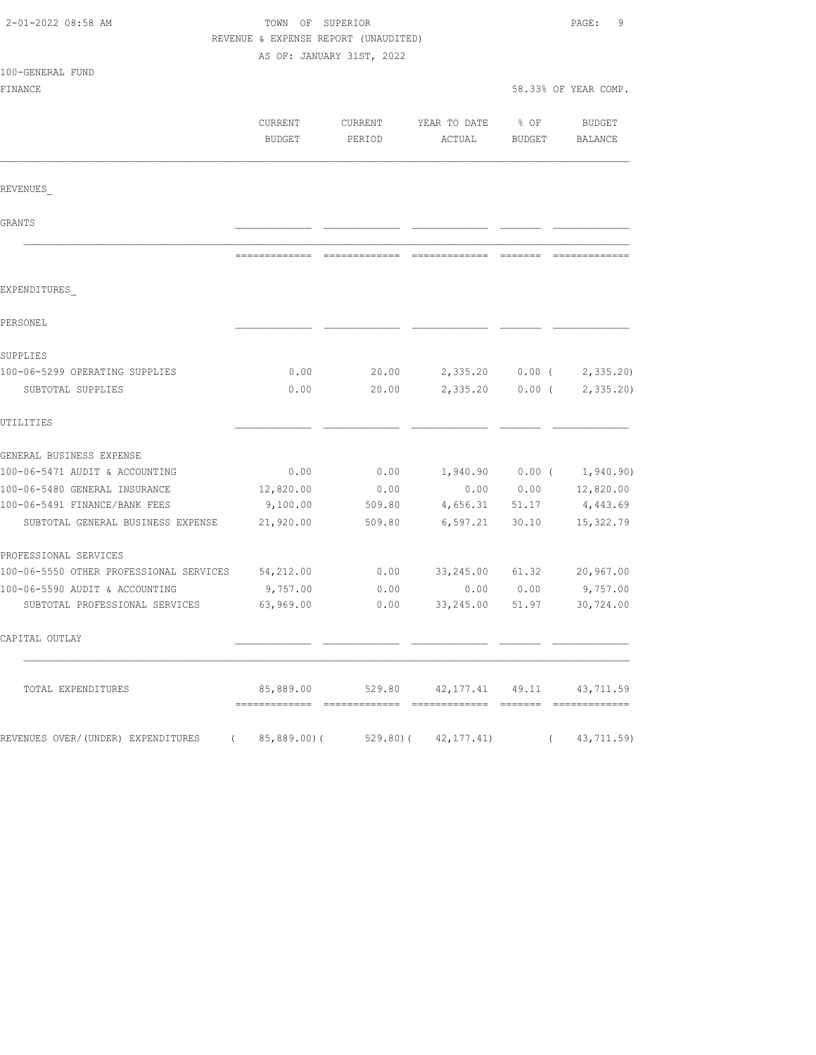2-01-2022 08:58 AM

TOWN OF SUPERIOR

REVENUE & EXPENSE REPORT (UNAUDITED)

AS OF: JANUARY 31ST, 2022

100-GENERAL FUND

FINANCE — 58.33% OF YEAR COMP.

| | CURRENT BUDGET | CURRENT PERIOD | YEAR TO DATE ACTUAL | % OF BUDGET | BUDGET BALANCE |
|---|---|---|---|---|---|
| **REVENUES** | | | | | |
| GRANTS | | | | | |
| **EXPENDITURES** | | | | | |
| PERSONEL | | | | | |
| SUPPLIES | | | | | |
| 100-06-5299 OPERATING SUPPLIES | 0.00 | 20.00 | 2,335.20 | 0.00 | ( 2,335.20) |
| SUBTOTAL SUPPLIES | 0.00 | 20.00 | 2,335.20 | 0.00 | ( 2,335.20) |
| UTILITIES | | | | | |
| GENERAL BUSINESS EXPENSE | | | | | |
| 100-06-5471 AUDIT & ACCOUNTING | 0.00 | 0.00 | 1,940.90 | 0.00 | ( 1,940.90) |
| 100-06-5480 GENERAL INSURANCE | 12,820.00 | 0.00 | 0.00 | 0.00 | 12,820.00 |
| 100-06-5491 FINANCE/BANK FEES | 9,100.00 | 509.80 | 4,656.31 | 51.17 | 4,443.69 |
| SUBTOTAL GENERAL BUSINESS EXPENSE | 21,920.00 | 509.80 | 6,597.21 | 30.10 | 15,322.79 |
| PROFESSIONAL SERVICES | | | | | |
| 100-06-5550 OTHER PROFESSIONAL SERVICES | 54,212.00 | 0.00 | 33,245.00 | 61.32 | 20,967.00 |
| 100-06-5590 AUDIT & ACCOUNTING | 9,757.00 | 0.00 | 0.00 | 0.00 | 9,757.00 |
| SUBTOTAL PROFESSIONAL SERVICES | 63,969.00 | 0.00 | 33,245.00 | 51.97 | 30,724.00 |
| CAPITAL OUTLAY | | | | | |
| TOTAL EXPENDITURES | 85,889.00 | 529.80 | 42,177.41 | 49.11 | 43,711.59 |
| REVENUES OVER/(UNDER) EXPENDITURES | ( 85,889.00) | ( 529.80) | ( 42,177.41) | | ( 43,711.59) |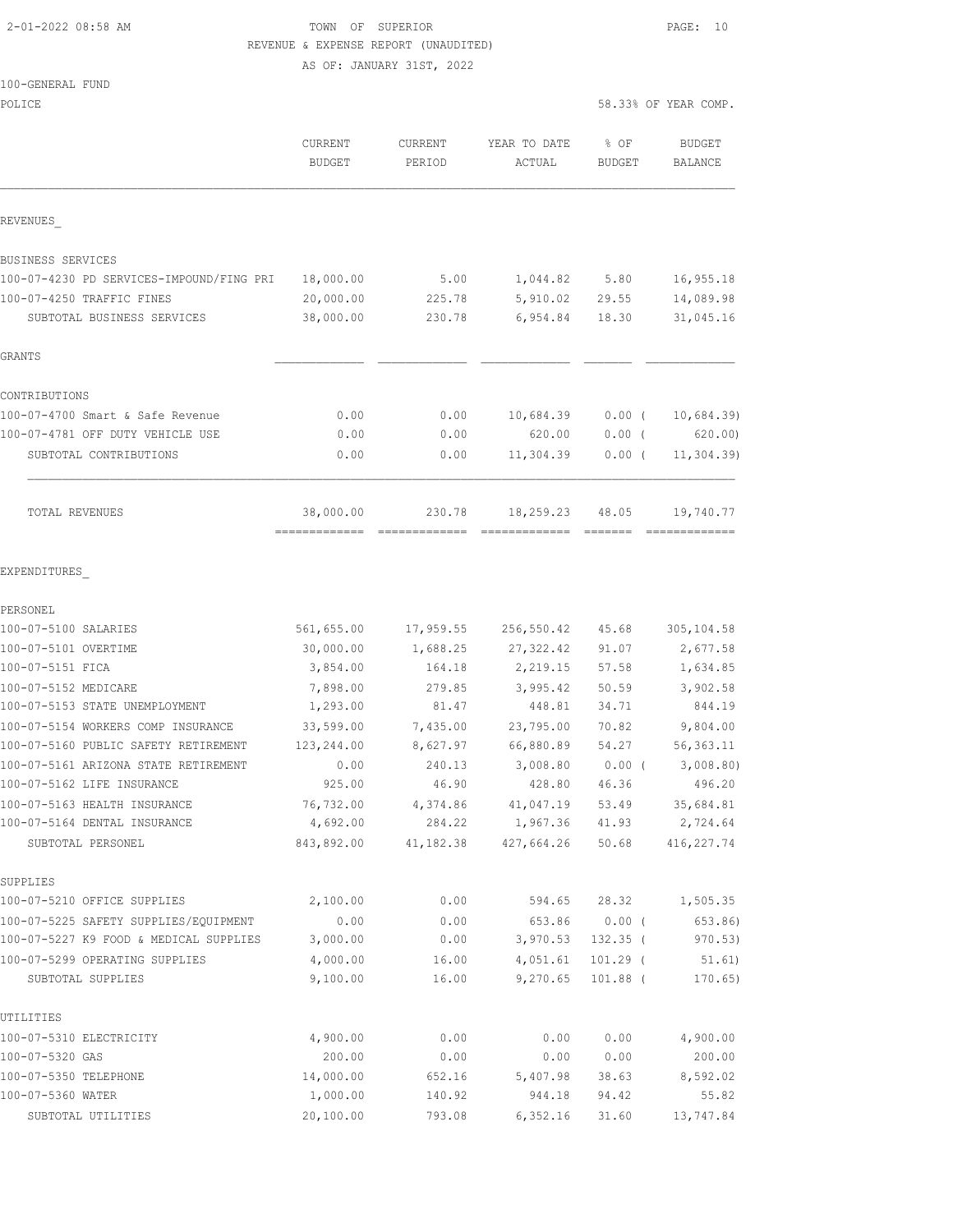TOWN OF SUPERIOR
REVENUE & EXPENSE REPORT (UNAUDITED)
AS OF: JANUARY 31ST, 2022

100-GENERAL FUND
POLICE — 58.33% OF YEAR COMP.

| | CURRENT BUDGET | CURRENT PERIOD | YEAR TO DATE ACTUAL | % OF BUDGET | BUDGET BALANCE |
|---|---|---|---|---|---|
| **REVENUES** | | | | | |
| BUSINESS SERVICES | | | | | |
| 100-07-4230 PD SERVICES-IMPOUND/FING PRI | 18,000.00 | 5.00 | 1,044.82 | 5.80 | 16,955.18 |
| 100-07-4250 TRAFFIC FINES | 20,000.00 | 225.78 | 5,910.02 | 29.55 | 14,089.98 |
| SUBTOTAL BUSINESS SERVICES | 38,000.00 | 230.78 | 6,954.84 | 18.30 | 31,045.16 |
| GRANTS | | | | | |
| CONTRIBUTIONS | | | | | |
| 100-07-4700 Smart & Safe Revenue | 0.00 | 0.00 | 10,684.39 | 0.00 | ( 10,684.39) |
| 100-07-4781 OFF DUTY VEHICLE USE | 0.00 | 0.00 | 620.00 | 0.00 | ( 620.00) |
| SUBTOTAL CONTRIBUTIONS | 0.00 | 0.00 | 11,304.39 | 0.00 | ( 11,304.39) |
| TOTAL REVENUES | 38,000.00 | 230.78 | 18,259.23 | 48.05 | 19,740.77 |
| **EXPENDITURES** | | | | | |
| PERSONEL | | | | | |
| 100-07-5100 SALARIES | 561,655.00 | 17,959.55 | 256,550.42 | 45.68 | 305,104.58 |
| 100-07-5101 OVERTIME | 30,000.00 | 1,688.25 | 27,322.42 | 91.07 | 2,677.58 |
| 100-07-5151 FICA | 3,854.00 | 164.18 | 2,219.15 | 57.58 | 1,634.85 |
| 100-07-5152 MEDICARE | 7,898.00 | 279.85 | 3,995.42 | 50.59 | 3,902.58 |
| 100-07-5153 STATE UNEMPLOYMENT | 1,293.00 | 81.47 | 448.81 | 34.71 | 844.19 |
| 100-07-5154 WORKERS COMP INSURANCE | 33,599.00 | 7,435.00 | 23,795.00 | 70.82 | 9,804.00 |
| 100-07-5160 PUBLIC SAFETY RETIREMENT | 123,244.00 | 8,627.97 | 66,880.89 | 54.27 | 56,363.11 |
| 100-07-5161 ARIZONA STATE RETIREMENT | 0.00 | 240.13 | 3,008.80 | 0.00 | ( 3,008.80) |
| 100-07-5162 LIFE INSURANCE | 925.00 | 46.90 | 428.80 | 46.36 | 496.20 |
| 100-07-5163 HEALTH INSURANCE | 76,732.00 | 4,374.86 | 41,047.19 | 53.49 | 35,684.81 |
| 100-07-5164 DENTAL INSURANCE | 4,692.00 | 284.22 | 1,967.36 | 41.93 | 2,724.64 |
| SUBTOTAL PERSONEL | 843,892.00 | 41,182.38 | 427,664.26 | 50.68 | 416,227.74 |
| SUPPLIES | | | | | |
| 100-07-5210 OFFICE SUPPLIES | 2,100.00 | 0.00 | 594.65 | 28.32 | 1,505.35 |
| 100-07-5225 SAFETY SUPPLIES/EQUIPMENT | 0.00 | 0.00 | 653.86 | 0.00 | ( 653.86) |
| 100-07-5227 K9 FOOD & MEDICAL SUPPLIES | 3,000.00 | 0.00 | 3,970.53 | 132.35 | ( 970.53) |
| 100-07-5299 OPERATING SUPPLIES | 4,000.00 | 16.00 | 4,051.61 | 101.29 | ( 51.61) |
| SUBTOTAL SUPPLIES | 9,100.00 | 16.00 | 9,270.65 | 101.88 | ( 170.65) |
| UTILITIES | | | | | |
| 100-07-5310 ELECTRICITY | 4,900.00 | 0.00 | 0.00 | 0.00 | 4,900.00 |
| 100-07-5320 GAS | 200.00 | 0.00 | 0.00 | 0.00 | 200.00 |
| 100-07-5350 TELEPHONE | 14,000.00 | 652.16 | 5,407.98 | 38.63 | 8,592.02 |
| 100-07-5360 WATER | 1,000.00 | 140.92 | 944.18 | 94.42 | 55.82 |
| SUBTOTAL UTILITIES | 20,100.00 | 793.08 | 6,352.16 | 31.60 | 13,747.84 |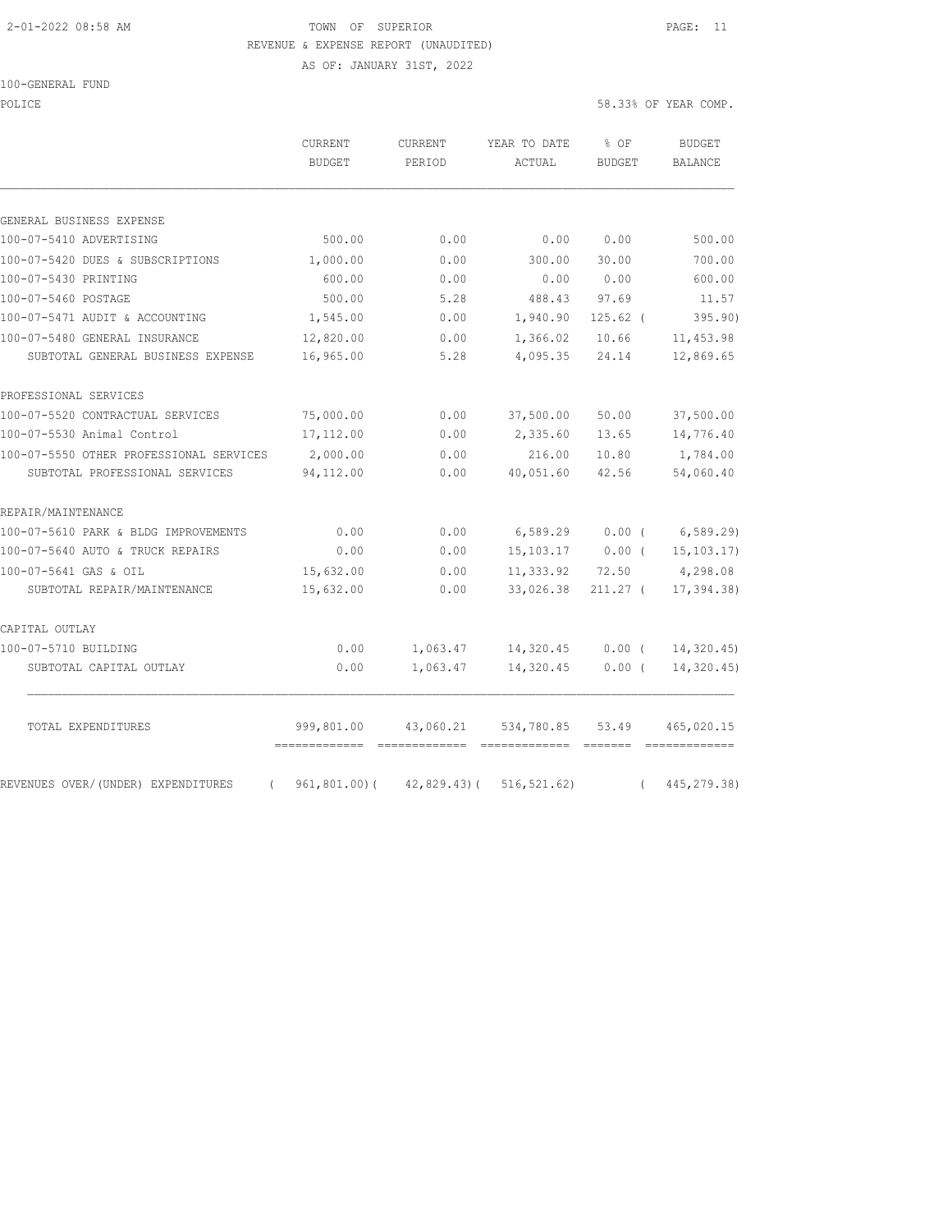TOWN OF SUPERIOR
REVENUE & EXPENSE REPORT (UNAUDITED)
AS OF: JANUARY 31ST, 2022

100-GENERAL FUND

POLICE — 58.33% OF YEAR COMP.

| | CURRENT BUDGET | CURRENT PERIOD | YEAR TO DATE ACTUAL | % OF BUDGET | BUDGET BALANCE |
|---|---|---|---|---|---|
| **GENERAL BUSINESS EXPENSE** | | | | | |
| 100-07-5410 ADVERTISING | 500.00 | 0.00 | 0.00 | 0.00 | 500.00 |
| 100-07-5420 DUES & SUBSCRIPTIONS | 1,000.00 | 0.00 | 300.00 | 30.00 | 700.00 |
| 100-07-5430 PRINTING | 600.00 | 0.00 | 0.00 | 0.00 | 600.00 |
| 100-07-5460 POSTAGE | 500.00 | 5.28 | 488.43 | 97.69 | 11.57 |
| 100-07-5471 AUDIT & ACCOUNTING | 1,545.00 | 0.00 | 1,940.90 | 125.62 | ( 395.90) |
| 100-07-5480 GENERAL INSURANCE | 12,820.00 | 0.00 | 1,366.02 | 10.66 | 11,453.98 |
| SUBTOTAL GENERAL BUSINESS EXPENSE | 16,965.00 | 5.28 | 4,095.35 | 24.14 | 12,869.65 |
| **PROFESSIONAL SERVICES** | | | | | |
| 100-07-5520 CONTRACTUAL SERVICES | 75,000.00 | 0.00 | 37,500.00 | 50.00 | 37,500.00 |
| 100-07-5530 Animal Control | 17,112.00 | 0.00 | 2,335.60 | 13.65 | 14,776.40 |
| 100-07-5550 OTHER PROFESSIONAL SERVICES | 2,000.00 | 0.00 | 216.00 | 10.80 | 1,784.00 |
| SUBTOTAL PROFESSIONAL SERVICES | 94,112.00 | 0.00 | 40,051.60 | 42.56 | 54,060.40 |
| **REPAIR/MAINTENANCE** | | | | | |
| 100-07-5610 PARK & BLDG IMPROVEMENTS | 0.00 | 0.00 | 6,589.29 | 0.00 | ( 6,589.29) |
| 100-07-5640 AUTO & TRUCK REPAIRS | 0.00 | 0.00 | 15,103.17 | 0.00 | ( 15,103.17) |
| 100-07-5641 GAS & OIL | 15,632.00 | 0.00 | 11,333.92 | 72.50 | 4,298.08 |
| SUBTOTAL REPAIR/MAINTENANCE | 15,632.00 | 0.00 | 33,026.38 | 211.27 | ( 17,394.38) |
| **CAPITAL OUTLAY** | | | | | |
| 100-07-5710 BUILDING | 0.00 | 1,063.47 | 14,320.45 | 0.00 | ( 14,320.45) |
| SUBTOTAL CAPITAL OUTLAY | 0.00 | 1,063.47 | 14,320.45 | 0.00 | ( 14,320.45) |
| TOTAL EXPENDITURES | 999,801.00 | 43,060.21 | 534,780.85 | 53.49 | 465,020.15 |
| REVENUES OVER/(UNDER) EXPENDITURES | ( 961,801.00) | ( 42,829.43) | ( 516,521.62) | | ( 445,279.38) |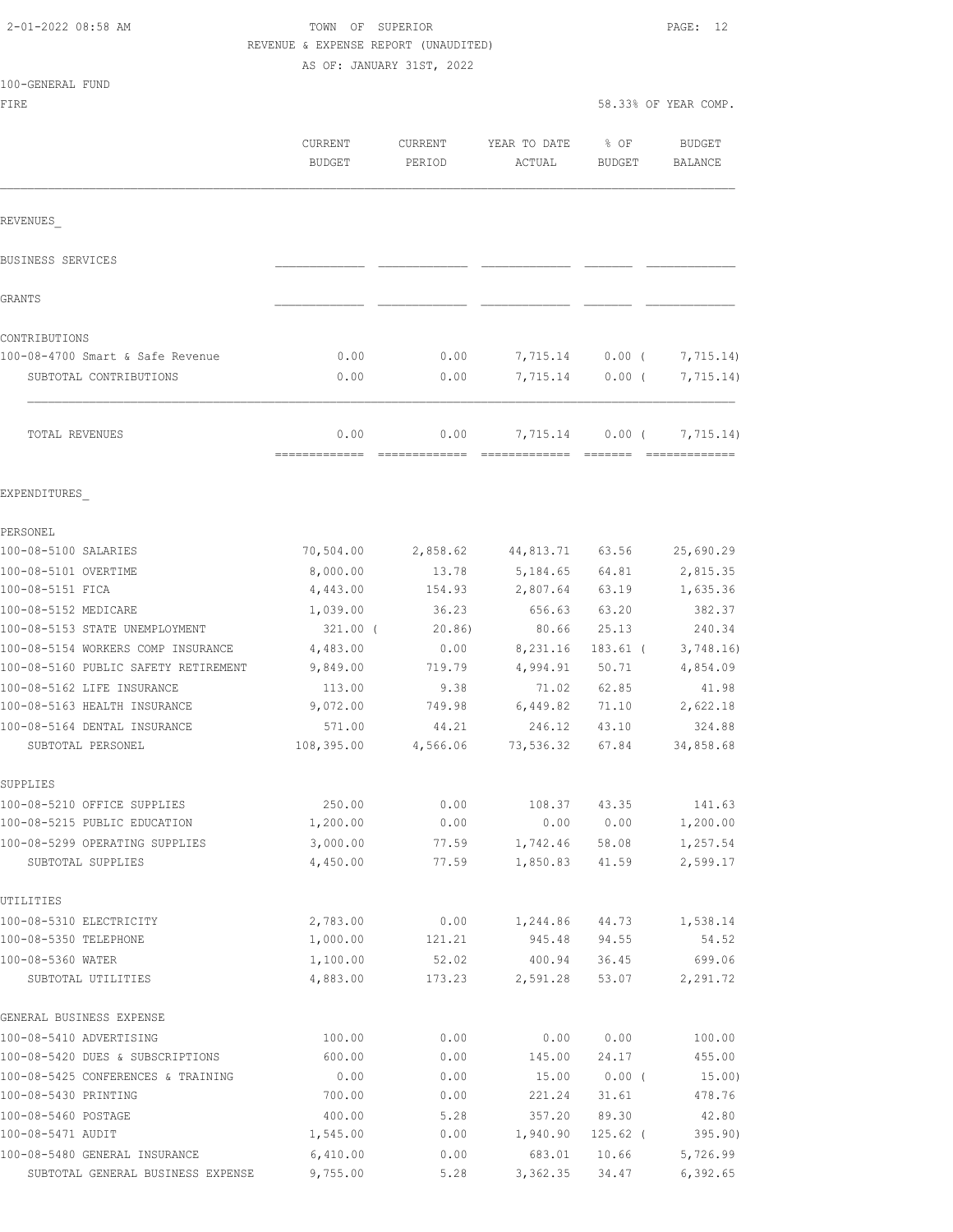TOWN OF SUPERIOR
REVENUE & EXPENSE REPORT (UNAUDITED)
AS OF: JANUARY 31ST, 2022

100-GENERAL FUND
FIRE

58.33% OF YEAR COMP.

| | CURRENT BUDGET | CURRENT PERIOD | YEAR TO DATE ACTUAL | % OF BUDGET | BUDGET BALANCE |
|---|---|---|---|---|---|
| **REVENUES** | | | | | |
| BUSINESS SERVICES | | | | | |
| GRANTS | | | | | |
| CONTRIBUTIONS | | | | | |
| 100-08-4700 Smart & Safe Revenue | 0.00 | 0.00 | 7,715.14 | 0.00 ( | 7,715.14) |
| SUBTOTAL CONTRIBUTIONS | 0.00 | 0.00 | 7,715.14 | 0.00 ( | 7,715.14) |
| TOTAL REVENUES | 0.00 | 0.00 | 7,715.14 | 0.00 ( | 7,715.14) |
| **EXPENDITURES** | | | | | |
| PERSONEL | | | | | |
| 100-08-5100 SALARIES | 70,504.00 | 2,858.62 | 44,813.71 | 63.56 | 25,690.29 |
| 100-08-5101 OVERTIME | 8,000.00 | 13.78 | 5,184.65 | 64.81 | 2,815.35 |
| 100-08-5151 FICA | 4,443.00 | 154.93 | 2,807.64 | 63.19 | 1,635.36 |
| 100-08-5152 MEDICARE | 1,039.00 | 36.23 | 656.63 | 63.20 | 382.37 |
| 100-08-5153 STATE UNEMPLOYMENT | 321.00 | ( 20.86) | 80.66 | 25.13 | 240.34 |
| 100-08-5154 WORKERS COMP INSURANCE | 4,483.00 | 0.00 | 8,231.16 | 183.61 ( | 3,748.16) |
| 100-08-5160 PUBLIC SAFETY RETIREMENT | 9,849.00 | 719.79 | 4,994.91 | 50.71 | 4,854.09 |
| 100-08-5162 LIFE INSURANCE | 113.00 | 9.38 | 71.02 | 62.85 | 41.98 |
| 100-08-5163 HEALTH INSURANCE | 9,072.00 | 749.98 | 6,449.82 | 71.10 | 2,622.18 |
| 100-08-5164 DENTAL INSURANCE | 571.00 | 44.21 | 246.12 | 43.10 | 324.88 |
| SUBTOTAL PERSONEL | 108,395.00 | 4,566.06 | 73,536.32 | 67.84 | 34,858.68 |
| SUPPLIES | | | | | |
| 100-08-5210 OFFICE SUPPLIES | 250.00 | 0.00 | 108.37 | 43.35 | 141.63 |
| 100-08-5215 PUBLIC EDUCATION | 1,200.00 | 0.00 | 0.00 | 0.00 | 1,200.00 |
| 100-08-5299 OPERATING SUPPLIES | 3,000.00 | 77.59 | 1,742.46 | 58.08 | 1,257.54 |
| SUBTOTAL SUPPLIES | 4,450.00 | 77.59 | 1,850.83 | 41.59 | 2,599.17 |
| UTILITIES | | | | | |
| 100-08-5310 ELECTRICITY | 2,783.00 | 0.00 | 1,244.86 | 44.73 | 1,538.14 |
| 100-08-5350 TELEPHONE | 1,000.00 | 121.21 | 945.48 | 94.55 | 54.52 |
| 100-08-5360 WATER | 1,100.00 | 52.02 | 400.94 | 36.45 | 699.06 |
| SUBTOTAL UTILITIES | 4,883.00 | 173.23 | 2,591.28 | 53.07 | 2,291.72 |
| GENERAL BUSINESS EXPENSE | | | | | |
| 100-08-5410 ADVERTISING | 100.00 | 0.00 | 0.00 | 0.00 | 100.00 |
| 100-08-5420 DUES & SUBSCRIPTIONS | 600.00 | 0.00 | 145.00 | 24.17 | 455.00 |
| 100-08-5425 CONFERENCES & TRAINING | 0.00 | 0.00 | 15.00 | 0.00 ( | 15.00) |
| 100-08-5430 PRINTING | 700.00 | 0.00 | 221.24 | 31.61 | 478.76 |
| 100-08-5460 POSTAGE | 400.00 | 5.28 | 357.20 | 89.30 | 42.80 |
| 100-08-5471 AUDIT | 1,545.00 | 0.00 | 1,940.90 | 125.62 ( | 395.90) |
| 100-08-5480 GENERAL INSURANCE | 6,410.00 | 0.00 | 683.01 | 10.66 | 5,726.99 |
| SUBTOTAL GENERAL BUSINESS EXPENSE | 9,755.00 | 5.28 | 3,362.35 | 34.47 | 6,392.65 |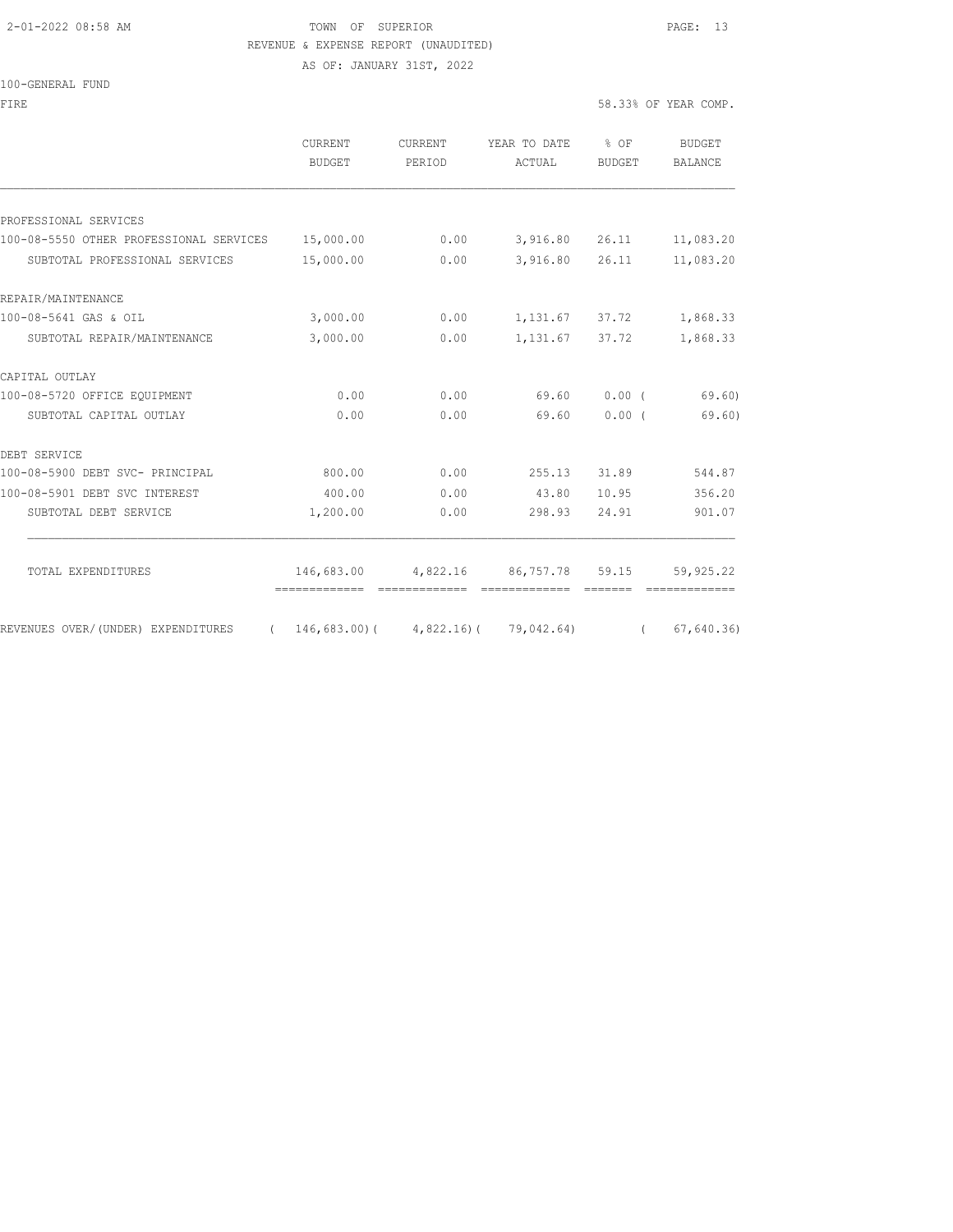TOWN OF SUPERIOR
REVENUE & EXPENSE REPORT (UNAUDITED)
AS OF: JANUARY 31ST, 2022

100-GENERAL FUND

FIRE — 58.33% OF YEAR COMP.

| | CURRENT BUDGET | CURRENT PERIOD | YEAR TO DATE ACTUAL | % OF BUDGET | BUDGET BALANCE |
|---|---|---|---|---|---|
| PROFESSIONAL SERVICES | | | | | |
| 100-08-5550 OTHER PROFESSIONAL SERVICES | 15,000.00 | 0.00 | 3,916.80 | 26.11 | 11,083.20 |
| SUBTOTAL PROFESSIONAL SERVICES | 15,000.00 | 0.00 | 3,916.80 | 26.11 | 11,083.20 |
| REPAIR/MAINTENANCE | | | | | |
| 100-08-5641 GAS & OIL | 3,000.00 | 0.00 | 1,131.67 | 37.72 | 1,868.33 |
| SUBTOTAL REPAIR/MAINTENANCE | 3,000.00 | 0.00 | 1,131.67 | 37.72 | 1,868.33 |
| CAPITAL OUTLAY | | | | | |
| 100-08-5720 OFFICE EQUIPMENT | 0.00 | 0.00 | 69.60 | 0.00 | ( 69.60) |
| SUBTOTAL CAPITAL OUTLAY | 0.00 | 0.00 | 69.60 | 0.00 | ( 69.60) |
| DEBT SERVICE | | | | | |
| 100-08-5900 DEBT SVC- PRINCIPAL | 800.00 | 0.00 | 255.13 | 31.89 | 544.87 |
| 100-08-5901 DEBT SVC INTEREST | 400.00 | 0.00 | 43.80 | 10.95 | 356.20 |
| SUBTOTAL DEBT SERVICE | 1,200.00 | 0.00 | 298.93 | 24.91 | 901.07 |
| TOTAL EXPENDITURES | 146,683.00 | 4,822.16 | 86,757.78 | 59.15 | 59,925.22 |
| REVENUES OVER/(UNDER) EXPENDITURES | ( 146,683.00) | ( 4,822.16) | ( 79,042.64) | | ( 67,640.36) |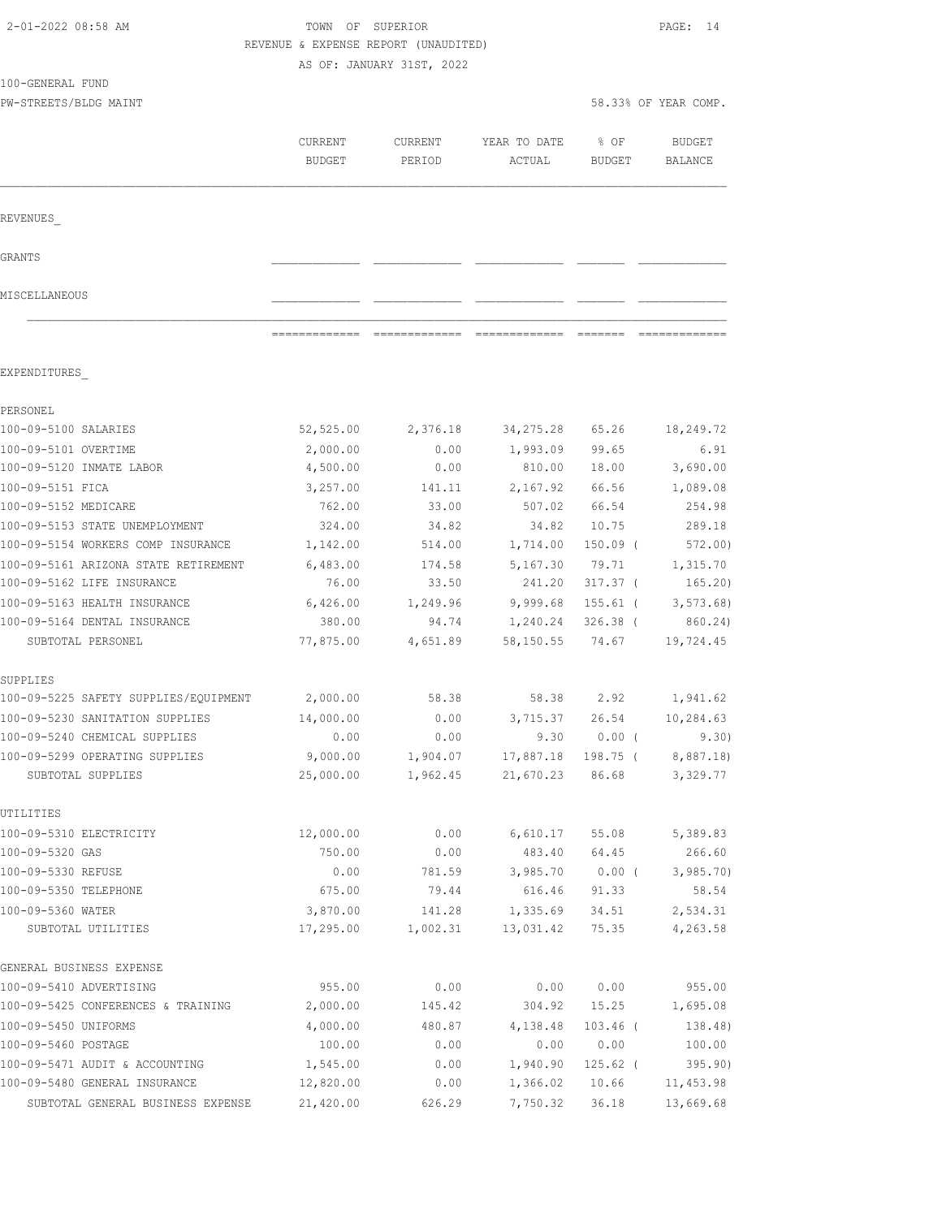TOWN OF SUPERIOR

REVENUE & EXPENSE REPORT (UNAUDITED)

AS OF: JANUARY 31ST, 2022

100-GENERAL FUND

PW-STREETS/BLDG MAINT — 58.33% OF YEAR COMP.

| | CURRENT BUDGET | CURRENT PERIOD | YEAR TO DATE ACTUAL | % OF BUDGET | BUDGET BALANCE |
|---|---|---|---|---|---|
| **REVENUES** | | | | | |
| GRANTS | | | | | |
| MISCELLANEOUS | | | | | |
| **EXPENDITURES** | | | | | |
| PERSONEL | | | | | |
| 100-09-5100 SALARIES | 52,525.00 | 2,376.18 | 34,275.28 | 65.26 | 18,249.72 |
| 100-09-5101 OVERTIME | 2,000.00 | 0.00 | 1,993.09 | 99.65 | 6.91 |
| 100-09-5120 INMATE LABOR | 4,500.00 | 0.00 | 810.00 | 18.00 | 3,690.00 |
| 100-09-5151 FICA | 3,257.00 | 141.11 | 2,167.92 | 66.56 | 1,089.08 |
| 100-09-5152 MEDICARE | 762.00 | 33.00 | 507.02 | 66.54 | 254.98 |
| 100-09-5153 STATE UNEMPLOYMENT | 324.00 | 34.82 | 34.82 | 10.75 | 289.18 |
| 100-09-5154 WORKERS COMP INSURANCE | 1,142.00 | 514.00 | 1,714.00 | 150.09 | ( 572.00) |
| 100-09-5161 ARIZONA STATE RETIREMENT | 6,483.00 | 174.58 | 5,167.30 | 79.71 | 1,315.70 |
| 100-09-5162 LIFE INSURANCE | 76.00 | 33.50 | 241.20 | 317.37 | ( 165.20) |
| 100-09-5163 HEALTH INSURANCE | 6,426.00 | 1,249.96 | 9,999.68 | 155.61 | ( 3,573.68) |
| 100-09-5164 DENTAL INSURANCE | 380.00 | 94.74 | 1,240.24 | 326.38 | ( 860.24) |
| SUBTOTAL PERSONEL | 77,875.00 | 4,651.89 | 58,150.55 | 74.67 | 19,724.45 |
| SUPPLIES | | | | | |
| 100-09-5225 SAFETY SUPPLIES/EQUIPMENT | 2,000.00 | 58.38 | 58.38 | 2.92 | 1,941.62 |
| 100-09-5230 SANITATION SUPPLIES | 14,000.00 | 0.00 | 3,715.37 | 26.54 | 10,284.63 |
| 100-09-5240 CHEMICAL SUPPLIES | 0.00 | 0.00 | 9.30 | 0.00 | ( 9.30) |
| 100-09-5299 OPERATING SUPPLIES | 9,000.00 | 1,904.07 | 17,887.18 | 198.75 | ( 8,887.18) |
| SUBTOTAL SUPPLIES | 25,000.00 | 1,962.45 | 21,670.23 | 86.68 | 3,329.77 |
| UTILITIES | | | | | |
| 100-09-5310 ELECTRICITY | 12,000.00 | 0.00 | 6,610.17 | 55.08 | 5,389.83 |
| 100-09-5320 GAS | 750.00 | 0.00 | 483.40 | 64.45 | 266.60 |
| 100-09-5330 REFUSE | 0.00 | 781.59 | 3,985.70 | 0.00 | ( 3,985.70) |
| 100-09-5350 TELEPHONE | 675.00 | 79.44 | 616.46 | 91.33 | 58.54 |
| 100-09-5360 WATER | 3,870.00 | 141.28 | 1,335.69 | 34.51 | 2,534.31 |
| SUBTOTAL UTILITIES | 17,295.00 | 1,002.31 | 13,031.42 | 75.35 | 4,263.58 |
| GENERAL BUSINESS EXPENSE | | | | | |
| 100-09-5410 ADVERTISING | 955.00 | 0.00 | 0.00 | 0.00 | 955.00 |
| 100-09-5425 CONFERENCES & TRAINING | 2,000.00 | 145.42 | 304.92 | 15.25 | 1,695.08 |
| 100-09-5450 UNIFORMS | 4,000.00 | 480.87 | 4,138.48 | 103.46 | ( 138.48) |
| 100-09-5460 POSTAGE | 100.00 | 0.00 | 0.00 | 0.00 | 100.00 |
| 100-09-5471 AUDIT & ACCOUNTING | 1,545.00 | 0.00 | 1,940.90 | 125.62 | ( 395.90) |
| 100-09-5480 GENERAL INSURANCE | 12,820.00 | 0.00 | 1,366.02 | 10.66 | 11,453.98 |
| SUBTOTAL GENERAL BUSINESS EXPENSE | 21,420.00 | 626.29 | 7,750.32 | 36.18 | 13,669.68 |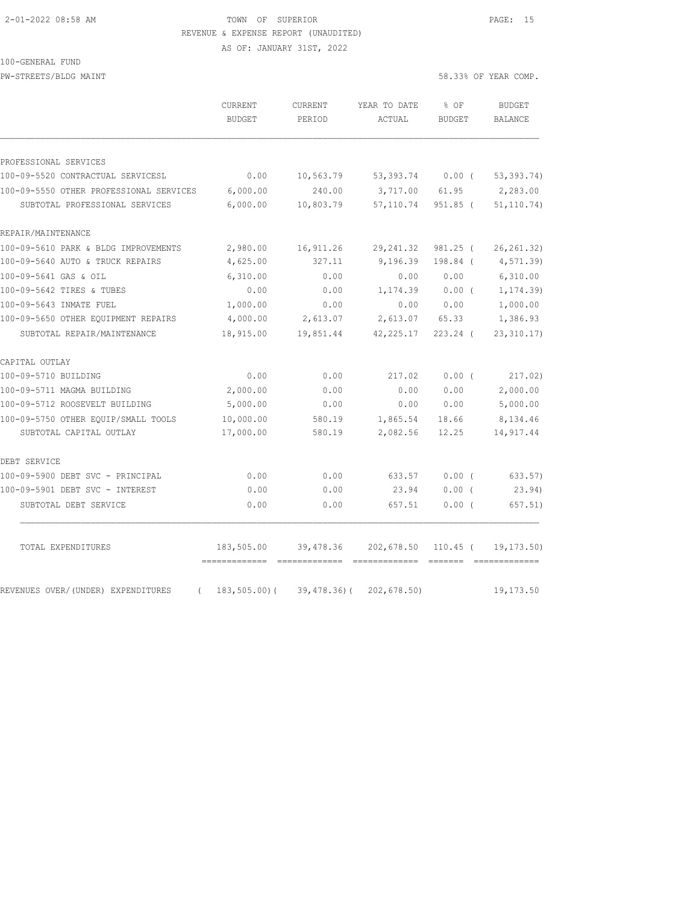2-01-2022 08:58 AM TOWN OF SUPERIOR

REVENUE & EXPENSE REPORT (UNAUDITED)

AS OF: JANUARY 31ST, 2022

100-GENERAL FUND

PW-STREETS/BLDG MAINT 58.33% OF YEAR COMP.

| | CURRENT BUDGET | CURRENT PERIOD | YEAR TO DATE ACTUAL | % OF BUDGET | BUDGET BALANCE |
|---|---|---|---|---|---|
| **PROFESSIONAL SERVICES** | | | | | |
| 100-09-5520 CONTRACTUAL SERVICESL | 0.00 | 10,563.79 | 53,393.74 | 0.00 ( | 53,393.74) |
| 100-09-5550 OTHER PROFESSIONAL SERVICES | 6,000.00 | 240.00 | 3,717.00 | 61.95 | 2,283.00 |
| SUBTOTAL PROFESSIONAL SERVICES | 6,000.00 | 10,803.79 | 57,110.74 | 951.85 ( | 51,110.74) |
| **REPAIR/MAINTENANCE** | | | | | |
| 100-09-5610 PARK & BLDG IMPROVEMENTS | 2,980.00 | 16,911.26 | 29,241.32 | 981.25 ( | 26,261.32) |
| 100-09-5640 AUTO & TRUCK REPAIRS | 4,625.00 | 327.11 | 9,196.39 | 198.84 ( | 4,571.39) |
| 100-09-5641 GAS & OIL | 6,310.00 | 0.00 | 0.00 | 0.00 | 6,310.00 |
| 100-09-5642 TIRES & TUBES | 0.00 | 0.00 | 1,174.39 | 0.00 ( | 1,174.39) |
| 100-09-5643 INMATE FUEL | 1,000.00 | 0.00 | 0.00 | 0.00 | 1,000.00 |
| 100-09-5650 OTHER EQUIPMENT REPAIRS | 4,000.00 | 2,613.07 | 2,613.07 | 65.33 | 1,386.93 |
| SUBTOTAL REPAIR/MAINTENANCE | 18,915.00 | 19,851.44 | 42,225.17 | 223.24 ( | 23,310.17) |
| **CAPITAL OUTLAY** | | | | | |
| 100-09-5710 BUILDING | 0.00 | 0.00 | 217.02 | 0.00 ( | 217.02) |
| 100-09-5711 MAGMA BUILDING | 2,000.00 | 0.00 | 0.00 | 0.00 | 2,000.00 |
| 100-09-5712 ROOSEVELT BUILDING | 5,000.00 | 0.00 | 0.00 | 0.00 | 5,000.00 |
| 100-09-5750 OTHER EQUIP/SMALL TOOLS | 10,000.00 | 580.19 | 1,865.54 | 18.66 | 8,134.46 |
| SUBTOTAL CAPITAL OUTLAY | 17,000.00 | 580.19 | 2,082.56 | 12.25 | 14,917.44 |
| **DEBT SERVICE** | | | | | |
| 100-09-5900 DEBT SVC - PRINCIPAL | 0.00 | 0.00 | 633.57 | 0.00 ( | 633.57) |
| 100-09-5901 DEBT SVC - INTEREST | 0.00 | 0.00 | 23.94 | 0.00 ( | 23.94) |
| SUBTOTAL DEBT SERVICE | 0.00 | 0.00 | 657.51 | 0.00 ( | 657.51) |
| TOTAL EXPENDITURES | 183,505.00 | 39,478.36 | 202,678.50 | 110.45 ( | 19,173.50) |
| REVENUES OVER/(UNDER) EXPENDITURES | ( 183,505.00)( | 39,478.36)( | 202,678.50) | | 19,173.50 |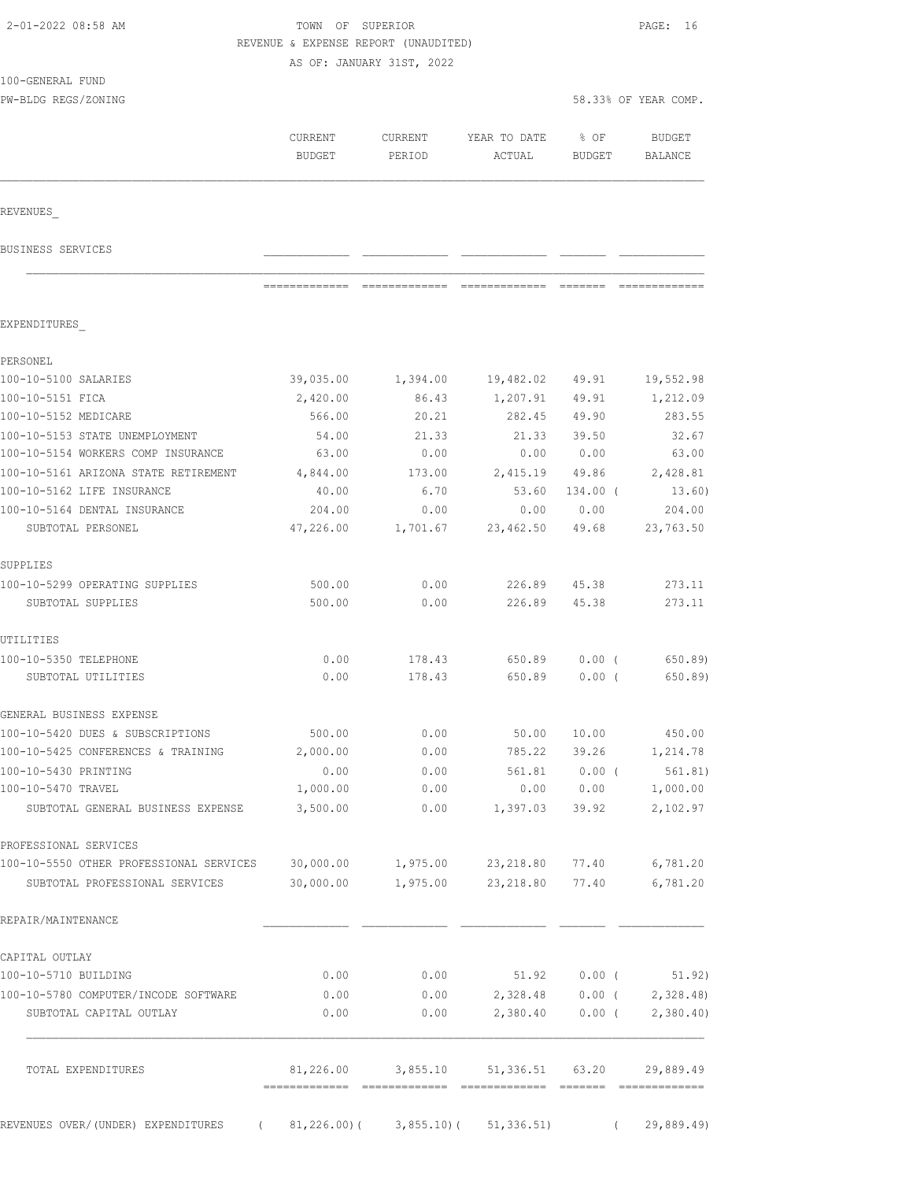2-01-2022 08:58 AM

TOWN OF SUPERIOR

REVENUE & EXPENSE REPORT (UNAUDITED)

AS OF: JANUARY 31ST, 2022

100-GENERAL FUND

PW-BLDG REGS/ZONING

58.33% OF YEAR COMP.

| | CURRENT BUDGET | CURRENT PERIOD | YEAR TO DATE ACTUAL | % OF BUDGET | BUDGET BALANCE |
|---|---|---|---|---|---|
| REVENUES_ | | | | | |
| BUSINESS SERVICES | | | | | |
| EXPENDITURES_ | | | | | |
| PERSONEL | | | | | |
| 100-10-5100 SALARIES | 39,035.00 | 1,394.00 | 19,482.02 | 49.91 | 19,552.98 |
| 100-10-5151 FICA | 2,420.00 | 86.43 | 1,207.91 | 49.91 | 1,212.09 |
| 100-10-5152 MEDICARE | 566.00 | 20.21 | 282.45 | 49.90 | 283.55 |
| 100-10-5153 STATE UNEMPLOYMENT | 54.00 | 21.33 | 21.33 | 39.50 | 32.67 |
| 100-10-5154 WORKERS COMP INSURANCE | 63.00 | 0.00 | 0.00 | 0.00 | 63.00 |
| 100-10-5161 ARIZONA STATE RETIREMENT | 4,844.00 | 173.00 | 2,415.19 | 49.86 | 2,428.81 |
| 100-10-5162 LIFE INSURANCE | 40.00 | 6.70 | 53.60 | 134.00 | ( 13.60) |
| 100-10-5164 DENTAL INSURANCE | 204.00 | 0.00 | 0.00 | 0.00 | 204.00 |
| SUBTOTAL PERSONEL | 47,226.00 | 1,701.67 | 23,462.50 | 49.68 | 23,763.50 |
| SUPPLIES | | | | | |
| 100-10-5299 OPERATING SUPPLIES | 500.00 | 0.00 | 226.89 | 45.38 | 273.11 |
| SUBTOTAL SUPPLIES | 500.00 | 0.00 | 226.89 | 45.38 | 273.11 |
| UTILITIES | | | | | |
| 100-10-5350 TELEPHONE | 0.00 | 178.43 | 650.89 | 0.00 | ( 650.89) |
| SUBTOTAL UTILITIES | 0.00 | 178.43 | 650.89 | 0.00 | ( 650.89) |
| GENERAL BUSINESS EXPENSE | | | | | |
| 100-10-5420 DUES & SUBSCRIPTIONS | 500.00 | 0.00 | 50.00 | 10.00 | 450.00 |
| 100-10-5425 CONFERENCES & TRAINING | 2,000.00 | 0.00 | 785.22 | 39.26 | 1,214.78 |
| 100-10-5430 PRINTING | 0.00 | 0.00 | 561.81 | 0.00 | ( 561.81) |
| 100-10-5470 TRAVEL | 1,000.00 | 0.00 | 0.00 | 0.00 | 1,000.00 |
| SUBTOTAL GENERAL BUSINESS EXPENSE | 3,500.00 | 0.00 | 1,397.03 | 39.92 | 2,102.97 |
| PROFESSIONAL SERVICES | | | | | |
| 100-10-5550 OTHER PROFESSIONAL SERVICES | 30,000.00 | 1,975.00 | 23,218.80 | 77.40 | 6,781.20 |
| SUBTOTAL PROFESSIONAL SERVICES | 30,000.00 | 1,975.00 | 23,218.80 | 77.40 | 6,781.20 |
| REPAIR/MAINTENANCE | | | | | |
| CAPITAL OUTLAY | | | | | |
| 100-10-5710 BUILDING | 0.00 | 0.00 | 51.92 | 0.00 | ( 51.92) |
| 100-10-5780 COMPUTER/INCODE SOFTWARE | 0.00 | 0.00 | 2,328.48 | 0.00 | ( 2,328.48) |
| SUBTOTAL CAPITAL OUTLAY | 0.00 | 0.00 | 2,380.40 | 0.00 | ( 2,380.40) |
| TOTAL EXPENDITURES | 81,226.00 | 3,855.10 | 51,336.51 | 63.20 | 29,889.49 |
| REVENUES OVER/(UNDER) EXPENDITURES | ( 81,226.00) | ( 3,855.10) | ( 51,336.51) | | ( 29,889.49) |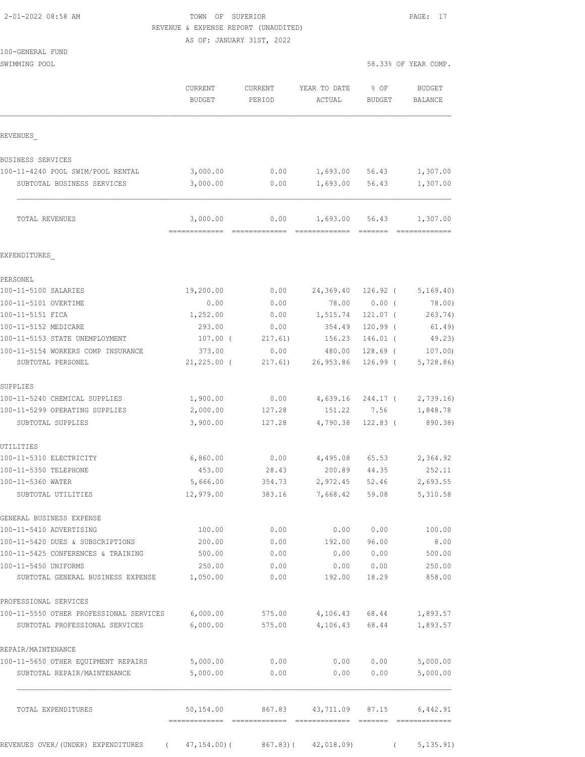TOWN OF SUPERIOR
REVENUE & EXPENSE REPORT (UNAUDITED)
AS OF: JANUARY 31ST, 2022

100-GENERAL FUND
SWIMMING POOL

58.33% OF YEAR COMP.

| | CURRENT BUDGET | CURRENT PERIOD | YEAR TO DATE ACTUAL | % OF BUDGET | BUDGET BALANCE |
|---|---|---|---|---|---|
| **REVENUES** | | | | | |
| BUSINESS SERVICES | | | | | |
| 100-11-4240 POOL SWIM/POOL RENTAL | 3,000.00 | 0.00 | 1,693.00 | 56.43 | 1,307.00 |
| SUBTOTAL BUSINESS SERVICES | 3,000.00 | 0.00 | 1,693.00 | 56.43 | 1,307.00 |
| TOTAL REVENUES | 3,000.00 | 0.00 | 1,693.00 | 56.43 | 1,307.00 |
| **EXPENDITURES** | | | | | |
| PERSONEL | | | | | |
| 100-11-5100 SALARIES | 19,200.00 | 0.00 | 24,369.40 | 126.92 | ( 5,169.40) |
| 100-11-5101 OVERTIME | 0.00 | 0.00 | 78.00 | 0.00 | ( 78.00) |
| 100-11-5151 FICA | 1,252.00 | 0.00 | 1,515.74 | 121.07 | ( 263.74) |
| 100-11-5152 MEDICARE | 293.00 | 0.00 | 354.49 | 120.99 | ( 61.49) |
| 100-11-5153 STATE UNEMPLOYMENT | 107.00 | ( 217.61) | 156.23 | 146.01 | ( 49.23) |
| 100-11-5154 WORKERS COMP INSURANCE | 373.00 | 0.00 | 480.00 | 128.69 | ( 107.00) |
| SUBTOTAL PERSONEL | 21,225.00 | ( 217.61) | 26,953.86 | 126.99 | ( 5,728.86) |
| SUPPLIES | | | | | |
| 100-11-5240 CHEMICAL SUPPLIES | 1,900.00 | 0.00 | 4,639.16 | 244.17 | ( 2,739.16) |
| 100-11-5299 OPERATING SUPPLIES | 2,000.00 | 127.28 | 151.22 | 7.56 | 1,848.78 |
| SUBTOTAL SUPPLIES | 3,900.00 | 127.28 | 4,790.38 | 122.83 | ( 890.38) |
| UTILITIES | | | | | |
| 100-11-5310 ELECTRICITY | 6,860.00 | 0.00 | 4,495.08 | 65.53 | 2,364.92 |
| 100-11-5350 TELEPHONE | 453.00 | 28.43 | 200.89 | 44.35 | 252.11 |
| 100-11-5360 WATER | 5,666.00 | 354.73 | 2,972.45 | 52.46 | 2,693.55 |
| SUBTOTAL UTILITIES | 12,979.00 | 383.16 | 7,668.42 | 59.08 | 5,310.58 |
| GENERAL BUSINESS EXPENSE | | | | | |
| 100-11-5410 ADVERTISING | 100.00 | 0.00 | 0.00 | 0.00 | 100.00 |
| 100-11-5420 DUES & SUBSCRIPTIONS | 200.00 | 0.00 | 192.00 | 96.00 | 8.00 |
| 100-11-5425 CONFERENCES & TRAINING | 500.00 | 0.00 | 0.00 | 0.00 | 500.00 |
| 100-11-5450 UNIFORMS | 250.00 | 0.00 | 0.00 | 0.00 | 250.00 |
| SUBTOTAL GENERAL BUSINESS EXPENSE | 1,050.00 | 0.00 | 192.00 | 18.29 | 858.00 |
| PROFESSIONAL SERVICES | | | | | |
| 100-11-5550 OTHER PROFESSIONAL SERVICES | 6,000.00 | 575.00 | 4,106.43 | 68.44 | 1,893.57 |
| SUBTOTAL PROFESSIONAL SERVICES | 6,000.00 | 575.00 | 4,106.43 | 68.44 | 1,893.57 |
| REPAIR/MAINTENANCE | | | | | |
| 100-11-5650 OTHER EQUIPMENT REPAIRS | 5,000.00 | 0.00 | 0.00 | 0.00 | 5,000.00 |
| SUBTOTAL REPAIR/MAINTENANCE | 5,000.00 | 0.00 | 0.00 | 0.00 | 5,000.00 |
| TOTAL EXPENDITURES | 50,154.00 | 867.83 | 43,711.09 | 87.15 | 6,442.91 |
| REVENUES OVER/(UNDER) EXPENDITURES | ( 47,154.00) | ( 867.83) | ( 42,018.09) | | ( 5,135.91) |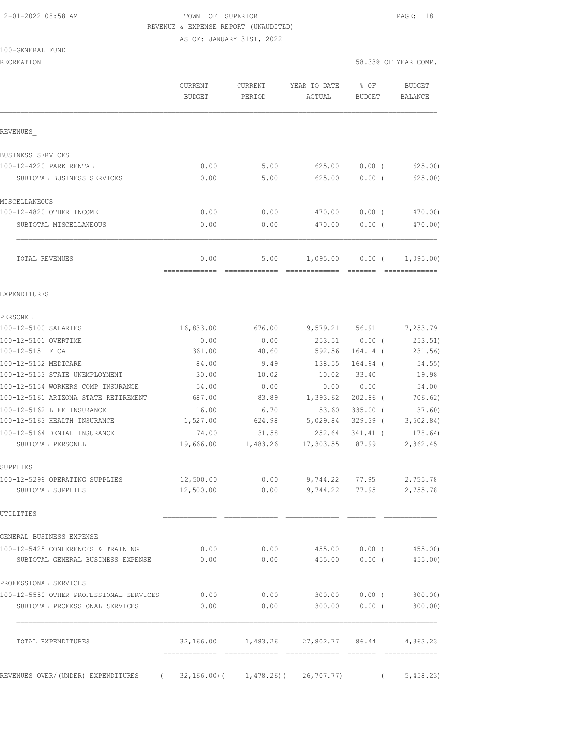TOWN OF SUPERIOR
REVENUE & EXPENSE REPORT (UNAUDITED)
AS OF: JANUARY 31ST, 2022

100-GENERAL FUND
RECREATION — 58.33% OF YEAR COMP.

| | CURRENT BUDGET | CURRENT PERIOD | YEAR TO DATE ACTUAL | % OF BUDGET | BUDGET BALANCE |
|---|---|---|---|---|---|
| **REVENUES** | | | | | |
| BUSINESS SERVICES | | | | | |
| 100-12-4220 PARK RENTAL | 0.00 | 5.00 | 625.00 | 0.00 | ( 625.00) |
| SUBTOTAL BUSINESS SERVICES | 0.00 | 5.00 | 625.00 | 0.00 | ( 625.00) |
| MISCELLANEOUS | | | | | |
| 100-12-4820 OTHER INCOME | 0.00 | 0.00 | 470.00 | 0.00 | ( 470.00) |
| SUBTOTAL MISCELLANEOUS | 0.00 | 0.00 | 470.00 | 0.00 | ( 470.00) |
| TOTAL REVENUES | 0.00 | 5.00 | 1,095.00 | 0.00 | ( 1,095.00) |
| **EXPENDITURES** | | | | | |
| PERSONEL | | | | | |
| 100-12-5100 SALARIES | 16,833.00 | 676.00 | 9,579.21 | 56.91 | 7,253.79 |
| 100-12-5101 OVERTIME | 0.00 | 0.00 | 253.51 | 0.00 | ( 253.51) |
| 100-12-5151 FICA | 361.00 | 40.60 | 592.56 | 164.14 | ( 231.56) |
| 100-12-5152 MEDICARE | 84.00 | 9.49 | 138.55 | 164.94 | ( 54.55) |
| 100-12-5153 STATE UNEMPLOYMENT | 30.00 | 10.02 | 10.02 | 33.40 | 19.98 |
| 100-12-5154 WORKERS COMP INSURANCE | 54.00 | 0.00 | 0.00 | 0.00 | 54.00 |
| 100-12-5161 ARIZONA STATE RETIREMENT | 687.00 | 83.89 | 1,393.62 | 202.86 | ( 706.62) |
| 100-12-5162 LIFE INSURANCE | 16.00 | 6.70 | 53.60 | 335.00 | ( 37.60) |
| 100-12-5163 HEALTH INSURANCE | 1,527.00 | 624.98 | 5,029.84 | 329.39 | ( 3,502.84) |
| 100-12-5164 DENTAL INSURANCE | 74.00 | 31.58 | 252.64 | 341.41 | ( 178.64) |
| SUBTOTAL PERSONEL | 19,666.00 | 1,483.26 | 17,303.55 | 87.99 | 2,362.45 |
| SUPPLIES | | | | | |
| 100-12-5299 OPERATING SUPPLIES | 12,500.00 | 0.00 | 9,744.22 | 77.95 | 2,755.78 |
| SUBTOTAL SUPPLIES | 12,500.00 | 0.00 | 9,744.22 | 77.95 | 2,755.78 |
| UTILITIES | | | | | |
| GENERAL BUSINESS EXPENSE | | | | | |
| 100-12-5425 CONFERENCES & TRAINING | 0.00 | 0.00 | 455.00 | 0.00 | ( 455.00) |
| SUBTOTAL GENERAL BUSINESS EXPENSE | 0.00 | 0.00 | 455.00 | 0.00 | ( 455.00) |
| PROFESSIONAL SERVICES | | | | | |
| 100-12-5550 OTHER PROFESSIONAL SERVICES | 0.00 | 0.00 | 300.00 | 0.00 | ( 300.00) |
| SUBTOTAL PROFESSIONAL SERVICES | 0.00 | 0.00 | 300.00 | 0.00 | ( 300.00) |
| TOTAL EXPENDITURES | 32,166.00 | 1,483.26 | 27,802.77 | 86.44 | 4,363.23 |
| REVENUES OVER/(UNDER) EXPENDITURES | ( 32,166.00) | ( 1,478.26) | ( 26,707.77) | | ( 5,458.23) |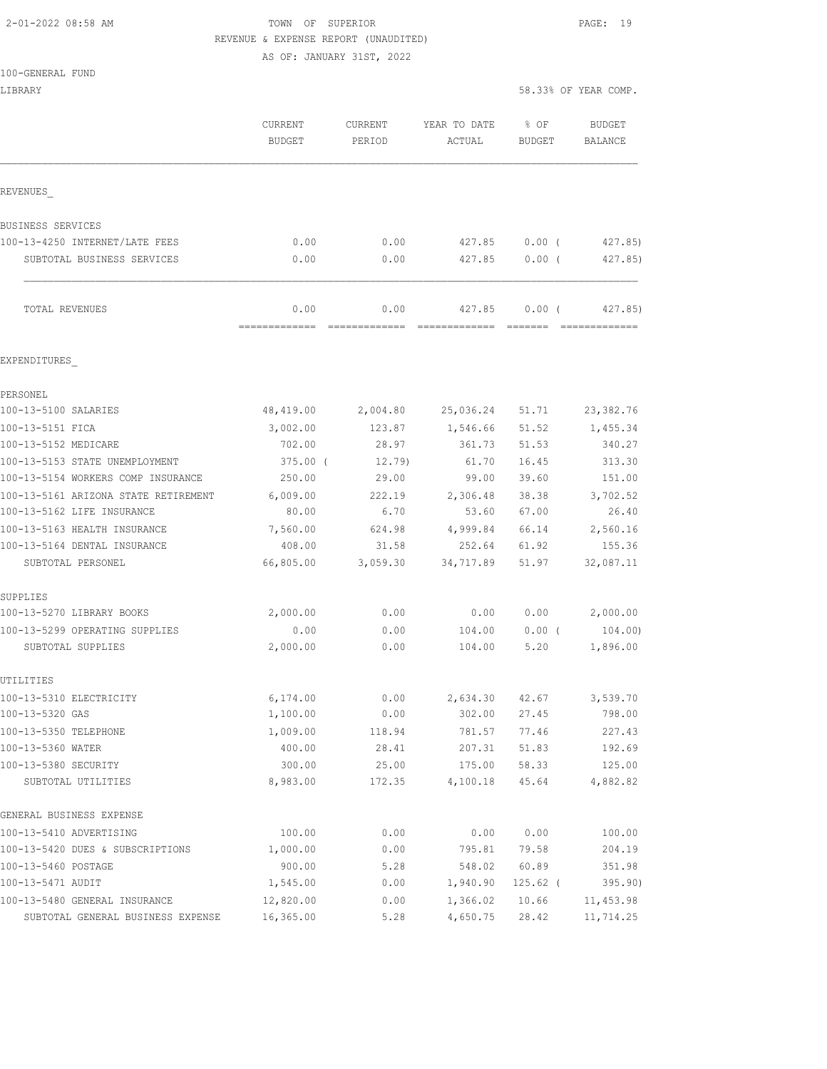TOWN OF SUPERIOR
REVENUE & EXPENSE REPORT (UNAUDITED)
AS OF: JANUARY 31ST, 2022

100-GENERAL FUND
LIBRARY

58.33% OF YEAR COMP.

| | CURRENT BUDGET | CURRENT PERIOD | YEAR TO DATE ACTUAL | % OF BUDGET | BUDGET BALANCE |
|---|---|---|---|---|---|
| REVENUES_ | | | | | |
| BUSINESS SERVICES | | | | | |
| 100-13-4250 INTERNET/LATE FEES | 0.00 | 0.00 | 427.85 | 0.00 ( | 427.85) |
| SUBTOTAL BUSINESS SERVICES | 0.00 | 0.00 | 427.85 | 0.00 ( | 427.85) |
| TOTAL REVENUES | 0.00 | 0.00 | 427.85 | 0.00 ( | 427.85) |
| EXPENDITURES_ | | | | | |
| PERSONEL | | | | | |
| 100-13-5100 SALARIES | 48,419.00 | 2,004.80 | 25,036.24 | 51.71 | 23,382.76 |
| 100-13-5151 FICA | 3,002.00 | 123.87 | 1,546.66 | 51.52 | 1,455.34 |
| 100-13-5152 MEDICARE | 702.00 | 28.97 | 361.73 | 51.53 | 340.27 |
| 100-13-5153 STATE UNEMPLOYMENT | 375.00 ( | 12.79) | 61.70 | 16.45 | 313.30 |
| 100-13-5154 WORKERS COMP INSURANCE | 250.00 | 29.00 | 99.00 | 39.60 | 151.00 |
| 100-13-5161 ARIZONA STATE RETIREMENT | 6,009.00 | 222.19 | 2,306.48 | 38.38 | 3,702.52 |
| 100-13-5162 LIFE INSURANCE | 80.00 | 6.70 | 53.60 | 67.00 | 26.40 |
| 100-13-5163 HEALTH INSURANCE | 7,560.00 | 624.98 | 4,999.84 | 66.14 | 2,560.16 |
| 100-13-5164 DENTAL INSURANCE | 408.00 | 31.58 | 252.64 | 61.92 | 155.36 |
| SUBTOTAL PERSONEL | 66,805.00 | 3,059.30 | 34,717.89 | 51.97 | 32,087.11 |
| SUPPLIES | | | | | |
| 100-13-5270 LIBRARY BOOKS | 2,000.00 | 0.00 | 0.00 | 0.00 | 2,000.00 |
| 100-13-5299 OPERATING SUPPLIES | 0.00 | 0.00 | 104.00 | 0.00 ( | 104.00) |
| SUBTOTAL SUPPLIES | 2,000.00 | 0.00 | 104.00 | 5.20 | 1,896.00 |
| UTILITIES | | | | | |
| 100-13-5310 ELECTRICITY | 6,174.00 | 0.00 | 2,634.30 | 42.67 | 3,539.70 |
| 100-13-5320 GAS | 1,100.00 | 0.00 | 302.00 | 27.45 | 798.00 |
| 100-13-5350 TELEPHONE | 1,009.00 | 118.94 | 781.57 | 77.46 | 227.43 |
| 100-13-5360 WATER | 400.00 | 28.41 | 207.31 | 51.83 | 192.69 |
| 100-13-5380 SECURITY | 300.00 | 25.00 | 175.00 | 58.33 | 125.00 |
| SUBTOTAL UTILITIES | 8,983.00 | 172.35 | 4,100.18 | 45.64 | 4,882.82 |
| GENERAL BUSINESS EXPENSE | | | | | |
| 100-13-5410 ADVERTISING | 100.00 | 0.00 | 0.00 | 0.00 | 100.00 |
| 100-13-5420 DUES & SUBSCRIPTIONS | 1,000.00 | 0.00 | 795.81 | 79.58 | 204.19 |
| 100-13-5460 POSTAGE | 900.00 | 5.28 | 548.02 | 60.89 | 351.98 |
| 100-13-5471 AUDIT | 1,545.00 | 0.00 | 1,940.90 | 125.62 ( | 395.90) |
| 100-13-5480 GENERAL INSURANCE | 12,820.00 | 0.00 | 1,366.02 | 10.66 | 11,453.98 |
| SUBTOTAL GENERAL BUSINESS EXPENSE | 16,365.00 | 5.28 | 4,650.75 | 28.42 | 11,714.25 |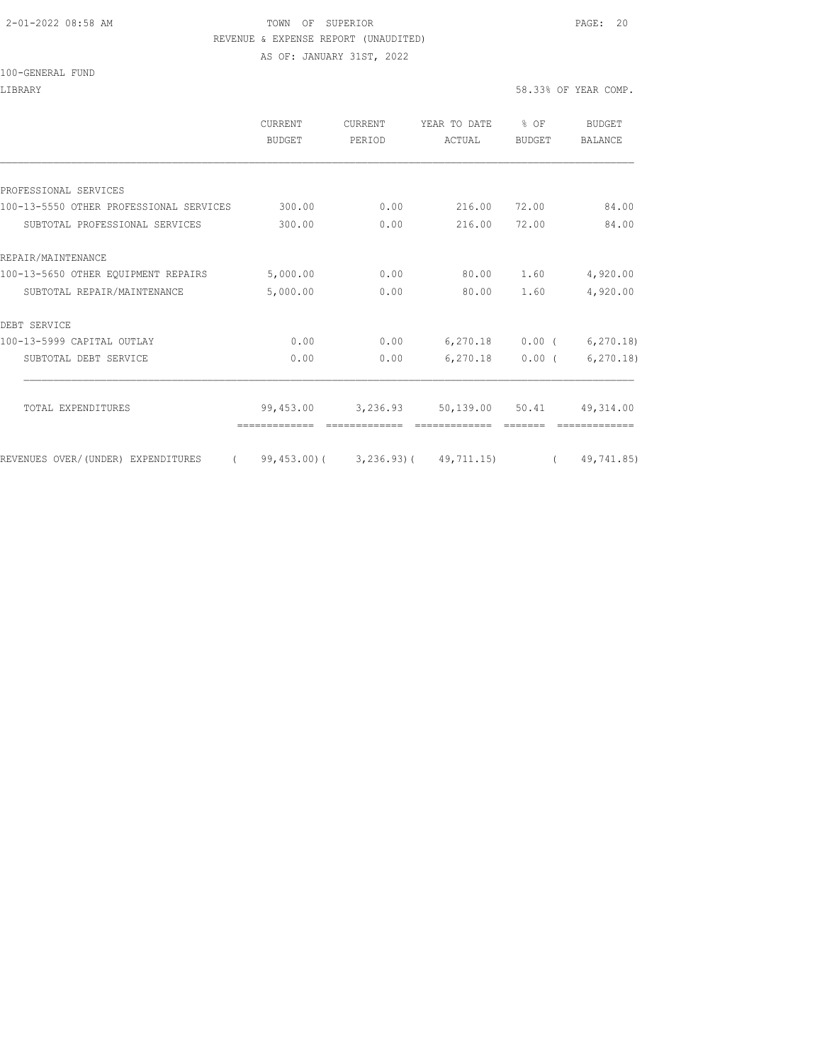TOWN OF SUPERIOR

REVENUE & EXPENSE REPORT (UNAUDITED)

AS OF: JANUARY 31ST, 2022

100-GENERAL FUND

LIBRARY

58.33% OF YEAR COMP.

| | CURRENT BUDGET | CURRENT PERIOD | YEAR TO DATE ACTUAL | % OF BUDGET | BUDGET BALANCE |
|---|---|---|---|---|---|
| PROFESSIONAL SERVICES | | | | | |
| 100-13-5550 OTHER PROFESSIONAL SERVICES | 300.00 | 0.00 | 216.00 | 72.00 | 84.00 |
| SUBTOTAL PROFESSIONAL SERVICES | 300.00 | 0.00 | 216.00 | 72.00 | 84.00 |
| REPAIR/MAINTENANCE | | | | | |
| 100-13-5650 OTHER EQUIPMENT REPAIRS | 5,000.00 | 0.00 | 80.00 | 1.60 | 4,920.00 |
| SUBTOTAL REPAIR/MAINTENANCE | 5,000.00 | 0.00 | 80.00 | 1.60 | 4,920.00 |
| DEBT SERVICE | | | | | |
| 100-13-5999 CAPITAL OUTLAY | 0.00 | 0.00 | 6,270.18 | 0.00 | ( 6,270.18) |
| SUBTOTAL DEBT SERVICE | 0.00 | 0.00 | 6,270.18 | 0.00 | ( 6,270.18) |
| TOTAL EXPENDITURES | 99,453.00 | 3,236.93 | 50,139.00 | 50.41 | 49,314.00 |
| REVENUES OVER/(UNDER) EXPENDITURES | ( 99,453.00) | ( 3,236.93) | ( 49,711.15) | | ( 49,741.85) |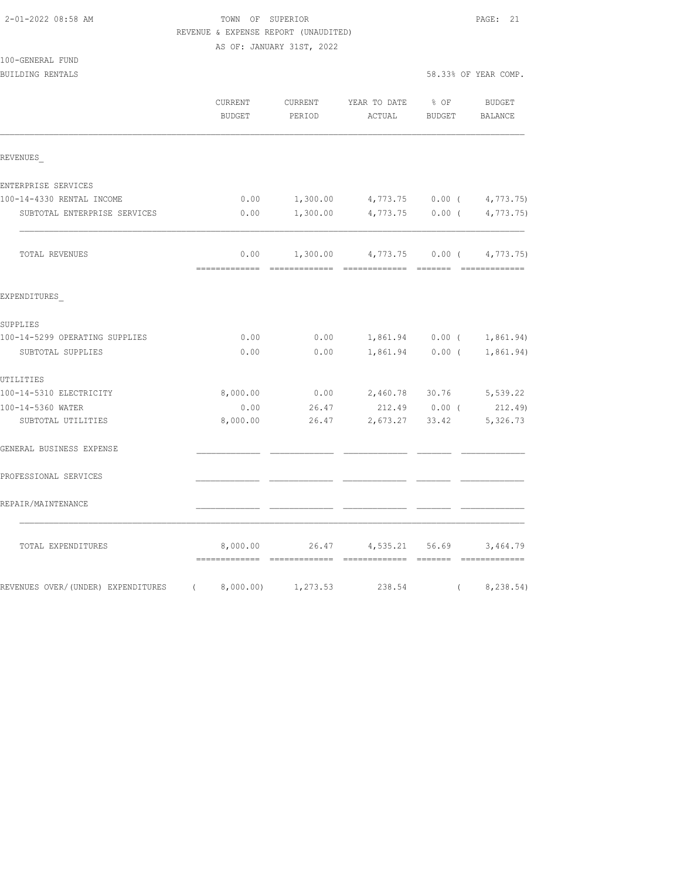2-01-2022 08:58 AM

TOWN OF SUPERIOR

REVENUE & EXPENSE REPORT (UNAUDITED)

AS OF: JANUARY 31ST, 2022

100-GENERAL FUND

BUILDING RENTALS

58.33% OF YEAR COMP.

| | CURRENT BUDGET | CURRENT PERIOD | YEAR TO DATE ACTUAL | % OF BUDGET | BUDGET BALANCE |
|---|---|---|---|---|---|
| **REVENUES** | | | | | |
| ENTERPRISE SERVICES | | | | | |
| 100-14-4330 RENTAL INCOME | 0.00 | 1,300.00 | 4,773.75 | 0.00 | (4,773.75) |
| SUBTOTAL ENTERPRISE SERVICES | 0.00 | 1,300.00 | 4,773.75 | 0.00 | (4,773.75) |
| TOTAL REVENUES | 0.00 | 1,300.00 | 4,773.75 | 0.00 | (4,773.75) |
| **EXPENDITURES** | | | | | |
| SUPPLIES | | | | | |
| 100-14-5299 OPERATING SUPPLIES | 0.00 | 0.00 | 1,861.94 | 0.00 | (1,861.94) |
| SUBTOTAL SUPPLIES | 0.00 | 0.00 | 1,861.94 | 0.00 | (1,861.94) |
| UTILITIES | | | | | |
| 100-14-5310 ELECTRICITY | 8,000.00 | 0.00 | 2,460.78 | 30.76 | 5,539.22 |
| 100-14-5360 WATER | 0.00 | 26.47 | 212.49 | 0.00 | (212.49) |
| SUBTOTAL UTILITIES | 8,000.00 | 26.47 | 2,673.27 | 33.42 | 5,326.73 |
| GENERAL BUSINESS EXPENSE | | | | | |
| PROFESSIONAL SERVICES | | | | | |
| REPAIR/MAINTENANCE | | | | | |
| TOTAL EXPENDITURES | 8,000.00 | 26.47 | 4,535.21 | 56.69 | 3,464.79 |
| REVENUES OVER/(UNDER) EXPENDITURES | (8,000.00) | 1,273.53 | 238.54 | | (8,238.54) |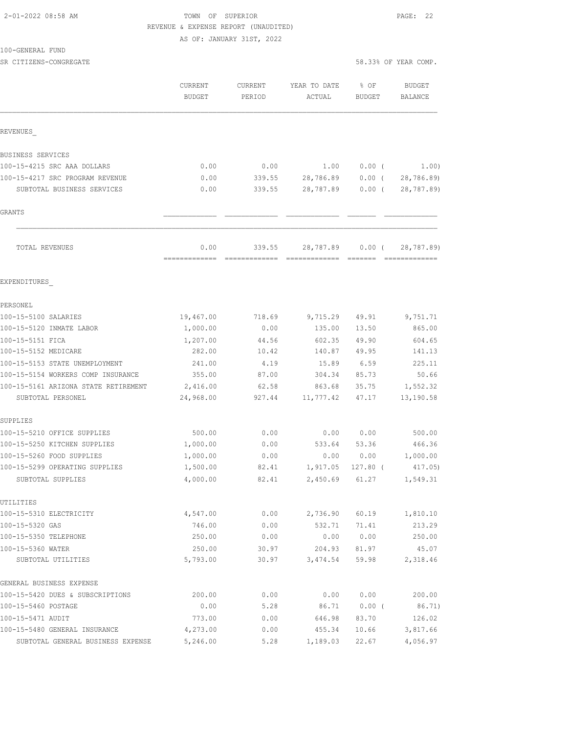2-01-2022 08:58 AM TOWN OF SUPERIOR

REVENUE & EXPENSE REPORT (UNAUDITED)

AS OF: JANUARY 31ST, 2022

100-GENERAL FUND

SR CITIZENS-CONGREGATE 58.33% OF YEAR COMP.

| | CURRENT BUDGET | CURRENT PERIOD | YEAR TO DATE ACTUAL | % OF BUDGET | BUDGET BALANCE |
|---|---|---|---|---|---|
| REVENUES_ | | | | | |
| BUSINESS SERVICES | | | | | |
| 100-15-4215 SRC AAA DOLLARS | 0.00 | 0.00 | 1.00 | 0.00 ( | 1.00) |
| 100-15-4217 SRC PROGRAM REVENUE | 0.00 | 339.55 | 28,786.89 | 0.00 ( | 28,786.89) |
| SUBTOTAL BUSINESS SERVICES | 0.00 | 339.55 | 28,787.89 | 0.00 ( | 28,787.89) |
| GRANTS | | | | | |
| TOTAL REVENUES | 0.00 | 339.55 | 28,787.89 | 0.00 ( | 28,787.89) |
| EXPENDITURES_ | | | | | |
| PERSONEL | | | | | |
| 100-15-5100 SALARIES | 19,467.00 | 718.69 | 9,715.29 | 49.91 | 9,751.71 |
| 100-15-5120 INMATE LABOR | 1,000.00 | 0.00 | 135.00 | 13.50 | 865.00 |
| 100-15-5151 FICA | 1,207.00 | 44.56 | 602.35 | 49.90 | 604.65 |
| 100-15-5152 MEDICARE | 282.00 | 10.42 | 140.87 | 49.95 | 141.13 |
| 100-15-5153 STATE UNEMPLOYMENT | 241.00 | 4.19 | 15.89 | 6.59 | 225.11 |
| 100-15-5154 WORKERS COMP INSURANCE | 355.00 | 87.00 | 304.34 | 85.73 | 50.66 |
| 100-15-5161 ARIZONA STATE RETIREMENT | 2,416.00 | 62.58 | 863.68 | 35.75 | 1,552.32 |
| SUBTOTAL PERSONEL | 24,968.00 | 927.44 | 11,777.42 | 47.17 | 13,190.58 |
| SUPPLIES | | | | | |
| 100-15-5210 OFFICE SUPPLIES | 500.00 | 0.00 | 0.00 | 0.00 | 500.00 |
| 100-15-5250 KITCHEN SUPPLIES | 1,000.00 | 0.00 | 533.64 | 53.36 | 466.36 |
| 100-15-5260 FOOD SUPPLIES | 1,000.00 | 0.00 | 0.00 | 0.00 | 1,000.00 |
| 100-15-5299 OPERATING SUPPLIES | 1,500.00 | 82.41 | 1,917.05 | 127.80 ( | 417.05) |
| SUBTOTAL SUPPLIES | 4,000.00 | 82.41 | 2,450.69 | 61.27 | 1,549.31 |
| UTILITIES | | | | | |
| 100-15-5310 ELECTRICITY | 4,547.00 | 0.00 | 2,736.90 | 60.19 | 1,810.10 |
| 100-15-5320 GAS | 746.00 | 0.00 | 532.71 | 71.41 | 213.29 |
| 100-15-5350 TELEPHONE | 250.00 | 0.00 | 0.00 | 0.00 | 250.00 |
| 100-15-5360 WATER | 250.00 | 30.97 | 204.93 | 81.97 | 45.07 |
| SUBTOTAL UTILITIES | 5,793.00 | 30.97 | 3,474.54 | 59.98 | 2,318.46 |
| GENERAL BUSINESS EXPENSE | | | | | |
| 100-15-5420 DUES & SUBSCRIPTIONS | 200.00 | 0.00 | 0.00 | 0.00 | 200.00 |
| 100-15-5460 POSTAGE | 0.00 | 5.28 | 86.71 | 0.00 ( | 86.71) |
| 100-15-5471 AUDIT | 773.00 | 0.00 | 646.98 | 83.70 | 126.02 |
| 100-15-5480 GENERAL INSURANCE | 4,273.00 | 0.00 | 455.34 | 10.66 | 3,817.66 |
| SUBTOTAL GENERAL BUSINESS EXPENSE | 5,246.00 | 5.28 | 1,189.03 | 22.67 | 4,056.97 |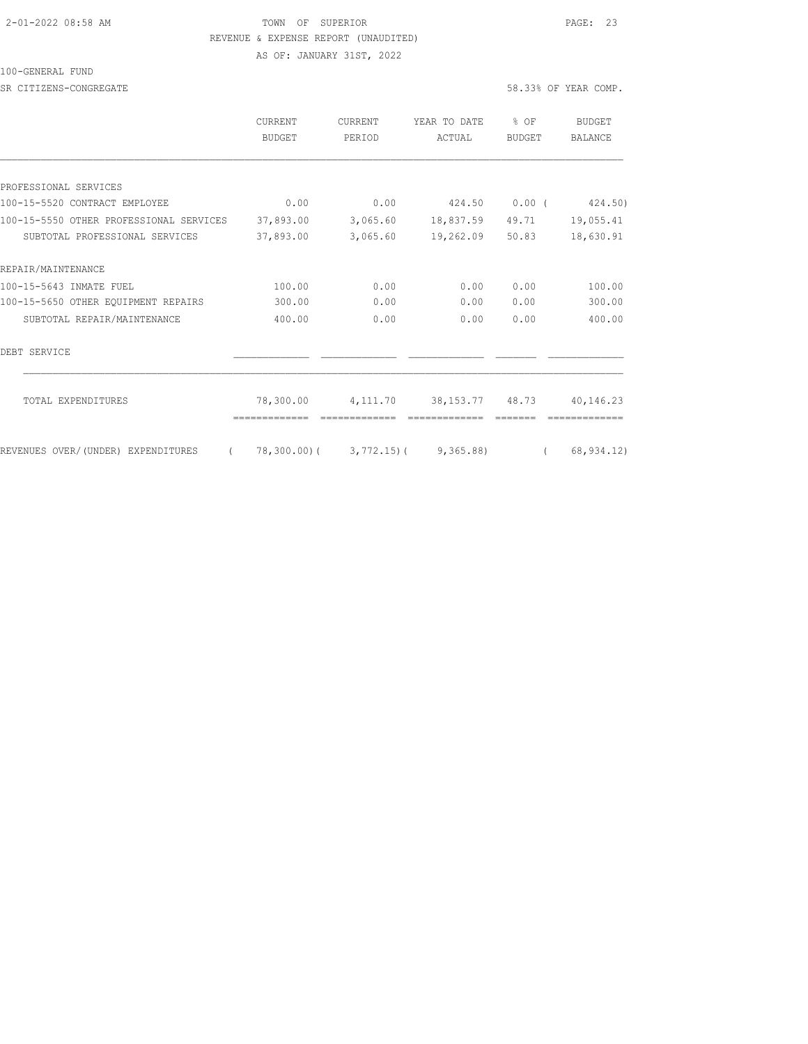TOWN OF SUPERIOR
REVENUE & EXPENSE REPORT (UNAUDITED)
AS OF: JANUARY 31ST, 2022

100-GENERAL FUND

SR CITIZENS-CONGREGATE — 58.33% OF YEAR COMP.

| | CURRENT BUDGET | CURRENT PERIOD | YEAR TO DATE ACTUAL | % OF BUDGET | BUDGET BALANCE |
|---|---|---|---|---|---|
| PROFESSIONAL SERVICES | | | | | |
| 100-15-5520 CONTRACT EMPLOYEE | 0.00 | 0.00 | 424.50 | 0.00 | ( 424.50) |
| 100-15-5550 OTHER PROFESSIONAL SERVICES | 37,893.00 | 3,065.60 | 18,837.59 | 49.71 | 19,055.41 |
| SUBTOTAL PROFESSIONAL SERVICES | 37,893.00 | 3,065.60 | 19,262.09 | 50.83 | 18,630.91 |
| REPAIR/MAINTENANCE | | | | | |
| 100-15-5643 INMATE FUEL | 100.00 | 0.00 | 0.00 | 0.00 | 100.00 |
| 100-15-5650 OTHER EQUIPMENT REPAIRS | 300.00 | 0.00 | 0.00 | 0.00 | 300.00 |
| SUBTOTAL REPAIR/MAINTENANCE | 400.00 | 0.00 | 0.00 | 0.00 | 400.00 |
| DEBT SERVICE | | | | | |
| TOTAL EXPENDITURES | 78,300.00 | 4,111.70 | 38,153.77 | 48.73 | 40,146.23 |
| REVENUES OVER/(UNDER) EXPENDITURES | ( 78,300.00) | ( 3,772.15) | ( 9,365.88) | | ( 68,934.12) |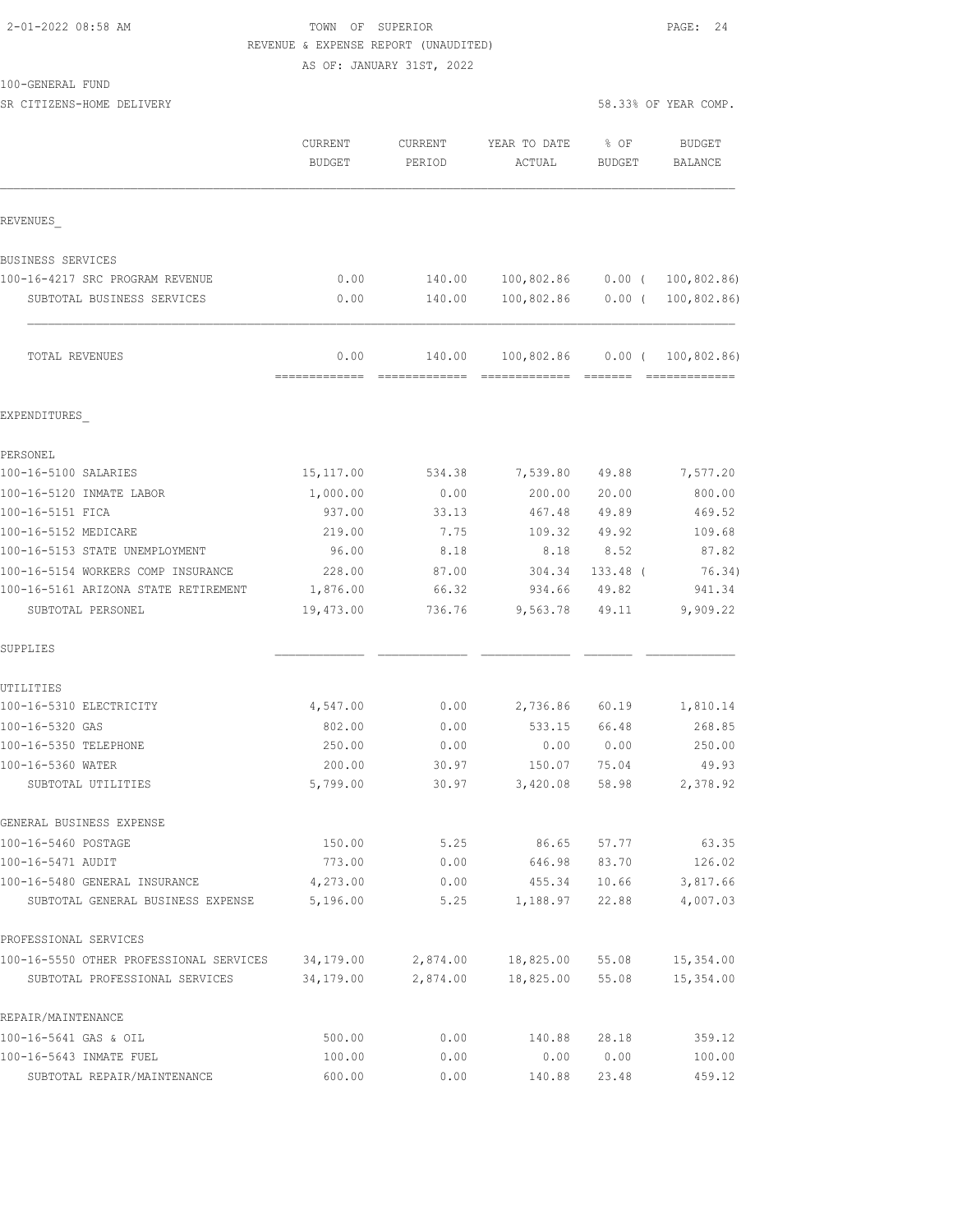2-01-2022 08:58 AM

TOWN OF SUPERIOR

REVENUE & EXPENSE REPORT (UNAUDITED)

AS OF: JANUARY 31ST, 2022

100-GENERAL FUND

SR CITIZENS-HOME DELIVERY

58.33% OF YEAR COMP.

| | CURRENT BUDGET | CURRENT PERIOD | YEAR TO DATE ACTUAL | % OF BUDGET | BUDGET BALANCE |
|---|---|---|---|---|---|
| REVENUES_ | | | | | |
| BUSINESS SERVICES | | | | | |
| 100-16-4217 SRC PROGRAM REVENUE | 0.00 | 140.00 | 100,802.86 | 0.00 ( | 100,802.86) |
| SUBTOTAL BUSINESS SERVICES | 0.00 | 140.00 | 100,802.86 | 0.00 ( | 100,802.86) |
| TOTAL REVENUES | 0.00 | 140.00 | 100,802.86 | 0.00 ( | 100,802.86) |
| EXPENDITURES_ | | | | | |
| PERSONEL | | | | | |
| 100-16-5100 SALARIES | 15,117.00 | 534.38 | 7,539.80 | 49.88 | 7,577.20 |
| 100-16-5120 INMATE LABOR | 1,000.00 | 0.00 | 200.00 | 20.00 | 800.00 |
| 100-16-5151 FICA | 937.00 | 33.13 | 467.48 | 49.89 | 469.52 |
| 100-16-5152 MEDICARE | 219.00 | 7.75 | 109.32 | 49.92 | 109.68 |
| 100-16-5153 STATE UNEMPLOYMENT | 96.00 | 8.18 | 8.18 | 8.52 | 87.82 |
| 100-16-5154 WORKERS COMP INSURANCE | 228.00 | 87.00 | 304.34 | 133.48 ( | 76.34) |
| 100-16-5161 ARIZONA STATE RETIREMENT | 1,876.00 | 66.32 | 934.66 | 49.82 | 941.34 |
| SUBTOTAL PERSONEL | 19,473.00 | 736.76 | 9,563.78 | 49.11 | 9,909.22 |
| SUPPLIES | | | | | |
| UTILITIES | | | | | |
| 100-16-5310 ELECTRICITY | 4,547.00 | 0.00 | 2,736.86 | 60.19 | 1,810.14 |
| 100-16-5320 GAS | 802.00 | 0.00 | 533.15 | 66.48 | 268.85 |
| 100-16-5350 TELEPHONE | 250.00 | 0.00 | 0.00 | 0.00 | 250.00 |
| 100-16-5360 WATER | 200.00 | 30.97 | 150.07 | 75.04 | 49.93 |
| SUBTOTAL UTILITIES | 5,799.00 | 30.97 | 3,420.08 | 58.98 | 2,378.92 |
| GENERAL BUSINESS EXPENSE | | | | | |
| 100-16-5460 POSTAGE | 150.00 | 5.25 | 86.65 | 57.77 | 63.35 |
| 100-16-5471 AUDIT | 773.00 | 0.00 | 646.98 | 83.70 | 126.02 |
| 100-16-5480 GENERAL INSURANCE | 4,273.00 | 0.00 | 455.34 | 10.66 | 3,817.66 |
| SUBTOTAL GENERAL BUSINESS EXPENSE | 5,196.00 | 5.25 | 1,188.97 | 22.88 | 4,007.03 |
| PROFESSIONAL SERVICES | | | | | |
| 100-16-5550 OTHER PROFESSIONAL SERVICES | 34,179.00 | 2,874.00 | 18,825.00 | 55.08 | 15,354.00 |
| SUBTOTAL PROFESSIONAL SERVICES | 34,179.00 | 2,874.00 | 18,825.00 | 55.08 | 15,354.00 |
| REPAIR/MAINTENANCE | | | | | |
| 100-16-5641 GAS & OIL | 500.00 | 0.00 | 140.88 | 28.18 | 359.12 |
| 100-16-5643 INMATE FUEL | 100.00 | 0.00 | 0.00 | 0.00 | 100.00 |
| SUBTOTAL REPAIR/MAINTENANCE | 600.00 | 0.00 | 140.88 | 23.48 | 459.12 |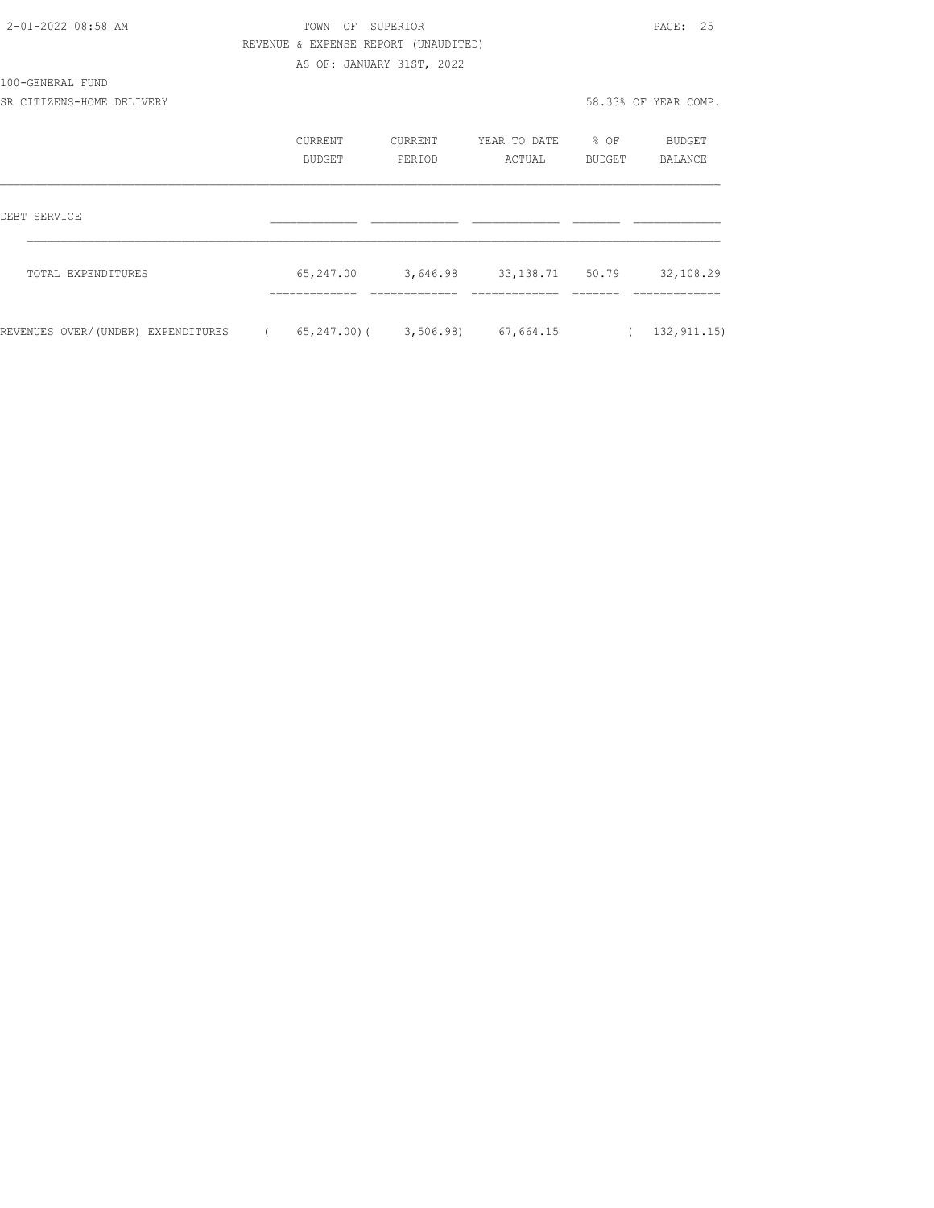TOWN OF SUPERIOR

REVENUE & EXPENSE REPORT (UNAUDITED)

AS OF: JANUARY 31ST, 2022

100-GENERAL FUND

SR CITIZENS-HOME DELIVERY

58.33% OF YEAR COMP.

| | CURRENT BUDGET | CURRENT PERIOD | YEAR TO DATE ACTUAL | % OF BUDGET | BUDGET BALANCE |
|---|---|---|---|---|---|
| DEBT SERVICE | | | | | |
| TOTAL EXPENDITURES | 65,247.00 | 3,646.98 | 33,138.71 | 50.79 | 32,108.29 |
| REVENUES OVER/(UNDER) EXPENDITURES | ( 65,247.00) | ( 3,506.98) | 67,664.15 | | ( 132,911.15) |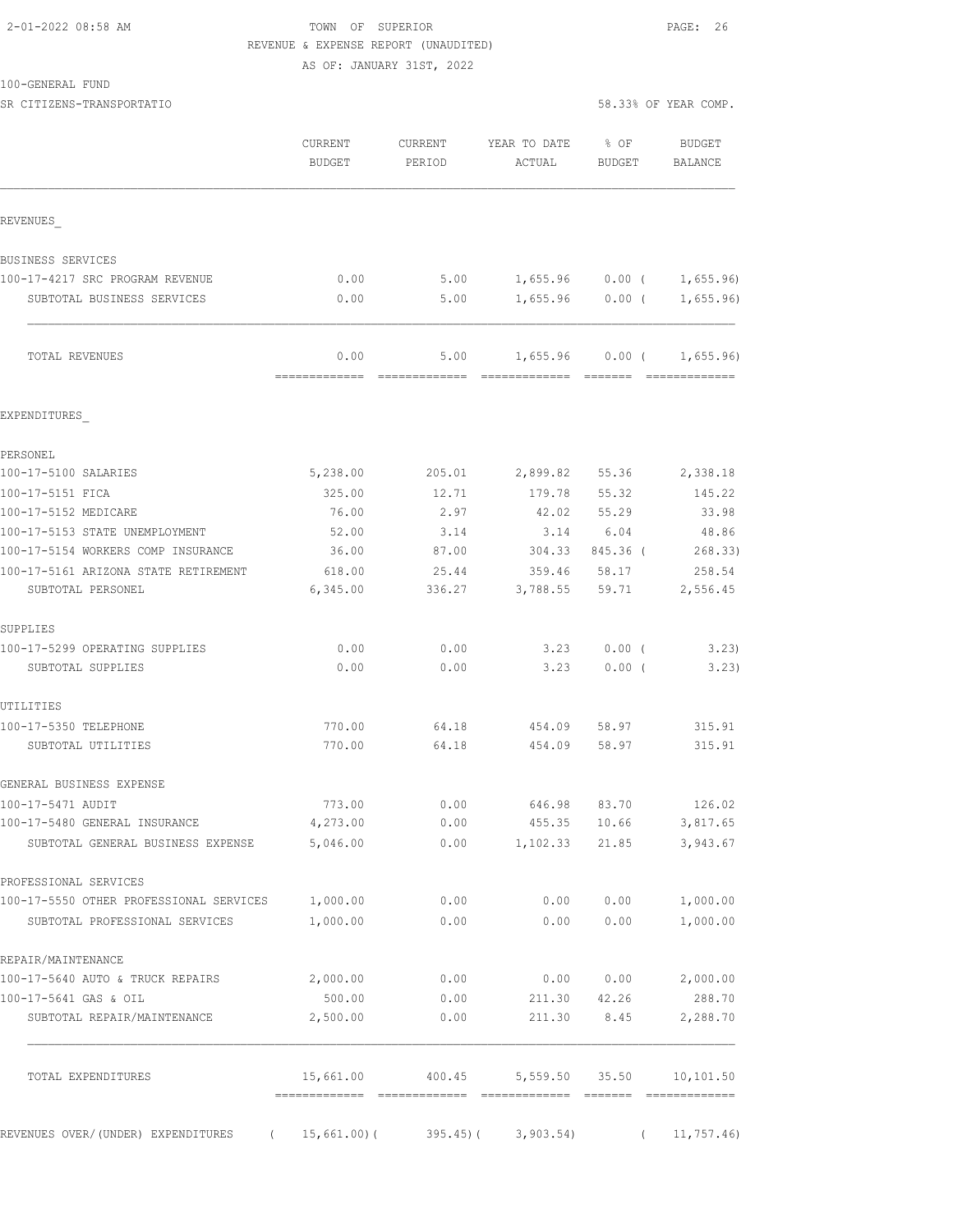2-01-2022 08:58 AM

TOWN OF SUPERIOR
REVENUE & EXPENSE REPORT (UNAUDITED)
AS OF: JANUARY 31ST, 2022

100-GENERAL FUND
SR CITIZENS-TRANSPORTATIO

58.33% OF YEAR COMP.

| | CURRENT BUDGET | CURRENT PERIOD | YEAR TO DATE ACTUAL | % OF BUDGET | BUDGET BALANCE |
|---|---|---|---|---|---|
| **REVENUES_** | | | | | |
| BUSINESS SERVICES | | | | | |
| 100-17-4217 SRC PROGRAM REVENUE | 0.00 | 5.00 | 1,655.96 | 0.00 ( | 1,655.96) |
| SUBTOTAL BUSINESS SERVICES | 0.00 | 5.00 | 1,655.96 | 0.00 ( | 1,655.96) |
| TOTAL REVENUES | 0.00 | 5.00 | 1,655.96 | 0.00 ( | 1,655.96) |
| **EXPENDITURES_** | | | | | |
| PERSONEL | | | | | |
| 100-17-5100 SALARIES | 5,238.00 | 205.01 | 2,899.82 | 55.36 | 2,338.18 |
| 100-17-5151 FICA | 325.00 | 12.71 | 179.78 | 55.32 | 145.22 |
| 100-17-5152 MEDICARE | 76.00 | 2.97 | 42.02 | 55.29 | 33.98 |
| 100-17-5153 STATE UNEMPLOYMENT | 52.00 | 3.14 | 3.14 | 6.04 | 48.86 |
| 100-17-5154 WORKERS COMP INSURANCE | 36.00 | 87.00 | 304.33 | 845.36 ( | 268.33) |
| 100-17-5161 ARIZONA STATE RETIREMENT | 618.00 | 25.44 | 359.46 | 58.17 | 258.54 |
| SUBTOTAL PERSONEL | 6,345.00 | 336.27 | 3,788.55 | 59.71 | 2,556.45 |
| SUPPLIES | | | | | |
| 100-17-5299 OPERATING SUPPLIES | 0.00 | 0.00 | 3.23 | 0.00 ( | 3.23) |
| SUBTOTAL SUPPLIES | 0.00 | 0.00 | 3.23 | 0.00 ( | 3.23) |
| UTILITIES | | | | | |
| 100-17-5350 TELEPHONE | 770.00 | 64.18 | 454.09 | 58.97 | 315.91 |
| SUBTOTAL UTILITIES | 770.00 | 64.18 | 454.09 | 58.97 | 315.91 |
| GENERAL BUSINESS EXPENSE | | | | | |
| 100-17-5471 AUDIT | 773.00 | 0.00 | 646.98 | 83.70 | 126.02 |
| 100-17-5480 GENERAL INSURANCE | 4,273.00 | 0.00 | 455.35 | 10.66 | 3,817.65 |
| SUBTOTAL GENERAL BUSINESS EXPENSE | 5,046.00 | 0.00 | 1,102.33 | 21.85 | 3,943.67 |
| PROFESSIONAL SERVICES | | | | | |
| 100-17-5550 OTHER PROFESSIONAL SERVICES | 1,000.00 | 0.00 | 0.00 | 0.00 | 1,000.00 |
| SUBTOTAL PROFESSIONAL SERVICES | 1,000.00 | 0.00 | 0.00 | 0.00 | 1,000.00 |
| REPAIR/MAINTENANCE | | | | | |
| 100-17-5640 AUTO & TRUCK REPAIRS | 2,000.00 | 0.00 | 0.00 | 0.00 | 2,000.00 |
| 100-17-5641 GAS & OIL | 500.00 | 0.00 | 211.30 | 42.26 | 288.70 |
| SUBTOTAL REPAIR/MAINTENANCE | 2,500.00 | 0.00 | 211.30 | 8.45 | 2,288.70 |
| TOTAL EXPENDITURES | 15,661.00 | 400.45 | 5,559.50 | 35.50 | 10,101.50 |
| REVENUES OVER/(UNDER) EXPENDITURES | ( 15,661.00)( | 395.45)( | 3,903.54) | ( | 11,757.46) |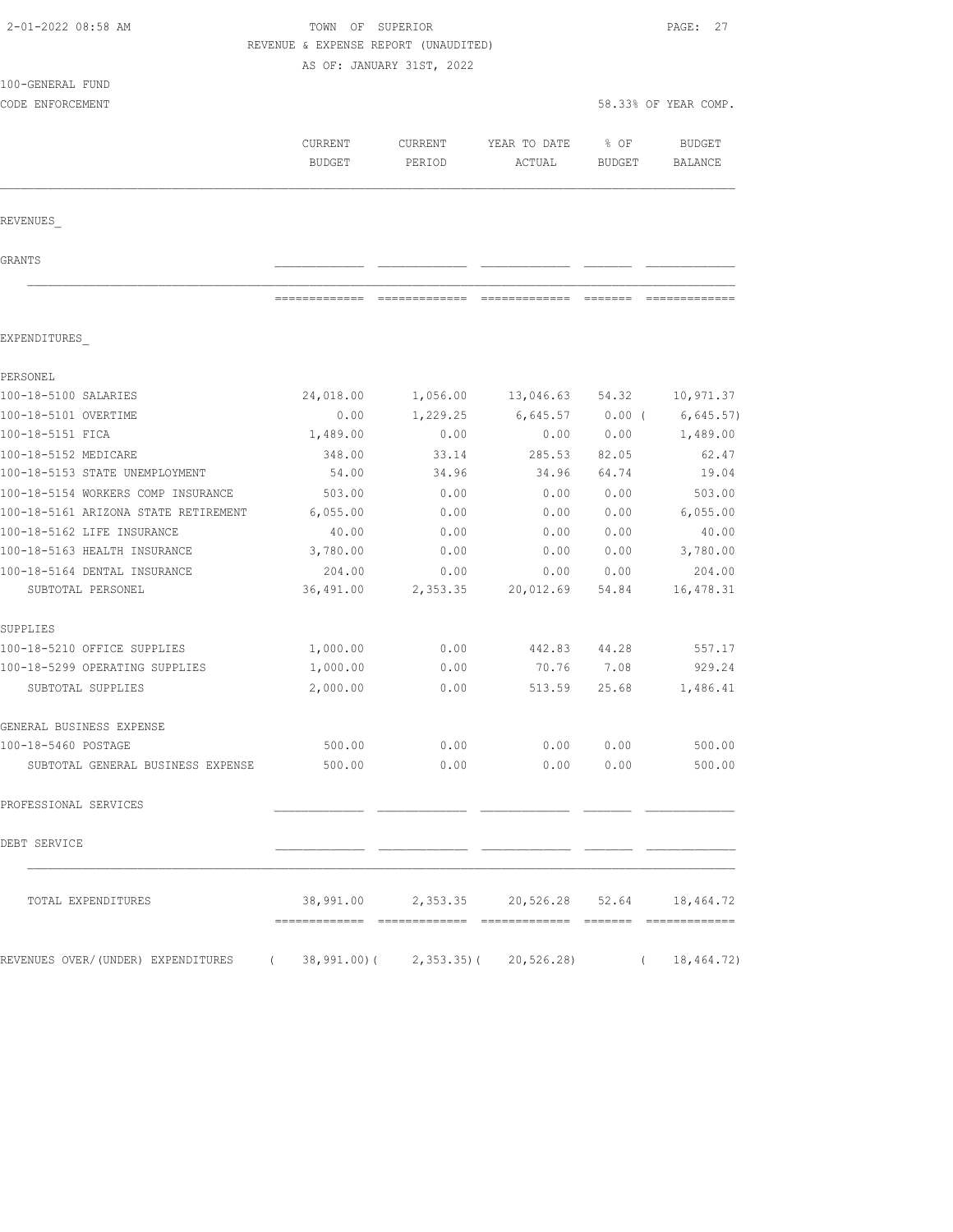2-01-2022 08:58 AM

TOWN OF SUPERIOR

REVENUE & EXPENSE REPORT (UNAUDITED)

AS OF: JANUARY 31ST, 2022

100-GENERAL FUND

CODE ENFORCEMENT

58.33% OF YEAR COMP.

| | CURRENT BUDGET | CURRENT PERIOD | YEAR TO DATE ACTUAL | % OF BUDGET | BUDGET BALANCE |
|---|---|---|---|---|---|
| REVENUES_ | | | | | |
| GRANTS | | | | | |
| EXPENDITURES_ | | | | | |
| PERSONEL | | | | | |
| 100-18-5100 SALARIES | 24,018.00 | 1,056.00 | 13,046.63 | 54.32 | 10,971.37 |
| 100-18-5101 OVERTIME | 0.00 | 1,229.25 | 6,645.57 | 0.00 | ( 6,645.57) |
| 100-18-5151 FICA | 1,489.00 | 0.00 | 0.00 | 0.00 | 1,489.00 |
| 100-18-5152 MEDICARE | 348.00 | 33.14 | 285.53 | 82.05 | 62.47 |
| 100-18-5153 STATE UNEMPLOYMENT | 54.00 | 34.96 | 34.96 | 64.74 | 19.04 |
| 100-18-5154 WORKERS COMP INSURANCE | 503.00 | 0.00 | 0.00 | 0.00 | 503.00 |
| 100-18-5161 ARIZONA STATE RETIREMENT | 6,055.00 | 0.00 | 0.00 | 0.00 | 6,055.00 |
| 100-18-5162 LIFE INSURANCE | 40.00 | 0.00 | 0.00 | 0.00 | 40.00 |
| 100-18-5163 HEALTH INSURANCE | 3,780.00 | 0.00 | 0.00 | 0.00 | 3,780.00 |
| 100-18-5164 DENTAL INSURANCE | 204.00 | 0.00 | 0.00 | 0.00 | 204.00 |
| SUBTOTAL PERSONEL | 36,491.00 | 2,353.35 | 20,012.69 | 54.84 | 16,478.31 |
| SUPPLIES | | | | | |
| 100-18-5210 OFFICE SUPPLIES | 1,000.00 | 0.00 | 442.83 | 44.28 | 557.17 |
| 100-18-5299 OPERATING SUPPLIES | 1,000.00 | 0.00 | 70.76 | 7.08 | 929.24 |
| SUBTOTAL SUPPLIES | 2,000.00 | 0.00 | 513.59 | 25.68 | 1,486.41 |
| GENERAL BUSINESS EXPENSE | | | | | |
| 100-18-5460 POSTAGE | 500.00 | 0.00 | 0.00 | 0.00 | 500.00 |
| SUBTOTAL GENERAL BUSINESS EXPENSE | 500.00 | 0.00 | 0.00 | 0.00 | 500.00 |
| PROFESSIONAL SERVICES | | | | | |
| DEBT SERVICE | | | | | |
| TOTAL EXPENDITURES | 38,991.00 | 2,353.35 | 20,526.28 | 52.64 | 18,464.72 |
| REVENUES OVER/(UNDER) EXPENDITURES | ( 38,991.00) | ( 2,353.35) | ( 20,526.28) | | ( 18,464.72) |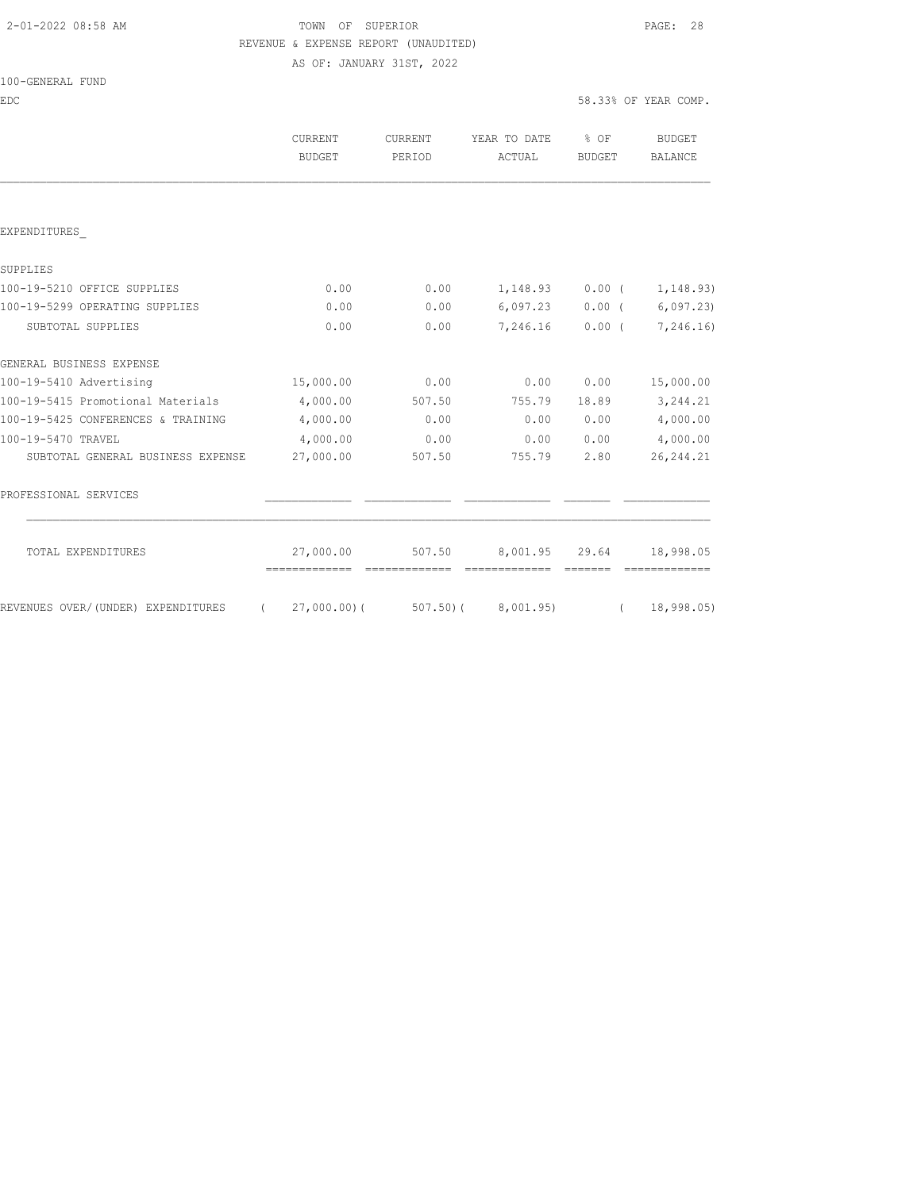TOWN OF SUPERIOR
REVENUE & EXPENSE REPORT (UNAUDITED)
AS OF: JANUARY 31ST, 2022

100-GENERAL FUND
EDC

58.33% OF YEAR COMP.

| | CURRENT BUDGET | CURRENT PERIOD | YEAR TO DATE ACTUAL | % OF BUDGET | BUDGET BALANCE |
|---|---|---|---|---|---|
| EXPENDITURES_ | | | | | |
| SUPPLIES | | | | | |
| 100-19-5210 OFFICE SUPPLIES | 0.00 | 0.00 | 1,148.93 | 0.00 | ( 1,148.93) |
| 100-19-5299 OPERATING SUPPLIES | 0.00 | 0.00 | 6,097.23 | 0.00 | ( 6,097.23) |
| SUBTOTAL SUPPLIES | 0.00 | 0.00 | 7,246.16 | 0.00 | ( 7,246.16) |
| GENERAL BUSINESS EXPENSE | | | | | |
| 100-19-5410 Advertising | 15,000.00 | 0.00 | 0.00 | 0.00 | 15,000.00 |
| 100-19-5415 Promotional Materials | 4,000.00 | 507.50 | 755.79 | 18.89 | 3,244.21 |
| 100-19-5425 CONFERENCES & TRAINING | 4,000.00 | 0.00 | 0.00 | 0.00 | 4,000.00 |
| 100-19-5470 TRAVEL | 4,000.00 | 0.00 | 0.00 | 0.00 | 4,000.00 |
| SUBTOTAL GENERAL BUSINESS EXPENSE | 27,000.00 | 507.50 | 755.79 | 2.80 | 26,244.21 |
| PROFESSIONAL SERVICES | | | | | |
| TOTAL EXPENDITURES | 27,000.00 | 507.50 | 8,001.95 | 29.64 | 18,998.05 |
| REVENUES OVER/(UNDER) EXPENDITURES | ( 27,000.00) | ( 507.50) | ( 8,001.95) | | ( 18,998.05) |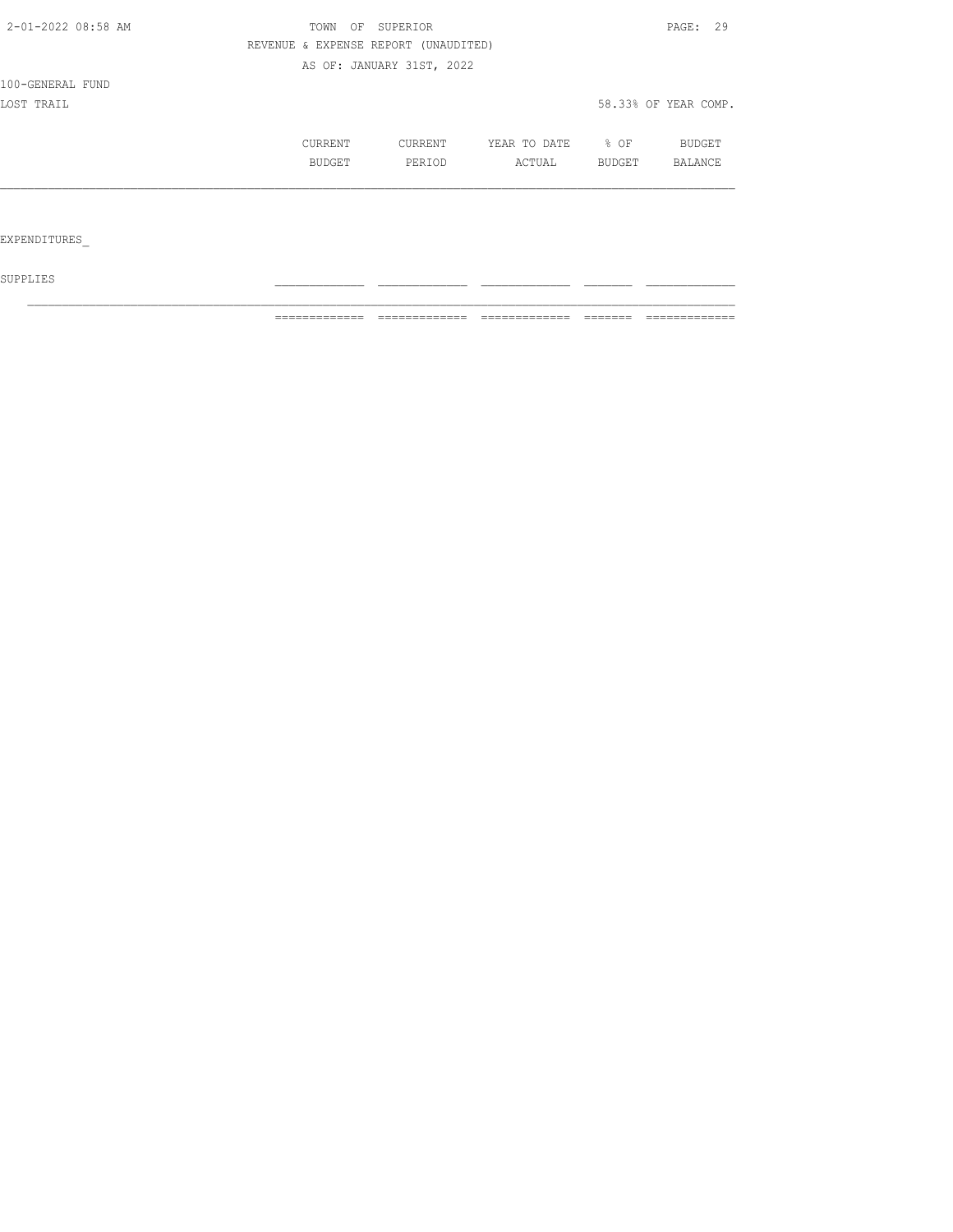TOWN OF SUPERIOR

REVENUE & EXPENSE REPORT (UNAUDITED)

AS OF: JANUARY 31ST, 2022

100-GENERAL FUND

LOST TRAIL

58.33% OF YEAR COMP.

| | CURRENT BUDGET | CURRENT PERIOD | YEAR TO DATE ACTUAL | % OF BUDGET | BUDGET BALANCE |
|---|---|---|---|---|---|
| EXPENDITURES_ | | | | | |
| SUPPLIES | | | | | |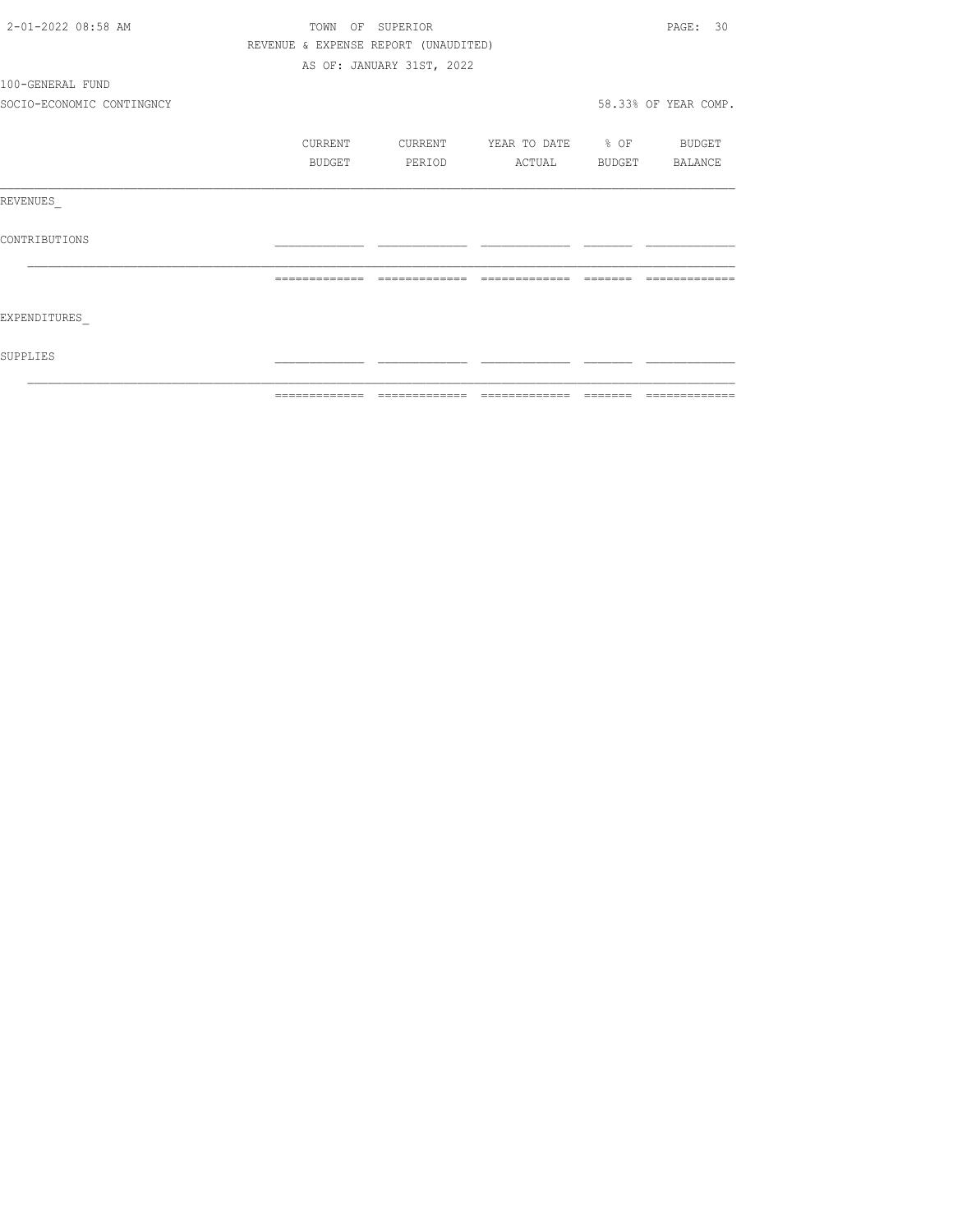TOWN OF SUPERIOR

REVENUE & EXPENSE REPORT (UNAUDITED)

AS OF: JANUARY 31ST, 2022

100-GENERAL FUND

SOCIO-ECONOMIC CONTINGNCY

58.33% OF YEAR COMP.

| | CURRENT BUDGET | CURRENT PERIOD | YEAR TO DATE ACTUAL | % OF BUDGET | BUDGET BALANCE |
|---|---|---|---|---|---|
| REVENUES_ | | | | | |
| CONTRIBUTIONS | | | | | |
| EXPENDITURES_ | | | | | |
| SUPPLIES | | | | | |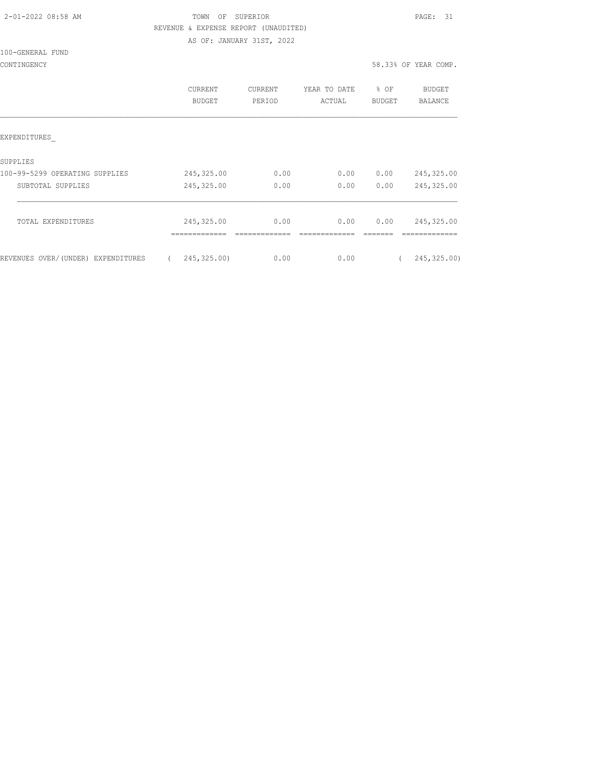TOWN OF SUPERIOR

REVENUE & EXPENSE REPORT (UNAUDITED)

AS OF: JANUARY 31ST, 2022

100-GENERAL FUND

CONTINGENCY

58.33% OF YEAR COMP.

| | CURRENT BUDGET | CURRENT PERIOD | YEAR TO DATE ACTUAL | % OF BUDGET | BUDGET BALANCE |
|---|---|---|---|---|---|
| EXPENDITURES_ | | | | | |
| SUPPLIES | | | | | |
| 100-99-5299 OPERATING SUPPLIES | 245,325.00 | 0.00 | 0.00 | 0.00 | 245,325.00 |
| SUBTOTAL SUPPLIES | 245,325.00 | 0.00 | 0.00 | 0.00 | 245,325.00 |
| TOTAL EXPENDITURES | 245,325.00 | 0.00 | 0.00 | 0.00 | 245,325.00 |
| REVENUES OVER/(UNDER) EXPENDITURES | ( 245,325.00) | 0.00 | 0.00 | | ( 245,325.00) |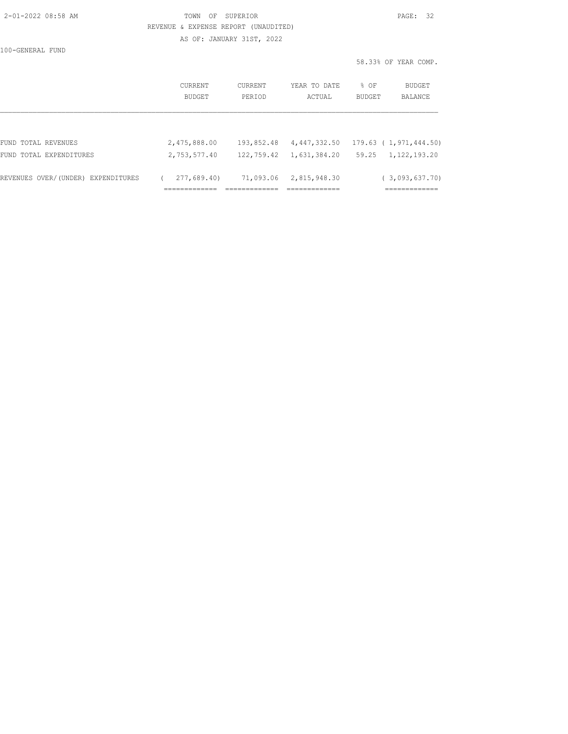TOWN OF SUPERIOR

REVENUE & EXPENSE REPORT (UNAUDITED)

AS OF: JANUARY 31ST, 2022

100-GENERAL FUND

58.33% OF YEAR COMP.

| | CURRENT BUDGET | CURRENT PERIOD | YEAR TO DATE ACTUAL | % OF BUDGET | BUDGET BALANCE |
|---|---|---|---|---|---|
| FUND TOTAL REVENUES | 2,475,888.00 | 193,852.48 | 4,447,332.50 | 179.63 | ( 1,971,444.50) |
| FUND TOTAL EXPENDITURES | 2,753,577.40 | 122,759.42 | 1,631,384.20 | 59.25 | 1,122,193.20 |
| REVENUES OVER/(UNDER) EXPENDITURES | ( 277,689.40) | 71,093.06 | 2,815,948.30 | | ( 3,093,637.70) |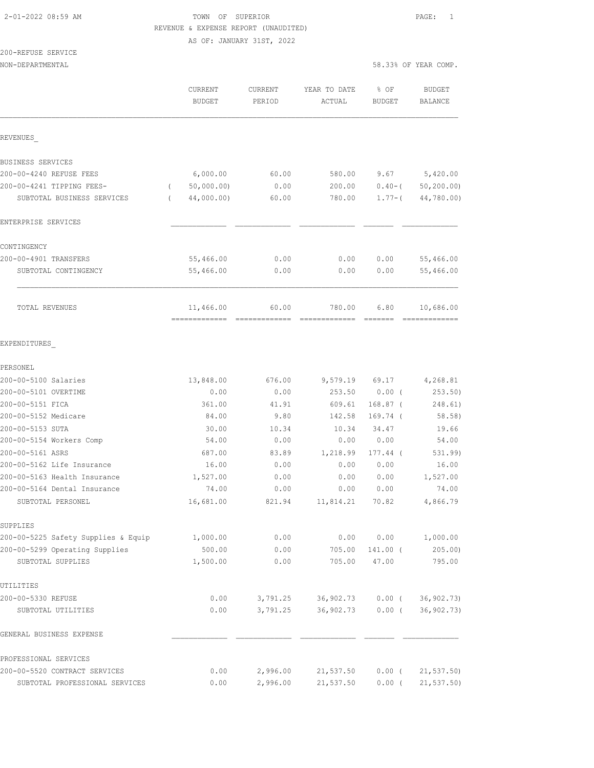TOWN OF SUPERIOR

REVENUE & EXPENSE REPORT (UNAUDITED)

AS OF: JANUARY 31ST, 2022

2-01-2022 08:59 AM

200-REFUSE SERVICE

NON-DEPARTMENTAL

58.33% OF YEAR COMP.

| | CURRENT BUDGET | CURRENT PERIOD | YEAR TO DATE ACTUAL | % OF BUDGET | BUDGET BALANCE |
|---|---|---|---|---|---|
| **REVENUES** | | | | | |
| BUSINESS SERVICES | | | | | |
| 200-00-4240 REFUSE FEES | 6,000.00 | 60.00 | 580.00 | 9.67 | 5,420.00 |
| 200-00-4241 TIPPING FEES- | ( 50,000.00) | 0.00 | 200.00 | 0.40-( | 50,200.00) |
| SUBTOTAL BUSINESS SERVICES | ( 44,000.00) | 60.00 | 780.00 | 1.77-( | 44,780.00) |
| ENTERPRISE SERVICES | | | | | |
| CONTINGENCY | | | | | |
| 200-00-4901 TRANSFERS | 55,466.00 | 0.00 | 0.00 | 0.00 | 55,466.00 |
| SUBTOTAL CONTINGENCY | 55,466.00 | 0.00 | 0.00 | 0.00 | 55,466.00 |
| TOTAL REVENUES | 11,466.00 | 60.00 | 780.00 | 6.80 | 10,686.00 |
| **EXPENDITURES** | | | | | |
| PERSONEL | | | | | |
| 200-00-5100 Salaries | 13,848.00 | 676.00 | 9,579.19 | 69.17 | 4,268.81 |
| 200-00-5101 OVERTIME | 0.00 | 0.00 | 253.50 | 0.00 ( | 253.50) |
| 200-00-5151 FICA | 361.00 | 41.91 | 609.61 | 168.87 ( | 248.61) |
| 200-00-5152 Medicare | 84.00 | 9.80 | 142.58 | 169.74 ( | 58.58) |
| 200-00-5153 SUTA | 30.00 | 10.34 | 10.34 | 34.47 | 19.66 |
| 200-00-5154 Workers Comp | 54.00 | 0.00 | 0.00 | 0.00 | 54.00 |
| 200-00-5161 ASRS | 687.00 | 83.89 | 1,218.99 | 177.44 ( | 531.99) |
| 200-00-5162 Life Insurance | 16.00 | 0.00 | 0.00 | 0.00 | 16.00 |
| 200-00-5163 Health Insurance | 1,527.00 | 0.00 | 0.00 | 0.00 | 1,527.00 |
| 200-00-5164 Dental Insurance | 74.00 | 0.00 | 0.00 | 0.00 | 74.00 |
| SUBTOTAL PERSONEL | 16,681.00 | 821.94 | 11,814.21 | 70.82 | 4,866.79 |
| SUPPLIES | | | | | |
| 200-00-5225 Safety Supplies & Equip | 1,000.00 | 0.00 | 0.00 | 0.00 | 1,000.00 |
| 200-00-5299 Operating Supplies | 500.00 | 0.00 | 705.00 | 141.00 ( | 205.00) |
| SUBTOTAL SUPPLIES | 1,500.00 | 0.00 | 705.00 | 47.00 | 795.00 |
| UTILITIES | | | | | |
| 200-00-5330 REFUSE | 0.00 | 3,791.25 | 36,902.73 | 0.00 ( | 36,902.73) |
| SUBTOTAL UTILITIES | 0.00 | 3,791.25 | 36,902.73 | 0.00 ( | 36,902.73) |
| GENERAL BUSINESS EXPENSE | | | | | |
| PROFESSIONAL SERVICES | | | | | |
| 200-00-5520 CONTRACT SERVICES | 0.00 | 2,996.00 | 21,537.50 | 0.00 ( | 21,537.50) |
| SUBTOTAL PROFESSIONAL SERVICES | 0.00 | 2,996.00 | 21,537.50 | 0.00 ( | 21,537.50) |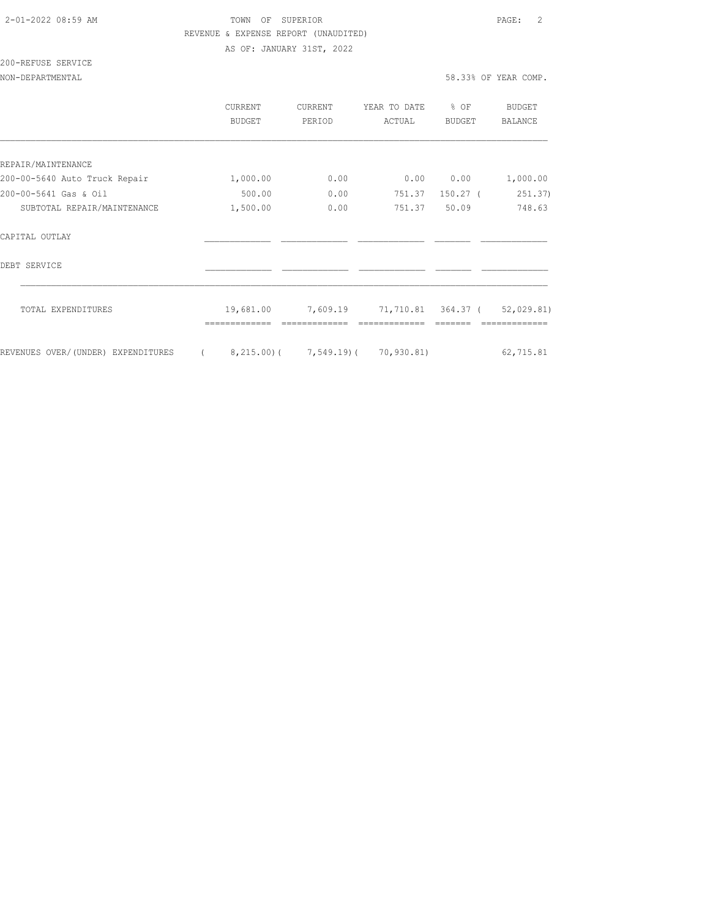TOWN OF SUPERIOR

REVENUE & EXPENSE REPORT (UNAUDITED)

AS OF: JANUARY 31ST, 2022

200-REFUSE SERVICE

NON-DEPARTMENTAL — 58.33% OF YEAR COMP.

| | CURRENT BUDGET | CURRENT PERIOD | YEAR TO DATE ACTUAL | % OF BUDGET | BUDGET BALANCE |
|---|---|---|---|---|---|
| REPAIR/MAINTENANCE | | | | | |
| 200-00-5640 Auto Truck Repair | 1,000.00 | 0.00 | 0.00 | 0.00 | 1,000.00 |
| 200-00-5641 Gas & Oil | 500.00 | 0.00 | 751.37 | 150.27 | ( 251.37) |
| SUBTOTAL REPAIR/MAINTENANCE | 1,500.00 | 0.00 | 751.37 | 50.09 | 748.63 |
| CAPITAL OUTLAY | | | | | |
| DEBT SERVICE | | | | | |
| TOTAL EXPENDITURES | 19,681.00 | 7,609.19 | 71,710.81 | 364.37 | ( 52,029.81) |
| REVENUES OVER/(UNDER) EXPENDITURES | ( 8,215.00) | ( 7,549.19) | ( 70,930.81) | | 62,715.81 |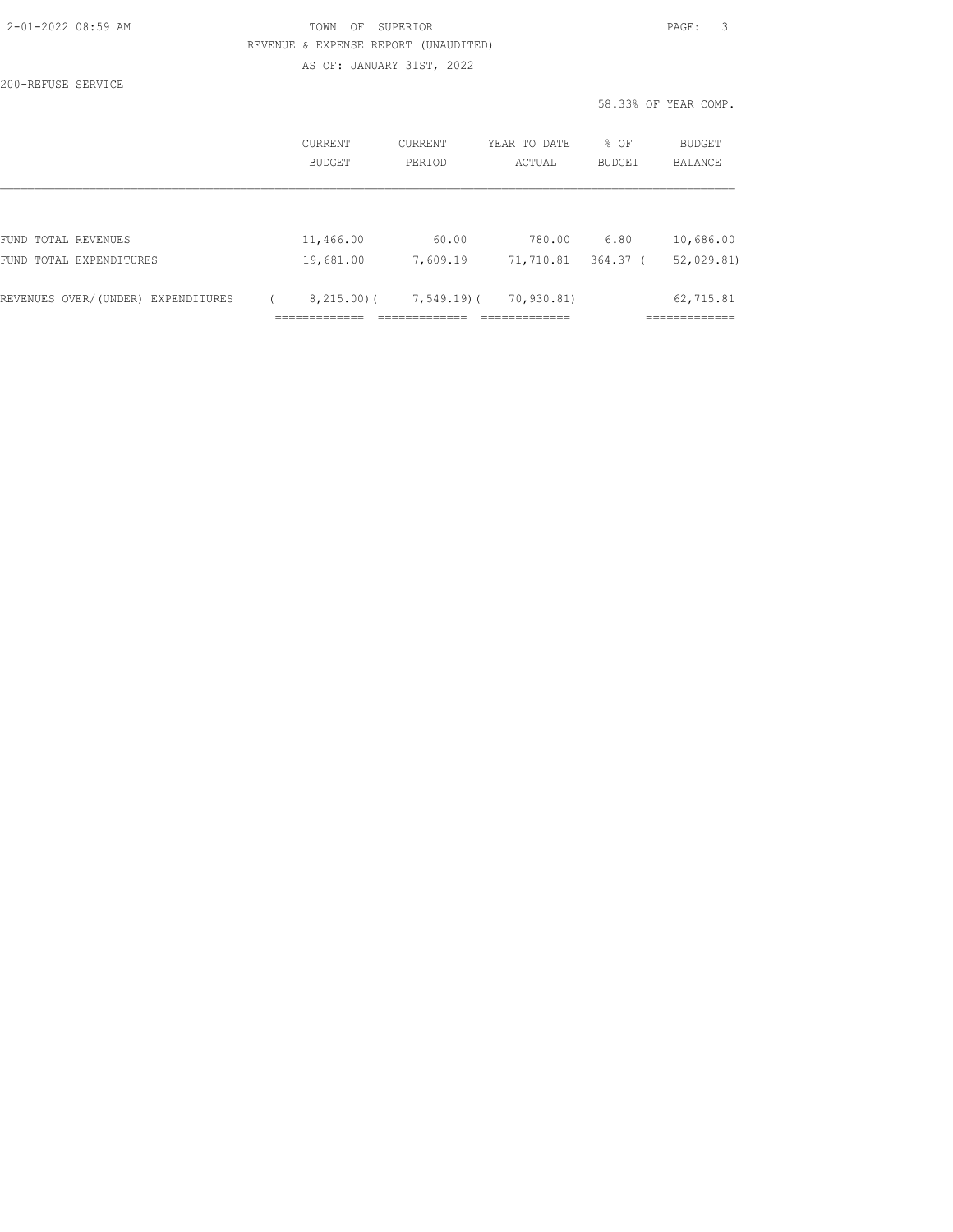TOWN OF SUPERIOR

REVENUE & EXPENSE REPORT (UNAUDITED)

AS OF: JANUARY 31ST, 2022

200-REFUSE SERVICE

58.33% OF YEAR COMP.

| | CURRENT BUDGET | CURRENT PERIOD | YEAR TO DATE ACTUAL | % OF BUDGET | BUDGET BALANCE |
|---|---|---|---|---|---|
| FUND TOTAL REVENUES | 11,466.00 | 60.00 | 780.00 | 6.80 | 10,686.00 |
| FUND TOTAL EXPENDITURES | 19,681.00 | 7,609.19 | 71,710.81 | 364.37 | ( 52,029.81) |
| REVENUES OVER/(UNDER) EXPENDITURES | ( 8,215.00) | ( 7,549.19) | ( 70,930.81) | | 62,715.81 |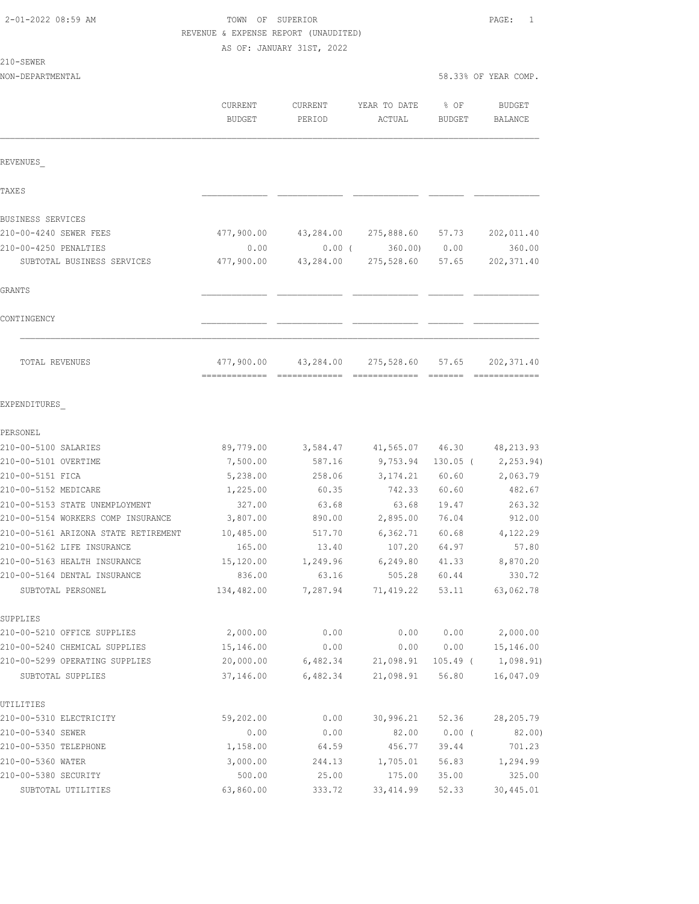TOWN OF SUPERIOR

REVENUE & EXPENSE REPORT (UNAUDITED)

AS OF: JANUARY 31ST, 2022

210-SEWER

NON-DEPARTMENTAL 58.33% OF YEAR COMP.

| | CURRENT BUDGET | CURRENT PERIOD | YEAR TO DATE ACTUAL | % OF BUDGET | BUDGET BALANCE |
|---|---|---|---|---|---|
| **REVENUES** | | | | | |
| TAXES | | | | | |
| BUSINESS SERVICES | | | | | |
| 210-00-4240 SEWER FEES | 477,900.00 | 43,284.00 | 275,888.60 | 57.73 | 202,011.40 |
| 210-00-4250 PENALTIES | 0.00 | 0.00 | ( 360.00) | 0.00 | 360.00 |
| SUBTOTAL BUSINESS SERVICES | 477,900.00 | 43,284.00 | 275,528.60 | 57.65 | 202,371.40 |
| GRANTS | | | | | |
| CONTINGENCY | | | | | |
| TOTAL REVENUES | 477,900.00 | 43,284.00 | 275,528.60 | 57.65 | 202,371.40 |
| **EXPENDITURES** | | | | | |
| PERSONEL | | | | | |
| 210-00-5100 SALARIES | 89,779.00 | 3,584.47 | 41,565.07 | 46.30 | 48,213.93 |
| 210-00-5101 OVERTIME | 7,500.00 | 587.16 | 9,753.94 | 130.05 | ( 2,253.94) |
| 210-00-5151 FICA | 5,238.00 | 258.06 | 3,174.21 | 60.60 | 2,063.79 |
| 210-00-5152 MEDICARE | 1,225.00 | 60.35 | 742.33 | 60.60 | 482.67 |
| 210-00-5153 STATE UNEMPLOYMENT | 327.00 | 63.68 | 63.68 | 19.47 | 263.32 |
| 210-00-5154 WORKERS COMP INSURANCE | 3,807.00 | 890.00 | 2,895.00 | 76.04 | 912.00 |
| 210-00-5161 ARIZONA STATE RETIREMENT | 10,485.00 | 517.70 | 6,362.71 | 60.68 | 4,122.29 |
| 210-00-5162 LIFE INSURANCE | 165.00 | 13.40 | 107.20 | 64.97 | 57.80 |
| 210-00-5163 HEALTH INSURANCE | 15,120.00 | 1,249.96 | 6,249.80 | 41.33 | 8,870.20 |
| 210-00-5164 DENTAL INSURANCE | 836.00 | 63.16 | 505.28 | 60.44 | 330.72 |
| SUBTOTAL PERSONEL | 134,482.00 | 7,287.94 | 71,419.22 | 53.11 | 63,062.78 |
| SUPPLIES | | | | | |
| 210-00-5210 OFFICE SUPPLIES | 2,000.00 | 0.00 | 0.00 | 0.00 | 2,000.00 |
| 210-00-5240 CHEMICAL SUPPLIES | 15,146.00 | 0.00 | 0.00 | 0.00 | 15,146.00 |
| 210-00-5299 OPERATING SUPPLIES | 20,000.00 | 6,482.34 | 21,098.91 | 105.49 | ( 1,098.91) |
| SUBTOTAL SUPPLIES | 37,146.00 | 6,482.34 | 21,098.91 | 56.80 | 16,047.09 |
| UTILITIES | | | | | |
| 210-00-5310 ELECTRICITY | 59,202.00 | 0.00 | 30,996.21 | 52.36 | 28,205.79 |
| 210-00-5340 SEWER | 0.00 | 0.00 | 82.00 | 0.00 | ( 82.00) |
| 210-00-5350 TELEPHONE | 1,158.00 | 64.59 | 456.77 | 39.44 | 701.23 |
| 210-00-5360 WATER | 3,000.00 | 244.13 | 1,705.01 | 56.83 | 1,294.99 |
| 210-00-5380 SECURITY | 500.00 | 25.00 | 175.00 | 35.00 | 325.00 |
| SUBTOTAL UTILITIES | 63,860.00 | 333.72 | 33,414.99 | 52.33 | 30,445.01 |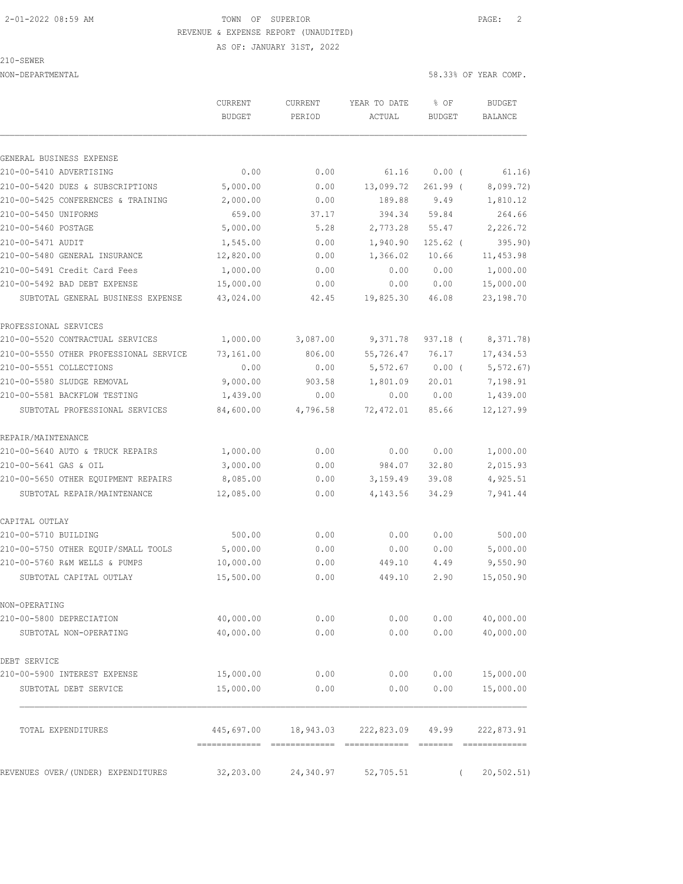2-01-2022 08:59 AM TOWN OF SUPERIOR

REVENUE & EXPENSE REPORT (UNAUDITED)

AS OF: JANUARY 31ST, 2022

210-SEWER

NON-DEPARTMENTAL 58.33% OF YEAR COMP.

| | CURRENT BUDGET | CURRENT PERIOD | YEAR TO DATE ACTUAL | % OF BUDGET | BUDGET BALANCE |
|---|---|---|---|---|---|
| **GENERAL BUSINESS EXPENSE** | | | | | |
| 210-00-5410 ADVERTISING | 0.00 | 0.00 | 61.16 | 0.00 | ( 61.16) |
| 210-00-5420 DUES & SUBSCRIPTIONS | 5,000.00 | 0.00 | 13,099.72 | 261.99 | ( 8,099.72) |
| 210-00-5425 CONFERENCES & TRAINING | 2,000.00 | 0.00 | 189.88 | 9.49 | 1,810.12 |
| 210-00-5450 UNIFORMS | 659.00 | 37.17 | 394.34 | 59.84 | 264.66 |
| 210-00-5460 POSTAGE | 5,000.00 | 5.28 | 2,773.28 | 55.47 | 2,226.72 |
| 210-00-5471 AUDIT | 1,545.00 | 0.00 | 1,940.90 | 125.62 | ( 395.90) |
| 210-00-5480 GENERAL INSURANCE | 12,820.00 | 0.00 | 1,366.02 | 10.66 | 11,453.98 |
| 210-00-5491 Credit Card Fees | 1,000.00 | 0.00 | 0.00 | 0.00 | 1,000.00 |
| 210-00-5492 BAD DEBT EXPENSE | 15,000.00 | 0.00 | 0.00 | 0.00 | 15,000.00 |
| SUBTOTAL GENERAL BUSINESS EXPENSE | 43,024.00 | 42.45 | 19,825.30 | 46.08 | 23,198.70 |
| **PROFESSIONAL SERVICES** | | | | | |
| 210-00-5520 CONTRACTUAL SERVICES | 1,000.00 | 3,087.00 | 9,371.78 | 937.18 | ( 8,371.78) |
| 210-00-5550 OTHER PROFESSIONAL SERVICE | 73,161.00 | 806.00 | 55,726.47 | 76.17 | 17,434.53 |
| 210-00-5551 COLLECTIONS | 0.00 | 0.00 | 5,572.67 | 0.00 | ( 5,572.67) |
| 210-00-5580 SLUDGE REMOVAL | 9,000.00 | 903.58 | 1,801.09 | 20.01 | 7,198.91 |
| 210-00-5581 BACKFLOW TESTING | 1,439.00 | 0.00 | 0.00 | 0.00 | 1,439.00 |
| SUBTOTAL PROFESSIONAL SERVICES | 84,600.00 | 4,796.58 | 72,472.01 | 85.66 | 12,127.99 |
| **REPAIR/MAINTENANCE** | | | | | |
| 210-00-5640 AUTO & TRUCK REPAIRS | 1,000.00 | 0.00 | 0.00 | 0.00 | 1,000.00 |
| 210-00-5641 GAS & OIL | 3,000.00 | 0.00 | 984.07 | 32.80 | 2,015.93 |
| 210-00-5650 OTHER EQUIPMENT REPAIRS | 8,085.00 | 0.00 | 3,159.49 | 39.08 | 4,925.51 |
| SUBTOTAL REPAIR/MAINTENANCE | 12,085.00 | 0.00 | 4,143.56 | 34.29 | 7,941.44 |
| **CAPITAL OUTLAY** | | | | | |
| 210-00-5710 BUILDING | 500.00 | 0.00 | 0.00 | 0.00 | 500.00 |
| 210-00-5750 OTHER EQUIP/SMALL TOOLS | 5,000.00 | 0.00 | 0.00 | 0.00 | 5,000.00 |
| 210-00-5760 R&M WELLS & PUMPS | 10,000.00 | 0.00 | 449.10 | 4.49 | 9,550.90 |
| SUBTOTAL CAPITAL OUTLAY | 15,500.00 | 0.00 | 449.10 | 2.90 | 15,050.90 |
| **NON-OPERATING** | | | | | |
| 210-00-5800 DEPRECIATION | 40,000.00 | 0.00 | 0.00 | 0.00 | 40,000.00 |
| SUBTOTAL NON-OPERATING | 40,000.00 | 0.00 | 0.00 | 0.00 | 40,000.00 |
| **DEBT SERVICE** | | | | | |
| 210-00-5900 INTEREST EXPENSE | 15,000.00 | 0.00 | 0.00 | 0.00 | 15,000.00 |
| SUBTOTAL DEBT SERVICE | 15,000.00 | 0.00 | 0.00 | 0.00 | 15,000.00 |
| TOTAL EXPENDITURES | 445,697.00 | 18,943.03 | 222,823.09 | 49.99 | 222,873.91 |
| REVENUES OVER/(UNDER) EXPENDITURES | 32,203.00 | 24,340.97 | 52,705.51 | | ( 20,502.51) |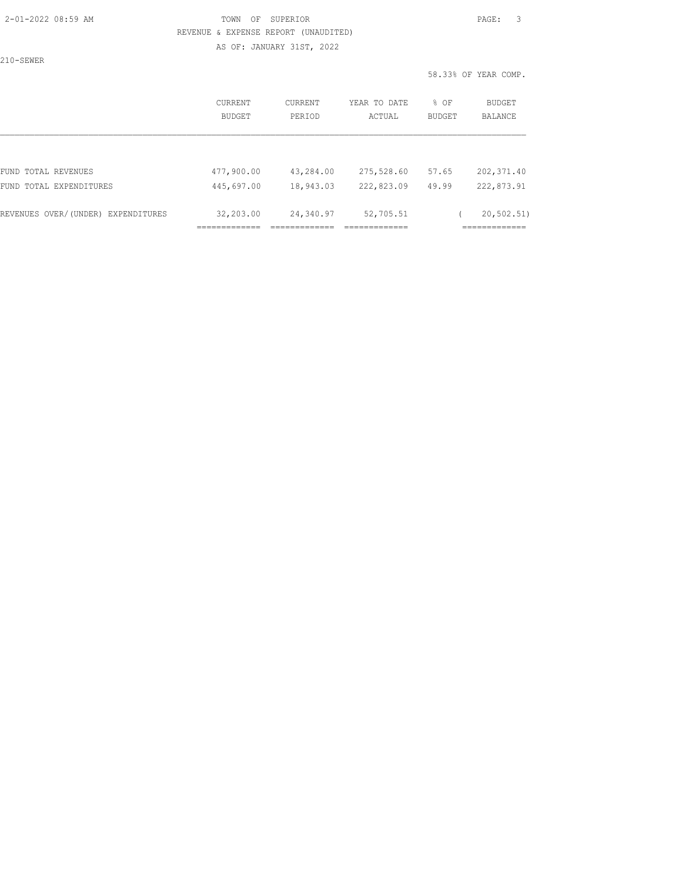TOWN OF SUPERIOR

REVENUE & EXPENSE REPORT (UNAUDITED)

AS OF: JANUARY 31ST, 2022

210-SEWER

58.33% OF YEAR COMP.

| | CURRENT BUDGET | CURRENT PERIOD | YEAR TO DATE ACTUAL | % OF BUDGET | BUDGET BALANCE |
|---|---|---|---|---|---|
| FUND TOTAL REVENUES | 477,900.00 | 43,284.00 | 275,528.60 | 57.65 | 202,371.40 |
| FUND TOTAL EXPENDITURES | 445,697.00 | 18,943.03 | 222,823.09 | 49.99 | 222,873.91 |
| REVENUES OVER/(UNDER) EXPENDITURES | 32,203.00 | 24,340.97 | 52,705.51 | | ( 20,502.51) |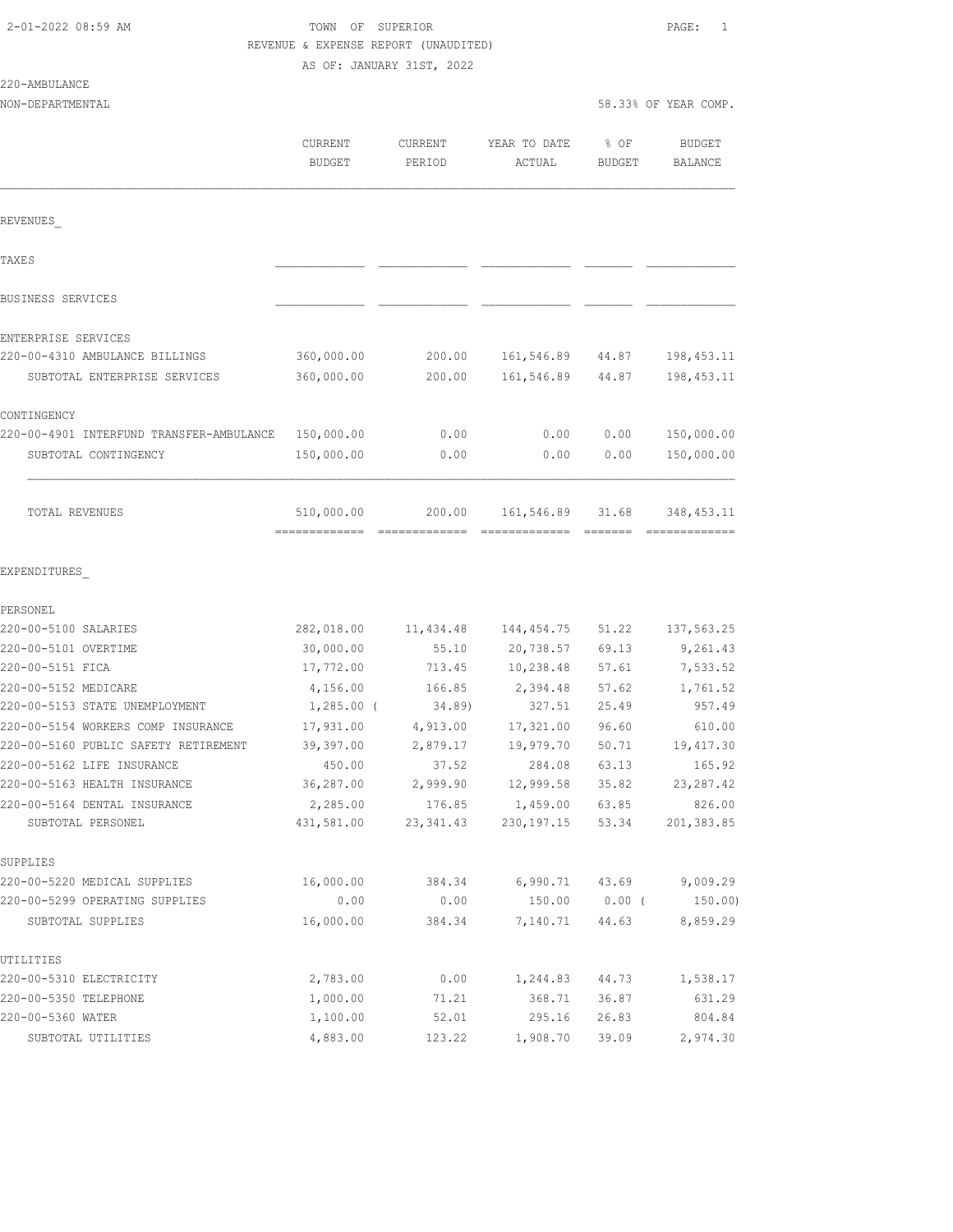TOWN OF SUPERIOR
REVENUE & EXPENSE REPORT (UNAUDITED)
AS OF: JANUARY 31ST, 2022

220-AMBULANCE
NON-DEPARTMENTAL

58.33% OF YEAR COMP.

| | CURRENT BUDGET | CURRENT PERIOD | YEAR TO DATE ACTUAL | % OF BUDGET | BUDGET BALANCE |
|---|---|---|---|---|---|
| **REVENUES_** | | | | | |
| TAXES | | | | | |
| BUSINESS SERVICES | | | | | |
| ENTERPRISE SERVICES | | | | | |
| 220-00-4310 AMBULANCE BILLINGS | 360,000.00 | 200.00 | 161,546.89 | 44.87 | 198,453.11 |
| SUBTOTAL ENTERPRISE SERVICES | 360,000.00 | 200.00 | 161,546.89 | 44.87 | 198,453.11 |
| CONTINGENCY | | | | | |
| 220-00-4901 INTERFUND TRANSFER-AMBULANCE | 150,000.00 | 0.00 | 0.00 | 0.00 | 150,000.00 |
| SUBTOTAL CONTINGENCY | 150,000.00 | 0.00 | 0.00 | 0.00 | 150,000.00 |
| TOTAL REVENUES | 510,000.00 | 200.00 | 161,546.89 | 31.68 | 348,453.11 |
| **EXPENDITURES_** | | | | | |
| PERSONEL | | | | | |
| 220-00-5100 SALARIES | 282,018.00 | 11,434.48 | 144,454.75 | 51.22 | 137,563.25 |
| 220-00-5101 OVERTIME | 30,000.00 | 55.10 | 20,738.57 | 69.13 | 9,261.43 |
| 220-00-5151 FICA | 17,772.00 | 713.45 | 10,238.48 | 57.61 | 7,533.52 |
| 220-00-5152 MEDICARE | 4,156.00 | 166.85 | 2,394.48 | 57.62 | 1,761.52 |
| 220-00-5153 STATE UNEMPLOYMENT | 1,285.00 | ( 34.89) | 327.51 | 25.49 | 957.49 |
| 220-00-5154 WORKERS COMP INSURANCE | 17,931.00 | 4,913.00 | 17,321.00 | 96.60 | 610.00 |
| 220-00-5160 PUBLIC SAFETY RETIREMENT | 39,397.00 | 2,879.17 | 19,979.70 | 50.71 | 19,417.30 |
| 220-00-5162 LIFE INSURANCE | 450.00 | 37.52 | 284.08 | 63.13 | 165.92 |
| 220-00-5163 HEALTH INSURANCE | 36,287.00 | 2,999.90 | 12,999.58 | 35.82 | 23,287.42 |
| 220-00-5164 DENTAL INSURANCE | 2,285.00 | 176.85 | 1,459.00 | 63.85 | 826.00 |
| SUBTOTAL PERSONEL | 431,581.00 | 23,341.43 | 230,197.15 | 53.34 | 201,383.85 |
| SUPPLIES | | | | | |
| 220-00-5220 MEDICAL SUPPLIES | 16,000.00 | 384.34 | 6,990.71 | 43.69 | 9,009.29 |
| 220-00-5299 OPERATING SUPPLIES | 0.00 | 0.00 | 150.00 | 0.00 | ( 150.00) |
| SUBTOTAL SUPPLIES | 16,000.00 | 384.34 | 7,140.71 | 44.63 | 8,859.29 |
| UTILITIES | | | | | |
| 220-00-5310 ELECTRICITY | 2,783.00 | 0.00 | 1,244.83 | 44.73 | 1,538.17 |
| 220-00-5350 TELEPHONE | 1,000.00 | 71.21 | 368.71 | 36.87 | 631.29 |
| 220-00-5360 WATER | 1,100.00 | 52.01 | 295.16 | 26.83 | 804.84 |
| SUBTOTAL UTILITIES | 4,883.00 | 123.22 | 1,908.70 | 39.09 | 2,974.30 |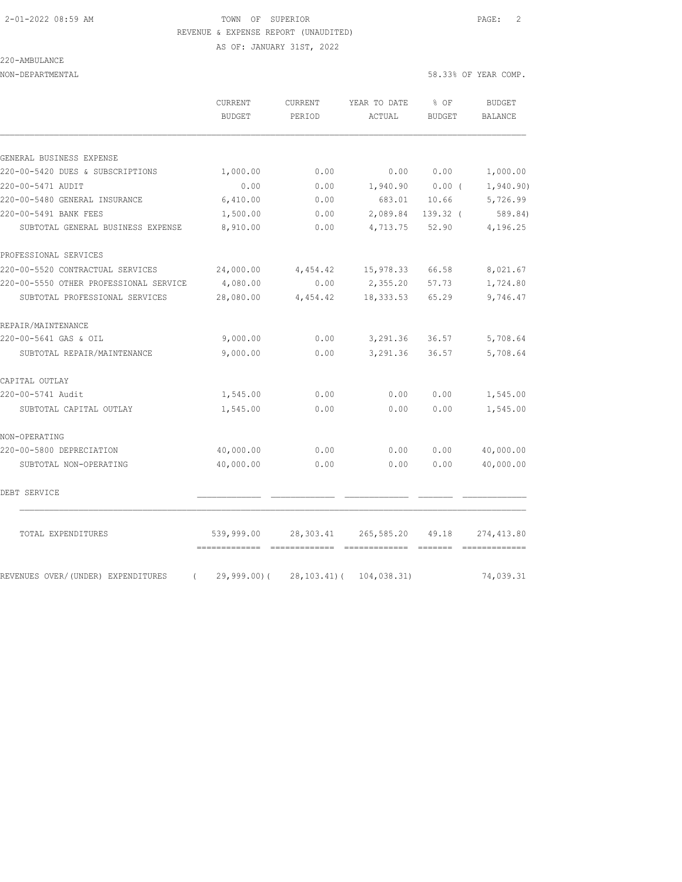TOWN OF SUPERIOR
REVENUE & EXPENSE REPORT (UNAUDITED)
AS OF: JANUARY 31ST, 2022

220-AMBULANCE
NON-DEPARTMENTAL

58.33% OF YEAR COMP.

| | CURRENT BUDGET | CURRENT PERIOD | YEAR TO DATE ACTUAL | % OF BUDGET | BUDGET BALANCE |
|---|---|---|---|---|---|
| GENERAL BUSINESS EXPENSE | | | | | |
| 220-00-5420 DUES & SUBSCRIPTIONS | 1,000.00 | 0.00 | 0.00 | 0.00 | 1,000.00 |
| 220-00-5471 AUDIT | 0.00 | 0.00 | 1,940.90 | 0.00 | ( 1,940.90) |
| 220-00-5480 GENERAL INSURANCE | 6,410.00 | 0.00 | 683.01 | 10.66 | 5,726.99 |
| 220-00-5491 BANK FEES | 1,500.00 | 0.00 | 2,089.84 | 139.32 | ( 589.84) |
| SUBTOTAL GENERAL BUSINESS EXPENSE | 8,910.00 | 0.00 | 4,713.75 | 52.90 | 4,196.25 |
| PROFESSIONAL SERVICES | | | | | |
| 220-00-5520 CONTRACTUAL SERVICES | 24,000.00 | 4,454.42 | 15,978.33 | 66.58 | 8,021.67 |
| 220-00-5550 OTHER PROFESSIONAL SERVICE | 4,080.00 | 0.00 | 2,355.20 | 57.73 | 1,724.80 |
| SUBTOTAL PROFESSIONAL SERVICES | 28,080.00 | 4,454.42 | 18,333.53 | 65.29 | 9,746.47 |
| REPAIR/MAINTENANCE | | | | | |
| 220-00-5641 GAS & OIL | 9,000.00 | 0.00 | 3,291.36 | 36.57 | 5,708.64 |
| SUBTOTAL REPAIR/MAINTENANCE | 9,000.00 | 0.00 | 3,291.36 | 36.57 | 5,708.64 |
| CAPITAL OUTLAY | | | | | |
| 220-00-5741 Audit | 1,545.00 | 0.00 | 0.00 | 0.00 | 1,545.00 |
| SUBTOTAL CAPITAL OUTLAY | 1,545.00 | 0.00 | 0.00 | 0.00 | 1,545.00 |
| NON-OPERATING | | | | | |
| 220-00-5800 DEPRECIATION | 40,000.00 | 0.00 | 0.00 | 0.00 | 40,000.00 |
| SUBTOTAL NON-OPERATING | 40,000.00 | 0.00 | 0.00 | 0.00 | 40,000.00 |
| DEBT SERVICE | | | | | |
| TOTAL EXPENDITURES | 539,999.00 | 28,303.41 | 265,585.20 | 49.18 | 274,413.80 |
| REVENUES OVER/(UNDER) EXPENDITURES | ( 29,999.00) | ( 28,103.41) | ( 104,038.31) | | 74,039.31 |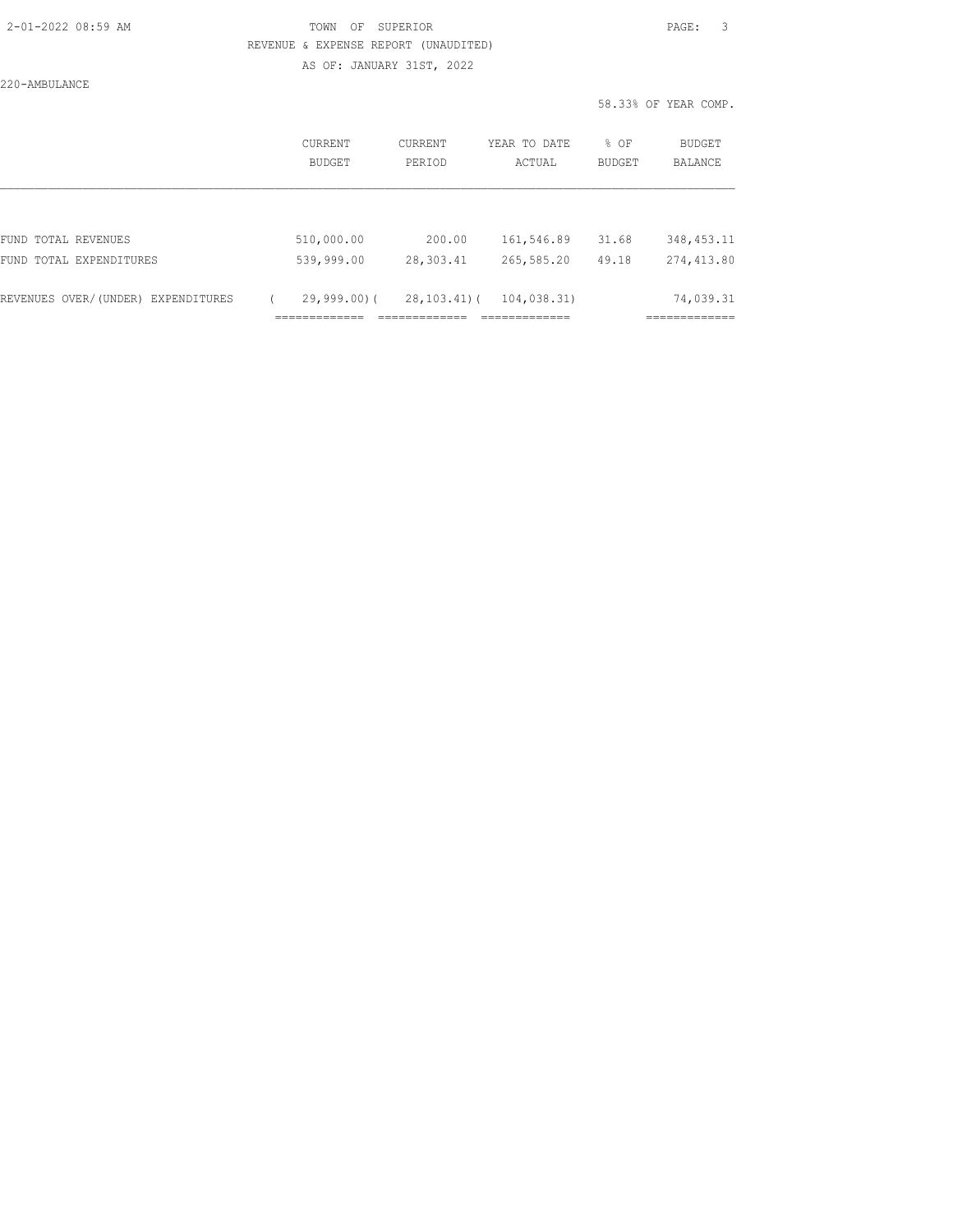TOWN OF SUPERIOR

REVENUE & EXPENSE REPORT (UNAUDITED)

AS OF: JANUARY 31ST, 2022

220-AMBULANCE

58.33% OF YEAR COMP.

| | CURRENT BUDGET | CURRENT PERIOD | YEAR TO DATE ACTUAL | % OF BUDGET | BUDGET BALANCE |
|---|---|---|---|---|---|
| FUND TOTAL REVENUES | 510,000.00 | 200.00 | 161,546.89 | 31.68 | 348,453.11 |
| FUND TOTAL EXPENDITURES | 539,999.00 | 28,303.41 | 265,585.20 | 49.18 | 274,413.80 |
| REVENUES OVER/(UNDER) EXPENDITURES | ( 29,999.00) | ( 28,103.41) | ( 104,038.31) | | 74,039.31 |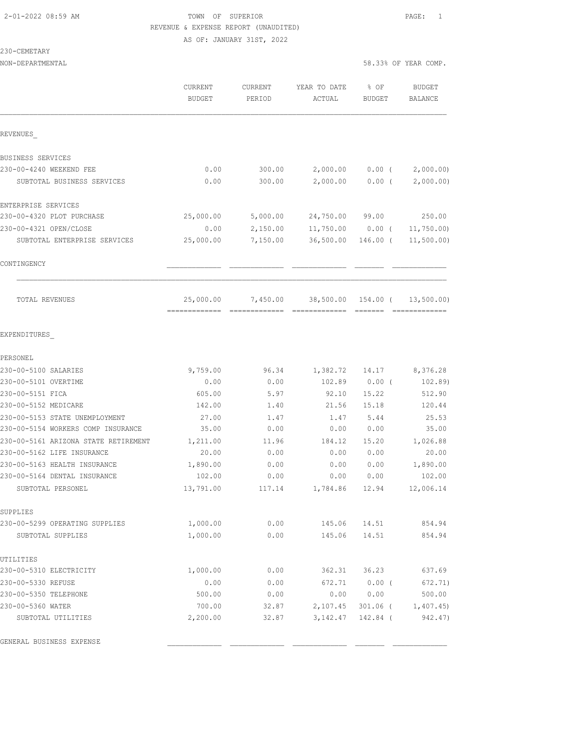TOWN OF SUPERIOR
REVENUE & EXPENSE REPORT (UNAUDITED)
AS OF: JANUARY 31ST, 2022

230-CEMETARY
NON-DEPARTMENTAL

58.33% OF YEAR COMP.

| | CURRENT BUDGET | CURRENT PERIOD | YEAR TO DATE ACTUAL | % OF BUDGET | BUDGET BALANCE |
|---|---|---|---|---|---|
| **REVENUES** | | | | | |
| BUSINESS SERVICES | | | | | |
| 230-00-4240 WEEKEND FEE | 0.00 | 300.00 | 2,000.00 | 0.00 | ( 2,000.00) |
| SUBTOTAL BUSINESS SERVICES | 0.00 | 300.00 | 2,000.00 | 0.00 | ( 2,000.00) |
| ENTERPRISE SERVICES | | | | | |
| 230-00-4320 PLOT PURCHASE | 25,000.00 | 5,000.00 | 24,750.00 | 99.00 | 250.00 |
| 230-00-4321 OPEN/CLOSE | 0.00 | 2,150.00 | 11,750.00 | 0.00 | ( 11,750.00) |
| SUBTOTAL ENTERPRISE SERVICES | 25,000.00 | 7,150.00 | 36,500.00 | 146.00 | ( 11,500.00) |
| CONTINGENCY | | | | | |
| TOTAL REVENUES | 25,000.00 | 7,450.00 | 38,500.00 | 154.00 | ( 13,500.00) |
| **EXPENDITURES** | | | | | |
| PERSONEL | | | | | |
| 230-00-5100 SALARIES | 9,759.00 | 96.34 | 1,382.72 | 14.17 | 8,376.28 |
| 230-00-5101 OVERTIME | 0.00 | 0.00 | 102.89 | 0.00 | ( 102.89) |
| 230-00-5151 FICA | 605.00 | 5.97 | 92.10 | 15.22 | 512.90 |
| 230-00-5152 MEDICARE | 142.00 | 1.40 | 21.56 | 15.18 | 120.44 |
| 230-00-5153 STATE UNEMPLOYMENT | 27.00 | 1.47 | 1.47 | 5.44 | 25.53 |
| 230-00-5154 WORKERS COMP INSURANCE | 35.00 | 0.00 | 0.00 | 0.00 | 35.00 |
| 230-00-5161 ARIZONA STATE RETIREMENT | 1,211.00 | 11.96 | 184.12 | 15.20 | 1,026.88 |
| 230-00-5162 LIFE INSURANCE | 20.00 | 0.00 | 0.00 | 0.00 | 20.00 |
| 230-00-5163 HEALTH INSURANCE | 1,890.00 | 0.00 | 0.00 | 0.00 | 1,890.00 |
| 230-00-5164 DENTAL INSURANCE | 102.00 | 0.00 | 0.00 | 0.00 | 102.00 |
| SUBTOTAL PERSONEL | 13,791.00 | 117.14 | 1,784.86 | 12.94 | 12,006.14 |
| SUPPLIES | | | | | |
| 230-00-5299 OPERATING SUPPLIES | 1,000.00 | 0.00 | 145.06 | 14.51 | 854.94 |
| SUBTOTAL SUPPLIES | 1,000.00 | 0.00 | 145.06 | 14.51 | 854.94 |
| UTILITIES | | | | | |
| 230-00-5310 ELECTRICITY | 1,000.00 | 0.00 | 362.31 | 36.23 | 637.69 |
| 230-00-5330 REFUSE | 0.00 | 0.00 | 672.71 | 0.00 | ( 672.71) |
| 230-00-5350 TELEPHONE | 500.00 | 0.00 | 0.00 | 0.00 | 500.00 |
| 230-00-5360 WATER | 700.00 | 32.87 | 2,107.45 | 301.06 | ( 1,407.45) |
| SUBTOTAL UTILITIES | 2,200.00 | 32.87 | 3,142.47 | 142.84 | ( 942.47) |
| GENERAL BUSINESS EXPENSE | | | | | |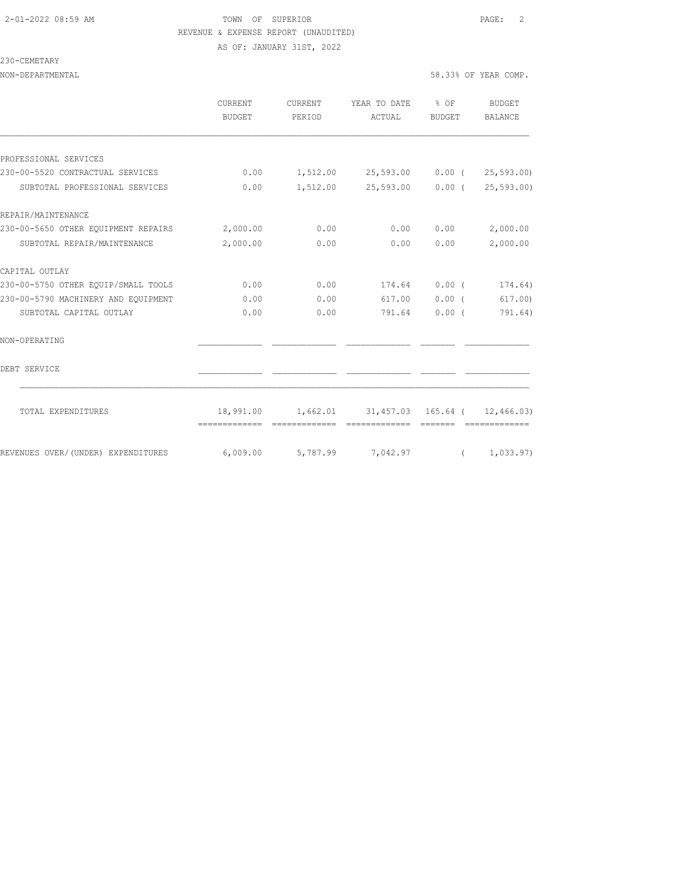TOWN OF SUPERIOR

REVENUE & EXPENSE REPORT (UNAUDITED)

AS OF: JANUARY 31ST, 2022

230-CEMETARY

NON-DEPARTMENTAL — 58.33% OF YEAR COMP.

| | CURRENT BUDGET | CURRENT PERIOD | YEAR TO DATE ACTUAL | % OF BUDGET | BUDGET BALANCE |
|---|---|---|---|---|---|
| **PROFESSIONAL SERVICES** | | | | | |
| 230-00-5520 CONTRACTUAL SERVICES | 0.00 | 1,512.00 | 25,593.00 | 0.00 | ( 25,593.00) |
| SUBTOTAL PROFESSIONAL SERVICES | 0.00 | 1,512.00 | 25,593.00 | 0.00 | ( 25,593.00) |
| **REPAIR/MAINTENANCE** | | | | | |
| 230-00-5650 OTHER EQUIPMENT REPAIRS | 2,000.00 | 0.00 | 0.00 | 0.00 | 2,000.00 |
| SUBTOTAL REPAIR/MAINTENANCE | 2,000.00 | 0.00 | 0.00 | 0.00 | 2,000.00 |
| **CAPITAL OUTLAY** | | | | | |
| 230-00-5750 OTHER EQUIP/SMALL TOOLS | 0.00 | 0.00 | 174.64 | 0.00 | ( 174.64) |
| 230-00-5790 MACHINERY AND EQUIPMENT | 0.00 | 0.00 | 617.00 | 0.00 | ( 617.00) |
| SUBTOTAL CAPITAL OUTLAY | 0.00 | 0.00 | 791.64 | 0.00 | ( 791.64) |
| **NON-OPERATING** | | | | | |
| **DEBT SERVICE** | | | | | |
| TOTAL EXPENDITURES | 18,991.00 | 1,662.01 | 31,457.03 | 165.64 | ( 12,466.03) |
| REVENUES OVER/(UNDER) EXPENDITURES | 6,009.00 | 5,787.99 | 7,042.97 | | ( 1,033.97) |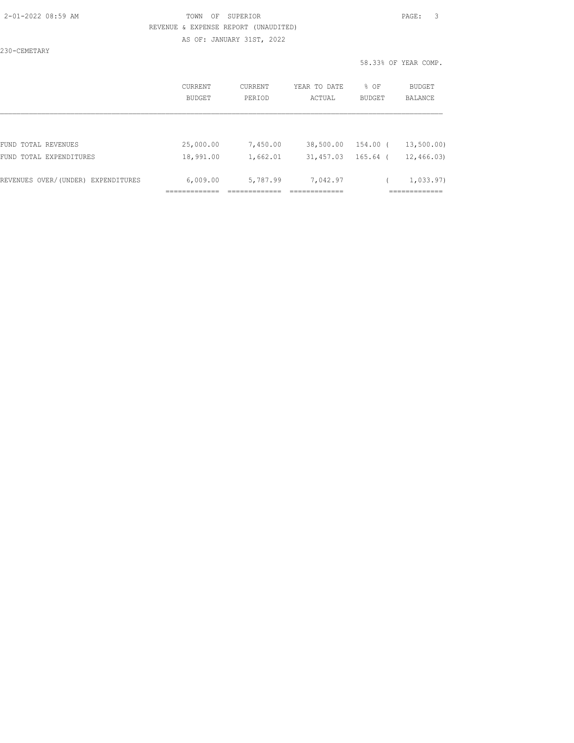TOWN OF SUPERIOR

REVENUE & EXPENSE REPORT (UNAUDITED)

AS OF: JANUARY 31ST, 2022

230-CEMETARY

58.33% OF YEAR COMP.

| | CURRENT BUDGET | CURRENT PERIOD | YEAR TO DATE ACTUAL | % OF BUDGET | BUDGET BALANCE |
|---|---|---|---|---|---|
| FUND TOTAL REVENUES | 25,000.00 | 7,450.00 | 38,500.00 | 154.00 | ( 13,500.00) |
| FUND TOTAL EXPENDITURES | 18,991.00 | 1,662.01 | 31,457.03 | 165.64 | ( 12,466.03) |
| REVENUES OVER/(UNDER) EXPENDITURES | 6,009.00 | 5,787.99 | 7,042.97 | | ( 1,033.97) |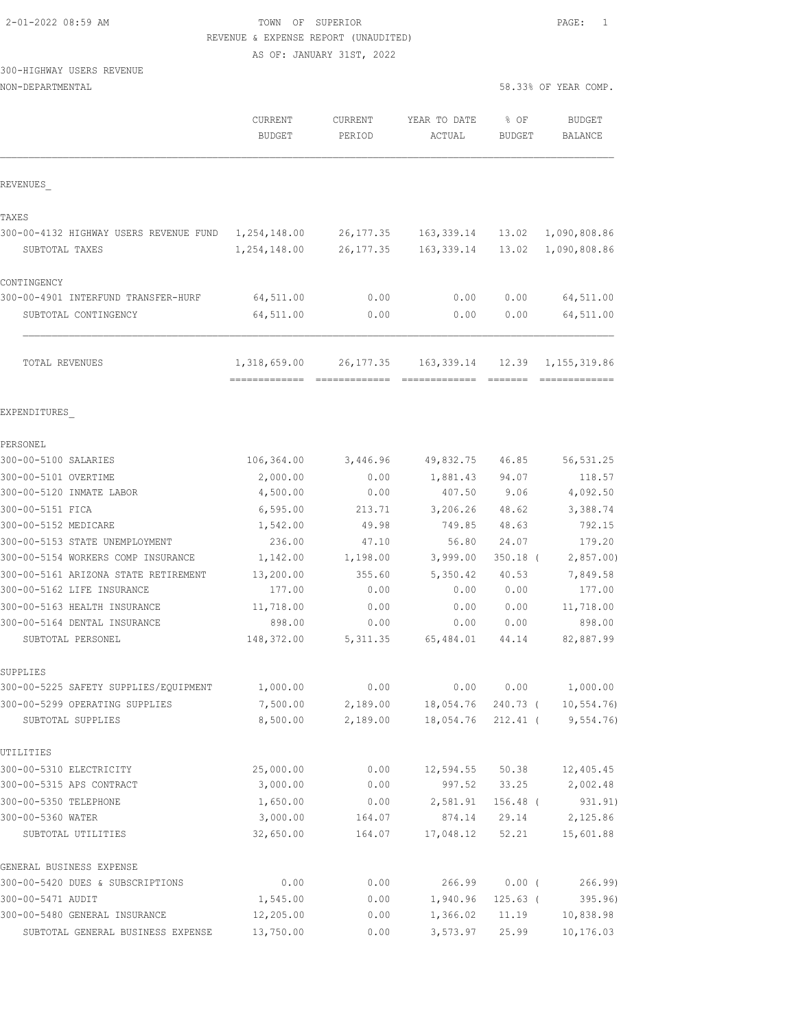2-01-2022 08:59 AM

# TOWN OF SUPERIOR

REVENUE & EXPENSE REPORT (UNAUDITED)

AS OF: JANUARY 31ST, 2022

300-HIGHWAY USERS REVENUE

NON-DEPARTMENTAL

58.33% OF YEAR COMP.

| | CURRENT BUDGET | CURRENT PERIOD | YEAR TO DATE ACTUAL | % OF BUDGET | BUDGET BALANCE |
|---|---|---|---|---|---|
| **REVENUES** | | | | | |
| **TAXES** | | | | | |
| 300-00-4132 HIGHWAY USERS REVENUE FUND | 1,254,148.00 | 26,177.35 | 163,339.14 | 13.02 | 1,090,808.86 |
| SUBTOTAL TAXES | 1,254,148.00 | 26,177.35 | 163,339.14 | 13.02 | 1,090,808.86 |
| **CONTINGENCY** | | | | | |
| 300-00-4901 INTERFUND TRANSFER-HURF | 64,511.00 | 0.00 | 0.00 | 0.00 | 64,511.00 |
| SUBTOTAL CONTINGENCY | 64,511.00 | 0.00 | 0.00 | 0.00 | 64,511.00 |
| TOTAL REVENUES | 1,318,659.00 | 26,177.35 | 163,339.14 | 12.39 | 1,155,319.86 |
| **EXPENDITURES** | | | | | |
| **PERSONEL** | | | | | |
| 300-00-5100 SALARIES | 106,364.00 | 3,446.96 | 49,832.75 | 46.85 | 56,531.25 |
| 300-00-5101 OVERTIME | 2,000.00 | 0.00 | 1,881.43 | 94.07 | 118.57 |
| 300-00-5120 INMATE LABOR | 4,500.00 | 0.00 | 407.50 | 9.06 | 4,092.50 |
| 300-00-5151 FICA | 6,595.00 | 213.71 | 3,206.26 | 48.62 | 3,388.74 |
| 300-00-5152 MEDICARE | 1,542.00 | 49.98 | 749.85 | 48.63 | 792.15 |
| 300-00-5153 STATE UNEMPLOYMENT | 236.00 | 47.10 | 56.80 | 24.07 | 179.20 |
| 300-00-5154 WORKERS COMP INSURANCE | 1,142.00 | 1,198.00 | 3,999.00 | 350.18 | ( 2,857.00) |
| 300-00-5161 ARIZONA STATE RETIREMENT | 13,200.00 | 355.60 | 5,350.42 | 40.53 | 7,849.58 |
| 300-00-5162 LIFE INSURANCE | 177.00 | 0.00 | 0.00 | 0.00 | 177.00 |
| 300-00-5163 HEALTH INSURANCE | 11,718.00 | 0.00 | 0.00 | 0.00 | 11,718.00 |
| 300-00-5164 DENTAL INSURANCE | 898.00 | 0.00 | 0.00 | 0.00 | 898.00 |
| SUBTOTAL PERSONEL | 148,372.00 | 5,311.35 | 65,484.01 | 44.14 | 82,887.99 |
| **SUPPLIES** | | | | | |
| 300-00-5225 SAFETY SUPPLIES/EQUIPMENT | 1,000.00 | 0.00 | 0.00 | 0.00 | 1,000.00 |
| 300-00-5299 OPERATING SUPPLIES | 7,500.00 | 2,189.00 | 18,054.76 | 240.73 | ( 10,554.76) |
| SUBTOTAL SUPPLIES | 8,500.00 | 2,189.00 | 18,054.76 | 212.41 | ( 9,554.76) |
| **UTILITIES** | | | | | |
| 300-00-5310 ELECTRICITY | 25,000.00 | 0.00 | 12,594.55 | 50.38 | 12,405.45 |
| 300-00-5315 APS CONTRACT | 3,000.00 | 0.00 | 997.52 | 33.25 | 2,002.48 |
| 300-00-5350 TELEPHONE | 1,650.00 | 0.00 | 2,581.91 | 156.48 | ( 931.91) |
| 300-00-5360 WATER | 3,000.00 | 164.07 | 874.14 | 29.14 | 2,125.86 |
| SUBTOTAL UTILITIES | 32,650.00 | 164.07 | 17,048.12 | 52.21 | 15,601.88 |
| **GENERAL BUSINESS EXPENSE** | | | | | |
| 300-00-5420 DUES & SUBSCRIPTIONS | 0.00 | 0.00 | 266.99 | 0.00 | ( 266.99) |
| 300-00-5471 AUDIT | 1,545.00 | 0.00 | 1,940.96 | 125.63 | ( 395.96) |
| 300-00-5480 GENERAL INSURANCE | 12,205.00 | 0.00 | 1,366.02 | 11.19 | 10,838.98 |
| SUBTOTAL GENERAL BUSINESS EXPENSE | 13,750.00 | 0.00 | 3,573.97 | 25.99 | 10,176.03 |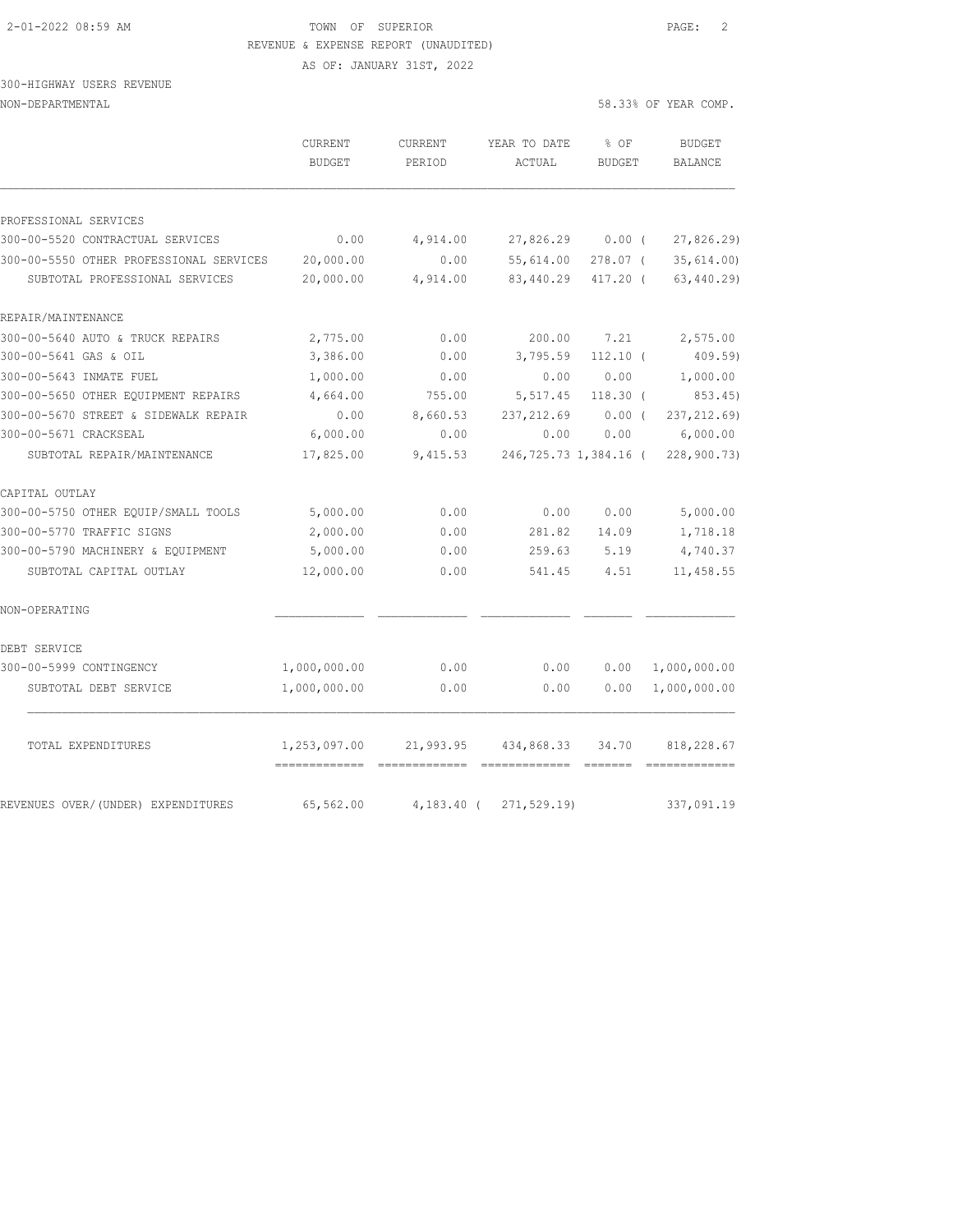TOWN OF SUPERIOR

REVENUE & EXPENSE REPORT (UNAUDITED)

AS OF: JANUARY 31ST, 2022

300-HIGHWAY USERS REVENUE

NON-DEPARTMENTAL

58.33% OF YEAR COMP.

| | CURRENT BUDGET | CURRENT PERIOD | YEAR TO DATE ACTUAL | % OF BUDGET | BUDGET BALANCE |
|---|---|---|---|---|---|
| PROFESSIONAL SERVICES | | | | | |
| 300-00-5520 CONTRACTUAL SERVICES | 0.00 | 4,914.00 | 27,826.29 | 0.00 ( | 27,826.29) |
| 300-00-5550 OTHER PROFESSIONAL SERVICES | 20,000.00 | 0.00 | 55,614.00 | 278.07 ( | 35,614.00) |
| SUBTOTAL PROFESSIONAL SERVICES | 20,000.00 | 4,914.00 | 83,440.29 | 417.20 ( | 63,440.29) |
| REPAIR/MAINTENANCE | | | | | |
| 300-00-5640 AUTO & TRUCK REPAIRS | 2,775.00 | 0.00 | 200.00 | 7.21 | 2,575.00 |
| 300-00-5641 GAS & OIL | 3,386.00 | 0.00 | 3,795.59 | 112.10 ( | 409.59) |
| 300-00-5643 INMATE FUEL | 1,000.00 | 0.00 | 0.00 | 0.00 | 1,000.00 |
| 300-00-5650 OTHER EQUIPMENT REPAIRS | 4,664.00 | 755.00 | 5,517.45 | 118.30 ( | 853.45) |
| 300-00-5670 STREET & SIDEWALK REPAIR | 0.00 | 8,660.53 | 237,212.69 | 0.00 ( | 237,212.69) |
| 300-00-5671 CRACKSEAL | 6,000.00 | 0.00 | 0.00 | 0.00 | 6,000.00 |
| SUBTOTAL REPAIR/MAINTENANCE | 17,825.00 | 9,415.53 | 246,725.73 | 1,384.16 ( | 228,900.73) |
| CAPITAL OUTLAY | | | | | |
| 300-00-5750 OTHER EQUIP/SMALL TOOLS | 5,000.00 | 0.00 | 0.00 | 0.00 | 5,000.00 |
| 300-00-5770 TRAFFIC SIGNS | 2,000.00 | 0.00 | 281.82 | 14.09 | 1,718.18 |
| 300-00-5790 MACHINERY & EQUIPMENT | 5,000.00 | 0.00 | 259.63 | 5.19 | 4,740.37 |
| SUBTOTAL CAPITAL OUTLAY | 12,000.00 | 0.00 | 541.45 | 4.51 | 11,458.55 |
| NON-OPERATING | | | | | |
| DEBT SERVICE | | | | | |
| 300-00-5999 CONTINGENCY | 1,000,000.00 | 0.00 | 0.00 | 0.00 | 1,000,000.00 |
| SUBTOTAL DEBT SERVICE | 1,000,000.00 | 0.00 | 0.00 | 0.00 | 1,000,000.00 |
| TOTAL EXPENDITURES | 1,253,097.00 | 21,993.95 | 434,868.33 | 34.70 | 818,228.67 |
| REVENUES OVER/(UNDER) EXPENDITURES | 65,562.00 | 4,183.40 ( | 271,529.19) | | 337,091.19 |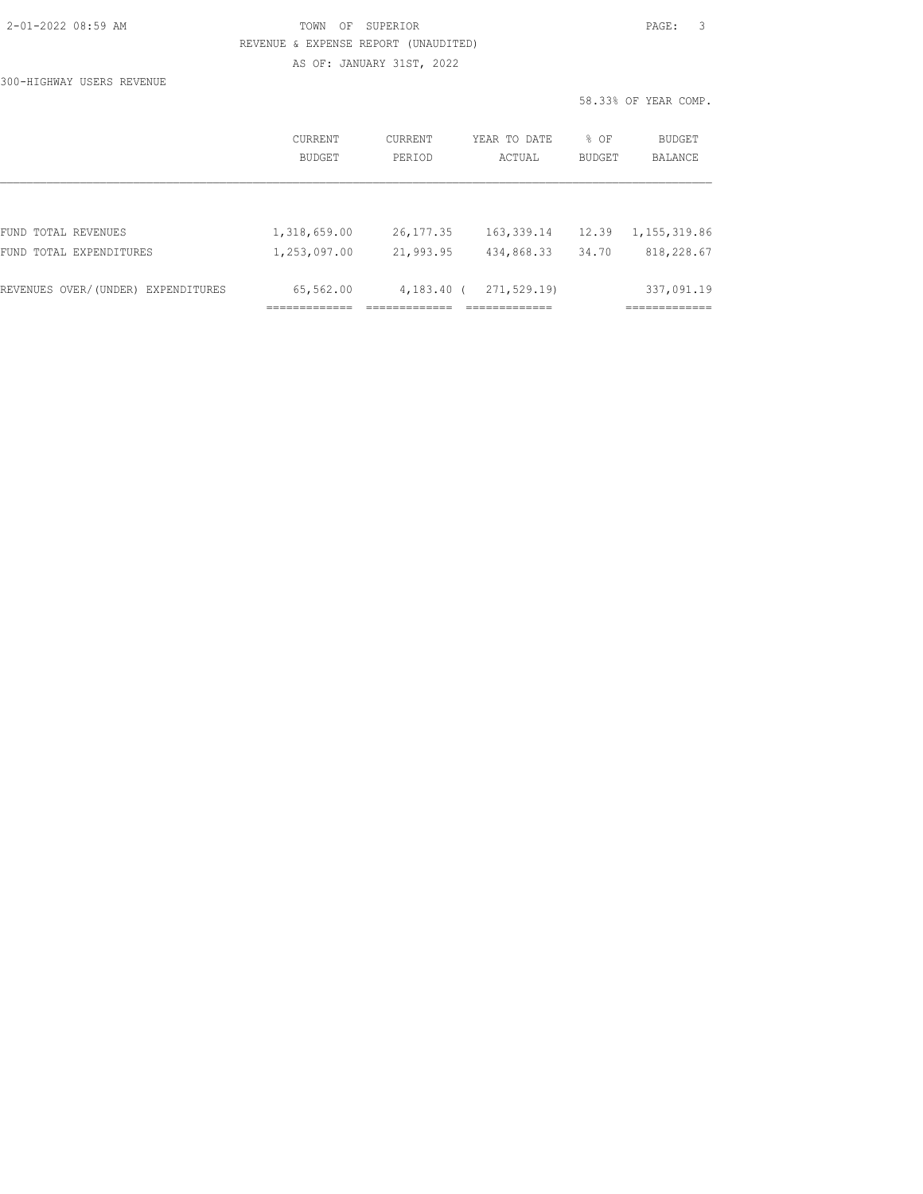TOWN OF SUPERIOR

REVENUE & EXPENSE REPORT (UNAUDITED)

AS OF: JANUARY 31ST, 2022

300-HIGHWAY USERS REVENUE

58.33% OF YEAR COMP.

| | CURRENT BUDGET | CURRENT PERIOD | YEAR TO DATE ACTUAL | % OF BUDGET | BUDGET BALANCE |
|---|---|---|---|---|---|
| FUND TOTAL REVENUES | 1,318,659.00 | 26,177.35 | 163,339.14 | 12.39 | 1,155,319.86 |
| FUND TOTAL EXPENDITURES | 1,253,097.00 | 21,993.95 | 434,868.33 | 34.70 | 818,228.67 |
| REVENUES OVER/(UNDER) EXPENDITURES | 65,562.00 | 4,183.40 | ( 271,529.19) | | 337,091.19 |
| | ============= | ============= | ============= | | ============= |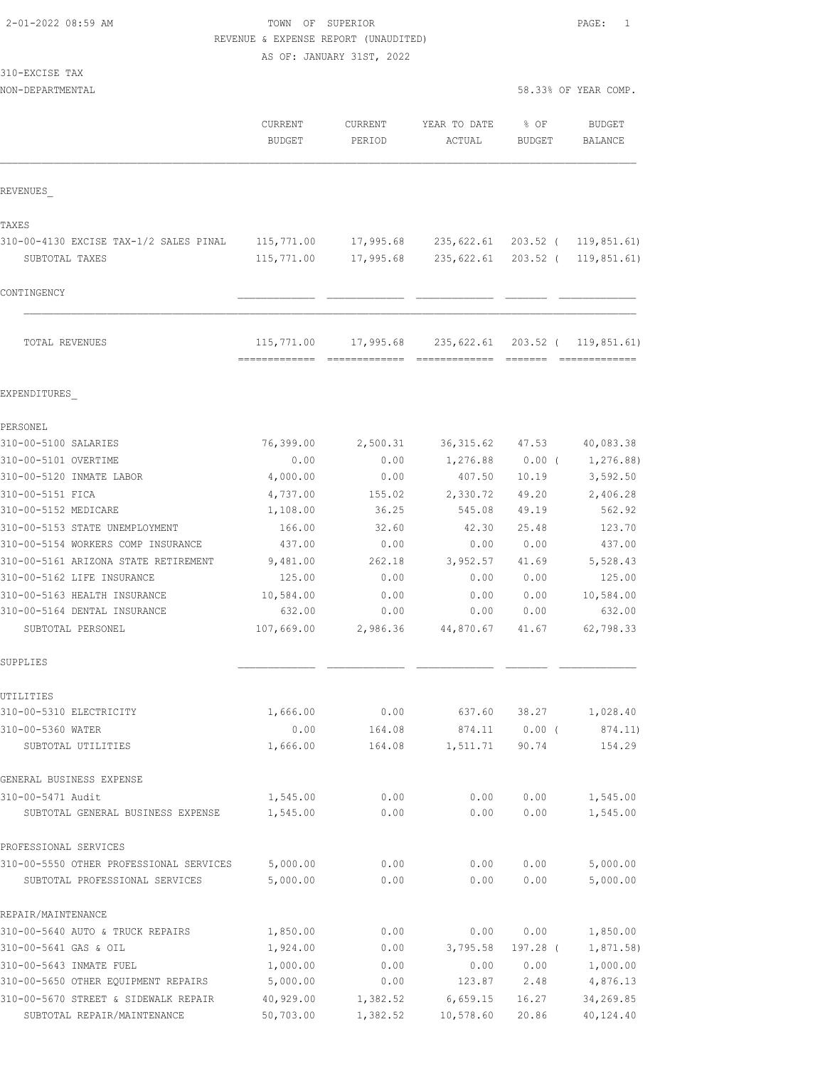TOWN OF SUPERIOR
REVENUE & EXPENSE REPORT (UNAUDITED)
AS OF: JANUARY 31ST, 2022

310-EXCISE TAX
NON-DEPARTMENTAL

58.33% OF YEAR COMP.

| | CURRENT BUDGET | CURRENT PERIOD | YEAR TO DATE ACTUAL | % OF BUDGET | BUDGET BALANCE |
|---|---|---|---|---|---|
| **REVENUES** | | | | | |
| **TAXES** | | | | | |
| 310-00-4130 EXCISE TAX-1/2 SALES PINAL | 115,771.00 | 17,995.68 | 235,622.61 | 203.52 | ( 119,851.61) |
| SUBTOTAL TAXES | 115,771.00 | 17,995.68 | 235,622.61 | 203.52 | ( 119,851.61) |
| **CONTINGENCY** | | | | | |
| TOTAL REVENUES | 115,771.00 | 17,995.68 | 235,622.61 | 203.52 | ( 119,851.61) |
| **EXPENDITURES** | | | | | |
| **PERSONEL** | | | | | |
| 310-00-5100 SALARIES | 76,399.00 | 2,500.31 | 36,315.62 | 47.53 | 40,083.38 |
| 310-00-5101 OVERTIME | 0.00 | 0.00 | 1,276.88 | 0.00 | ( 1,276.88) |
| 310-00-5120 INMATE LABOR | 4,000.00 | 0.00 | 407.50 | 10.19 | 3,592.50 |
| 310-00-5151 FICA | 4,737.00 | 155.02 | 2,330.72 | 49.20 | 2,406.28 |
| 310-00-5152 MEDICARE | 1,108.00 | 36.25 | 545.08 | 49.19 | 562.92 |
| 310-00-5153 STATE UNEMPLOYMENT | 166.00 | 32.60 | 42.30 | 25.48 | 123.70 |
| 310-00-5154 WORKERS COMP INSURANCE | 437.00 | 0.00 | 0.00 | 0.00 | 437.00 |
| 310-00-5161 ARIZONA STATE RETIREMENT | 9,481.00 | 262.18 | 3,952.57 | 41.69 | 5,528.43 |
| 310-00-5162 LIFE INSURANCE | 125.00 | 0.00 | 0.00 | 0.00 | 125.00 |
| 310-00-5163 HEALTH INSURANCE | 10,584.00 | 0.00 | 0.00 | 0.00 | 10,584.00 |
| 310-00-5164 DENTAL INSURANCE | 632.00 | 0.00 | 0.00 | 0.00 | 632.00 |
| SUBTOTAL PERSONEL | 107,669.00 | 2,986.36 | 44,870.67 | 41.67 | 62,798.33 |
| **SUPPLIES** | | | | | |
| **UTILITIES** | | | | | |
| 310-00-5310 ELECTRICITY | 1,666.00 | 0.00 | 637.60 | 38.27 | 1,028.40 |
| 310-00-5360 WATER | 0.00 | 164.08 | 874.11 | 0.00 | ( 874.11) |
| SUBTOTAL UTILITIES | 1,666.00 | 164.08 | 1,511.71 | 90.74 | 154.29 |
| **GENERAL BUSINESS EXPENSE** | | | | | |
| 310-00-5471 Audit | 1,545.00 | 0.00 | 0.00 | 0.00 | 1,545.00 |
| SUBTOTAL GENERAL BUSINESS EXPENSE | 1,545.00 | 0.00 | 0.00 | 0.00 | 1,545.00 |
| **PROFESSIONAL SERVICES** | | | | | |
| 310-00-5550 OTHER PROFESSIONAL SERVICES | 5,000.00 | 0.00 | 0.00 | 0.00 | 5,000.00 |
| SUBTOTAL PROFESSIONAL SERVICES | 5,000.00 | 0.00 | 0.00 | 0.00 | 5,000.00 |
| **REPAIR/MAINTENANCE** | | | | | |
| 310-00-5640 AUTO & TRUCK REPAIRS | 1,850.00 | 0.00 | 0.00 | 0.00 | 1,850.00 |
| 310-00-5641 GAS & OIL | 1,924.00 | 0.00 | 3,795.58 | 197.28 | ( 1,871.58) |
| 310-00-5643 INMATE FUEL | 1,000.00 | 0.00 | 0.00 | 0.00 | 1,000.00 |
| 310-00-5650 OTHER EQUIPMENT REPAIRS | 5,000.00 | 0.00 | 123.87 | 2.48 | 4,876.13 |
| 310-00-5670 STREET & SIDEWALK REPAIR | 40,929.00 | 1,382.52 | 6,659.15 | 16.27 | 34,269.85 |
| SUBTOTAL REPAIR/MAINTENANCE | 50,703.00 | 1,382.52 | 10,578.60 | 20.86 | 40,124.40 |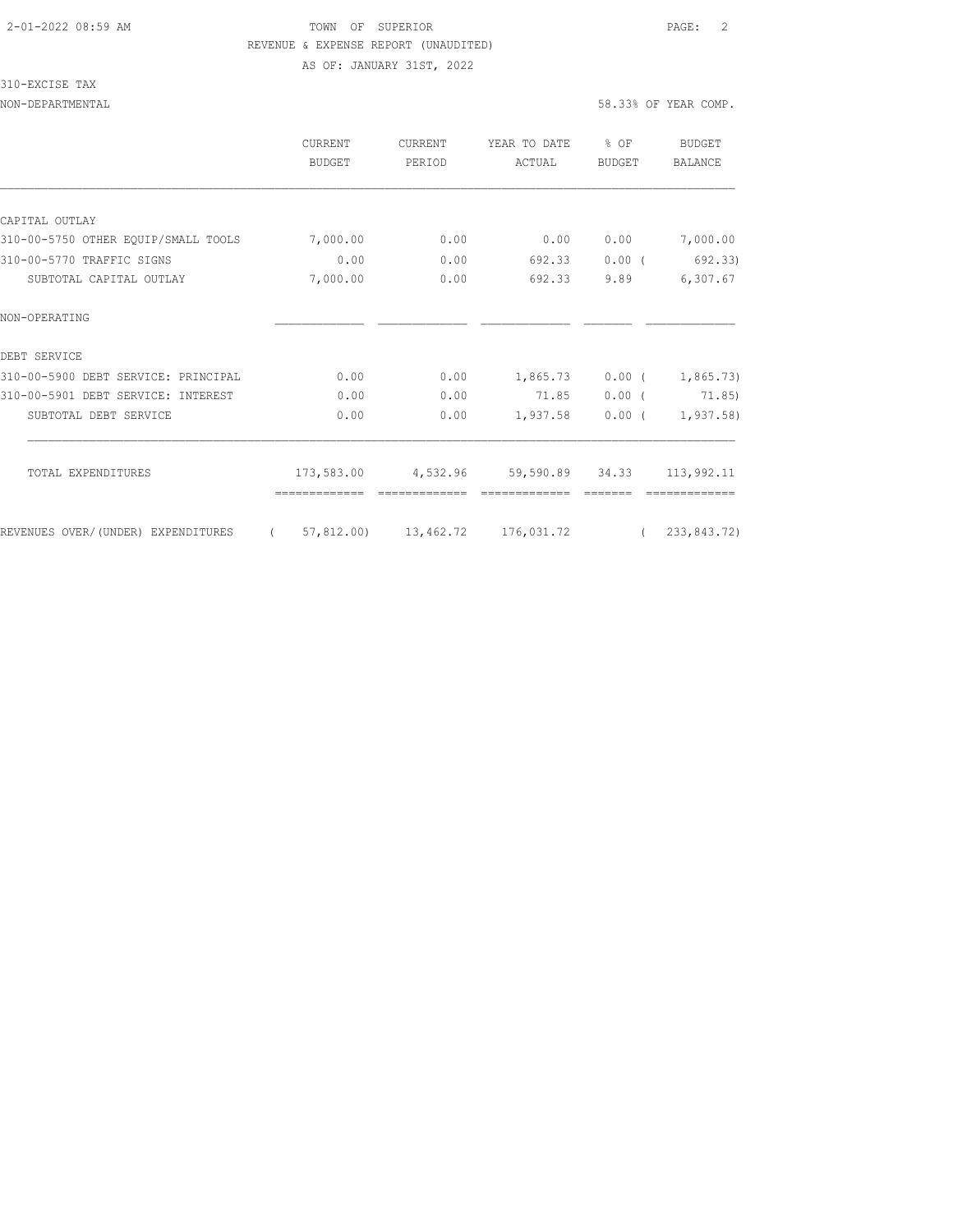TOWN OF SUPERIOR

REVENUE & EXPENSE REPORT (UNAUDITED)

AS OF: JANUARY 31ST, 2022

310-EXCISE TAX

NON-DEPARTMENTAL — 58.33% OF YEAR COMP.

| | CURRENT BUDGET | CURRENT PERIOD | YEAR TO DATE ACTUAL | % OF BUDGET | BUDGET BALANCE |
|---|---|---|---|---|---|
| CAPITAL OUTLAY | | | | | |
| 310-00-5750 OTHER EQUIP/SMALL TOOLS | 7,000.00 | 0.00 | 0.00 | 0.00 | 7,000.00 |
| 310-00-5770 TRAFFIC SIGNS | 0.00 | 0.00 | 692.33 | 0.00 | ( 692.33) |
| SUBTOTAL CAPITAL OUTLAY | 7,000.00 | 0.00 | 692.33 | 9.89 | 6,307.67 |
| NON-OPERATING | | | | | |
| DEBT SERVICE | | | | | |
| 310-00-5900 DEBT SERVICE: PRINCIPAL | 0.00 | 0.00 | 1,865.73 | 0.00 | ( 1,865.73) |
| 310-00-5901 DEBT SERVICE: INTEREST | 0.00 | 0.00 | 71.85 | 0.00 | ( 71.85) |
| SUBTOTAL DEBT SERVICE | 0.00 | 0.00 | 1,937.58 | 0.00 | ( 1,937.58) |
| TOTAL EXPENDITURES | 173,583.00 | 4,532.96 | 59,590.89 | 34.33 | 113,992.11 |
| REVENUES OVER/(UNDER) EXPENDITURES | ( 57,812.00) | 13,462.72 | 176,031.72 | | ( 233,843.72) |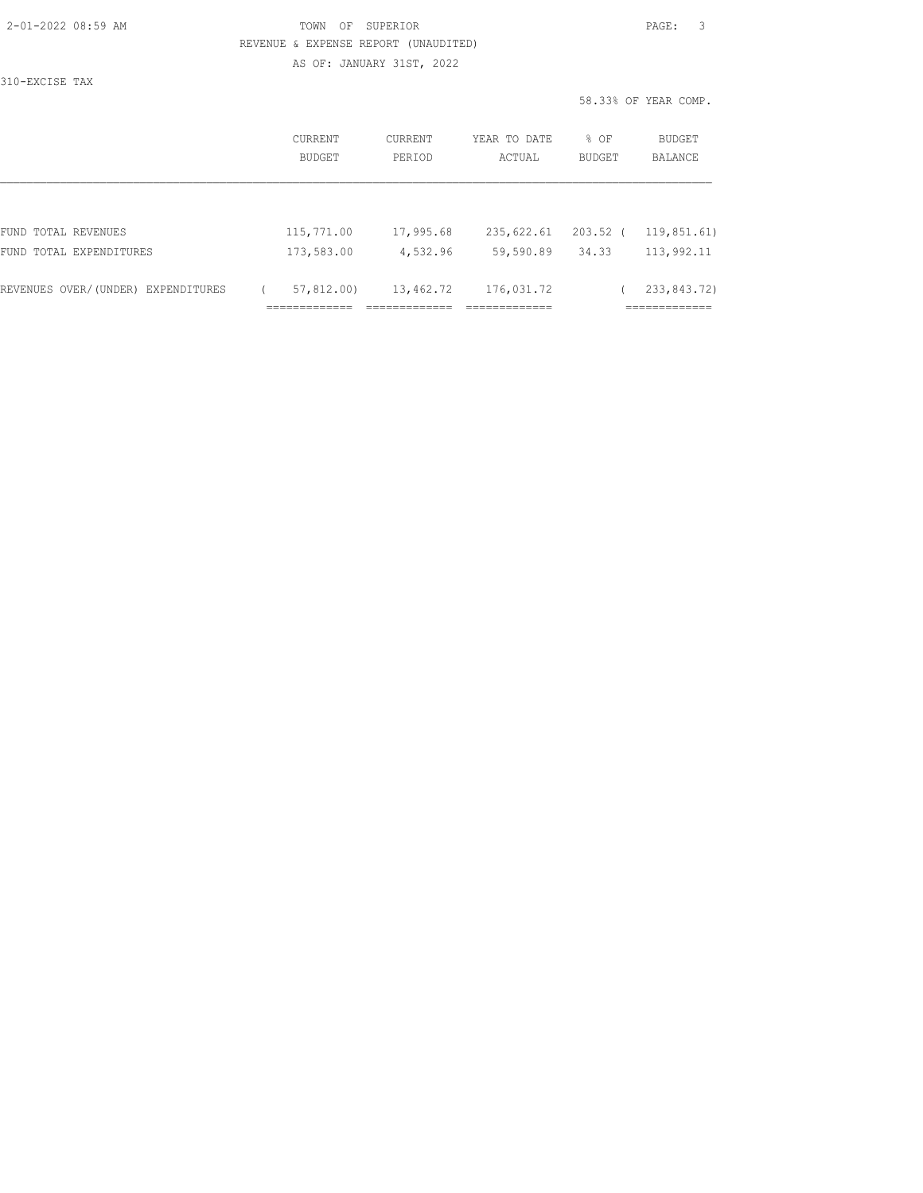TOWN OF SUPERIOR

REVENUE & EXPENSE REPORT (UNAUDITED)

AS OF: JANUARY 31ST, 2022

310-EXCISE TAX

58.33% OF YEAR COMP.

| | CURRENT BUDGET | CURRENT PERIOD | YEAR TO DATE ACTUAL | % OF BUDGET | BUDGET BALANCE |
|---|---|---|---|---|---|
| FUND TOTAL REVENUES | 115,771.00 | 17,995.68 | 235,622.61 | 203.52 | ( 119,851.61) |
| FUND TOTAL EXPENDITURES | 173,583.00 | 4,532.96 | 59,590.89 | 34.33 | 113,992.11 |
| REVENUES OVER/(UNDER) EXPENDITURES | ( 57,812.00) | 13,462.72 | 176,031.72 | | ( 233,843.72) |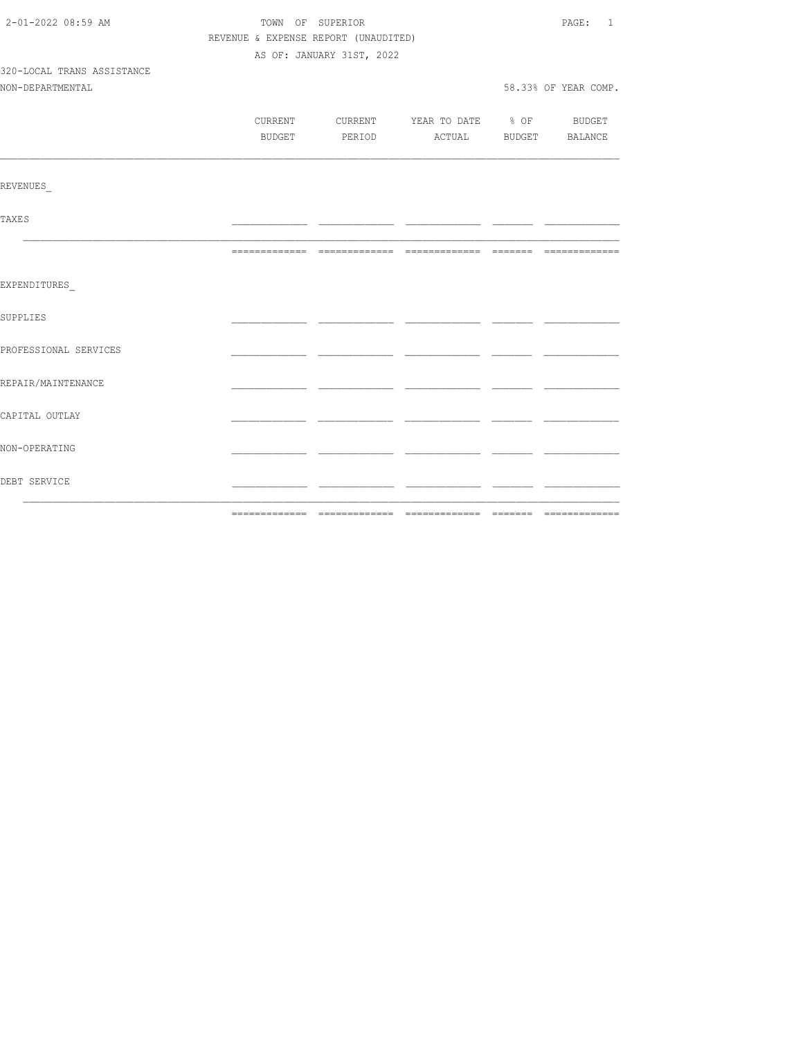TOWN OF SUPERIOR

REVENUE & EXPENSE REPORT (UNAUDITED)

AS OF: JANUARY 31ST, 2022

320-LOCAL TRANS ASSISTANCE

NON-DEPARTMENTAL

58.33% OF YEAR COMP.

| | CURRENT BUDGET | CURRENT PERIOD | YEAR TO DATE ACTUAL | % OF BUDGET | BUDGET BALANCE |
|---|---|---|---|---|---|
| **REVENUES** | | | | | |
| TAXES | | | | | |
| | | | | | |
| **EXPENDITURES** | | | | | |
| SUPPLIES | | | | | |
| PROFESSIONAL SERVICES | | | | | |
| REPAIR/MAINTENANCE | | | | | |
| CAPITAL OUTLAY | | | | | |
| NON-OPERATING | | | | | |
| DEBT SERVICE | | | | | |
| | | | | | |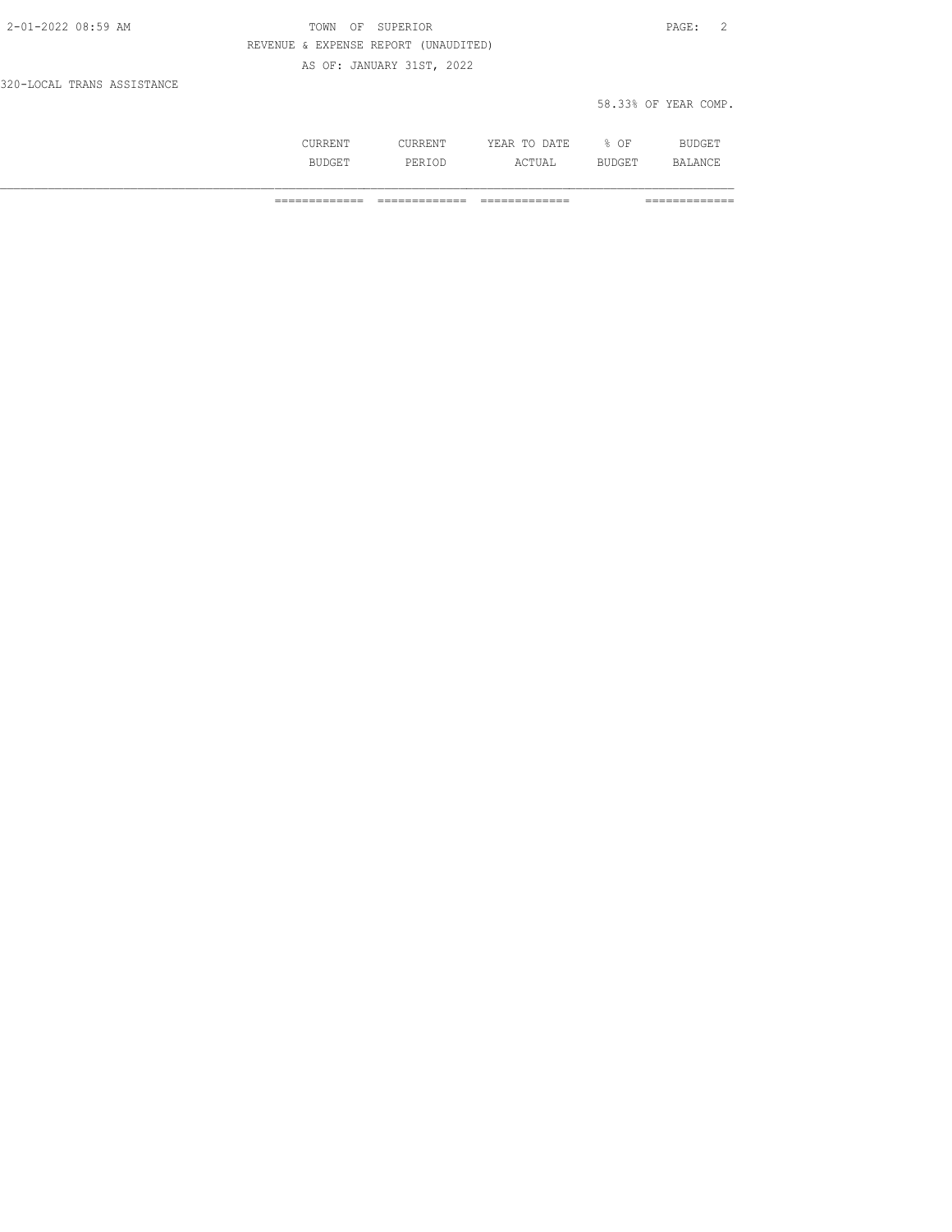REVENUE & EXPENSE REPORT (UNAUDITED)

AS OF: JANUARY 31ST, 2022

320-LOCAL TRANS ASSISTANCE

58.33% OF YEAR COMP.

| CURRENT BUDGET | CURRENT PERIOD | YEAR TO DATE ACTUAL | % OF BUDGET | BUDGET BALANCE |
|---|---|---|---|---|
| ============= | ============= | ============= | | ============= |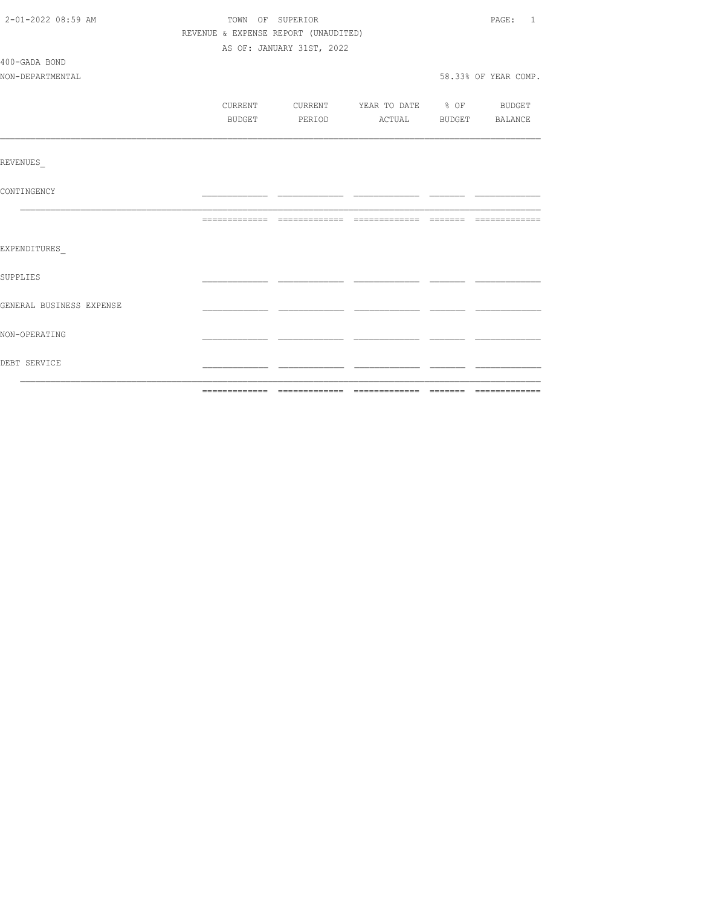TOWN OF SUPERIOR

REVENUE & EXPENSE REPORT (UNAUDITED)

AS OF: JANUARY 31ST, 2022

400-GADA BOND

NON-DEPARTMENTAL

58.33% OF YEAR COMP.

| | CURRENT BUDGET | CURRENT PERIOD | YEAR TO DATE ACTUAL | % OF BUDGET | BUDGET BALANCE |
|---|---|---|---|---|---|
| REVENUES_ | | | | | |
| CONTINGENCY | | | | | |
| | | | | | |
| EXPENDITURES_ | | | | | |
| SUPPLIES | | | | | |
| GENERAL BUSINESS EXPENSE | | | | | |
| NON-OPERATING | | | | | |
| DEBT SERVICE | | | | | |
| | | | | | |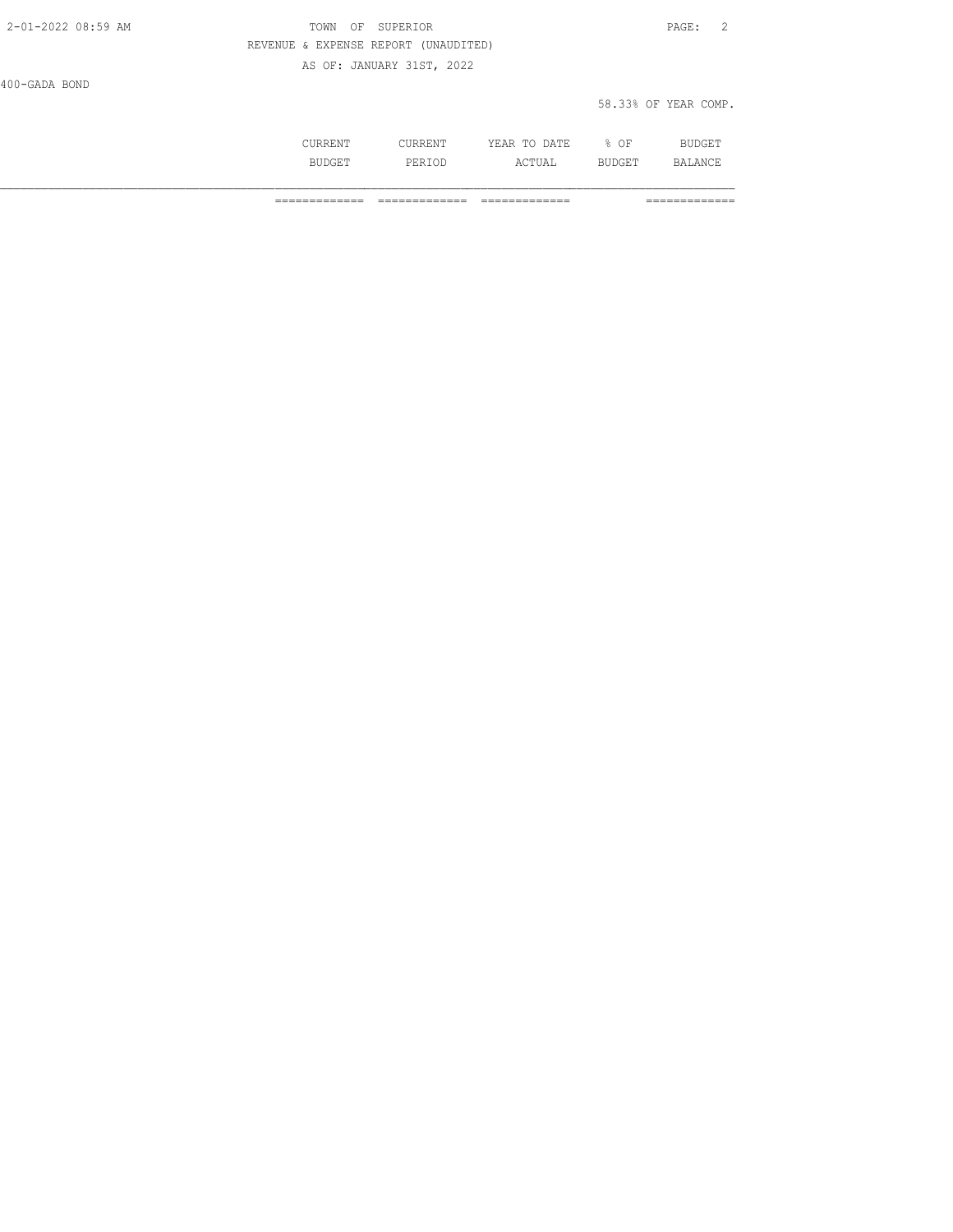400-GADA BOND

58.33% OF YEAR COMP.

| | CURRENT BUDGET | CURRENT PERIOD | YEAR TO DATE ACTUAL | % OF BUDGET | BUDGET BALANCE |
|---|---|---|---|---|---|
| | ============= | ============= | ============= | | ============= |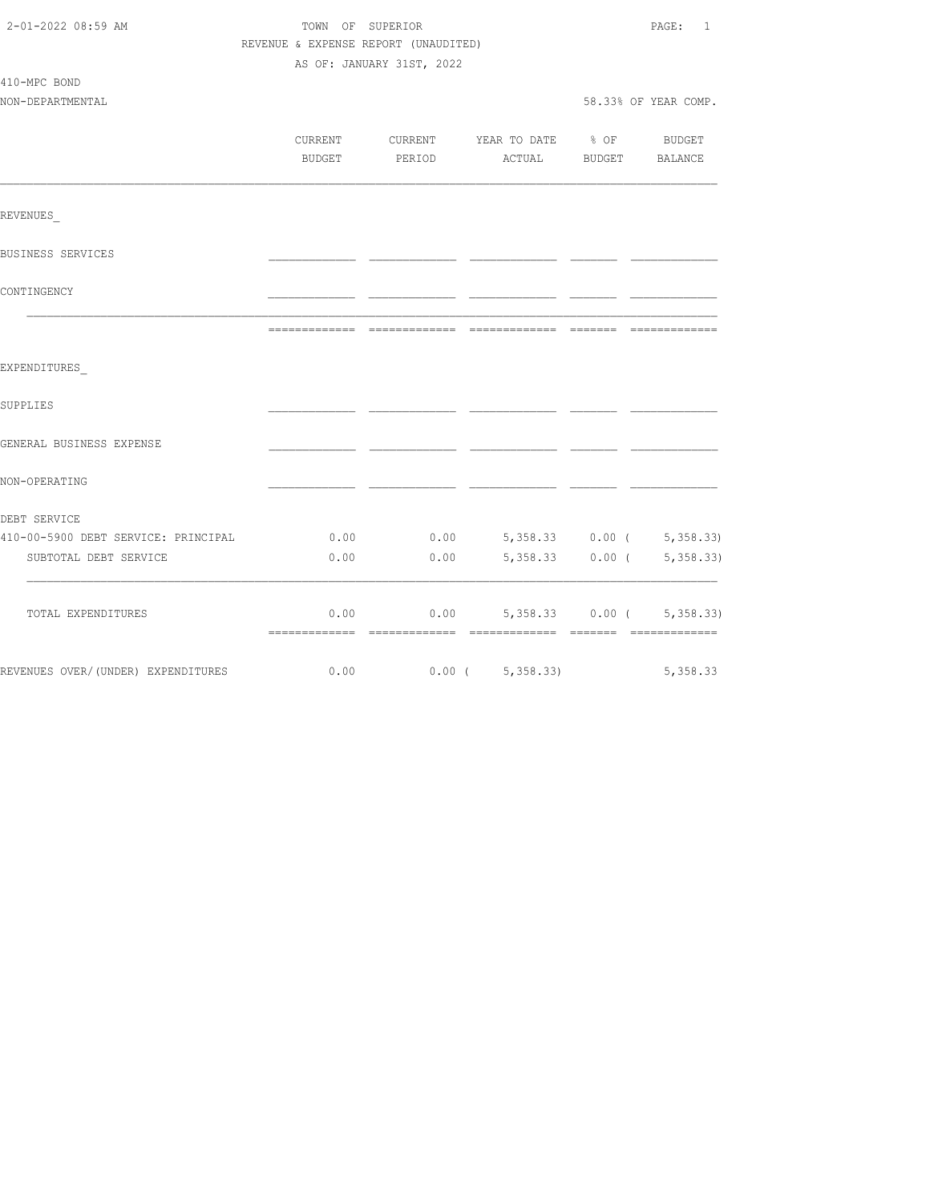TOWN OF SUPERIOR

REVENUE & EXPENSE REPORT (UNAUDITED)

AS OF: JANUARY 31ST, 2022

410-MPC BOND

NON-DEPARTMENTAL

58.33% OF YEAR COMP.

| | CURRENT BUDGET | CURRENT PERIOD | YEAR TO DATE ACTUAL | % OF BUDGET | BUDGET BALANCE |
|---|---|---|---|---|---|
| REVENUES_ | | | | | |
| BUSINESS SERVICES | | | | | |
| CONTINGENCY | | | | | |
| EXPENDITURES_ | | | | | |
| SUPPLIES | | | | | |
| GENERAL BUSINESS EXPENSE | | | | | |
| NON-OPERATING | | | | | |
| DEBT SERVICE | | | | | |
| 410-00-5900 DEBT SERVICE: PRINCIPAL | 0.00 | 0.00 | 5,358.33 | 0.00 | ( 5,358.33) |
| SUBTOTAL DEBT SERVICE | 0.00 | 0.00 | 5,358.33 | 0.00 | ( 5,358.33) |
| TOTAL EXPENDITURES | 0.00 | 0.00 | 5,358.33 | 0.00 | ( 5,358.33) |
| REVENUES OVER/(UNDER) EXPENDITURES | 0.00 | 0.00 | ( 5,358.33) | | 5,358.33 |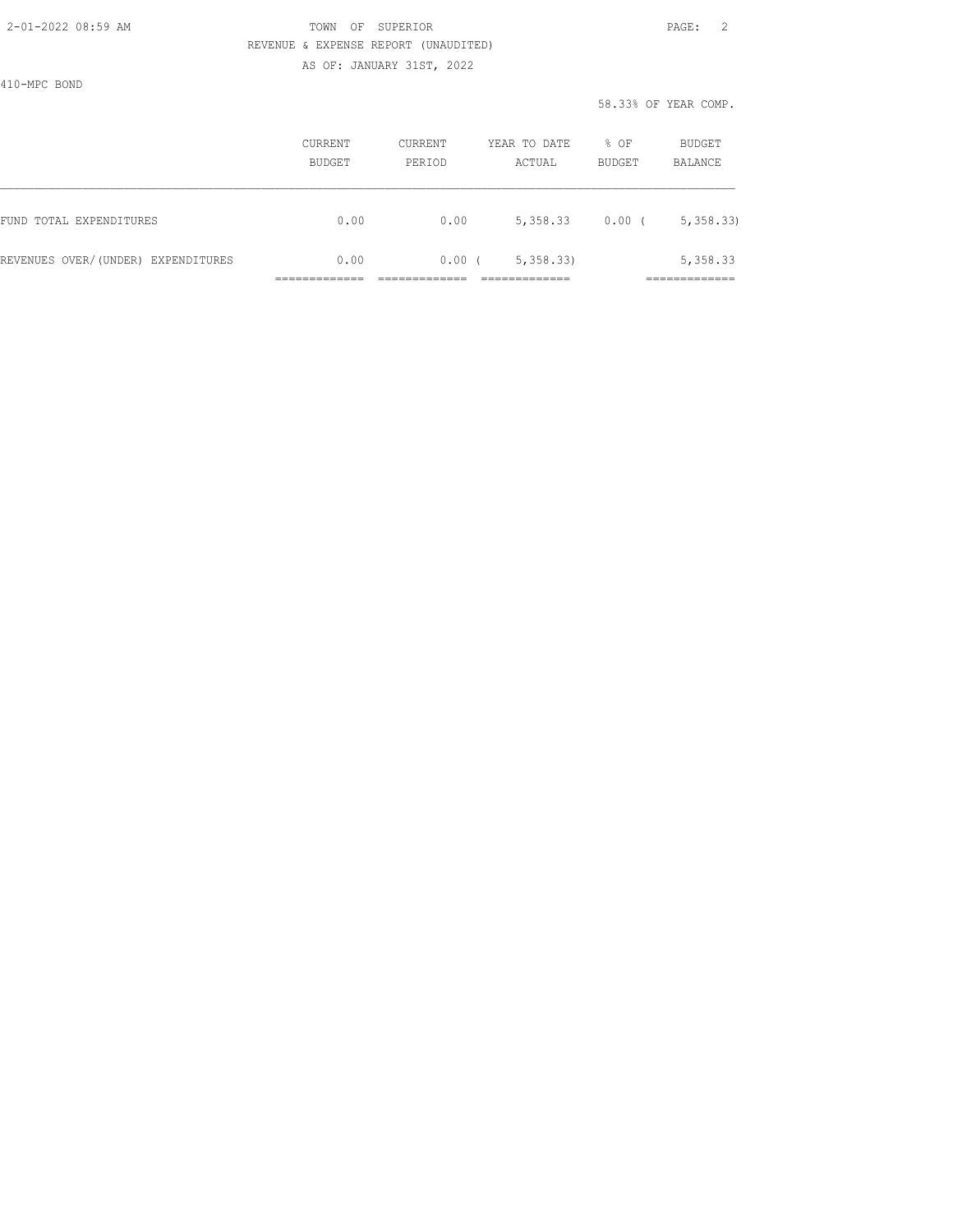410-MPC BOND

58.33% OF YEAR COMP.

| | CURRENT BUDGET | CURRENT PERIOD | YEAR TO DATE ACTUAL | % OF BUDGET | BUDGET BALANCE |
|---|---|---|---|---|---|
| FUND TOTAL EXPENDITURES | 0.00 | 0.00 | 5,358.33 | 0.00 | ( 5,358.33) |
| REVENUES OVER/(UNDER) EXPENDITURES | 0.00 | 0.00 | ( 5,358.33) | | 5,358.33 |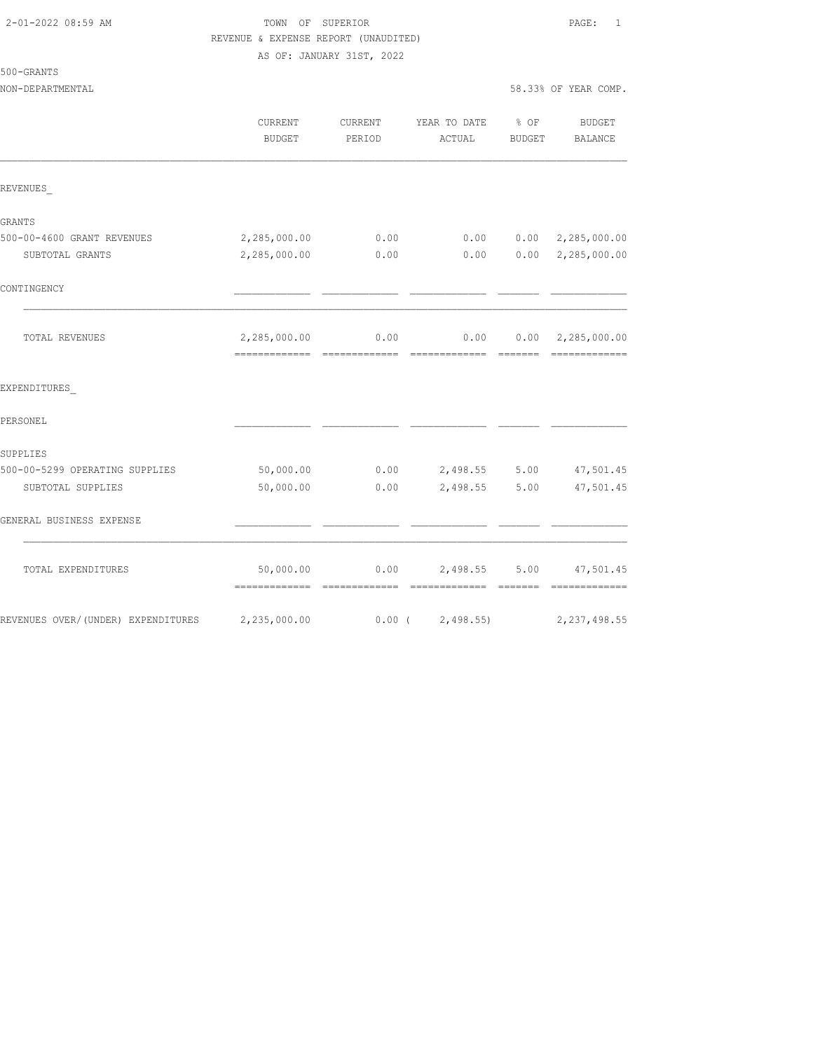TOWN OF SUPERIOR
REVENUE & EXPENSE REPORT (UNAUDITED)
AS OF: JANUARY 31ST, 2022

500-GRANTS
NON-DEPARTMENTAL

58.33% OF YEAR COMP.

| | CURRENT BUDGET | CURRENT PERIOD | YEAR TO DATE ACTUAL | % OF BUDGET | BUDGET BALANCE |
|---|---|---|---|---|---|
| **REVENUES_** | | | | | |
| GRANTS | | | | | |
| 500-00-4600 GRANT REVENUES | 2,285,000.00 | 0.00 | 0.00 | 0.00 | 2,285,000.00 |
| SUBTOTAL GRANTS | 2,285,000.00 | 0.00 | 0.00 | 0.00 | 2,285,000.00 |
| CONTINGENCY | | | | | |
| TOTAL REVENUES | 2,285,000.00 | 0.00 | 0.00 | 0.00 | 2,285,000.00 |
| **EXPENDITURES_** | | | | | |
| PERSONEL | | | | | |
| SUPPLIES | | | | | |
| 500-00-5299 OPERATING SUPPLIES | 50,000.00 | 0.00 | 2,498.55 | 5.00 | 47,501.45 |
| SUBTOTAL SUPPLIES | 50,000.00 | 0.00 | 2,498.55 | 5.00 | 47,501.45 |
| GENERAL BUSINESS EXPENSE | | | | | |
| TOTAL EXPENDITURES | 50,000.00 | 0.00 | 2,498.55 | 5.00 | 47,501.45 |
| REVENUES OVER/(UNDER) EXPENDITURES | 2,235,000.00 | 0.00 | ( 2,498.55) | | 2,237,498.55 |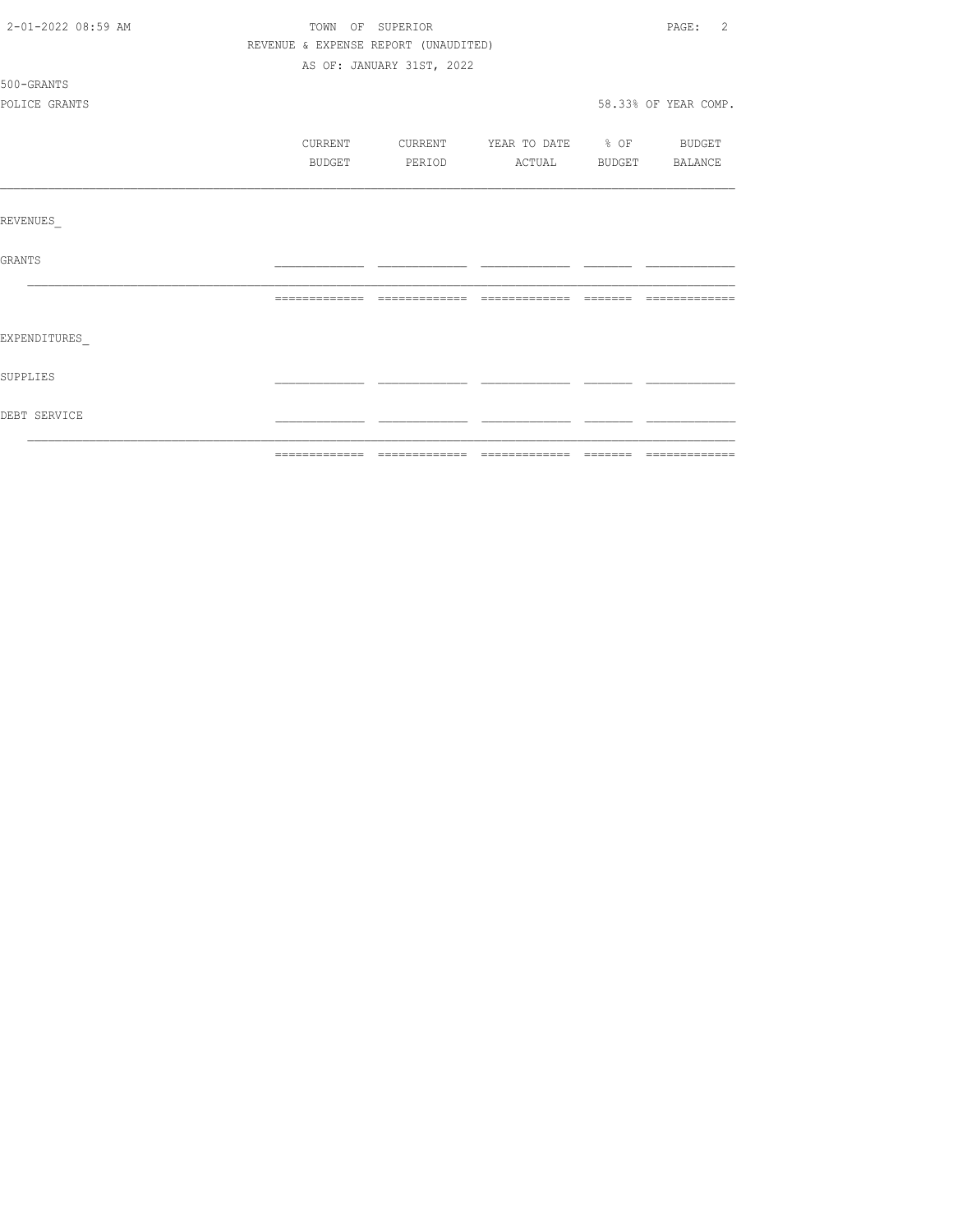TOWN OF SUPERIOR

REVENUE & EXPENSE REPORT (UNAUDITED)

AS OF: JANUARY 31ST, 2022

500-GRANTS

POLICE GRANTS

58.33% OF YEAR COMP.

| | CURRENT BUDGET | CURRENT PERIOD | YEAR TO DATE ACTUAL | % OF BUDGET | BUDGET BALANCE |
|---|---|---|---|---|---|
| REVENUES | | | | | |
| GRANTS | | | | | |
| | | | | | |
| EXPENDITURES | | | | | |
| SUPPLIES | | | | | |
| DEBT SERVICE | | | | | |
| | | | | | |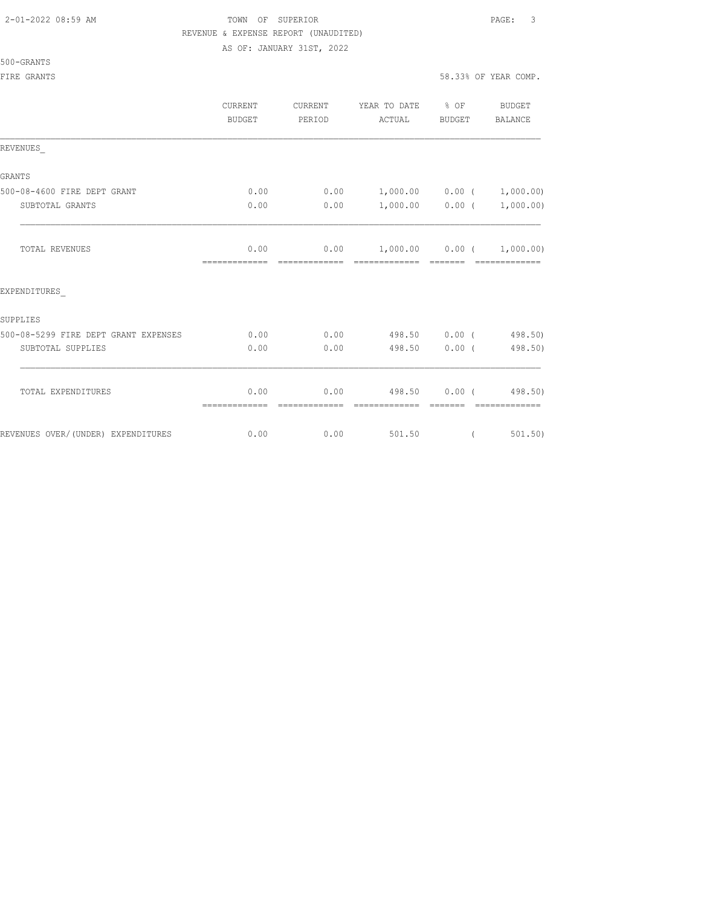TOWN OF SUPERIOR

REVENUE & EXPENSE REPORT (UNAUDITED)

AS OF: JANUARY 31ST, 2022

500-GRANTS

FIRE GRANTS

58.33% OF YEAR COMP.

| | CURRENT BUDGET | CURRENT PERIOD | YEAR TO DATE ACTUAL | % OF BUDGET | BUDGET BALANCE |
|---|---|---|---|---|---|
| REVENUES_ | | | | | |
| GRANTS | | | | | |
| 500-08-4600 FIRE DEPT GRANT | 0.00 | 0.00 | 1,000.00 | 0.00 | ( 1,000.00) |
| SUBTOTAL GRANTS | 0.00 | 0.00 | 1,000.00 | 0.00 | ( 1,000.00) |
| TOTAL REVENUES | 0.00 | 0.00 | 1,000.00 | 0.00 | ( 1,000.00) |
| EXPENDITURES_ | | | | | |
| SUPPLIES | | | | | |
| 500-08-5299 FIRE DEPT GRANT EXPENSES | 0.00 | 0.00 | 498.50 | 0.00 | ( 498.50) |
| SUBTOTAL SUPPLIES | 0.00 | 0.00 | 498.50 | 0.00 | ( 498.50) |
| TOTAL EXPENDITURES | 0.00 | 0.00 | 498.50 | 0.00 | ( 498.50) |
| REVENUES OVER/(UNDER) EXPENDITURES | 0.00 | 0.00 | 501.50 | | ( 501.50) |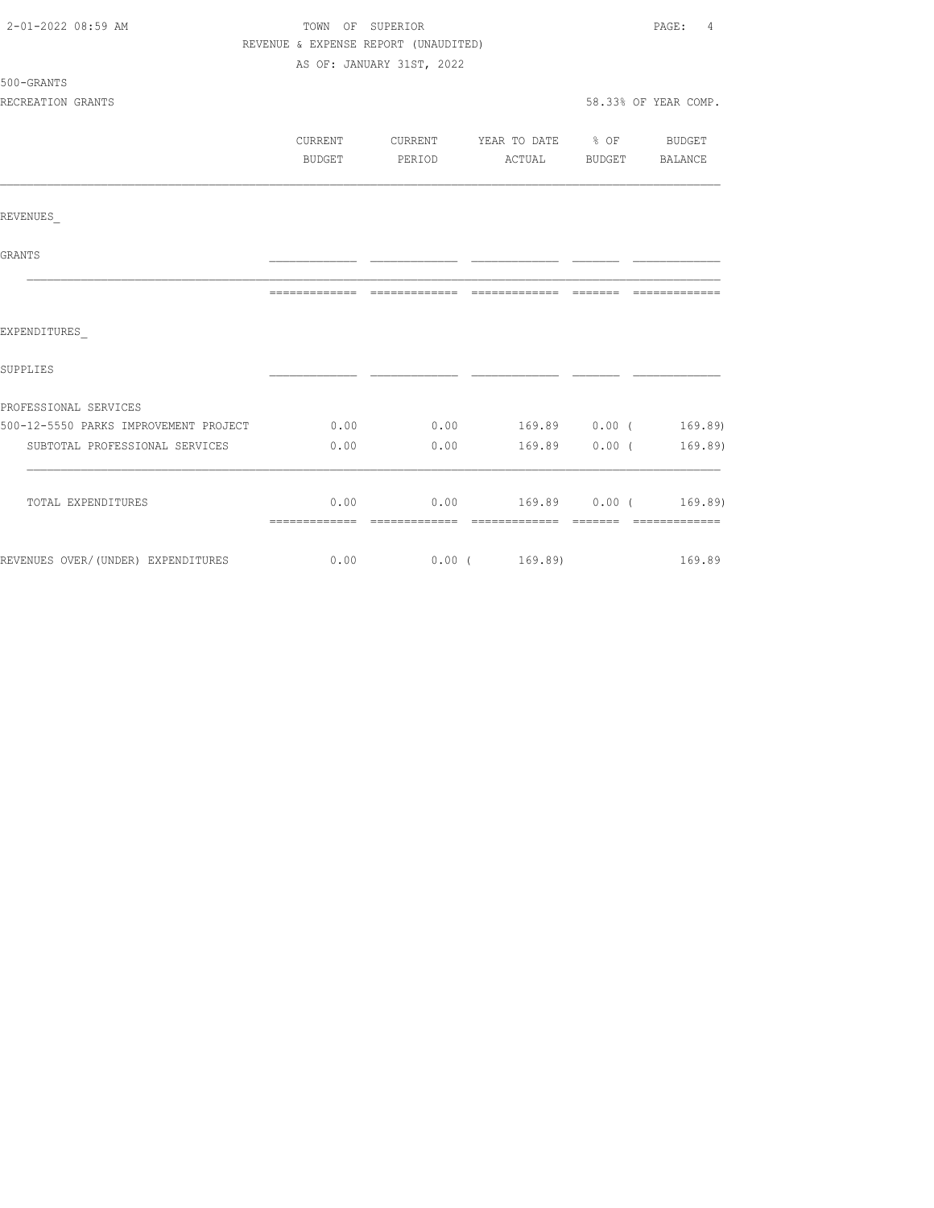TOWN OF SUPERIOR

REVENUE & EXPENSE REPORT (UNAUDITED)

AS OF: JANUARY 31ST, 2022

500-GRANTS

RECREATION GRANTS

58.33% OF YEAR COMP.

| | CURRENT BUDGET | CURRENT PERIOD | YEAR TO DATE ACTUAL | % OF BUDGET | BUDGET BALANCE |
|---|---|---|---|---|---|
| **REVENUES** | | | | | |
| GRANTS | | | | | |
| **EXPENDITURES** | | | | | |
| SUPPLIES | | | | | |
| PROFESSIONAL SERVICES | | | | | |
| 500-12-5550 PARKS IMPROVEMENT PROJECT | 0.00 | 0.00 | 169.89 | 0.00 | ( 169.89) |
| SUBTOTAL PROFESSIONAL SERVICES | 0.00 | 0.00 | 169.89 | 0.00 | ( 169.89) |
| TOTAL EXPENDITURES | 0.00 | 0.00 | 169.89 | 0.00 | ( 169.89) |
| REVENUES OVER/(UNDER) EXPENDITURES | 0.00 | 0.00 | ( 169.89) | | 169.89 |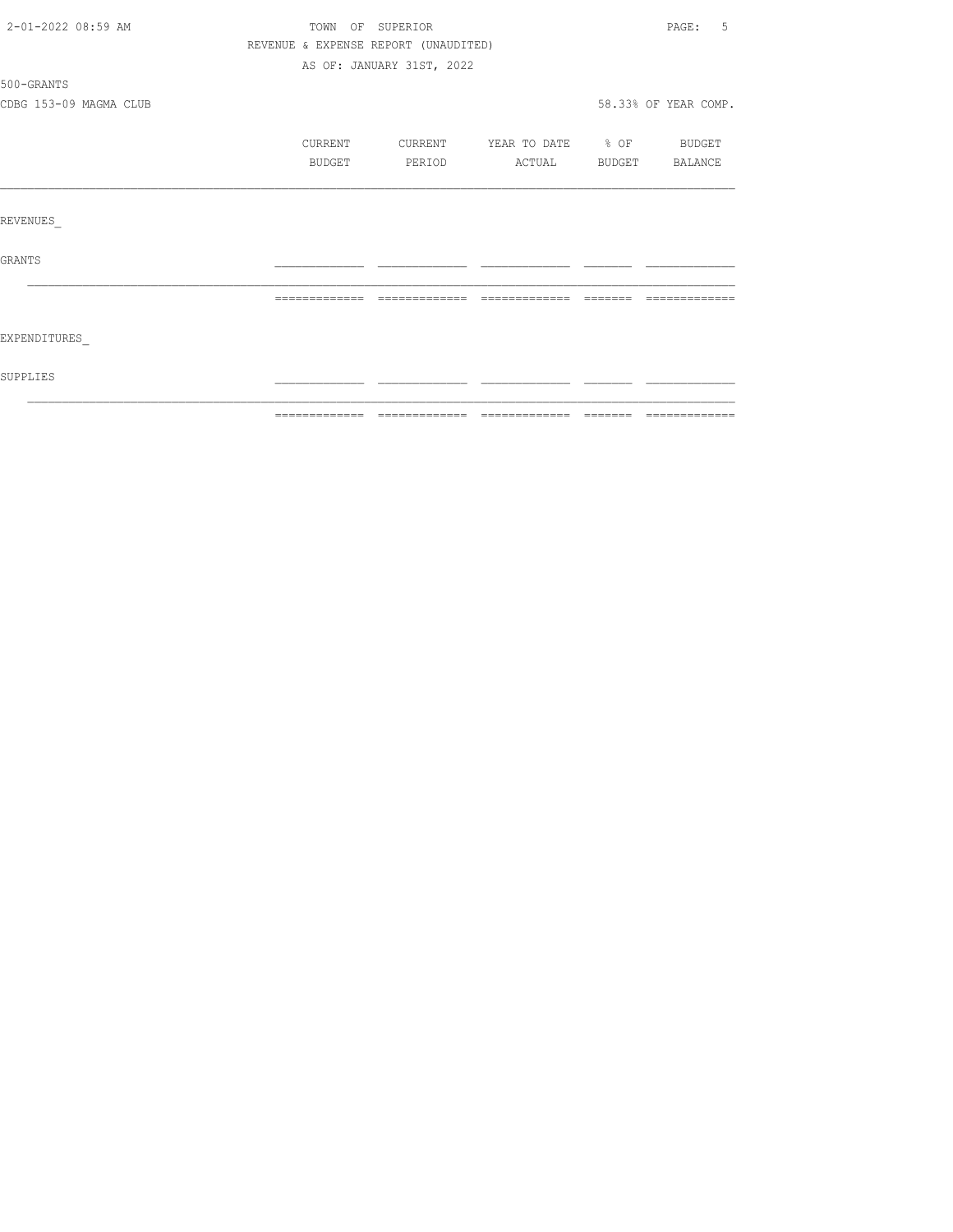TOWN OF SUPERIOR
REVENUE & EXPENSE REPORT (UNAUDITED)
AS OF: JANUARY 31ST, 2022

500-GRANTS
CDBG 153-09 MAGMA CLUB

58.33% OF YEAR COMP.

| | CURRENT BUDGET | CURRENT PERIOD | YEAR TO DATE ACTUAL | % OF BUDGET | BUDGET BALANCE |
|---|---|---|---|---|---|
| **REVENUES** | | | | | |
| GRANTS | | | | | |
| | | | | | |
| **EXPENDITURES** | | | | | |
| SUPPLIES | | | | | |
| | | | | | |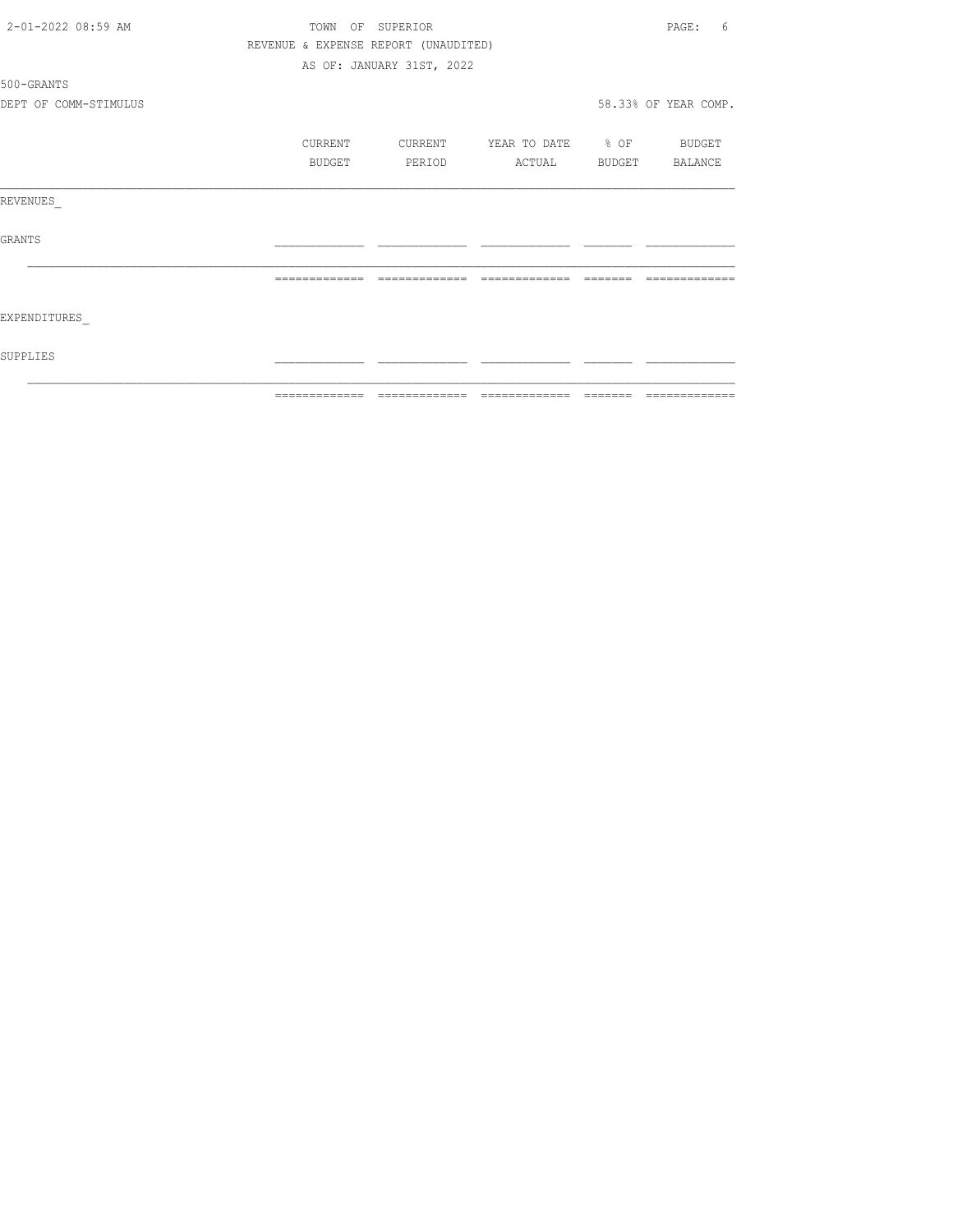TOWN OF SUPERIOR

REVENUE & EXPENSE REPORT (UNAUDITED)

AS OF: JANUARY 31ST, 2022

500-GRANTS

DEPT OF COMM-STIMULUS

58.33% OF YEAR COMP.

| | CURRENT BUDGET | CURRENT PERIOD | YEAR TO DATE ACTUAL | % OF BUDGET | BUDGET BALANCE |
|---|---|---|---|---|---|
| REVENUES_ | | | | | |
| GRANTS | | | | | |
| EXPENDITURES_ | | | | | |
| SUPPLIES | | | | | |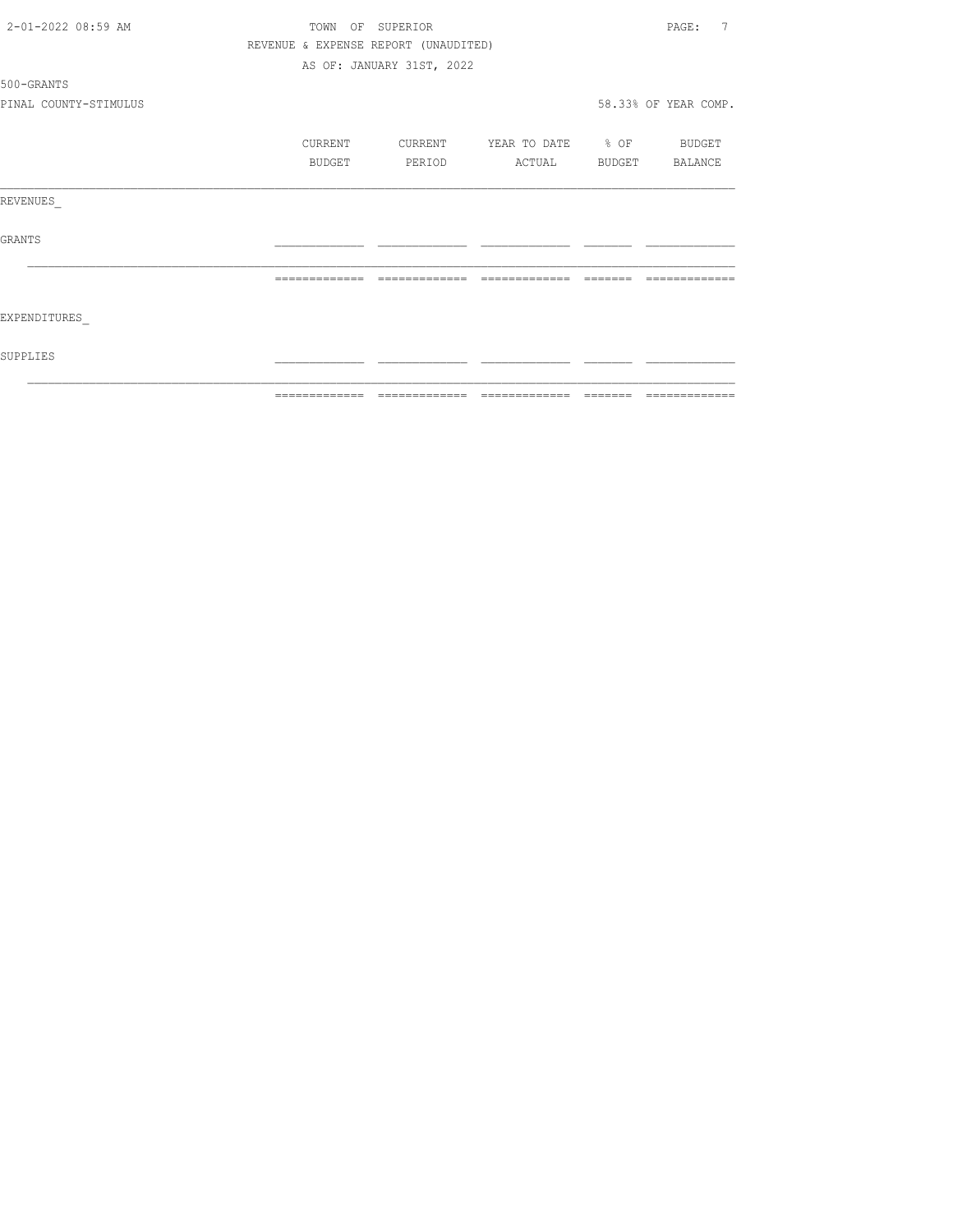TOWN OF SUPERIOR

REVENUE & EXPENSE REPORT (UNAUDITED)

AS OF: JANUARY 31ST, 2022

500-GRANTS

PINAL COUNTY-STIMULUS

58.33% OF YEAR COMP.

| | CURRENT BUDGET | CURRENT PERIOD | YEAR TO DATE ACTUAL | % OF BUDGET | BUDGET BALANCE |
|---|---|---|---|---|---|
| REVENUES_ | | | | | |
| GRANTS | | | | | |
| EXPENDITURES_ | | | | | |
| SUPPLIES | | | | | |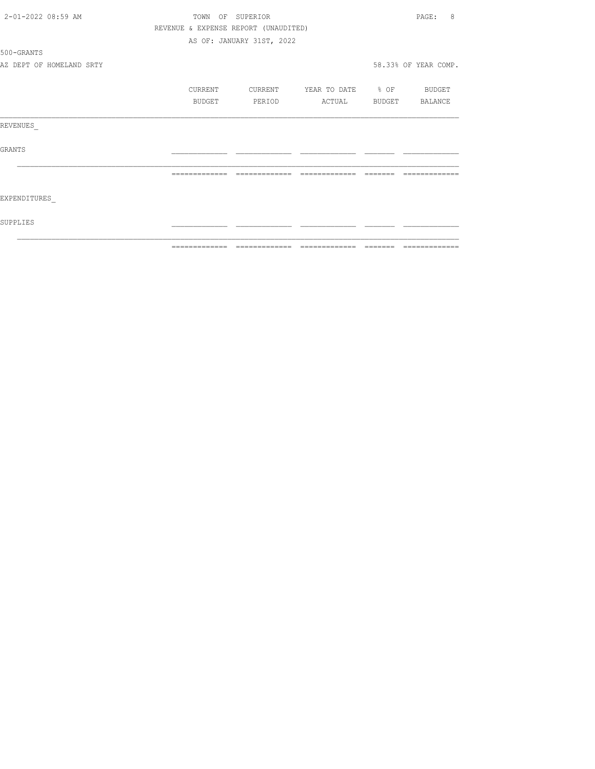TOWN OF SUPERIOR

REVENUE & EXPENSE REPORT (UNAUDITED)

AS OF: JANUARY 31ST, 2022

500-GRANTS

AZ DEPT OF HOMELAND SRTY

58.33% OF YEAR COMP.

| | CURRENT BUDGET | CURRENT PERIOD | YEAR TO DATE ACTUAL | % OF BUDGET | BUDGET BALANCE |
|---|---|---|---|---|---|
| REVENUES_ | | | | | |
| GRANTS | | | | | |
| | | | | | |
| EXPENDITURES_ | | | | | |
| SUPPLIES | | | | | |
| | | | | | |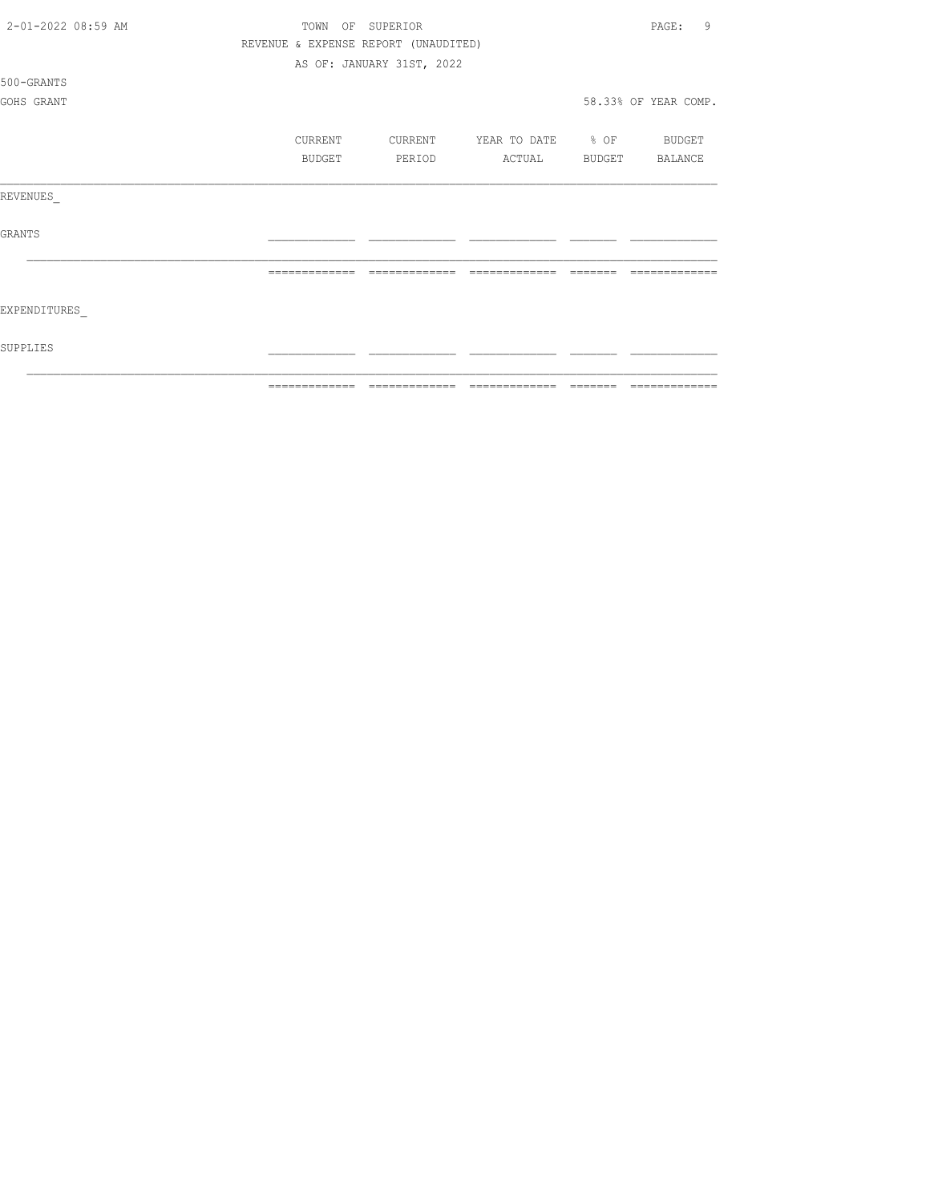TOWN OF SUPERIOR

REVENUE & EXPENSE REPORT (UNAUDITED)

AS OF: JANUARY 31ST, 2022

500-GRANTS

GOHS GRANT

58.33% OF YEAR COMP.

| | CURRENT BUDGET | CURRENT PERIOD | YEAR TO DATE ACTUAL | % OF BUDGET | BUDGET BALANCE |
|---|---|---|---|---|---|
| REVENUES_ | | | | | |
| GRANTS | | | | | |
| | | | | | |
| EXPENDITURES_ | | | | | |
| SUPPLIES | | | | | |
| | | | | | |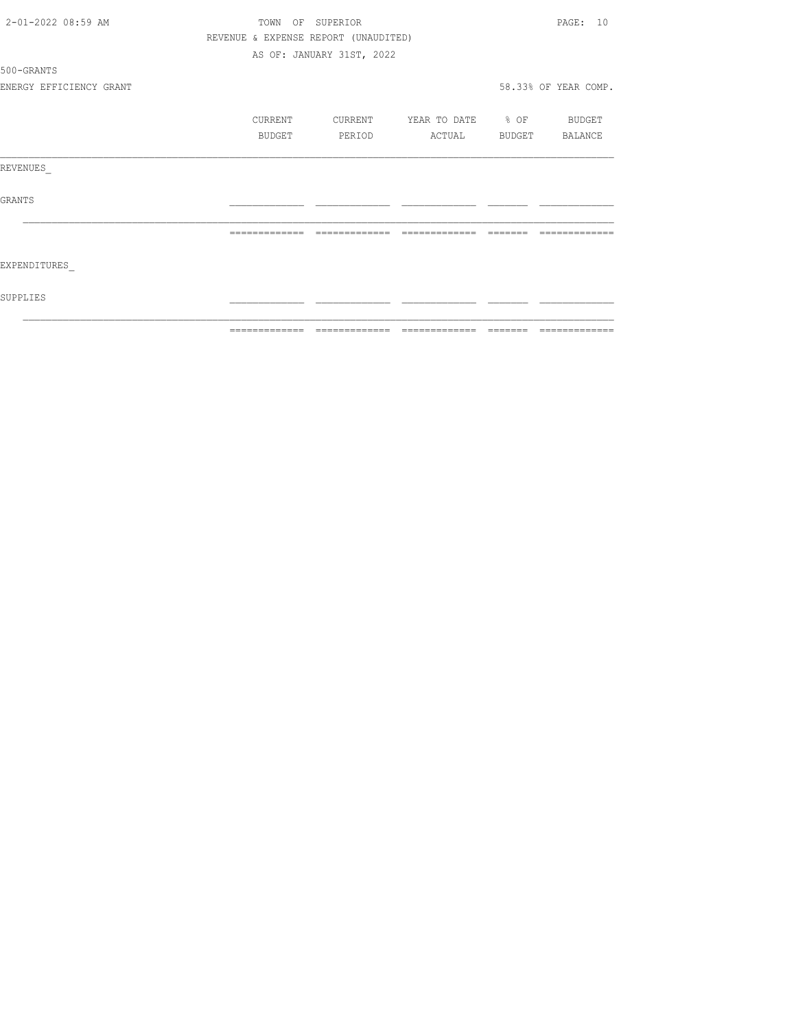TOWN OF SUPERIOR

REVENUE & EXPENSE REPORT (UNAUDITED)

AS OF: JANUARY 31ST, 2022

500-GRANTS

ENERGY EFFICIENCY GRANT

58.33% OF YEAR COMP.

| | CURRENT BUDGET | CURRENT PERIOD | YEAR TO DATE ACTUAL | % OF BUDGET | BUDGET BALANCE |
|---|---|---|---|---|---|
| REVENUES_ | | | | | |
| GRANTS | | | | | |
| EXPENDITURES_ | | | | | |
| SUPPLIES | | | | | |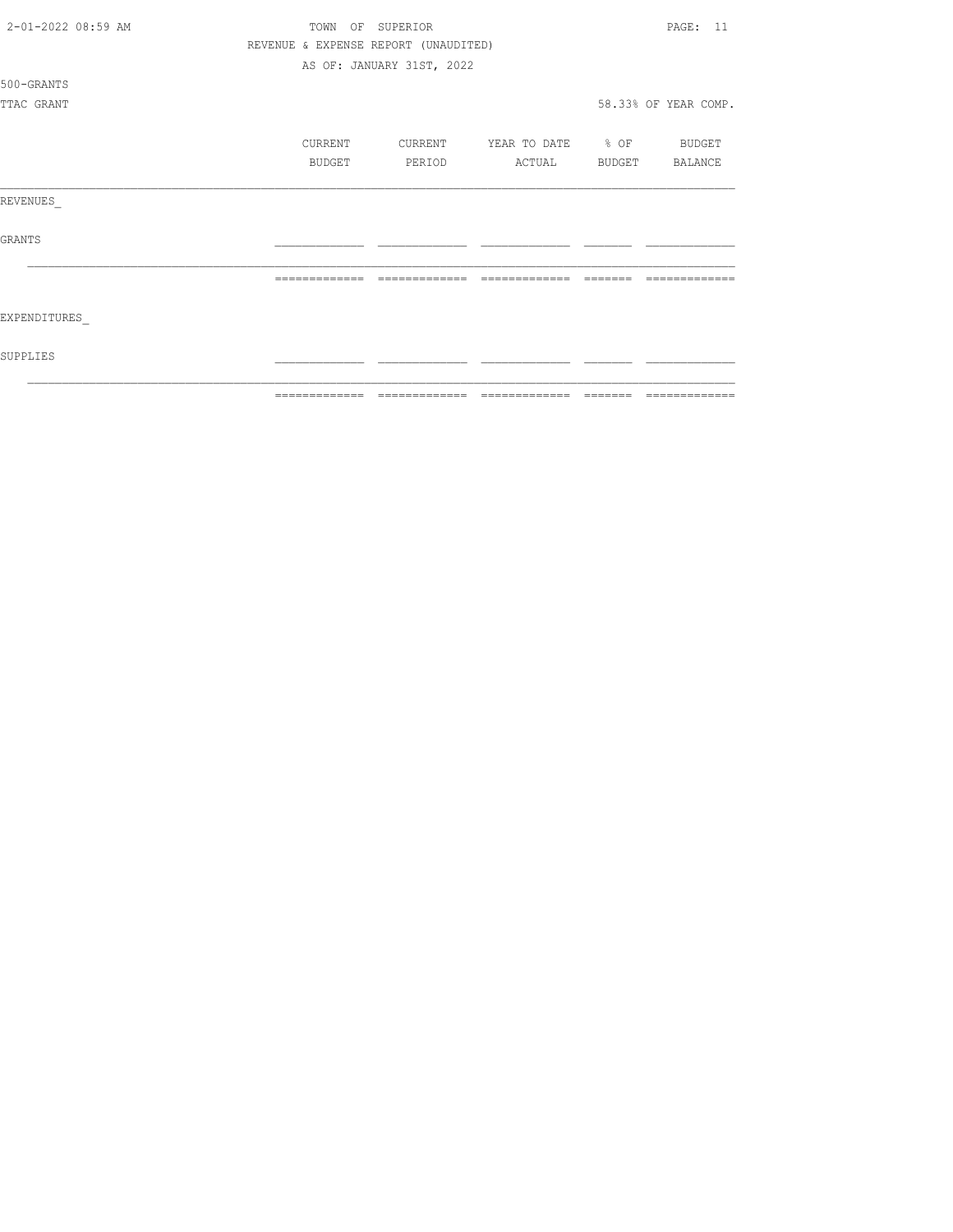TOWN OF SUPERIOR

REVENUE & EXPENSE REPORT (UNAUDITED)

AS OF: JANUARY 31ST, 2022

500-GRANTS

TTAC GRANT

58.33% OF YEAR COMP.

| | CURRENT BUDGET | CURRENT PERIOD | YEAR TO DATE ACTUAL | % OF BUDGET | BUDGET BALANCE |
|---|---|---|---|---|---|
| REVENUES_ | | | | | |
| GRANTS | | | | | |
| EXPENDITURES_ | | | | | |
| SUPPLIES | | | | | |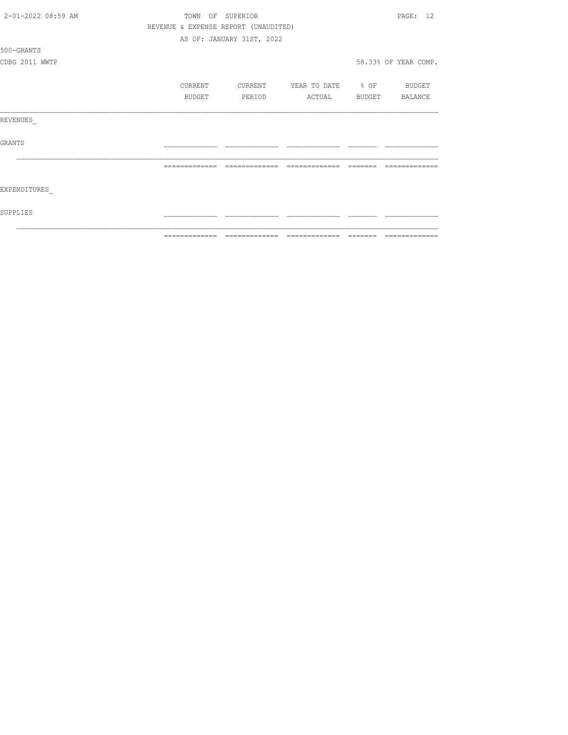TOWN OF SUPERIOR

REVENUE & EXPENSE REPORT (UNAUDITED)

AS OF: JANUARY 31ST, 2022

500-GRANTS

CDBG 2011 WWTP

58.33% OF YEAR COMP.

| | CURRENT BUDGET | CURRENT PERIOD | YEAR TO DATE ACTUAL | % OF BUDGET | BUDGET BALANCE |
|---|---|---|---|---|---|
| REVENUES_ | | | | | |
| GRANTS | | | | | |
| | | | | | |
| EXPENDITURES_ | | | | | |
| SUPPLIES | | | | | |
| | | | | | |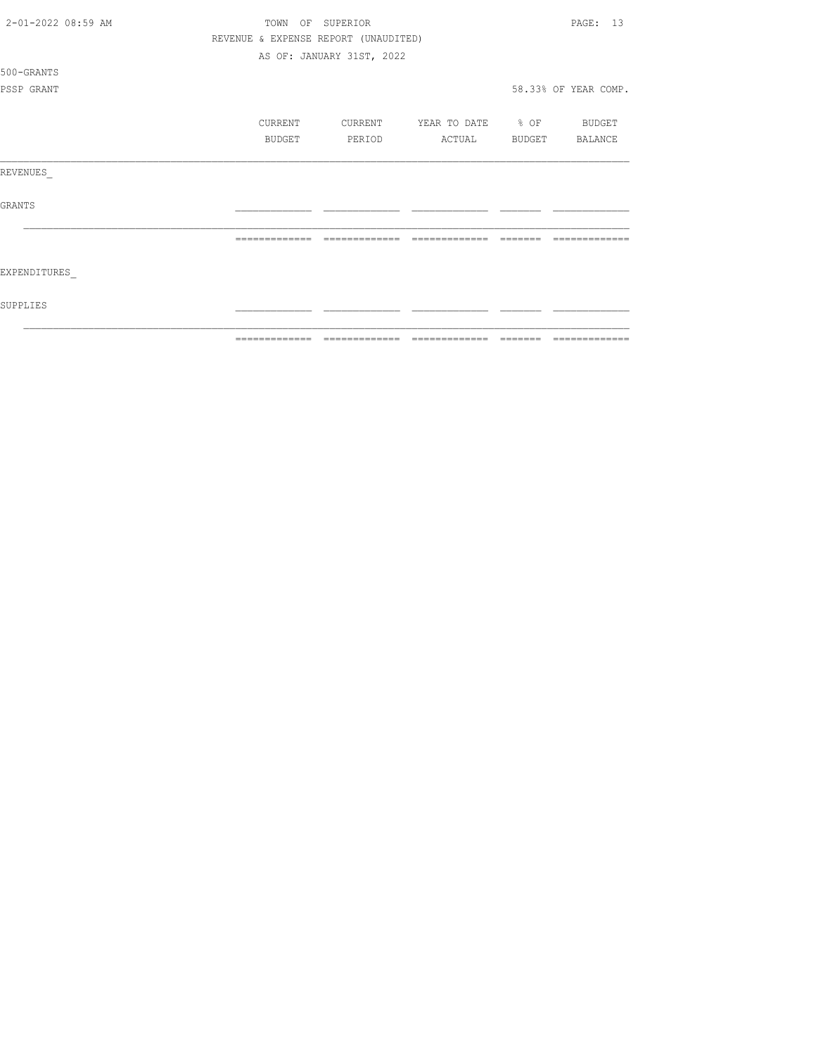TOWN OF SUPERIOR

REVENUE & EXPENSE REPORT (UNAUDITED)

AS OF: JANUARY 31ST, 2022

500-GRANTS

PSSP GRANT

58.33% OF YEAR COMP.

| | CURRENT BUDGET | CURRENT PERIOD | YEAR TO DATE ACTUAL | % OF BUDGET | BUDGET BALANCE |
|---|---|---|---|---|---|
| REVENUES_ | | | | | |
| GRANTS | | | | | |
| | | | | | |
| EXPENDITURES_ | | | | | |
| SUPPLIES | | | | | |
| | | | | | |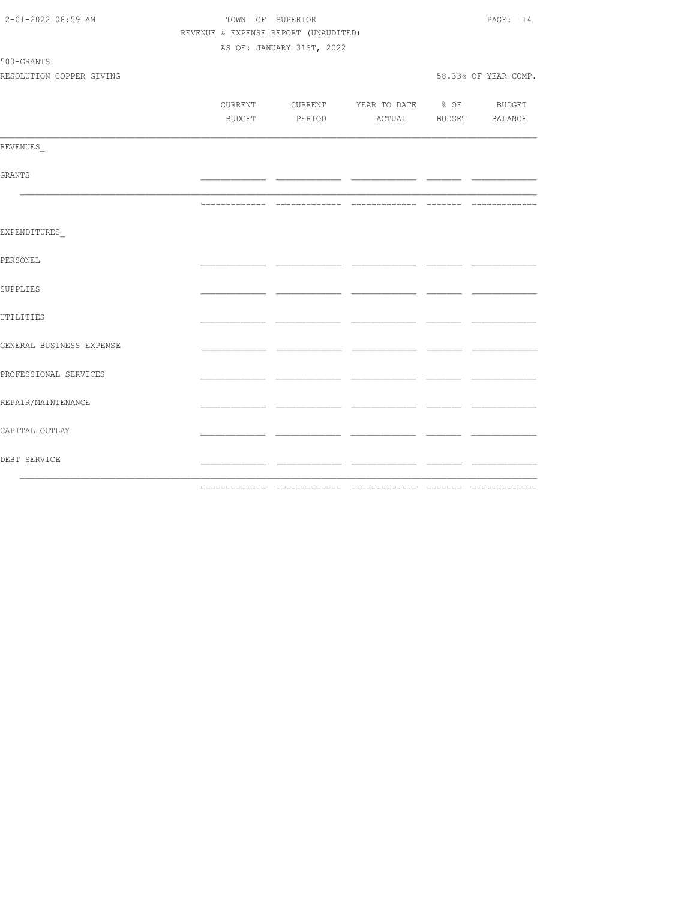TOWN OF SUPERIOR

REVENUE & EXPENSE REPORT (UNAUDITED)

AS OF: JANUARY 31ST, 2022

500-GRANTS

RESOLUTION COPPER GIVING

58.33% OF YEAR COMP.

| | CURRENT BUDGET | CURRENT PERIOD | YEAR TO DATE ACTUAL | % OF BUDGET | BUDGET BALANCE |
|---|---|---|---|---|---|
| REVENUES_ | | | | | |
| GRANTS | | | | | |
| | | | | | |
| EXPENDITURES_ | | | | | |
| PERSONEL | | | | | |
| SUPPLIES | | | | | |
| UTILITIES | | | | | |
| GENERAL BUSINESS EXPENSE | | | | | |
| PROFESSIONAL SERVICES | | | | | |
| REPAIR/MAINTENANCE | | | | | |
| CAPITAL OUTLAY | | | | | |
| DEBT SERVICE | | | | | |
| | | | | | |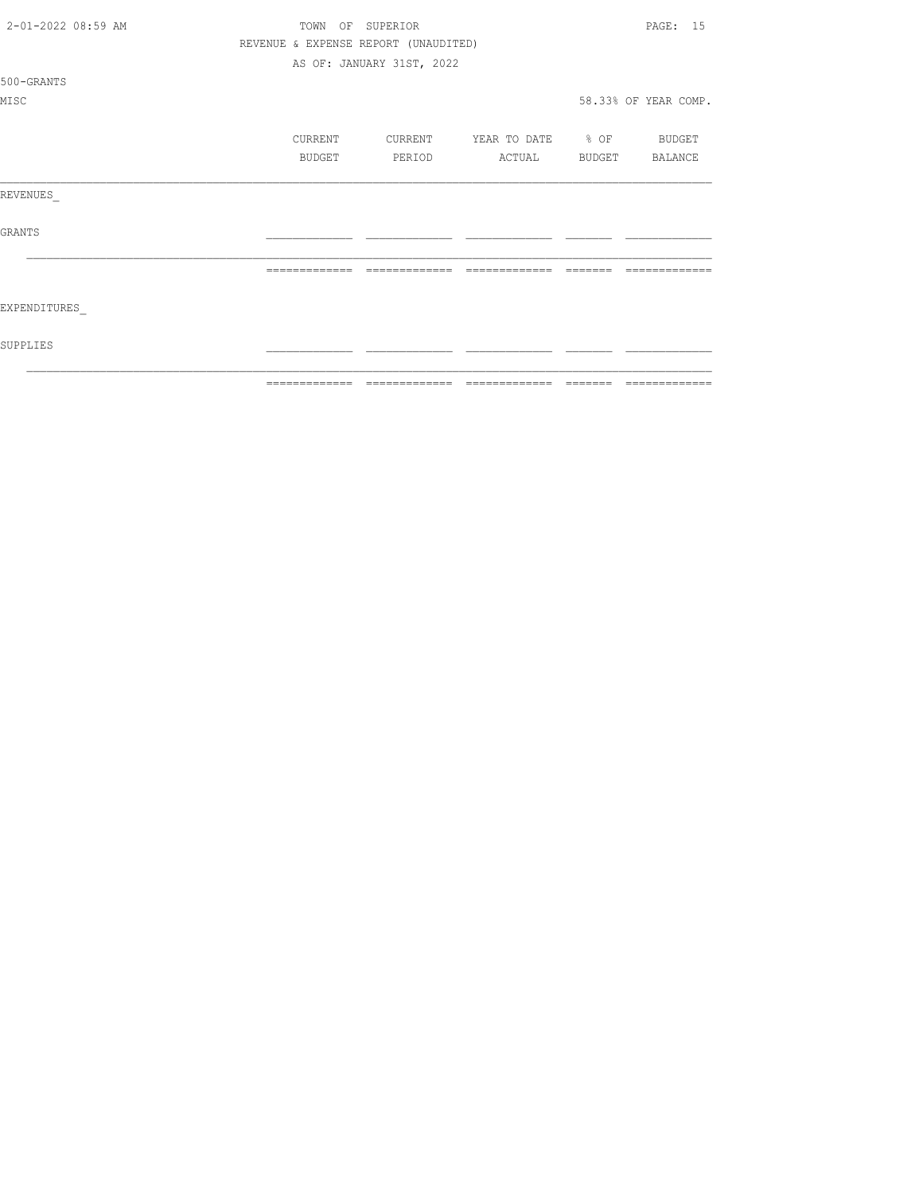TOWN OF SUPERIOR

REVENUE & EXPENSE REPORT (UNAUDITED)

AS OF: JANUARY 31ST, 2022

500-GRANTS

MISC

58.33% OF YEAR COMP.

| | CURRENT BUDGET | CURRENT PERIOD | YEAR TO DATE ACTUAL | % OF BUDGET | BUDGET BALANCE |
|---|---|---|---|---|---|
| REVENUES_ | | | | | |
| GRANTS | | | | | |
| EXPENDITURES_ | | | | | |
| SUPPLIES | | | | | |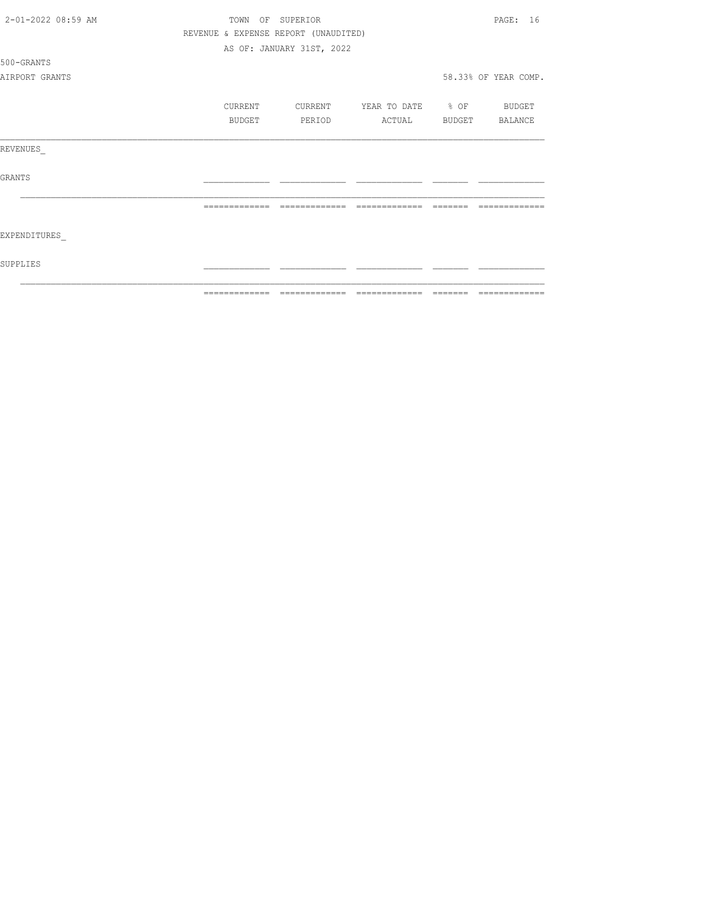TOWN OF SUPERIOR

REVENUE & EXPENSE REPORT (UNAUDITED)

AS OF: JANUARY 31ST, 2022

500-GRANTS

AIRPORT GRANTS

58.33% OF YEAR COMP.

| | CURRENT BUDGET | CURRENT PERIOD | YEAR TO DATE ACTUAL | % OF BUDGET | BUDGET BALANCE |
|---|---|---|---|---|---|
| REVENUES_ | | | | | |
| GRANTS | | | | | |
| | | | | | |
| EXPENDITURES_ | | | | | |
| SUPPLIES | | | | | |
| | | | | | |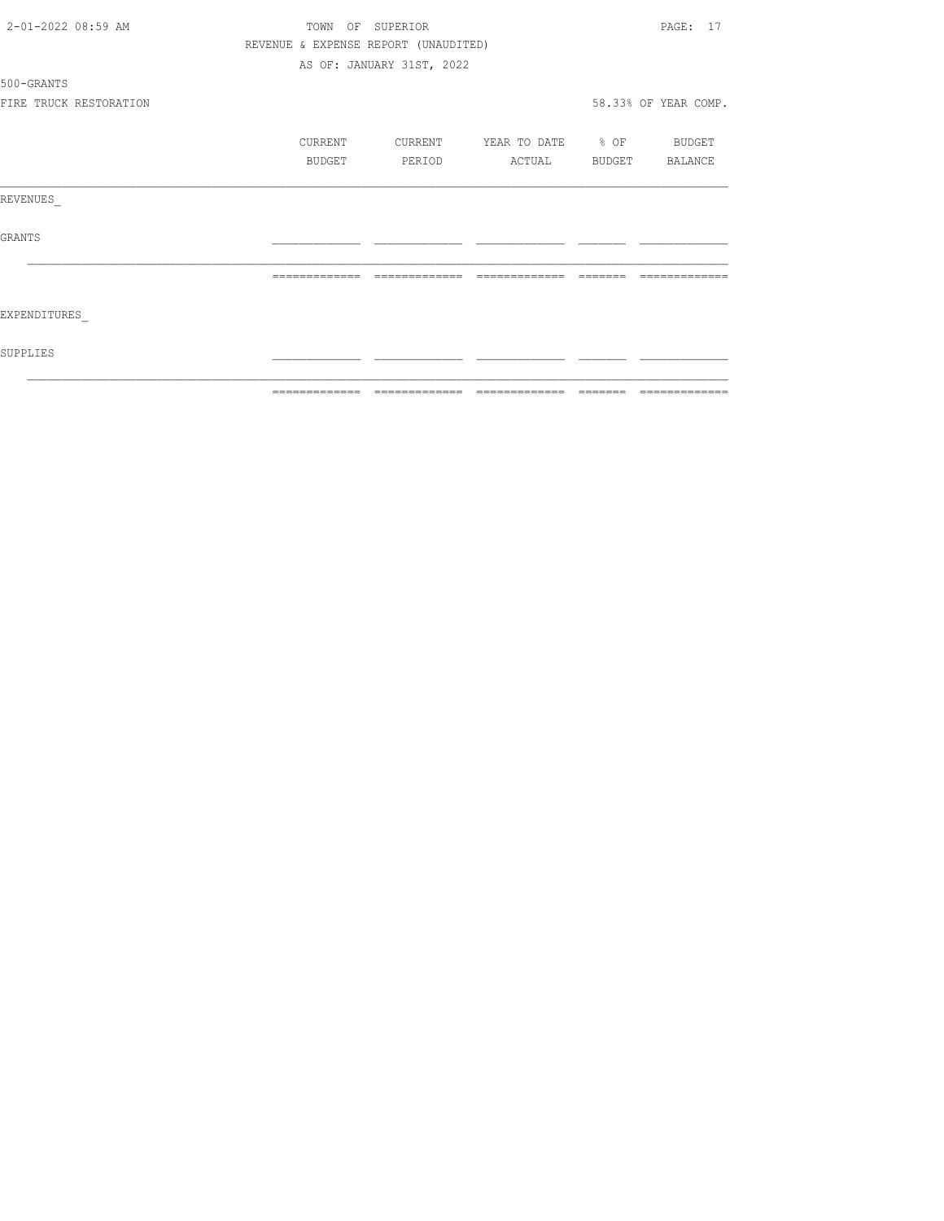TOWN OF SUPERIOR

REVENUE & EXPENSE REPORT (UNAUDITED)

AS OF: JANUARY 31ST, 2022

500-GRANTS

FIRE TRUCK RESTORATION

58.33% OF YEAR COMP.

| | CURRENT BUDGET | CURRENT PERIOD | YEAR TO DATE ACTUAL | % OF BUDGET | BUDGET BALANCE |
|---|---|---|---|---|---|
| REVENUES_ | | | | | |
| GRANTS | | | | | |
| | | | | | |
| EXPENDITURES_ | | | | | |
| SUPPLIES | | | | | |
| | | | | | |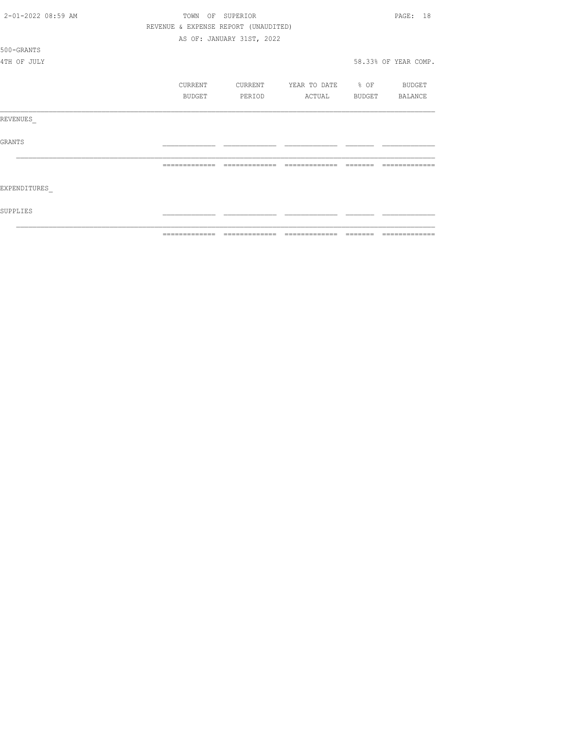TOWN OF SUPERIOR

REVENUE & EXPENSE REPORT (UNAUDITED)

AS OF: JANUARY 31ST, 2022

500-GRANTS

4TH OF JULY

58.33% OF YEAR COMP.

| | CURRENT BUDGET | CURRENT PERIOD | YEAR TO DATE ACTUAL | % OF BUDGET | BUDGET BALANCE |
|---|---|---|---|---|---|
| REVENUES_ | | | | | |
| GRANTS | | | | | |
| EXPENDITURES_ | | | | | |
| SUPPLIES | | | | | |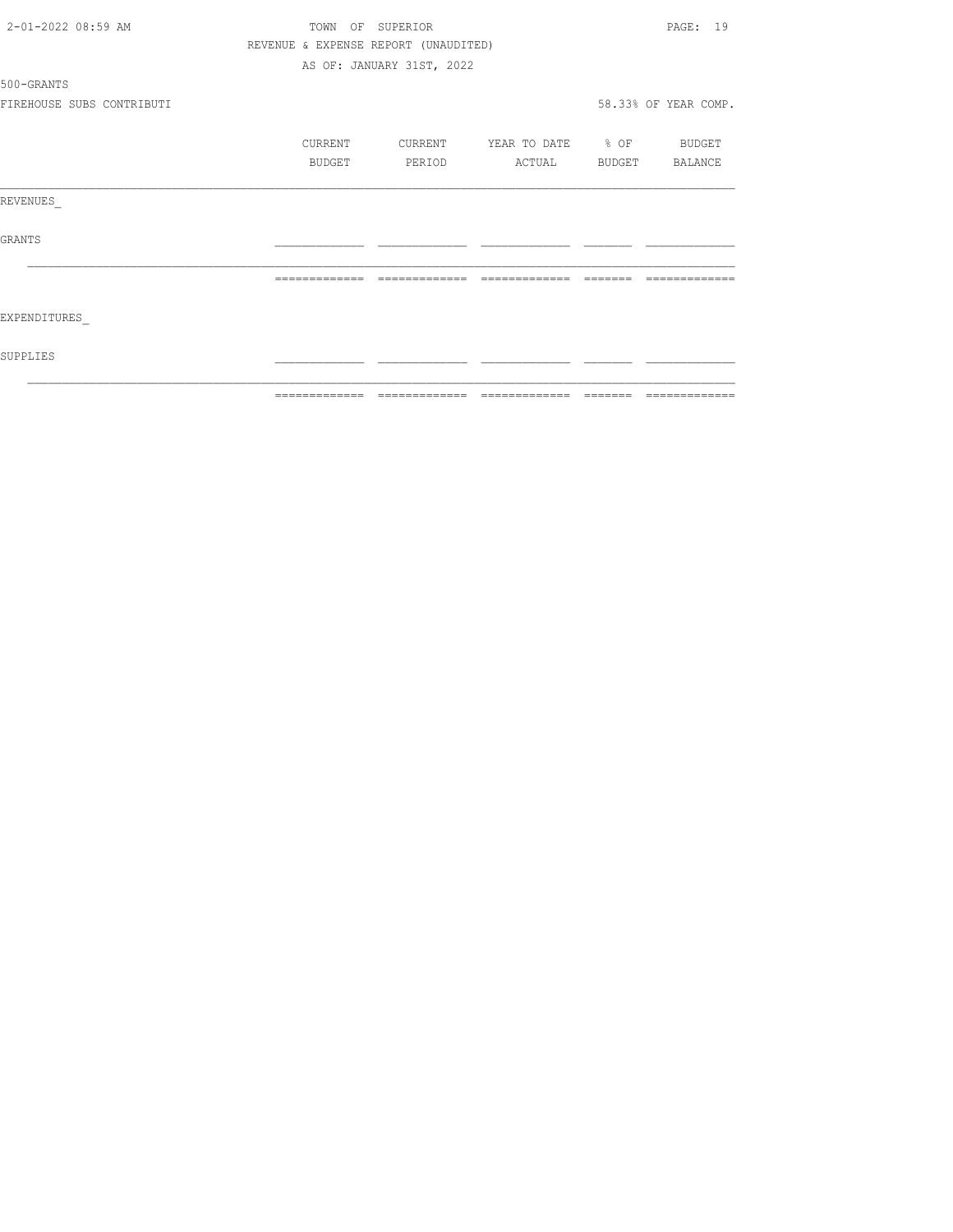TOWN OF SUPERIOR

REVENUE & EXPENSE REPORT (UNAUDITED)

AS OF: JANUARY 31ST, 2022

500-GRANTS

FIREHOUSE SUBS CONTRIBUTI

58.33% OF YEAR COMP.

| | CURRENT BUDGET | CURRENT PERIOD | YEAR TO DATE ACTUAL | % OF BUDGET | BUDGET BALANCE |
|---|---|---|---|---|---|
| REVENUES_ | | | | | |
| GRANTS | | | | | |
| EXPENDITURES_ | | | | | |
| SUPPLIES | | | | | |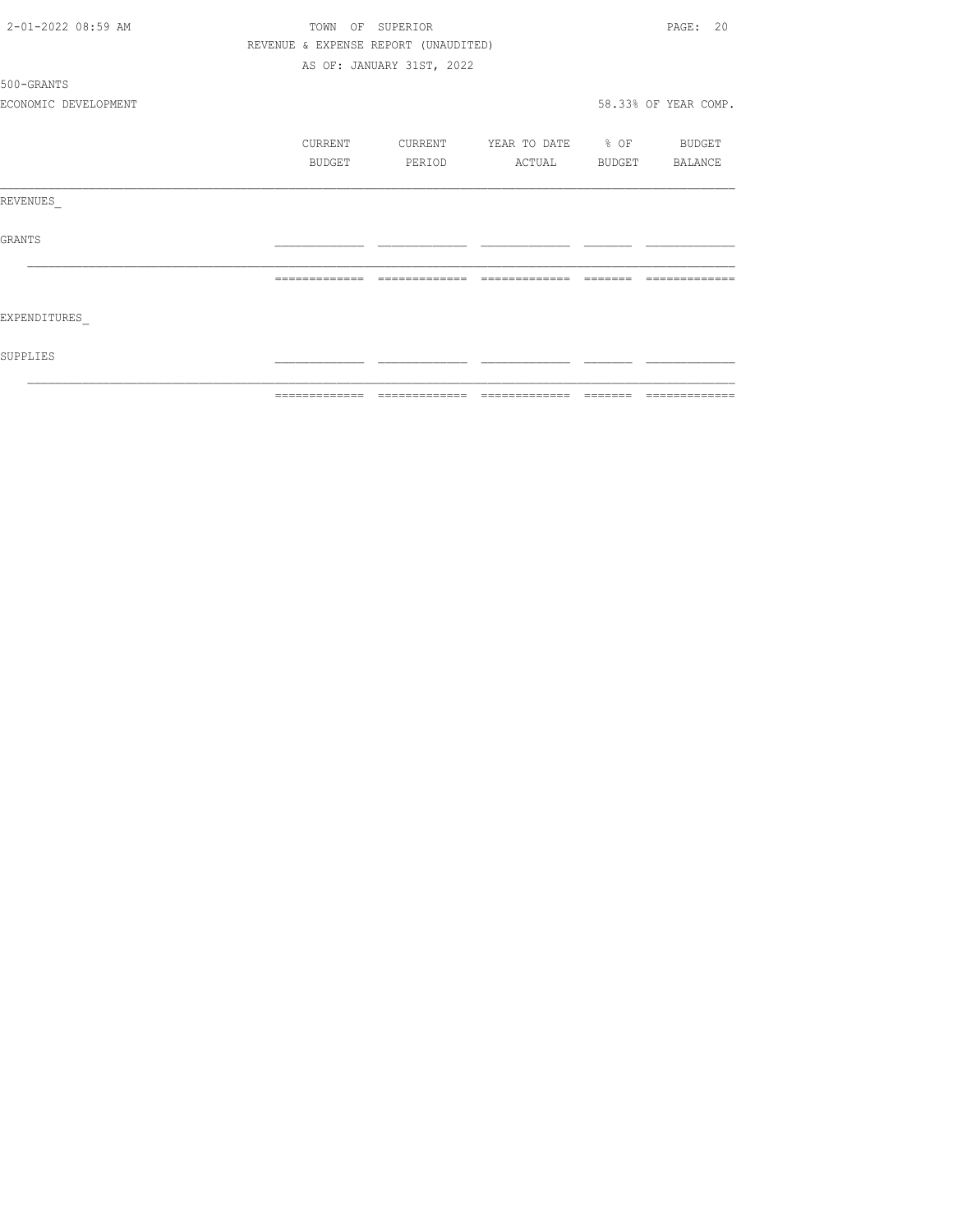TOWN OF SUPERIOR

REVENUE & EXPENSE REPORT (UNAUDITED)

AS OF: JANUARY 31ST, 2022

500-GRANTS

ECONOMIC DEVELOPMENT

58.33% OF YEAR COMP.

| | CURRENT BUDGET | CURRENT PERIOD | YEAR TO DATE ACTUAL | % OF BUDGET | BUDGET BALANCE |
|---|---|---|---|---|---|
| REVENUES_ | | | | | |
| GRANTS | | | | | |
| | | | | | |
| EXPENDITURES_ | | | | | |
| SUPPLIES | | | | | |
| | | | | | |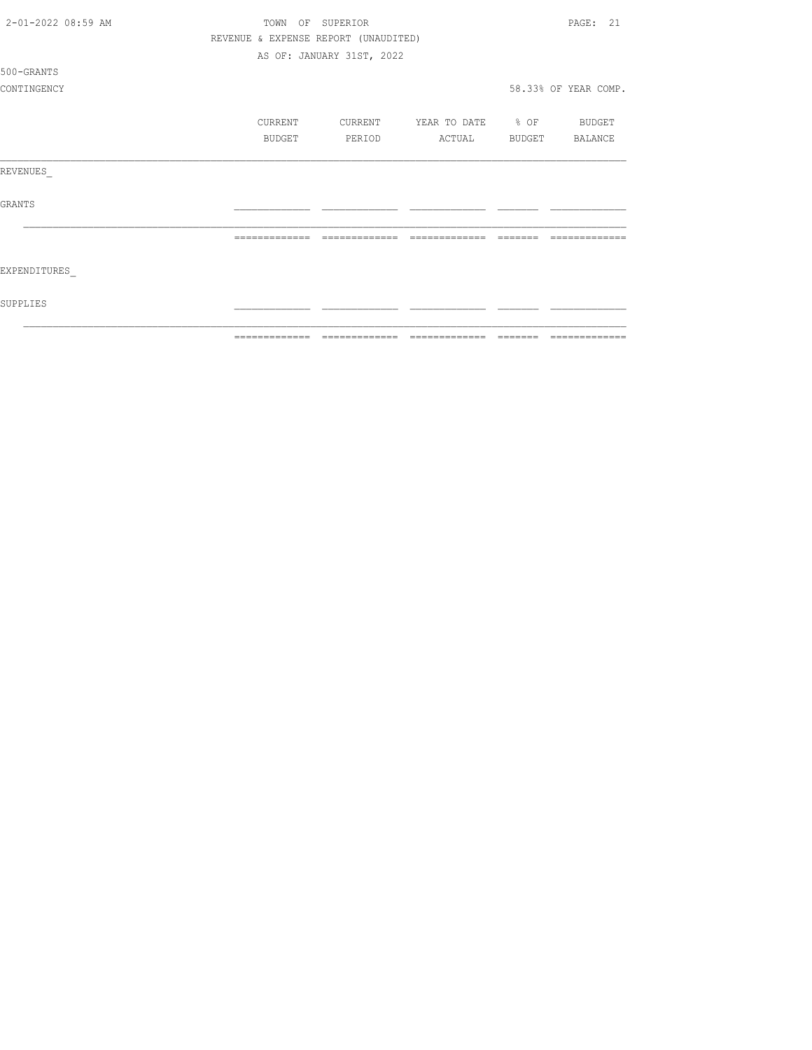TOWN OF SUPERIOR

REVENUE & EXPENSE REPORT (UNAUDITED)

AS OF: JANUARY 31ST, 2022

500-GRANTS

CONTINGENCY

58.33% OF YEAR COMP.

| | CURRENT BUDGET | CURRENT PERIOD | YEAR TO DATE ACTUAL | % OF BUDGET | BUDGET BALANCE |
|---|---|---|---|---|---|
| REVENUES_ | | | | | |
| GRANTS | | | | | |
| | | | | | |
| EXPENDITURES_ | | | | | |
| SUPPLIES | | | | | |
| | | | | | |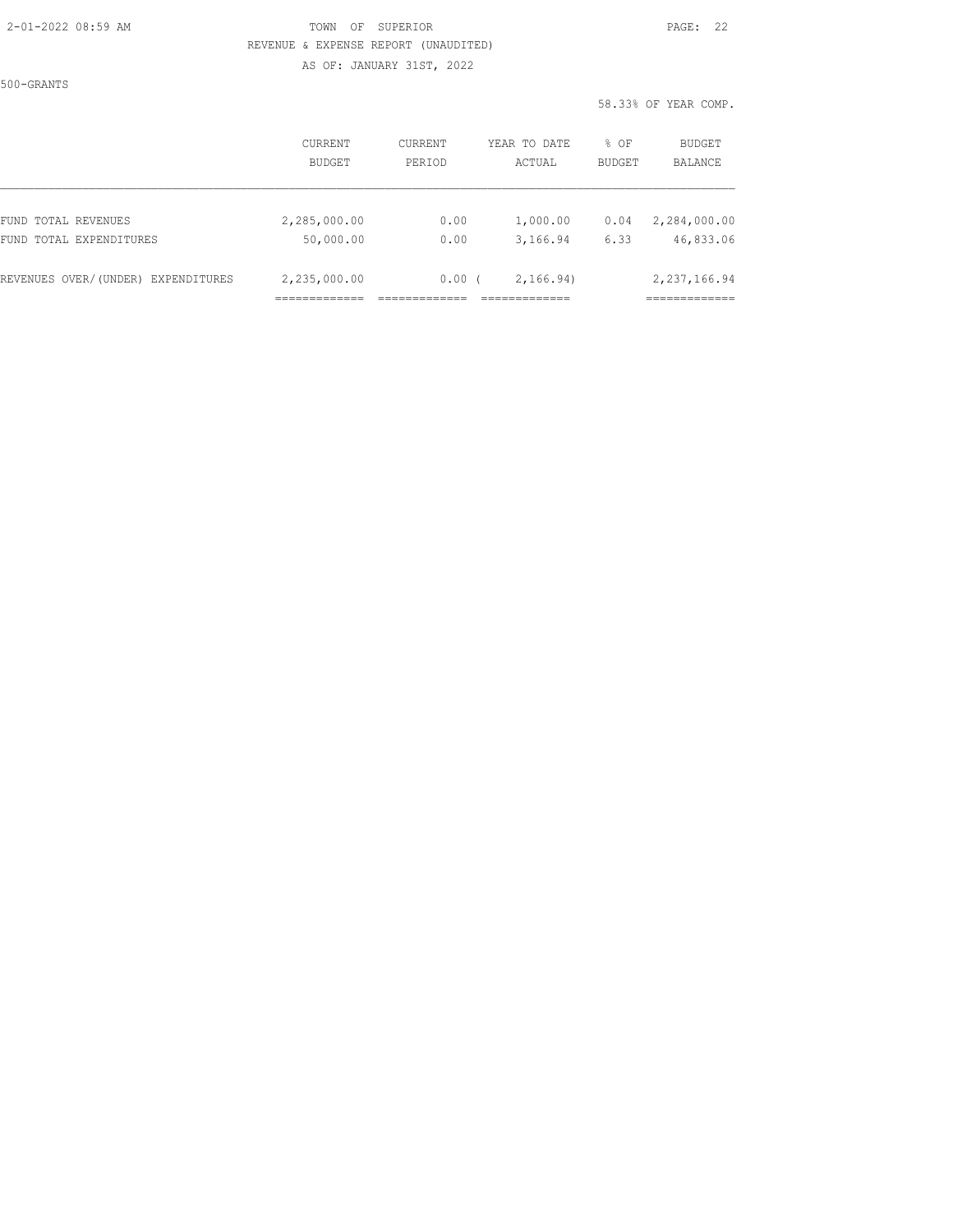TOWN OF SUPERIOR

REVENUE & EXPENSE REPORT (UNAUDITED)

AS OF: JANUARY 31ST, 2022

500-GRANTS

58.33% OF YEAR COMP.

| | CURRENT BUDGET | CURRENT PERIOD | YEAR TO DATE ACTUAL | % OF BUDGET | BUDGET BALANCE |
|---|---|---|---|---|---|
| FUND TOTAL REVENUES | 2,285,000.00 | 0.00 | 1,000.00 | 0.04 | 2,284,000.00 |
| FUND TOTAL EXPENDITURES | 50,000.00 | 0.00 | 3,166.94 | 6.33 | 46,833.06 |
| REVENUES OVER/(UNDER) EXPENDITURES | 2,235,000.00 | 0.00 | ( 2,166.94) | | 2,237,166.94 |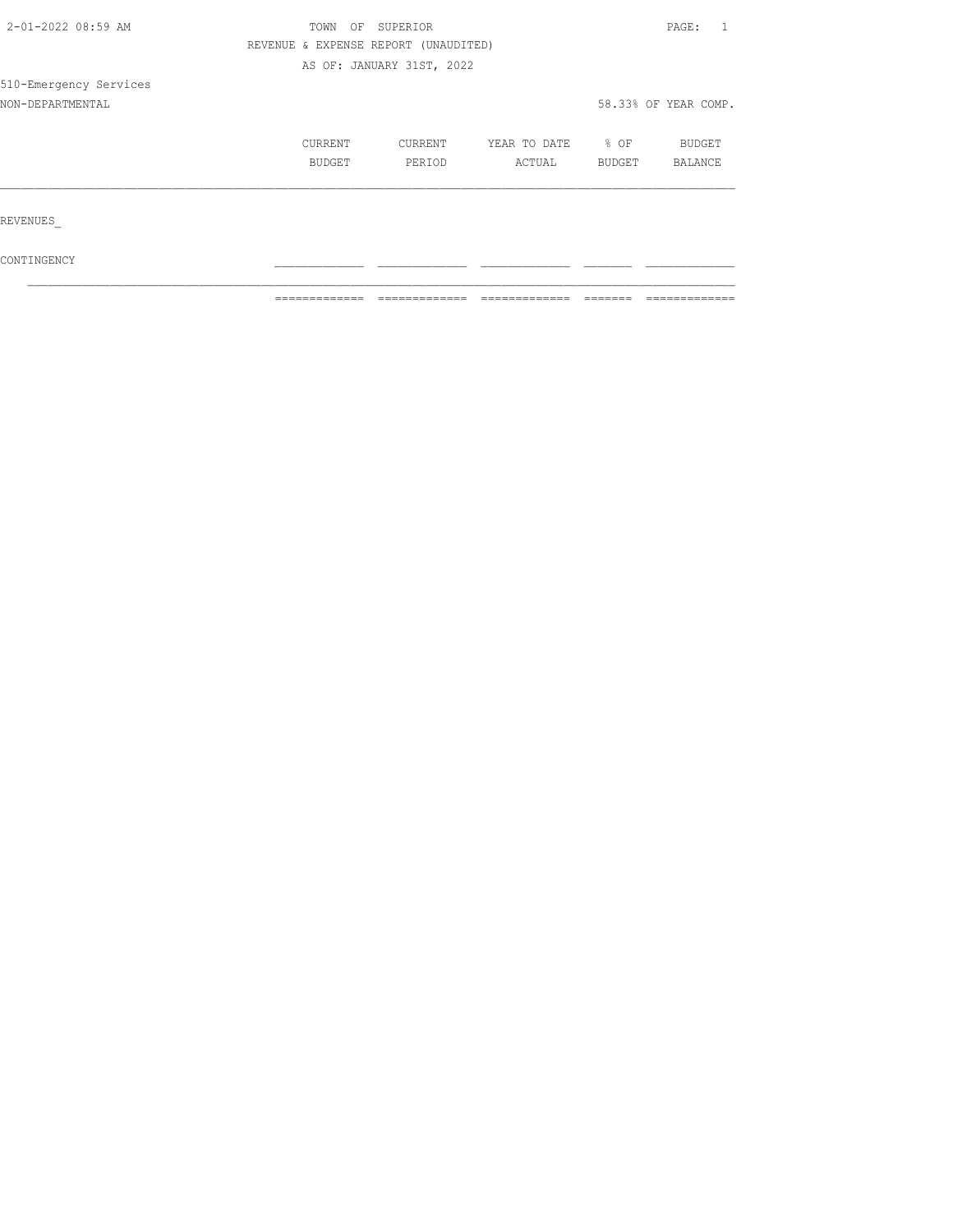TOWN OF SUPERIOR

REVENUE & EXPENSE REPORT (UNAUDITED)

AS OF: JANUARY 31ST, 2022

510-Emergency Services

NON-DEPARTMENTAL

58.33% OF YEAR COMP.

| | CURRENT BUDGET | CURRENT PERIOD | YEAR TO DATE ACTUAL | % OF BUDGET | BUDGET BALANCE |
|---|---|---|---|---|---|
| REVENUES_ | | | | | |
| CONTINGENCY | | | | | |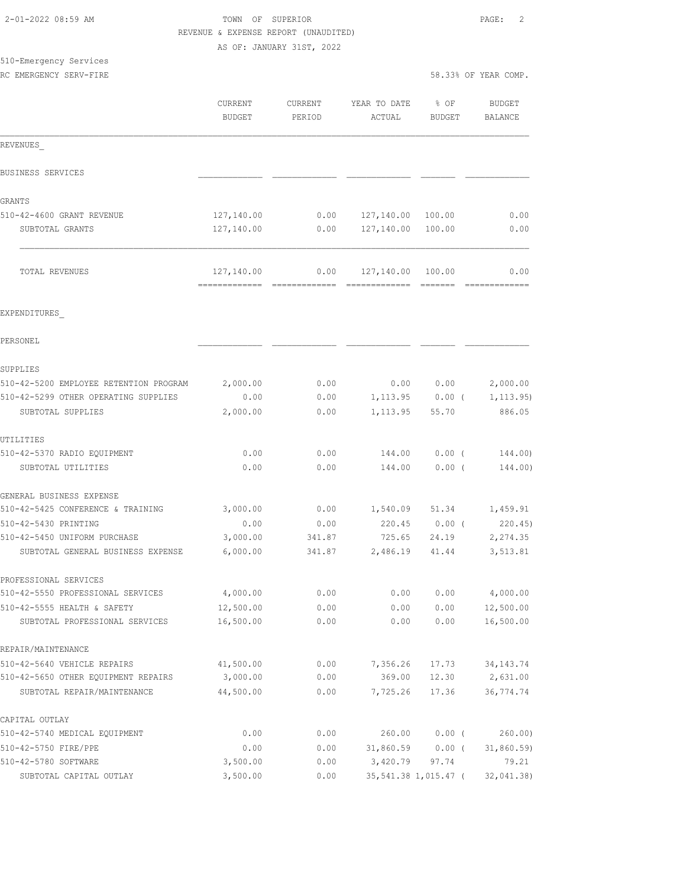TOWN OF SUPERIOR
REVENUE & EXPENSE REPORT (UNAUDITED)
AS OF: JANUARY 31ST, 2022

510-Emergency Services
RC EMERGENCY SERV-FIRE — 58.33% OF YEAR COMP.

| | CURRENT BUDGET | CURRENT PERIOD | YEAR TO DATE ACTUAL | % OF BUDGET | BUDGET BALANCE |
|---|---|---|---|---|---|
| **REVENUES** | | | | | |
| BUSINESS SERVICES | | | | | |
| GRANTS | | | | | |
| 510-42-4600 GRANT REVENUE | 127,140.00 | 0.00 | 127,140.00 | 100.00 | 0.00 |
| SUBTOTAL GRANTS | 127,140.00 | 0.00 | 127,140.00 | 100.00 | 0.00 |
| TOTAL REVENUES | 127,140.00 | 0.00 | 127,140.00 | 100.00 | 0.00 |
| **EXPENDITURES** | | | | | |
| PERSONEL | | | | | |
| SUPPLIES | | | | | |
| 510-42-5200 EMPLOYEE RETENTION PROGRAM | 2,000.00 | 0.00 | 0.00 | 0.00 | 2,000.00 |
| 510-42-5299 OTHER OPERATING SUPPLIES | 0.00 | 0.00 | 1,113.95 | 0.00 | ( 1,113.95) |
| SUBTOTAL SUPPLIES | 2,000.00 | 0.00 | 1,113.95 | 55.70 | 886.05 |
| UTILITIES | | | | | |
| 510-42-5370 RADIO EQUIPMENT | 0.00 | 0.00 | 144.00 | 0.00 | ( 144.00) |
| SUBTOTAL UTILITIES | 0.00 | 0.00 | 144.00 | 0.00 | ( 144.00) |
| GENERAL BUSINESS EXPENSE | | | | | |
| 510-42-5425 CONFERENCE & TRAINING | 3,000.00 | 0.00 | 1,540.09 | 51.34 | 1,459.91 |
| 510-42-5430 PRINTING | 0.00 | 0.00 | 220.45 | 0.00 | ( 220.45) |
| 510-42-5450 UNIFORM PURCHASE | 3,000.00 | 341.87 | 725.65 | 24.19 | 2,274.35 |
| SUBTOTAL GENERAL BUSINESS EXPENSE | 6,000.00 | 341.87 | 2,486.19 | 41.44 | 3,513.81 |
| PROFESSIONAL SERVICES | | | | | |
| 510-42-5550 PROFESSIONAL SERVICES | 4,000.00 | 0.00 | 0.00 | 0.00 | 4,000.00 |
| 510-42-5555 HEALTH & SAFETY | 12,500.00 | 0.00 | 0.00 | 0.00 | 12,500.00 |
| SUBTOTAL PROFESSIONAL SERVICES | 16,500.00 | 0.00 | 0.00 | 0.00 | 16,500.00 |
| REPAIR/MAINTENANCE | | | | | |
| 510-42-5640 VEHICLE REPAIRS | 41,500.00 | 0.00 | 7,356.26 | 17.73 | 34,143.74 |
| 510-42-5650 OTHER EQUIPMENT REPAIRS | 3,000.00 | 0.00 | 369.00 | 12.30 | 2,631.00 |
| SUBTOTAL REPAIR/MAINTENANCE | 44,500.00 | 0.00 | 7,725.26 | 17.36 | 36,774.74 |
| CAPITAL OUTLAY | | | | | |
| 510-42-5740 MEDICAL EQUIPMENT | 0.00 | 0.00 | 260.00 | 0.00 | ( 260.00) |
| 510-42-5750 FIRE/PPE | 0.00 | 0.00 | 31,860.59 | 0.00 | ( 31,860.59) |
| 510-42-5780 SOFTWARE | 3,500.00 | 0.00 | 3,420.79 | 97.74 | 79.21 |
| SUBTOTAL CAPITAL OUTLAY | 3,500.00 | 0.00 | 35,541.38 | 1,015.47 | ( 32,041.38) |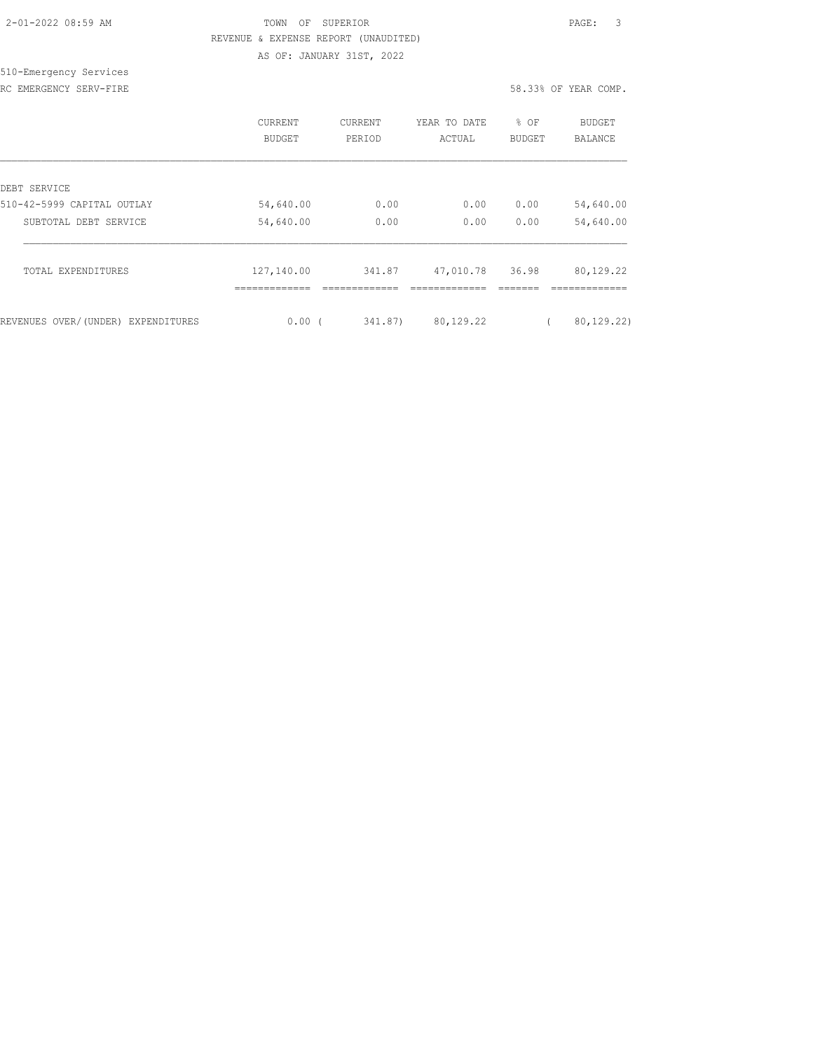TOWN OF SUPERIOR

REVENUE & EXPENSE REPORT (UNAUDITED)

AS OF: JANUARY 31ST, 2022

510-Emergency Services

RC EMERGENCY SERV-FIRE

58.33% OF YEAR COMP.

| | CURRENT BUDGET | CURRENT PERIOD | YEAR TO DATE ACTUAL | % OF BUDGET | BUDGET BALANCE |
|---|---|---|---|---|---|
| DEBT SERVICE | | | | | |
| 510-42-5999 CAPITAL OUTLAY | 54,640.00 | 0.00 | 0.00 | 0.00 | 54,640.00 |
| SUBTOTAL DEBT SERVICE | 54,640.00 | 0.00 | 0.00 | 0.00 | 54,640.00 |
| TOTAL EXPENDITURES | 127,140.00 | 341.87 | 47,010.78 | 36.98 | 80,129.22 |
| REVENUES OVER/(UNDER) EXPENDITURES | 0.00 | ( 341.87) | 80,129.22 | | ( 80,129.22) |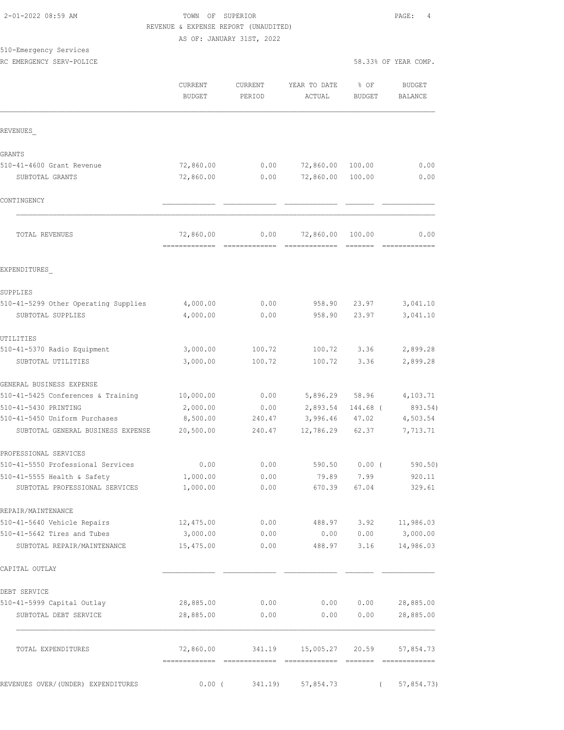TOWN OF SUPERIOR
REVENUE & EXPENSE REPORT (UNAUDITED)
AS OF: JANUARY 31ST, 2022

510-Emergency Services
RC EMERGENCY SERV-POLICE — 58.33% OF YEAR COMP.

| | CURRENT BUDGET | CURRENT PERIOD | YEAR TO DATE ACTUAL | % OF BUDGET | BUDGET BALANCE |
|---|---|---|---|---|---|
| **REVENUES** | | | | | |
| GRANTS | | | | | |
| 510-41-4600 Grant Revenue | 72,860.00 | 0.00 | 72,860.00 | 100.00 | 0.00 |
| SUBTOTAL GRANTS | 72,860.00 | 0.00 | 72,860.00 | 100.00 | 0.00 |
| CONTINGENCY | | | | | |
| TOTAL REVENUES | 72,860.00 | 0.00 | 72,860.00 | 100.00 | 0.00 |
| **EXPENDITURES** | | | | | |
| SUPPLIES | | | | | |
| 510-41-5299 Other Operating Supplies | 4,000.00 | 0.00 | 958.90 | 23.97 | 3,041.10 |
| SUBTOTAL SUPPLIES | 4,000.00 | 0.00 | 958.90 | 23.97 | 3,041.10 |
| UTILITIES | | | | | |
| 510-41-5370 Radio Equipment | 3,000.00 | 100.72 | 100.72 | 3.36 | 2,899.28 |
| SUBTOTAL UTILITIES | 3,000.00 | 100.72 | 100.72 | 3.36 | 2,899.28 |
| GENERAL BUSINESS EXPENSE | | | | | |
| 510-41-5425 Conferences & Training | 10,000.00 | 0.00 | 5,896.29 | 58.96 | 4,103.71 |
| 510-41-5430 PRINTING | 2,000.00 | 0.00 | 2,893.54 | 144.68 | ( 893.54) |
| 510-41-5450 Uniform Purchases | 8,500.00 | 240.47 | 3,996.46 | 47.02 | 4,503.54 |
| SUBTOTAL GENERAL BUSINESS EXPENSE | 20,500.00 | 240.47 | 12,786.29 | 62.37 | 7,713.71 |
| PROFESSIONAL SERVICES | | | | | |
| 510-41-5550 Professional Services | 0.00 | 0.00 | 590.50 | 0.00 | ( 590.50) |
| 510-41-5555 Health & Safety | 1,000.00 | 0.00 | 79.89 | 7.99 | 920.11 |
| SUBTOTAL PROFESSIONAL SERVICES | 1,000.00 | 0.00 | 670.39 | 67.04 | 329.61 |
| REPAIR/MAINTENANCE | | | | | |
| 510-41-5640 Vehicle Repairs | 12,475.00 | 0.00 | 488.97 | 3.92 | 11,986.03 |
| 510-41-5642 Tires and Tubes | 3,000.00 | 0.00 | 0.00 | 0.00 | 3,000.00 |
| SUBTOTAL REPAIR/MAINTENANCE | 15,475.00 | 0.00 | 488.97 | 3.16 | 14,986.03 |
| CAPITAL OUTLAY | | | | | |
| DEBT SERVICE | | | | | |
| 510-41-5999 Capital Outlay | 28,885.00 | 0.00 | 0.00 | 0.00 | 28,885.00 |
| SUBTOTAL DEBT SERVICE | 28,885.00 | 0.00 | 0.00 | 0.00 | 28,885.00 |
| TOTAL EXPENDITURES | 72,860.00 | 341.19 | 15,005.27 | 20.59 | 57,854.73 |
| REVENUES OVER/(UNDER) EXPENDITURES | 0.00 | ( 341.19) | 57,854.73 | | ( 57,854.73) |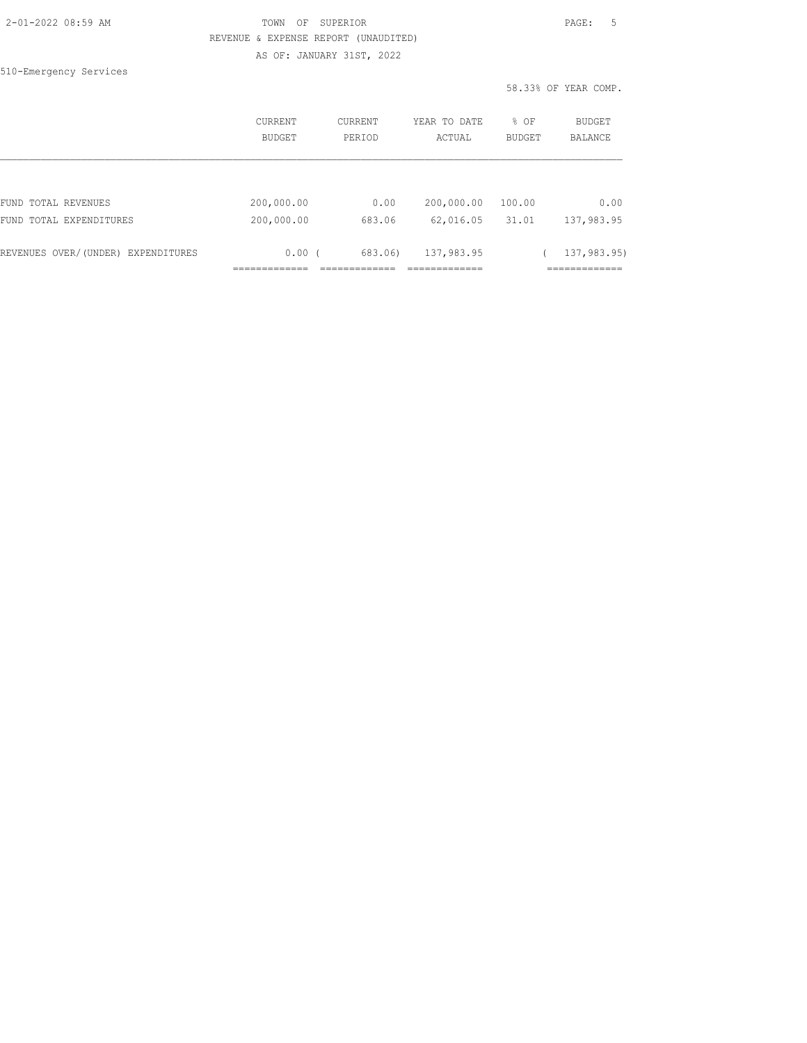TOWN OF SUPERIOR

REVENUE & EXPENSE REPORT (UNAUDITED)

AS OF: JANUARY 31ST, 2022

510-Emergency Services

58.33% OF YEAR COMP.

| | CURRENT BUDGET | CURRENT PERIOD | YEAR TO DATE ACTUAL | % OF BUDGET | BUDGET BALANCE |
|---|---|---|---|---|---|
| FUND TOTAL REVENUES | 200,000.00 | 0.00 | 200,000.00 | 100.00 | 0.00 |
| FUND TOTAL EXPENDITURES | 200,000.00 | 683.06 | 62,016.05 | 31.01 | 137,983.95 |
| REVENUES OVER/(UNDER) EXPENDITURES | 0.00 | ( 683.06) | 137,983.95 | | ( 137,983.95) |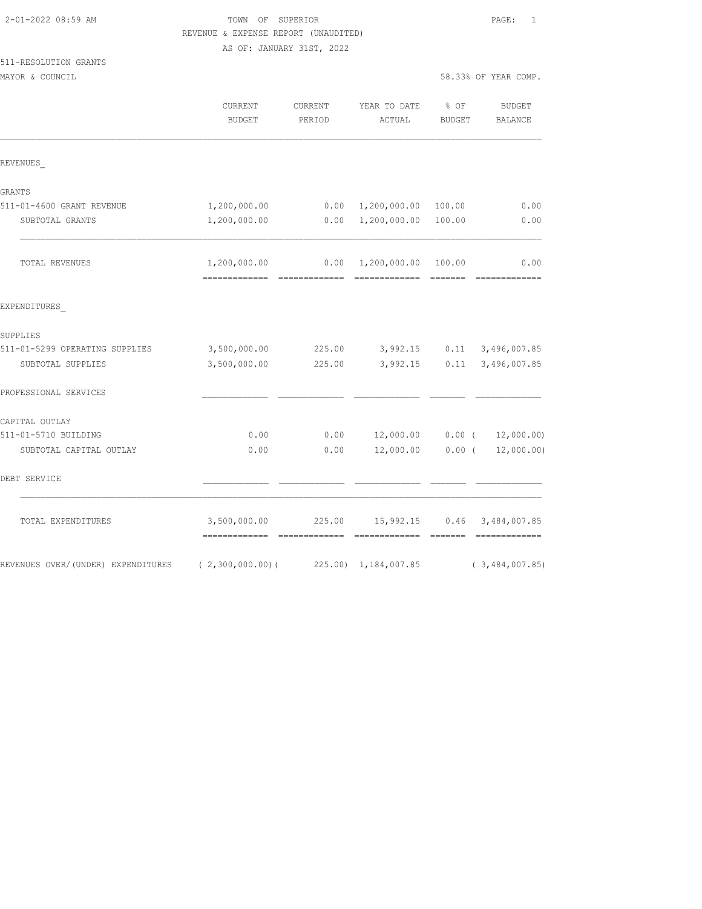2-01-2022 08:59 AM

TOWN OF SUPERIOR

REVENUE & EXPENSE REPORT (UNAUDITED)

AS OF: JANUARY 31ST, 2022

511-RESOLUTION GRANTS

MAYOR & COUNCIL — 58.33% OF YEAR COMP.

| | CURRENT BUDGET | CURRENT PERIOD | YEAR TO DATE ACTUAL | % OF BUDGET | BUDGET BALANCE |
|---|---|---|---|---|---|
| **REVENUES_** | | | | | |
| GRANTS | | | | | |
| 511-01-4600 GRANT REVENUE | 1,200,000.00 | 0.00 | 1,200,000.00 | 100.00 | 0.00 |
| SUBTOTAL GRANTS | 1,200,000.00 | 0.00 | 1,200,000.00 | 100.00 | 0.00 |
| TOTAL REVENUES | 1,200,000.00 | 0.00 | 1,200,000.00 | 100.00 | 0.00 |
| **EXPENDITURES_** | | | | | |
| SUPPLIES | | | | | |
| 511-01-5299 OPERATING SUPPLIES | 3,500,000.00 | 225.00 | 3,992.15 | 0.11 | 3,496,007.85 |
| SUBTOTAL SUPPLIES | 3,500,000.00 | 225.00 | 3,992.15 | 0.11 | 3,496,007.85 |
| PROFESSIONAL SERVICES | | | | | |
| CAPITAL OUTLAY | | | | | |
| 511-01-5710 BUILDING | 0.00 | 0.00 | 12,000.00 | 0.00 | ( 12,000.00) |
| SUBTOTAL CAPITAL OUTLAY | 0.00 | 0.00 | 12,000.00 | 0.00 | ( 12,000.00) |
| DEBT SERVICE | | | | | |
| TOTAL EXPENDITURES | 3,500,000.00 | 225.00 | 15,992.15 | 0.46 | 3,484,007.85 |
| REVENUES OVER/(UNDER) EXPENDITURES | ( 2,300,000.00) | ( 225.00) | 1,184,007.85 | | ( 3,484,007.85) |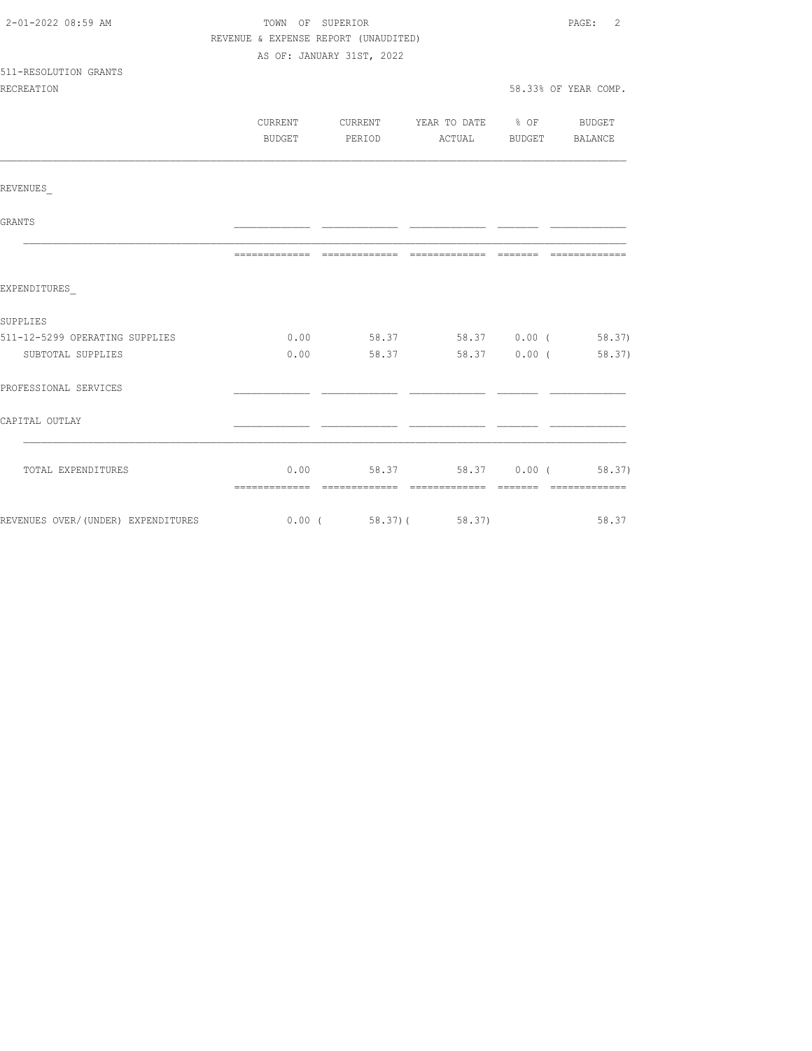TOWN OF SUPERIOR
REVENUE & EXPENSE REPORT (UNAUDITED)
AS OF: JANUARY 31ST, 2022

511-RESOLUTION GRANTS
RECREATION

58.33% OF YEAR COMP.

| | CURRENT BUDGET | CURRENT PERIOD | YEAR TO DATE ACTUAL | % OF BUDGET | BUDGET BALANCE |
|---|---|---|---|---|---|
| REVENUES_ | | | | | |
| GRANTS | | | | | |
| EXPENDITURES_ | | | | | |
| SUPPLIES | | | | | |
| 511-12-5299 OPERATING SUPPLIES | 0.00 | 58.37 | 58.37 | 0.00 | ( 58.37) |
| SUBTOTAL SUPPLIES | 0.00 | 58.37 | 58.37 | 0.00 | ( 58.37) |
| PROFESSIONAL SERVICES | | | | | |
| CAPITAL OUTLAY | | | | | |
| TOTAL EXPENDITURES | 0.00 | 58.37 | 58.37 | 0.00 | ( 58.37) |
| REVENUES OVER/(UNDER) EXPENDITURES | 0.00 | ( 58.37) | ( 58.37) | | 58.37 |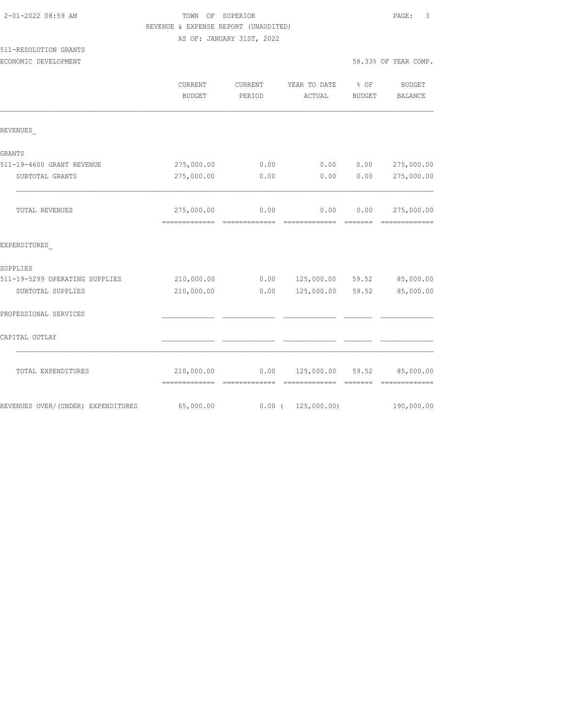TOWN OF SUPERIOR

REVENUE & EXPENSE REPORT (UNAUDITED)

AS OF: JANUARY 31ST, 2022

511-RESOLUTION GRANTS

ECONOMIC DEVELOPMENT — 58.33% OF YEAR COMP.

| | CURRENT BUDGET | CURRENT PERIOD | YEAR TO DATE ACTUAL | % OF BUDGET | BUDGET BALANCE |
|---|---|---|---|---|---|
| **REVENUES** | | | | | |
| GRANTS | | | | | |
| 511-19-4600 GRANT REVENUE | 275,000.00 | 0.00 | 0.00 | 0.00 | 275,000.00 |
| SUBTOTAL GRANTS | 275,000.00 | 0.00 | 0.00 | 0.00 | 275,000.00 |
| TOTAL REVENUES | 275,000.00 | 0.00 | 0.00 | 0.00 | 275,000.00 |
| **EXPENDITURES** | | | | | |
| SUPPLIES | | | | | |
| 511-19-5299 OPERATING SUPPLIES | 210,000.00 | 0.00 | 125,000.00 | 59.52 | 85,000.00 |
| SUBTOTAL SUPPLIES | 210,000.00 | 0.00 | 125,000.00 | 59.52 | 85,000.00 |
| PROFESSIONAL SERVICES | | | | | |
| CAPITAL OUTLAY | | | | | |
| TOTAL EXPENDITURES | 210,000.00 | 0.00 | 125,000.00 | 59.52 | 85,000.00 |
| REVENUES OVER/(UNDER) EXPENDITURES | 65,000.00 | 0.00 | ( 125,000.00) | | 190,000.00 |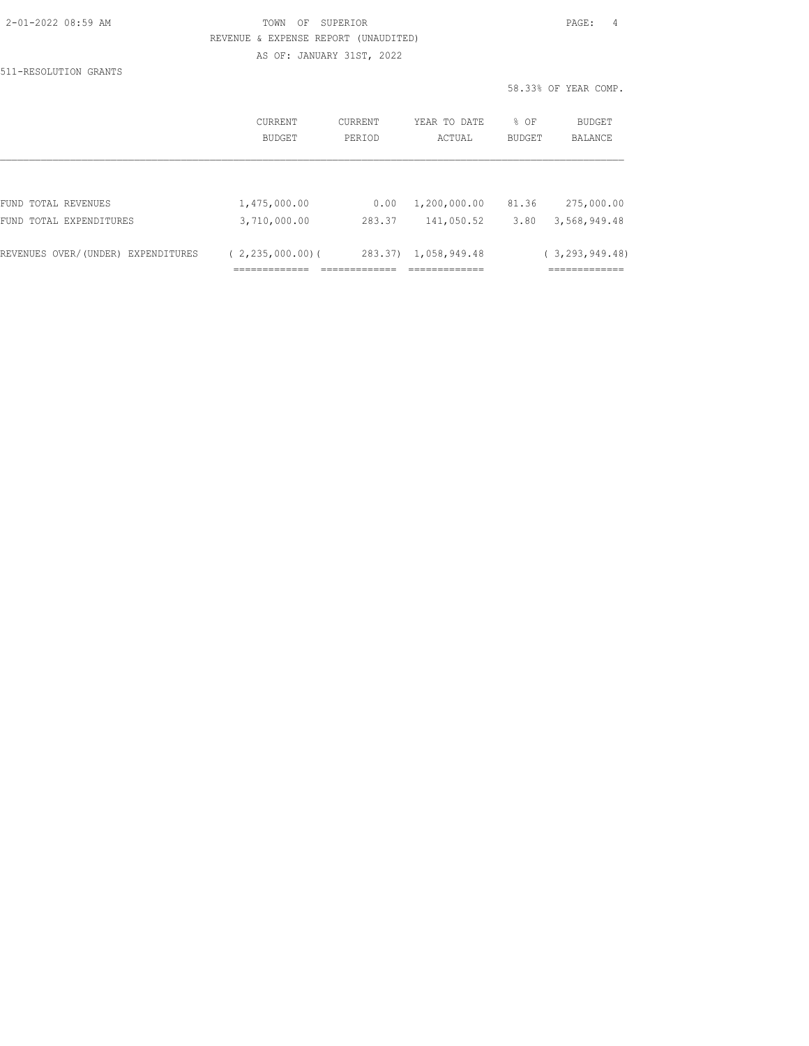TOWN OF SUPERIOR

REVENUE & EXPENSE REPORT (UNAUDITED)

AS OF: JANUARY 31ST, 2022

511-RESOLUTION GRANTS

58.33% OF YEAR COMP.

| | CURRENT BUDGET | CURRENT PERIOD | YEAR TO DATE ACTUAL | % OF BUDGET | BUDGET BALANCE |
|---|---|---|---|---|---|
| FUND TOTAL REVENUES | 1,475,000.00 | 0.00 | 1,200,000.00 | 81.36 | 275,000.00 |
| FUND TOTAL EXPENDITURES | 3,710,000.00 | 283.37 | 141,050.52 | 3.80 | 3,568,949.48 |
| REVENUES OVER/(UNDER) EXPENDITURES | ( 2,235,000.00) | ( 283.37) | 1,058,949.48 | | ( 3,293,949.48) |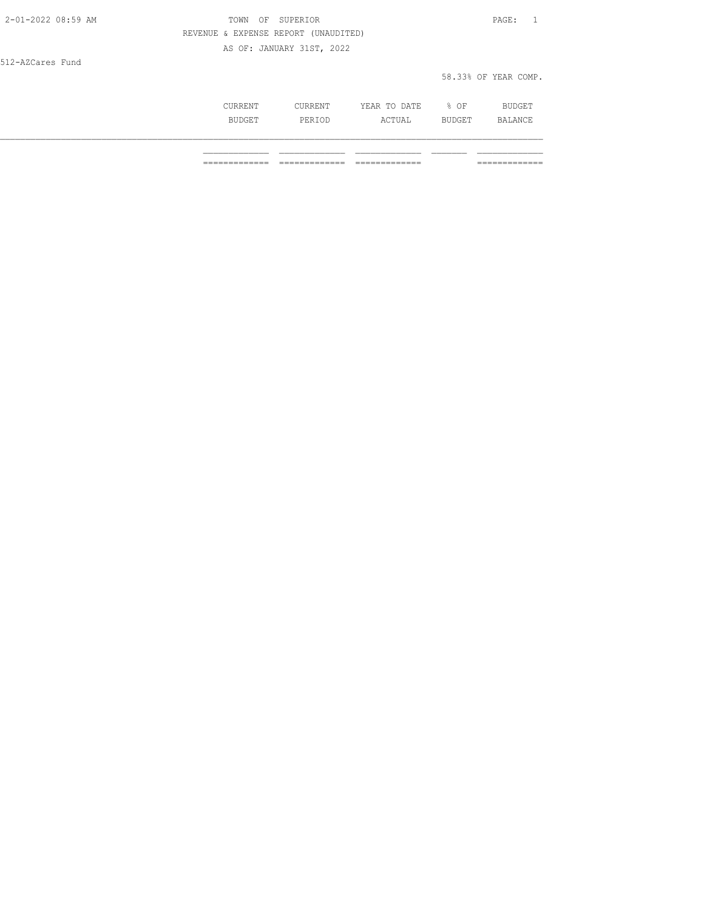TOWN OF SUPERIOR

REVENUE & EXPENSE REPORT (UNAUDITED)

AS OF: JANUARY 31ST, 2022

512-AZCares Fund

58.33% OF YEAR COMP.

| | CURRENT BUDGET | CURRENT PERIOD | YEAR TO DATE ACTUAL | % OF BUDGET | BUDGET BALANCE |
|---|---|---|---|---|---|
| | | | | | |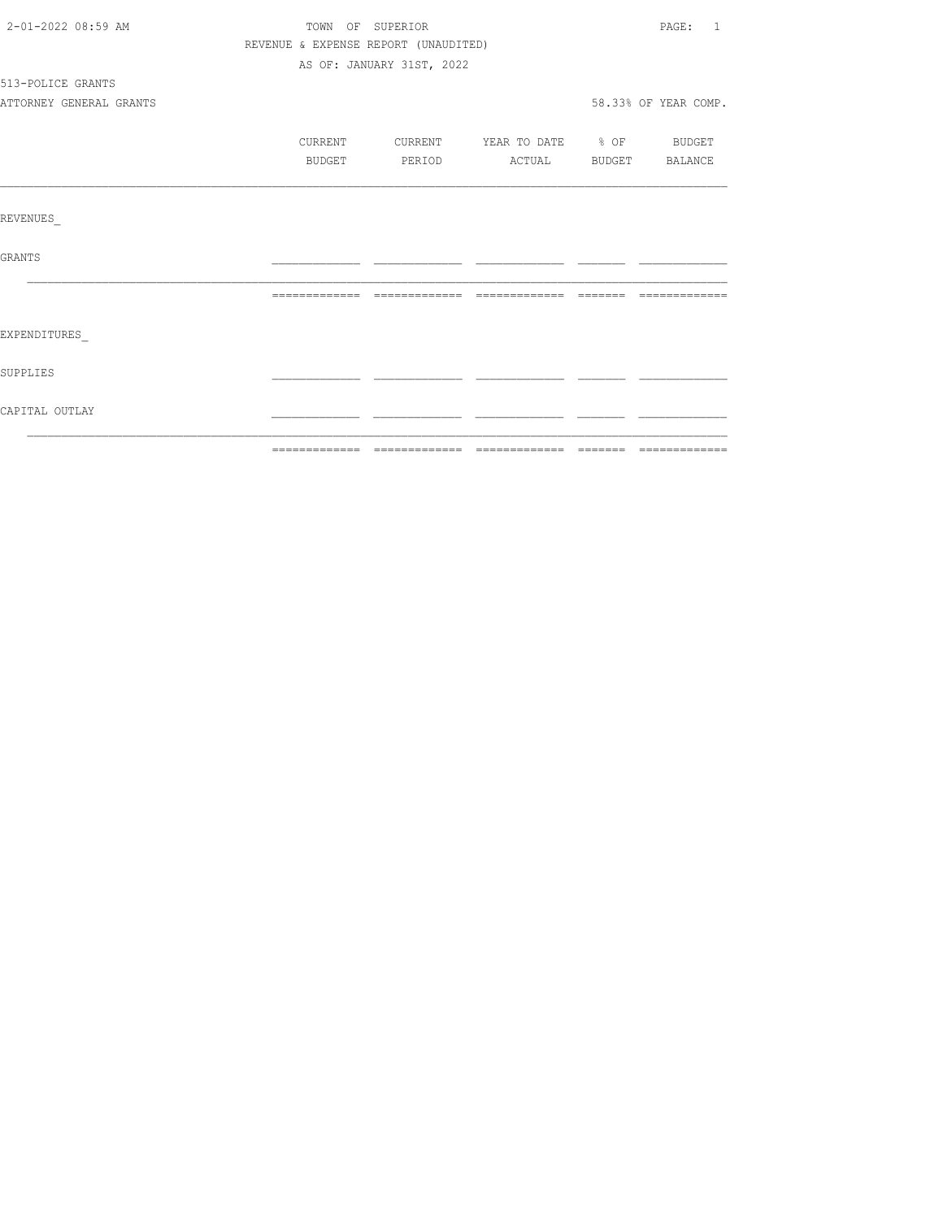TOWN OF SUPERIOR

REVENUE & EXPENSE REPORT (UNAUDITED)

AS OF: JANUARY 31ST, 2022

513-POLICE GRANTS

ATTORNEY GENERAL GRANTS

58.33% OF YEAR COMP.

| | CURRENT BUDGET | CURRENT PERIOD | YEAR TO DATE ACTUAL | % OF BUDGET | BUDGET BALANCE |
|---|---|---|---|---|---|
| REVENUES_ | | | | | |
| GRANTS | | | | | |
| EXPENDITURES_ | | | | | |
| SUPPLIES | | | | | |
| CAPITAL OUTLAY | | | | | |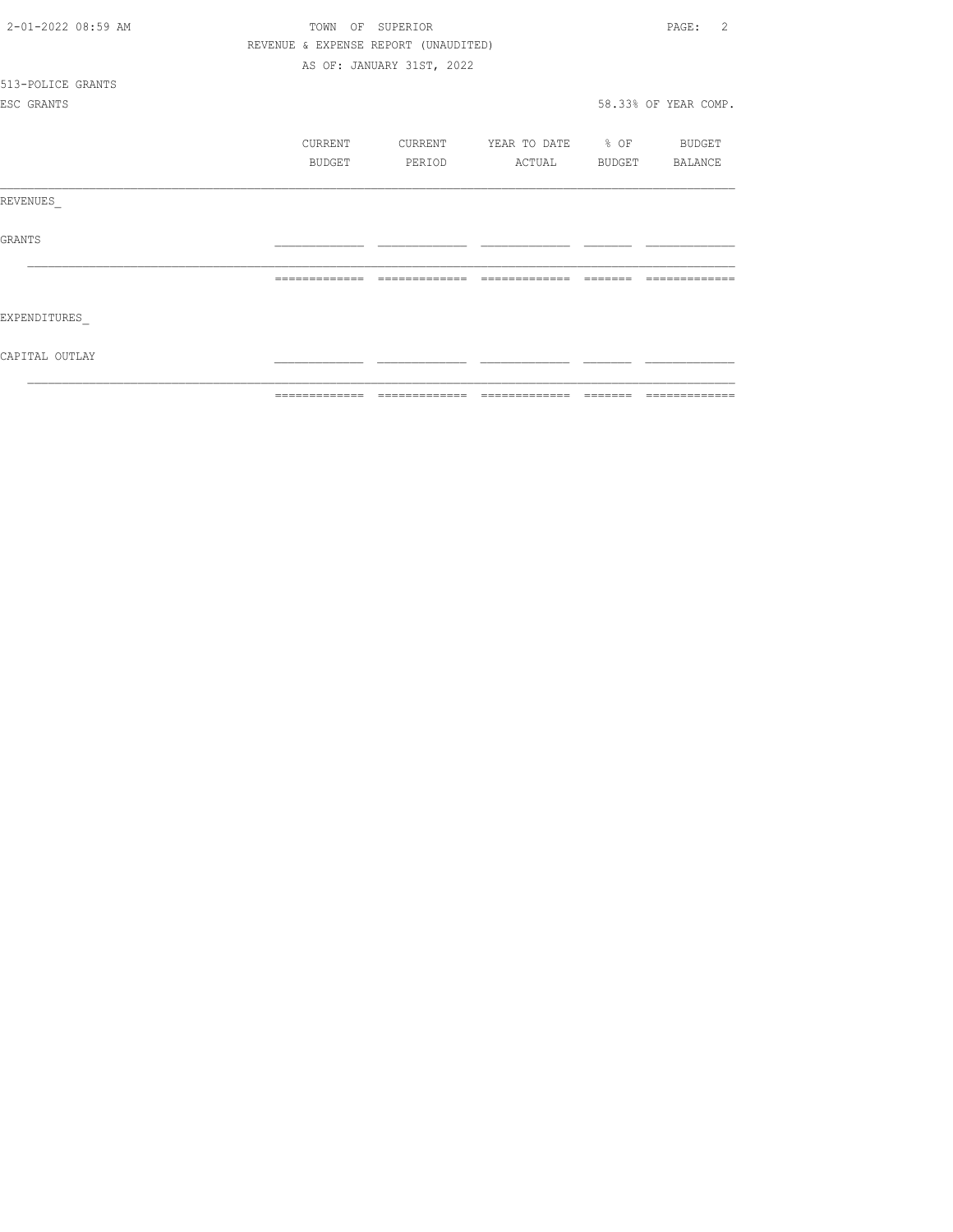TOWN OF SUPERIOR

REVENUE & EXPENSE REPORT (UNAUDITED)

AS OF: JANUARY 31ST, 2022

513-POLICE GRANTS

ESC GRANTS

58.33% OF YEAR COMP.

| | CURRENT BUDGET | CURRENT PERIOD | YEAR TO DATE ACTUAL | % OF BUDGET | BUDGET BALANCE |
|---|---|---|---|---|---|
| REVENUES | | | | | |
| GRANTS | | | | | |
| | | | | | |
| EXPENDITURES | | | | | |
| CAPITAL OUTLAY | | | | | |
| | | | | | |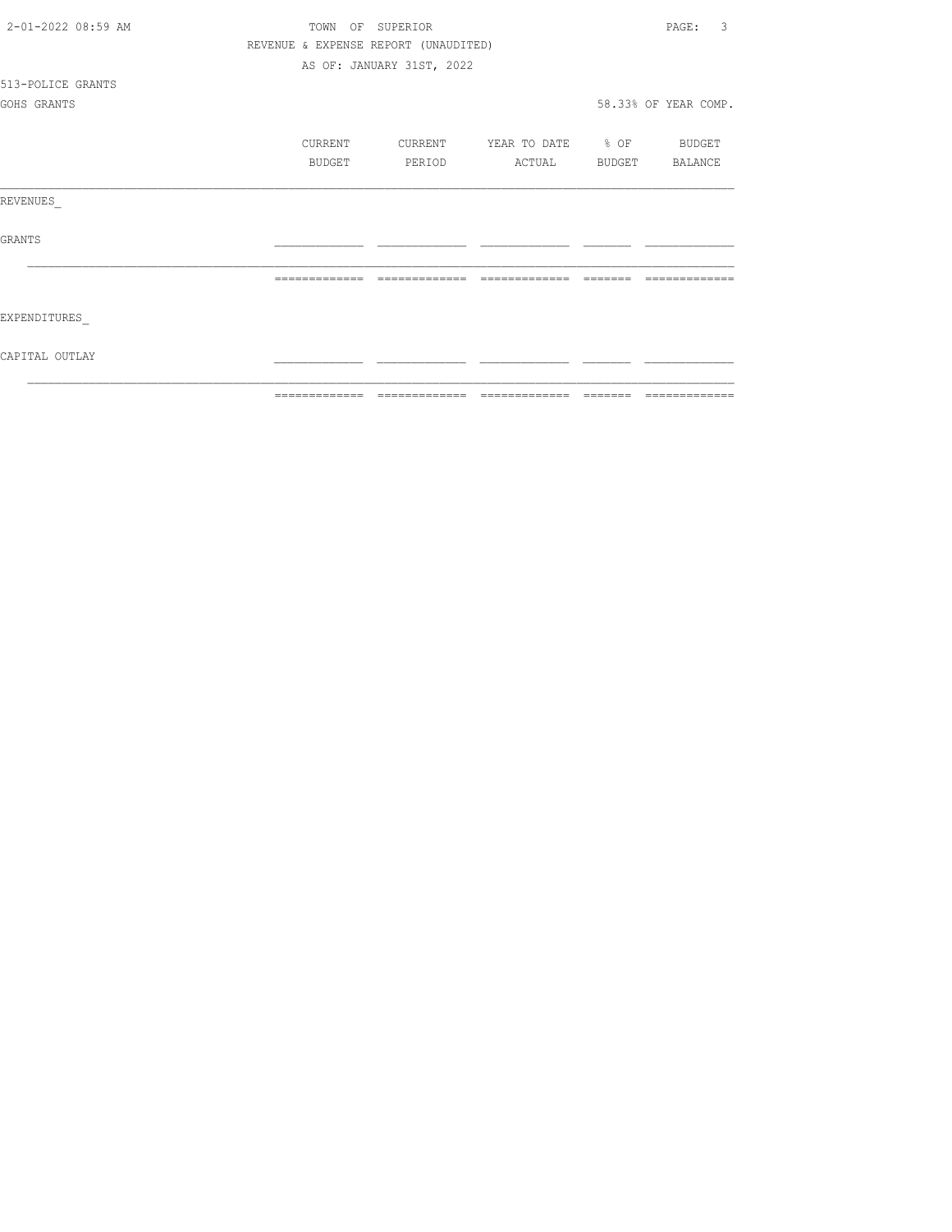TOWN OF SUPERIOR

REVENUE & EXPENSE REPORT (UNAUDITED)

AS OF: JANUARY 31ST, 2022

513-POLICE GRANTS

GOHS GRANTS

58.33% OF YEAR COMP.

| | CURRENT BUDGET | CURRENT PERIOD | YEAR TO DATE ACTUAL | % OF BUDGET | BUDGET BALANCE |
|---|---|---|---|---|---|
| **REVENUES** | | | | | |
| GRANTS | | | | | |
| | | | | | |
| **EXPENDITURES** | | | | | |
| CAPITAL OUTLAY | | | | | |
| | | | | | |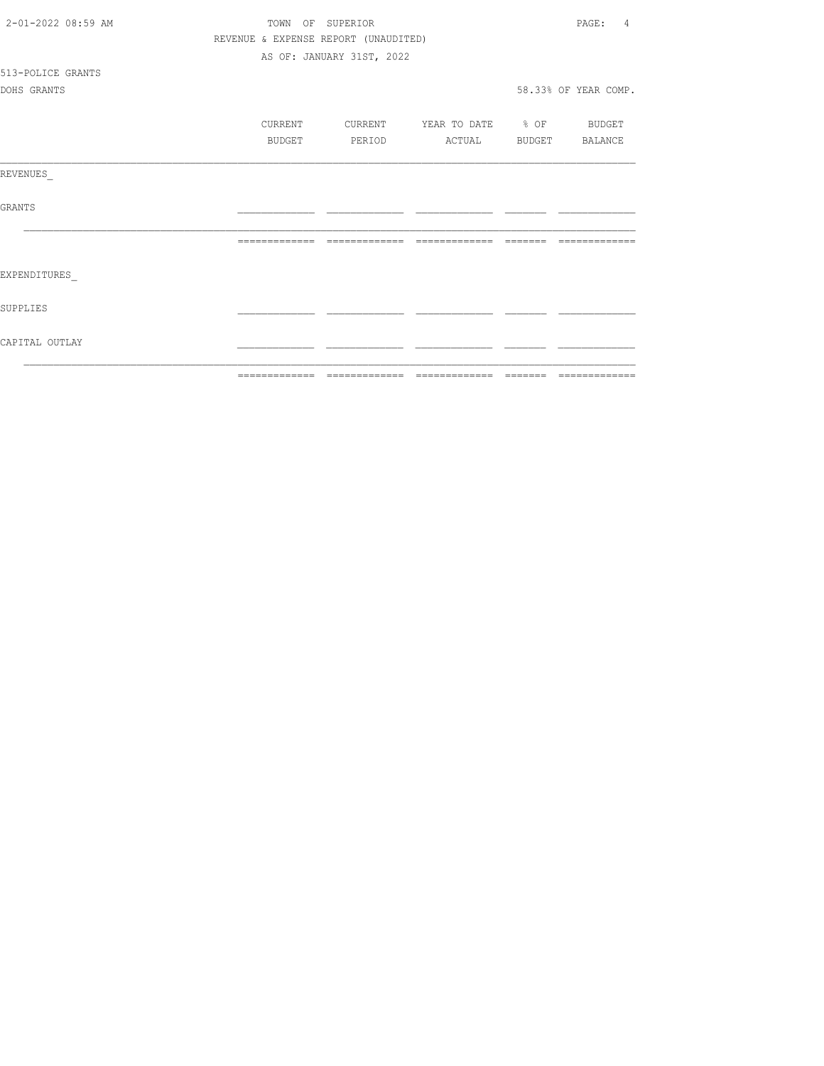TOWN OF SUPERIOR

REVENUE & EXPENSE REPORT (UNAUDITED)

AS OF: JANUARY 31ST, 2022

513-POLICE GRANTS

DOHS GRANTS

58.33% OF YEAR COMP.

| | CURRENT BUDGET | CURRENT PERIOD | YEAR TO DATE ACTUAL | % OF BUDGET | BUDGET BALANCE |
|---|---|---|---|---|---|
| REVENUES_ | | | | | |
| GRANTS | | | | | |
| EXPENDITURES_ | | | | | |
| SUPPLIES | | | | | |
| CAPITAL OUTLAY | | | | | |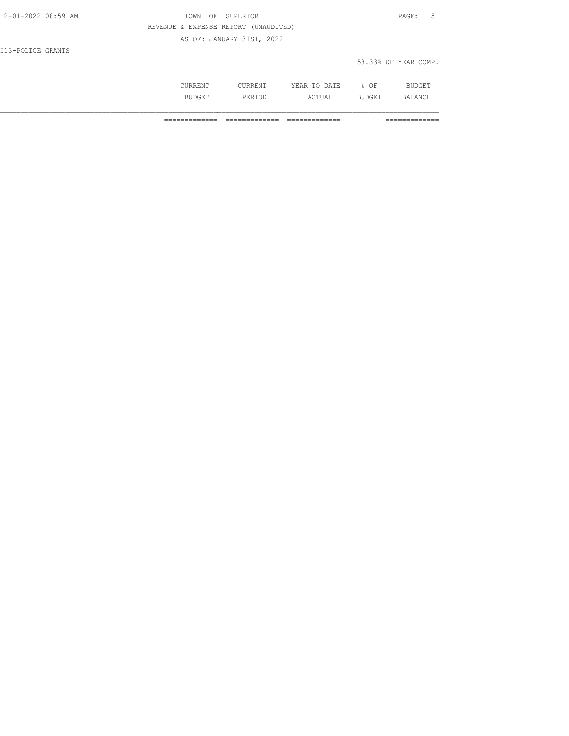REVENUE & EXPENSE REPORT (UNAUDITED)

AS OF: JANUARY 31ST, 2022

513-POLICE GRANTS

58.33% OF YEAR COMP.

| | CURRENT BUDGET | CURRENT PERIOD | YEAR TO DATE ACTUAL | % OF BUDGET | BUDGET BALANCE |
|---|---|---|---|---|---|
| | ============= | ============= | ============= | | ============= |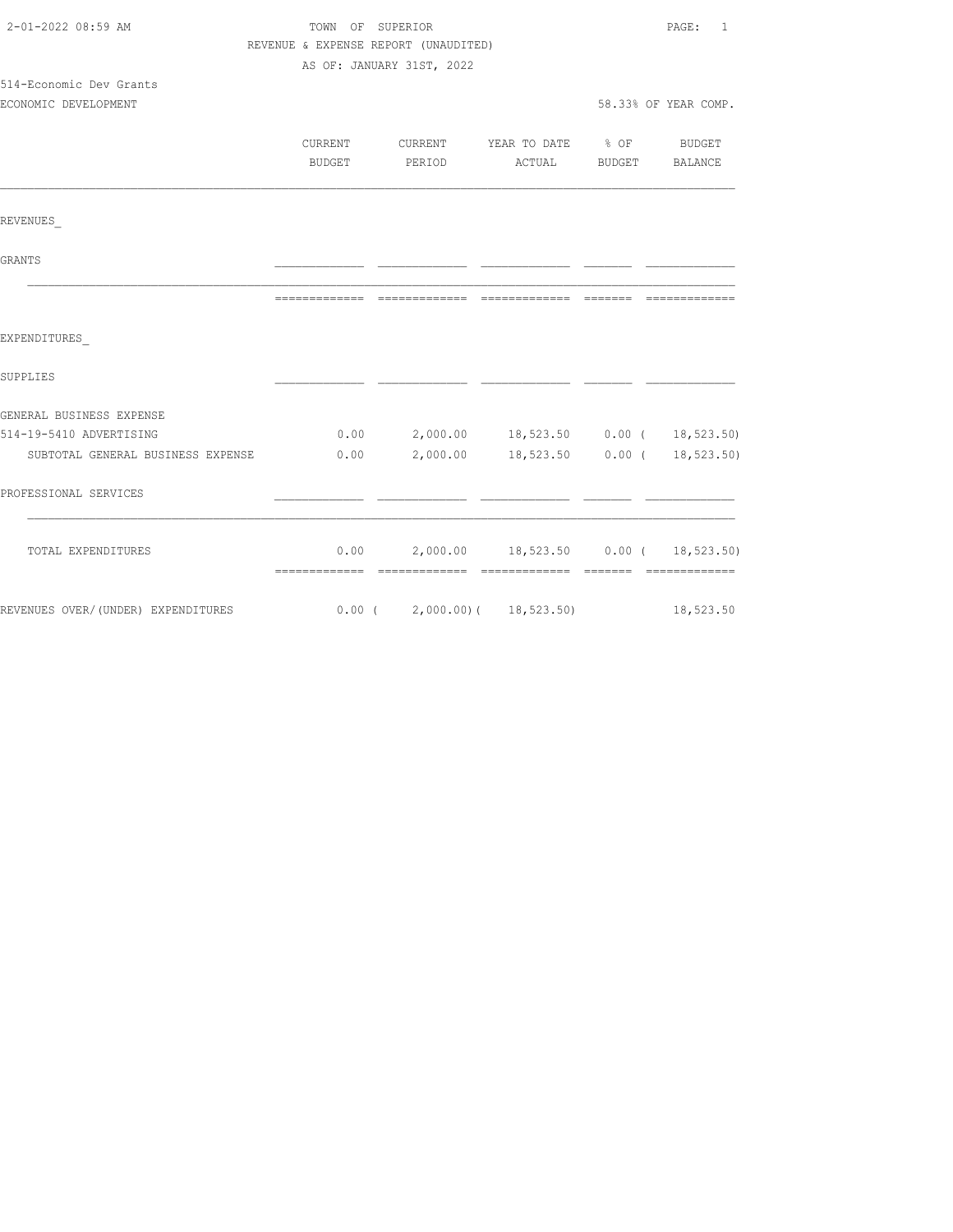TOWN OF SUPERIOR

REVENUE & EXPENSE REPORT (UNAUDITED)

AS OF: JANUARY 31ST, 2022

514-Economic Dev Grants

ECONOMIC DEVELOPMENT

58.33% OF YEAR COMP.

| | CURRENT BUDGET | CURRENT PERIOD | YEAR TO DATE ACTUAL | % OF BUDGET | BUDGET BALANCE |
|---|---|---|---|---|---|
| REVENUES_ | | | | | |
| GRANTS | | | | | |
| EXPENDITURES_ | | | | | |
| SUPPLIES | | | | | |
| GENERAL BUSINESS EXPENSE | | | | | |
| 514-19-5410 ADVERTISING | 0.00 | 2,000.00 | 18,523.50 | 0.00 | ( 18,523.50) |
| SUBTOTAL GENERAL BUSINESS EXPENSE | 0.00 | 2,000.00 | 18,523.50 | 0.00 | ( 18,523.50) |
| PROFESSIONAL SERVICES | | | | | |
| TOTAL EXPENDITURES | 0.00 | 2,000.00 | 18,523.50 | 0.00 | ( 18,523.50) |
| REVENUES OVER/(UNDER) EXPENDITURES | 0.00 | ( 2,000.00) | ( 18,523.50) | | 18,523.50 |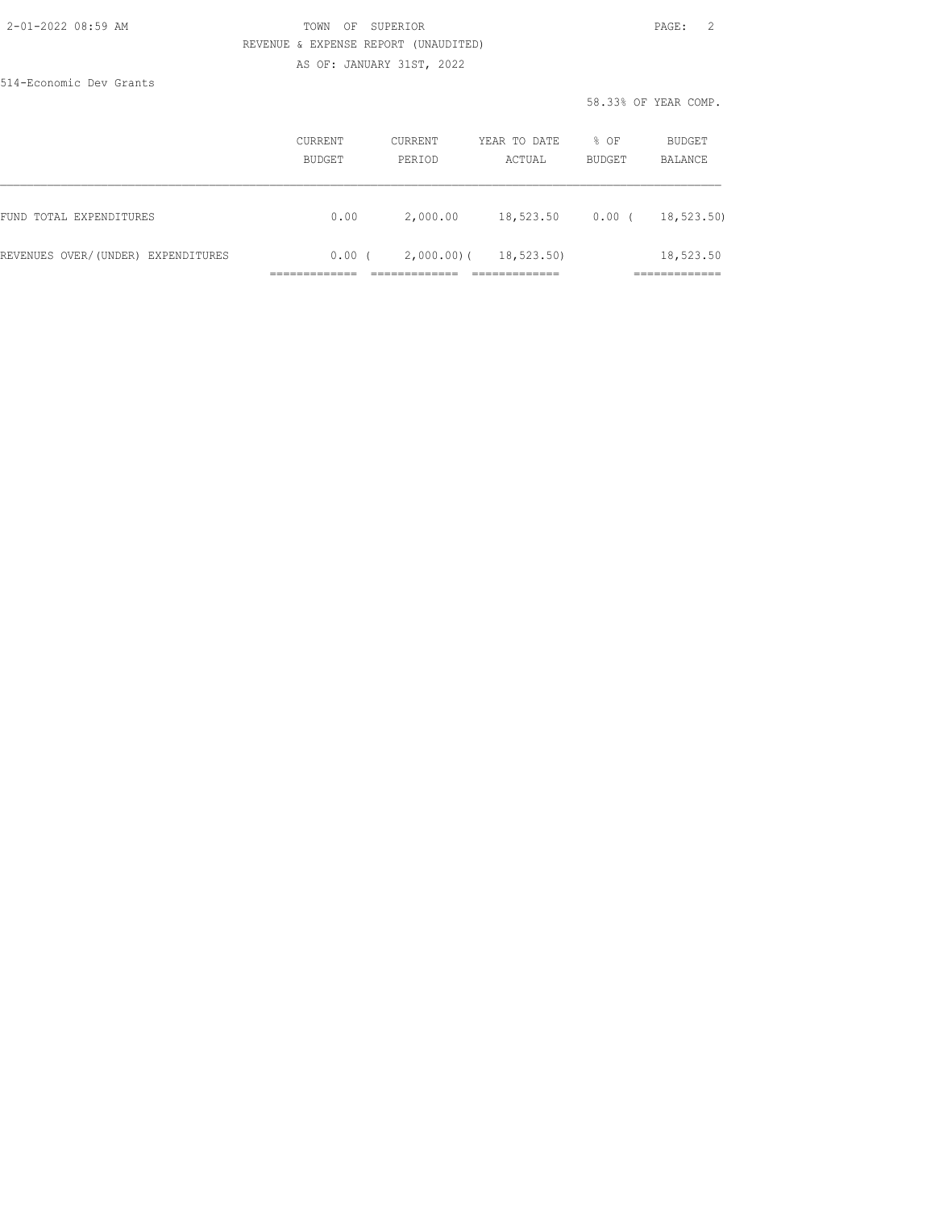REVENUE & EXPENSE REPORT (UNAUDITED)

AS OF: JANUARY 31ST, 2022

514-Economic Dev Grants

58.33% OF YEAR COMP.

| | CURRENT BUDGET | CURRENT PERIOD | YEAR TO DATE ACTUAL | % OF BUDGET | BUDGET BALANCE |
|---|---|---|---|---|---|
| FUND TOTAL EXPENDITURES | 0.00 | 2,000.00 | 18,523.50 | 0.00 | ( 18,523.50) |
| REVENUES OVER/(UNDER) EXPENDITURES | 0.00 | ( 2,000.00) | ( 18,523.50) | | 18,523.50 |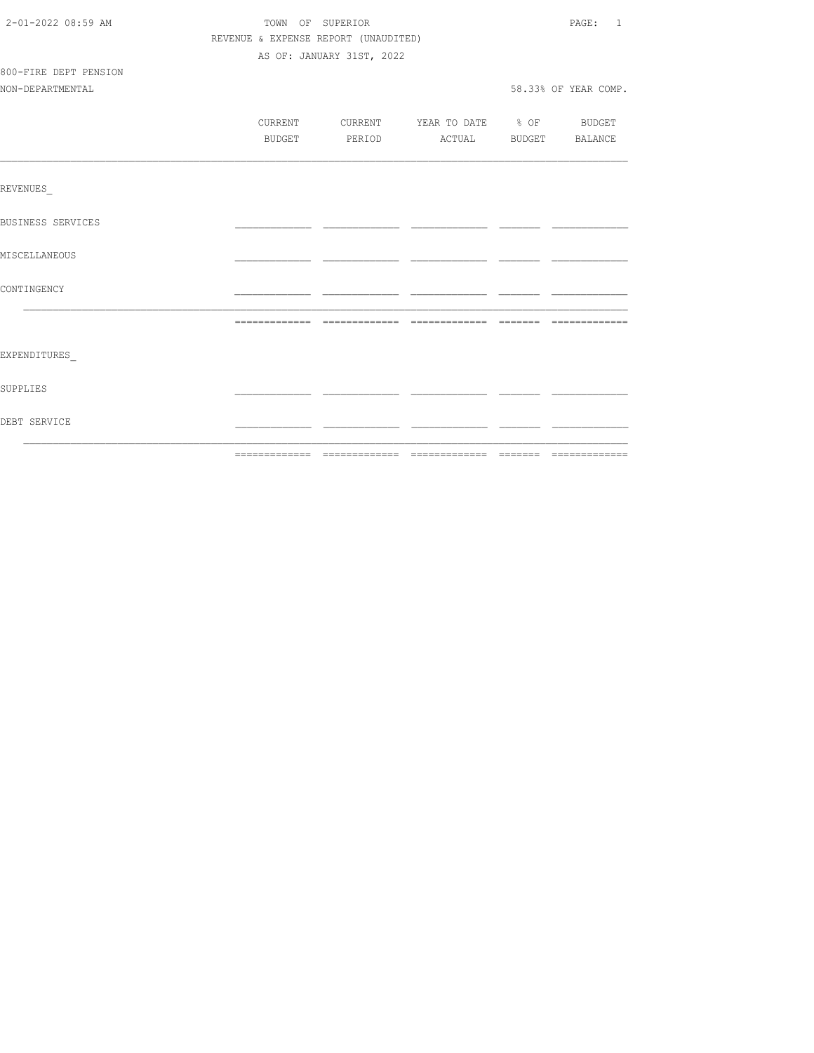TOWN OF SUPERIOR

REVENUE & EXPENSE REPORT (UNAUDITED)

AS OF: JANUARY 31ST, 2022

800-FIRE DEPT PENSION

NON-DEPARTMENTAL

58.33% OF YEAR COMP.

| | CURRENT BUDGET | CURRENT PERIOD | YEAR TO DATE ACTUAL | % OF BUDGET | BUDGET BALANCE |
|---|---|---|---|---|---|
| REVENUES_ | | | | | |
| BUSINESS SERVICES | | | | | |
| MISCELLANEOUS | | | | | |
| CONTINGENCY | | | | | |
| | | | | | |
| EXPENDITURES_ | | | | | |
| SUPPLIES | | | | | |
| DEBT SERVICE | | | | | |
| | | | | | |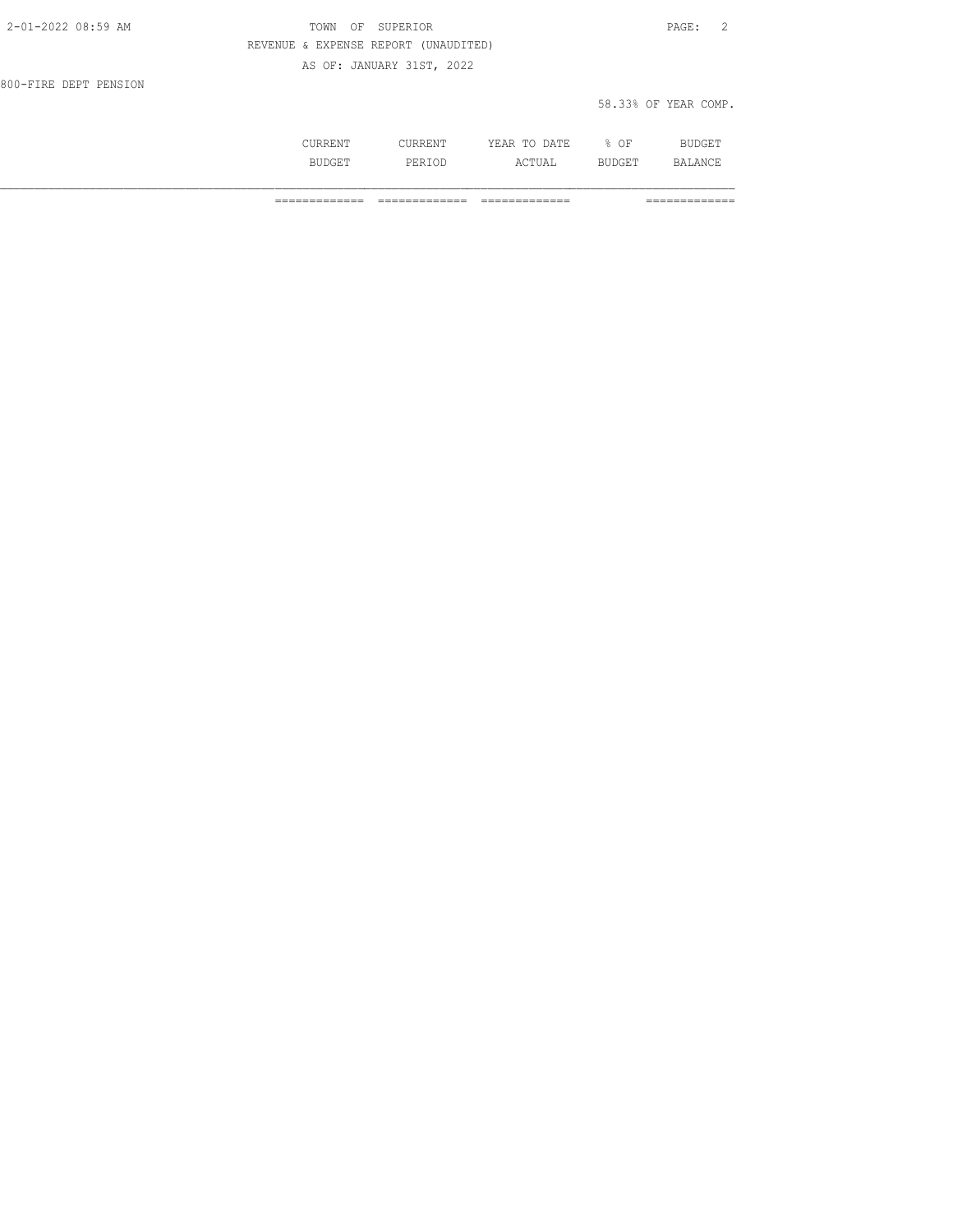TOWN OF SUPERIOR

REVENUE & EXPENSE REPORT (UNAUDITED)

AS OF: JANUARY 31ST, 2022

800-FIRE DEPT PENSION

58.33% OF YEAR COMP.

| | CURRENT BUDGET | CURRENT PERIOD | YEAR TO DATE ACTUAL | % OF BUDGET | BUDGET BALANCE |
|---|---|---|---|---|---|
| | ============= | ============= | ============= | | ============= |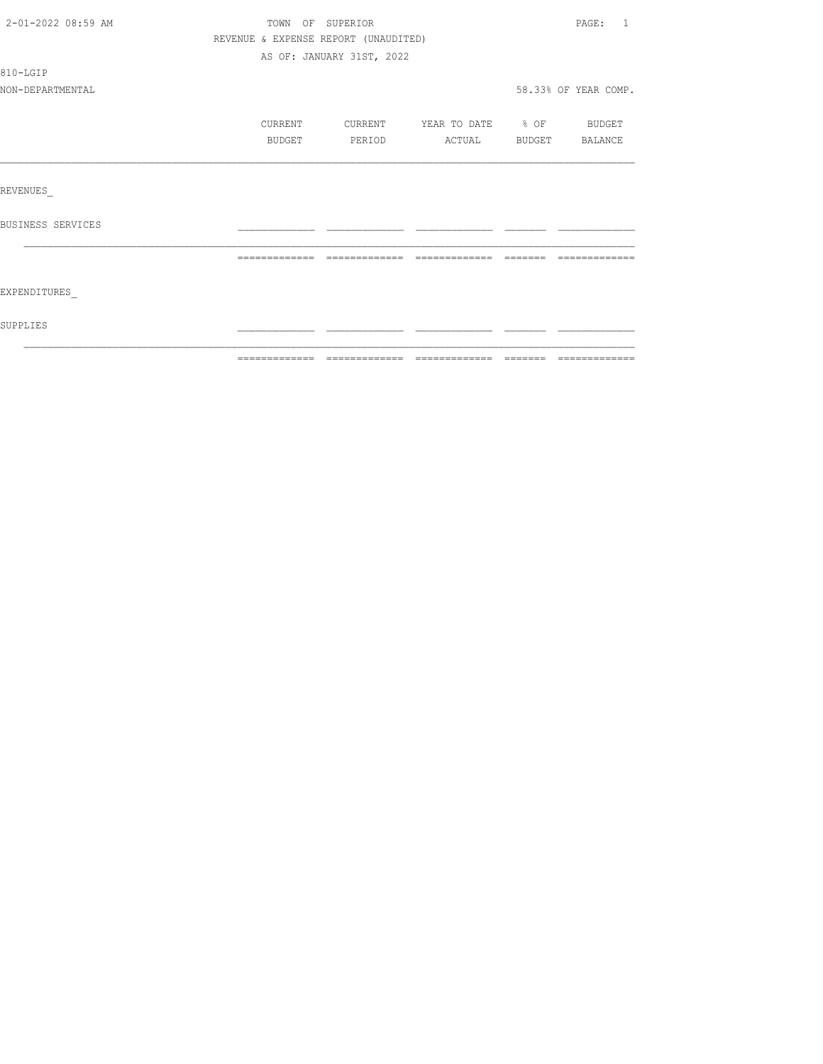TOWN OF SUPERIOR

REVENUE & EXPENSE REPORT (UNAUDITED)

AS OF: JANUARY 31ST, 2022

810-LGIP

NON-DEPARTMENTAL

58.33% OF YEAR COMP.

| | CURRENT BUDGET | CURRENT PERIOD | YEAR TO DATE ACTUAL | % OF BUDGET | BUDGET BALANCE |
|---|---|---|---|---|---|
| REVENUES_ | | | | | |
| BUSINESS SERVICES | | | | | |
| EXPENDITURES_ | | | | | |
| SUPPLIES | | | | | |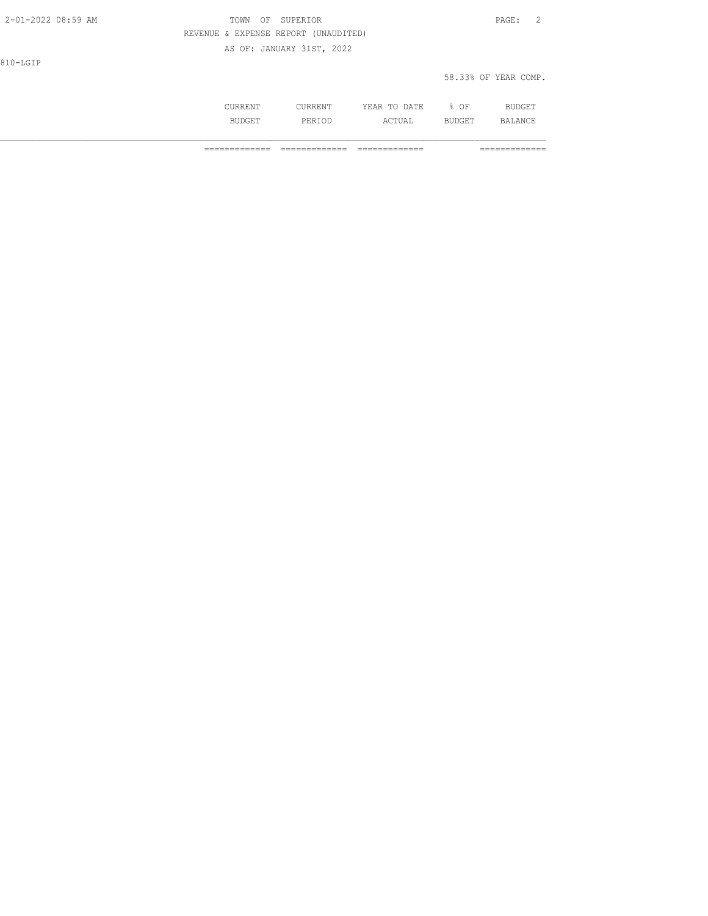810-LGIP

58.33% OF YEAR COMP.

| | CURRENT BUDGET | CURRENT PERIOD | YEAR TO DATE ACTUAL | % OF BUDGET | BUDGET BALANCE |
|---|---|---|---|---|---|
| | ============= | ============= | ============= | | ============= |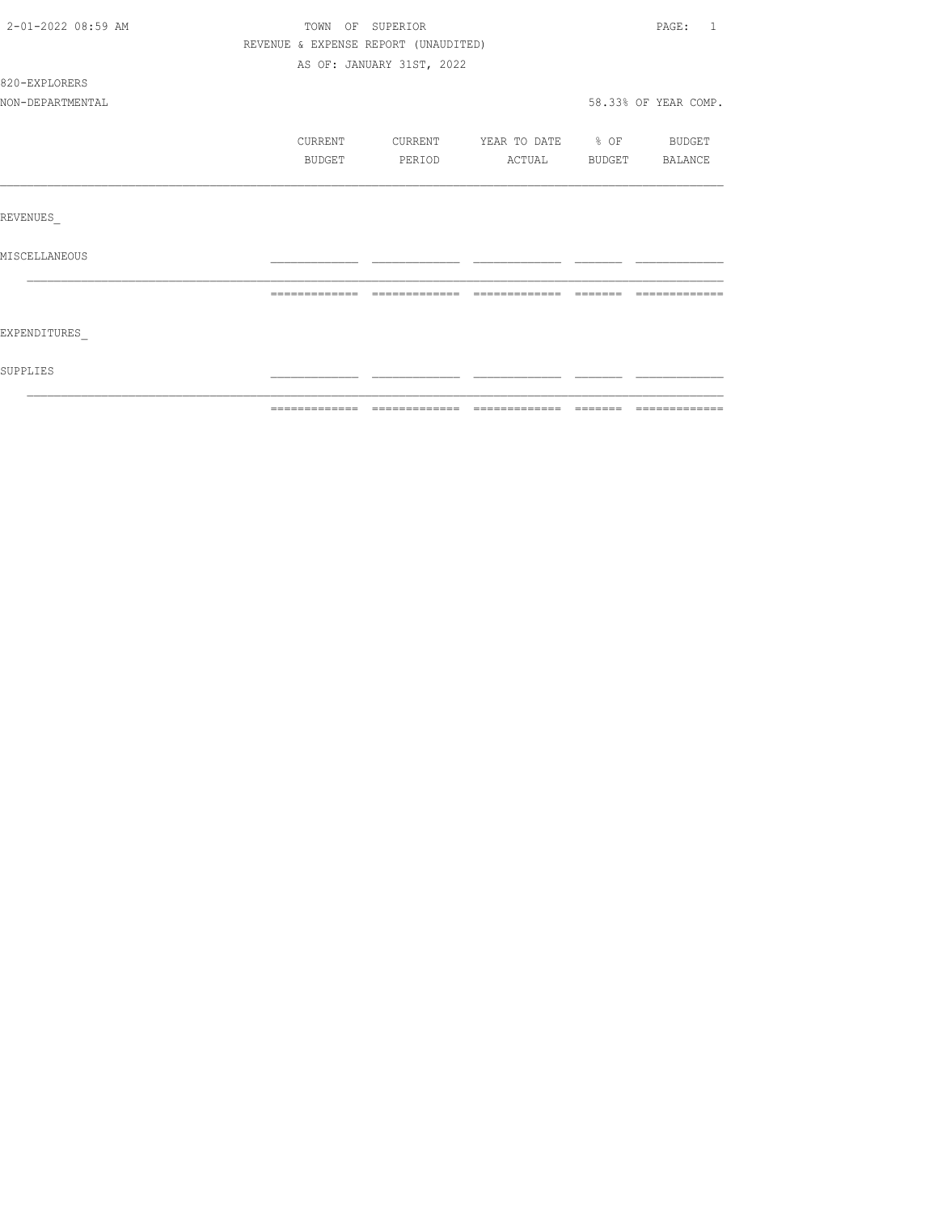TOWN OF SUPERIOR

REVENUE & EXPENSE REPORT (UNAUDITED)

AS OF: JANUARY 31ST, 2022

820-EXPLORERS

NON-DEPARTMENTAL

58.33% OF YEAR COMP.

| | CURRENT BUDGET | CURRENT PERIOD | YEAR TO DATE ACTUAL | % OF BUDGET | BUDGET BALANCE |
|---|---|---|---|---|---|
| REVENUES_ | | | | | |
| MISCELLANEOUS | | | | | |
| | | | | | |
| EXPENDITURES_ | | | | | |
| SUPPLIES | | | | | |
| | | | | | |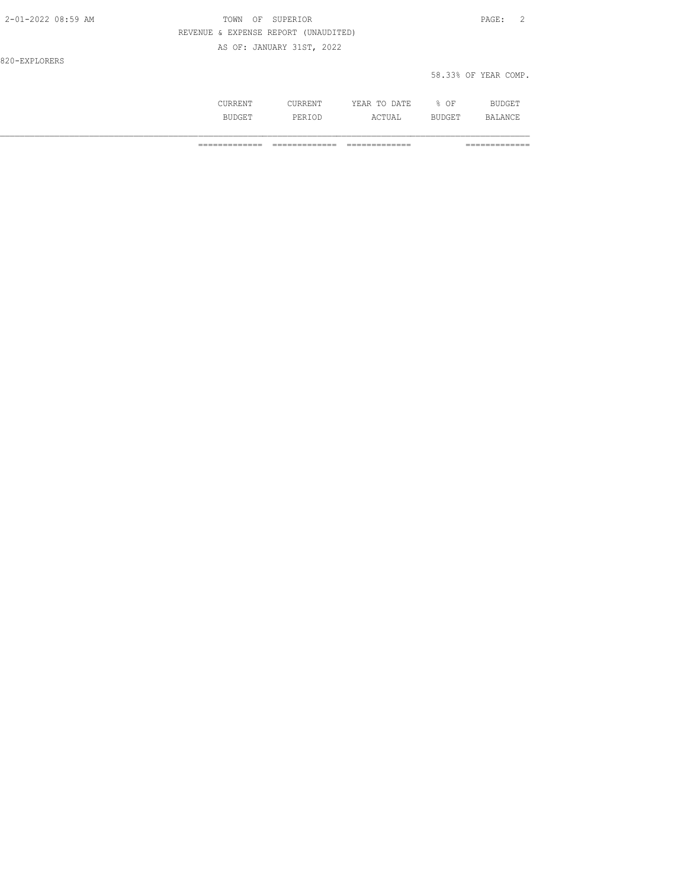820-EXPLORERS

58.33% OF YEAR COMP.

| | CURRENT BUDGET | CURRENT PERIOD | YEAR TO DATE ACTUAL | % OF BUDGET | BUDGET BALANCE |
|---|---|---|---|---|---|
| | ============= | ============= | ============= | | ============= |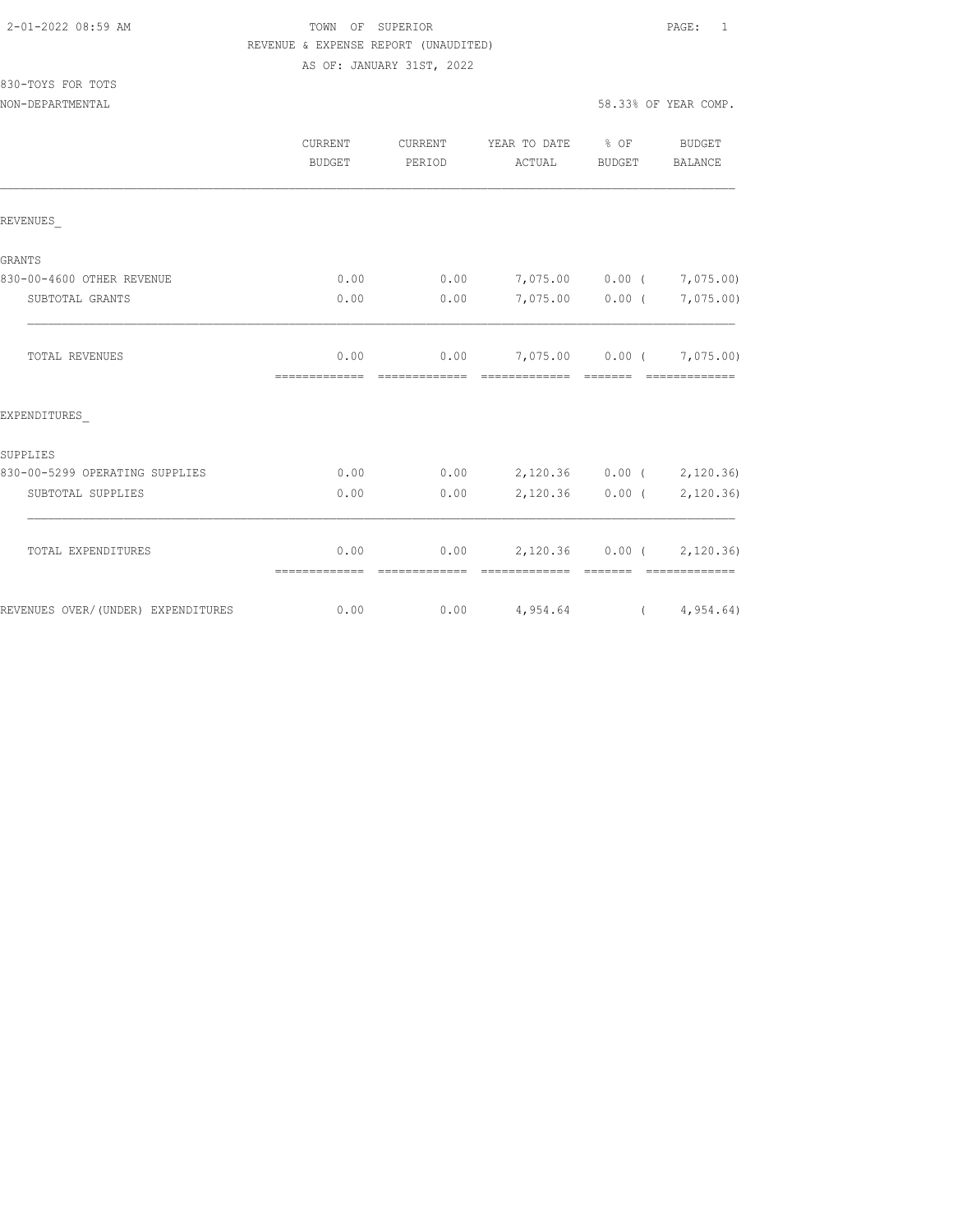TOWN OF SUPERIOR

REVENUE & EXPENSE REPORT (UNAUDITED)

AS OF: JANUARY 31ST, 2022

830-TOYS FOR TOTS

NON-DEPARTMENTAL

58.33% OF YEAR COMP.

| | CURRENT BUDGET | CURRENT PERIOD | YEAR TO DATE ACTUAL | % OF BUDGET | BUDGET BALANCE |
|---|---|---|---|---|---|
| REVENUES_ | | | | | |
| GRANTS | | | | | |
| 830-00-4600 OTHER REVENUE | 0.00 | 0.00 | 7,075.00 | 0.00 | ( 7,075.00) |
| SUBTOTAL GRANTS | 0.00 | 0.00 | 7,075.00 | 0.00 | ( 7,075.00) |
| TOTAL REVENUES | 0.00 | 0.00 | 7,075.00 | 0.00 | ( 7,075.00) |
| EXPENDITURES_ | | | | | |
| SUPPLIES | | | | | |
| 830-00-5299 OPERATING SUPPLIES | 0.00 | 0.00 | 2,120.36 | 0.00 | ( 2,120.36) |
| SUBTOTAL SUPPLIES | 0.00 | 0.00 | 2,120.36 | 0.00 | ( 2,120.36) |
| TOTAL EXPENDITURES | 0.00 | 0.00 | 2,120.36 | 0.00 | ( 2,120.36) |
| REVENUES OVER/(UNDER) EXPENDITURES | 0.00 | 0.00 | 4,954.64 | | ( 4,954.64) |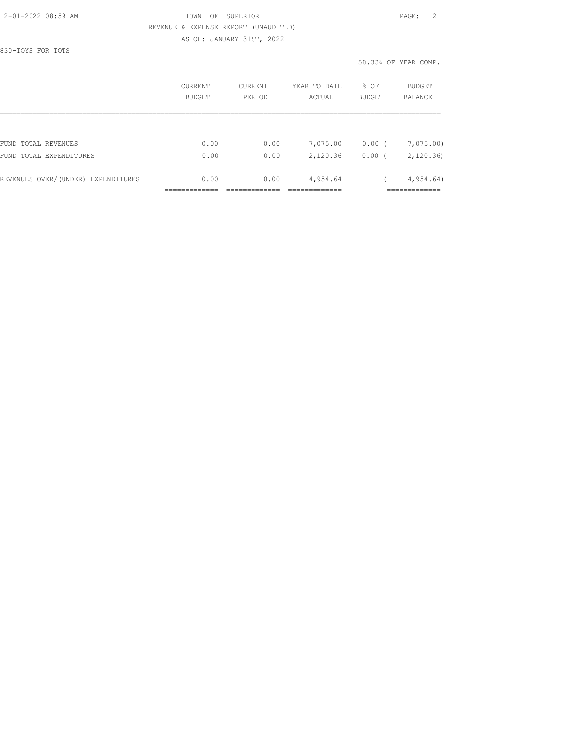TOWN OF SUPERIOR

REVENUE & EXPENSE REPORT (UNAUDITED)

AS OF: JANUARY 31ST, 2022

830-TOYS FOR TOTS

58.33% OF YEAR COMP.

| | CURRENT BUDGET | CURRENT PERIOD | YEAR TO DATE ACTUAL | % OF BUDGET | BUDGET BALANCE |
|---|---|---|---|---|---|
| FUND TOTAL REVENUES | 0.00 | 0.00 | 7,075.00 | 0.00 | ( 7,075.00) |
| FUND TOTAL EXPENDITURES | 0.00 | 0.00 | 2,120.36 | 0.00 | ( 2,120.36) |
| REVENUES OVER/(UNDER) EXPENDITURES | 0.00 | 0.00 | 4,954.64 | | ( 4,954.64) |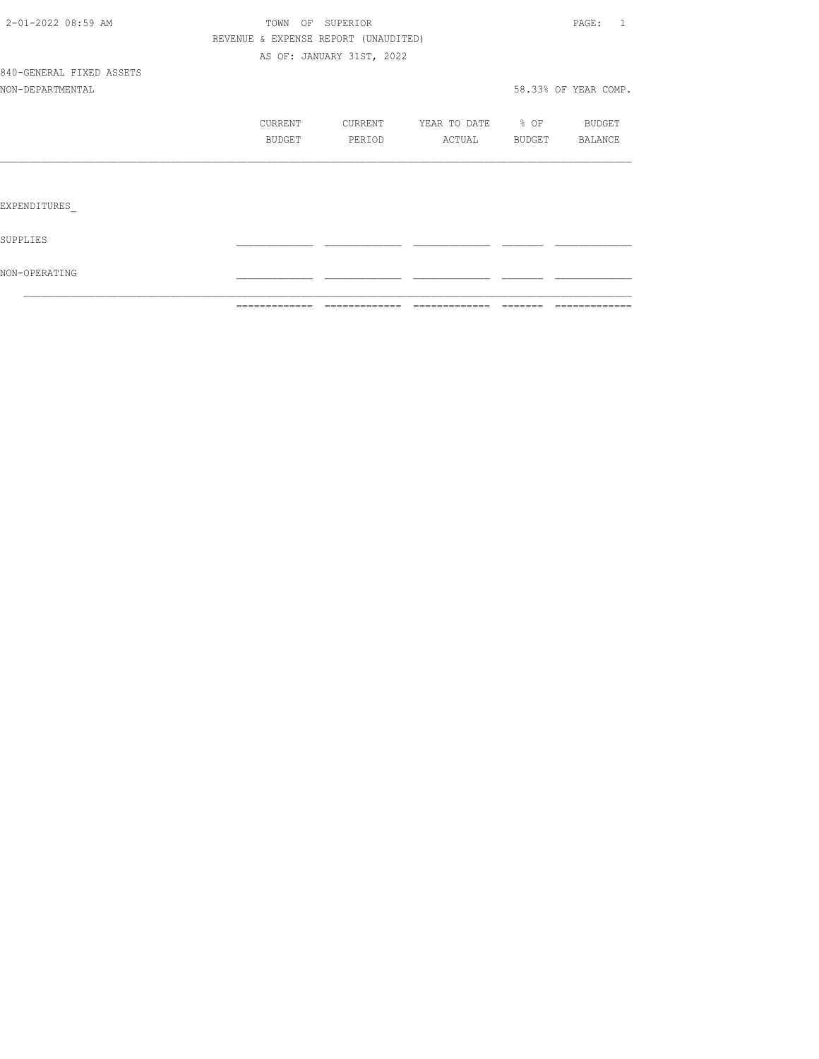TOWN OF SUPERIOR

REVENUE & EXPENSE REPORT (UNAUDITED)

AS OF: JANUARY 31ST, 2022

840-GENERAL FIXED ASSETS

NON-DEPARTMENTAL

58.33% OF YEAR COMP.

| | CURRENT BUDGET | CURRENT PERIOD | YEAR TO DATE ACTUAL | % OF BUDGET | BUDGET BALANCE |
|---|---|---|---|---|---|
| EXPENDITURES_ | | | | | |
| SUPPLIES | | | | | |
| NON-OPERATING | | | | | |
| | | | | | |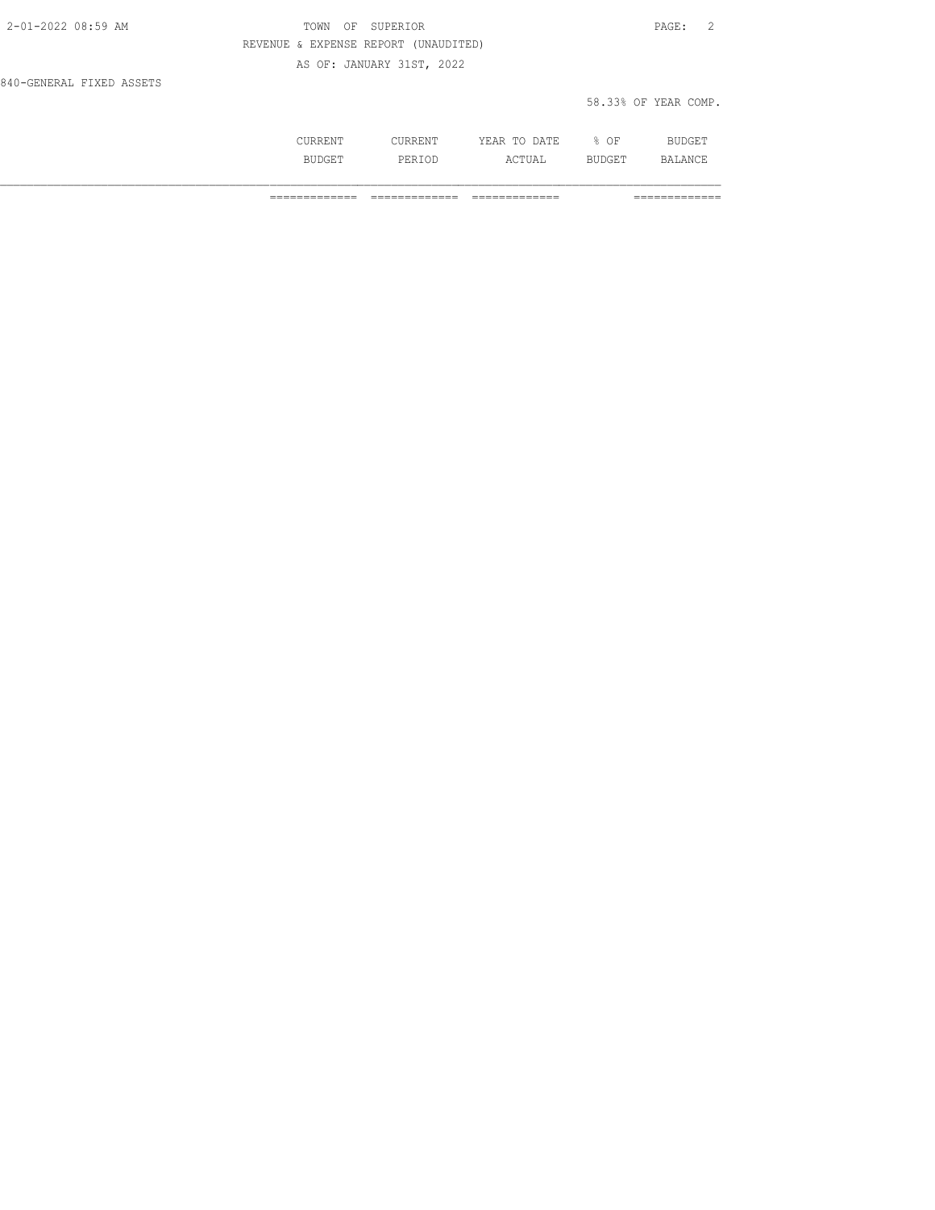840-GENERAL FIXED ASSETS

58.33% OF YEAR COMP.

| | CURRENT BUDGET | CURRENT PERIOD | YEAR TO DATE ACTUAL | % OF BUDGET | BUDGET BALANCE |
|---|---|---|---|---|---|
| | ============= | ============= | ============= | | ============= |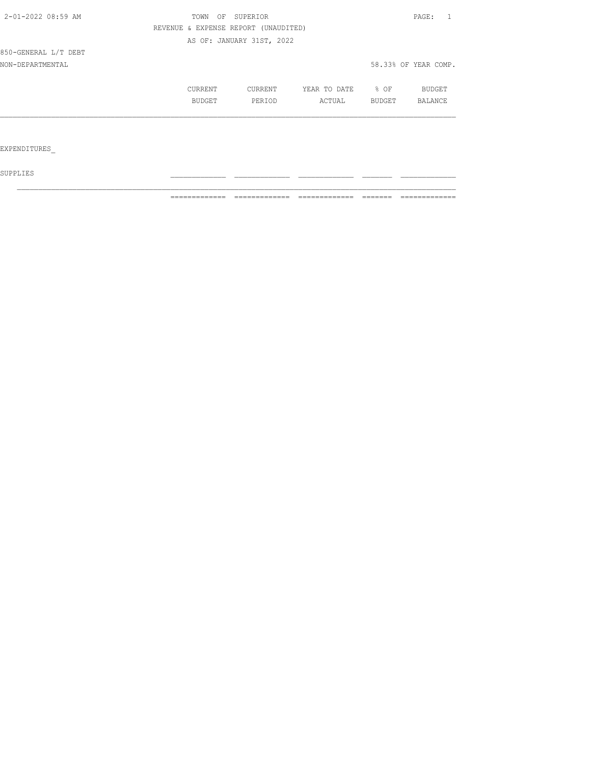TOWN OF SUPERIOR

REVENUE & EXPENSE REPORT (UNAUDITED)

AS OF: JANUARY 31ST, 2022

850-GENERAL L/T DEBT

NON-DEPARTMENTAL

58.33% OF YEAR COMP.

| | CURRENT BUDGET | CURRENT PERIOD | YEAR TO DATE ACTUAL | % OF BUDGET | BUDGET BALANCE |
|---|---|---|---|---|---|
| EXPENDITURES_ | | | | | |
| SUPPLIES | | | | | |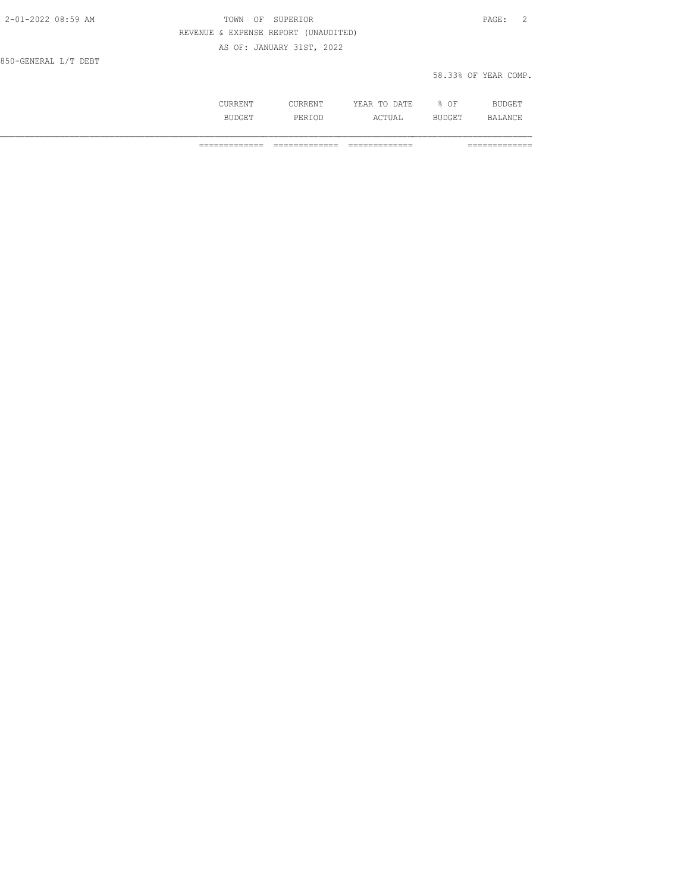REVENUE & EXPENSE REPORT (UNAUDITED)

AS OF: JANUARY 31ST, 2022

850-GENERAL L/T DEBT

58.33% OF YEAR COMP.

| | CURRENT BUDGET | CURRENT PERIOD | YEAR TO DATE ACTUAL | % OF BUDGET | BUDGET BALANCE |
|---|---|---|---|---|---|
| | ============= | ============= | ============= | | ============= |